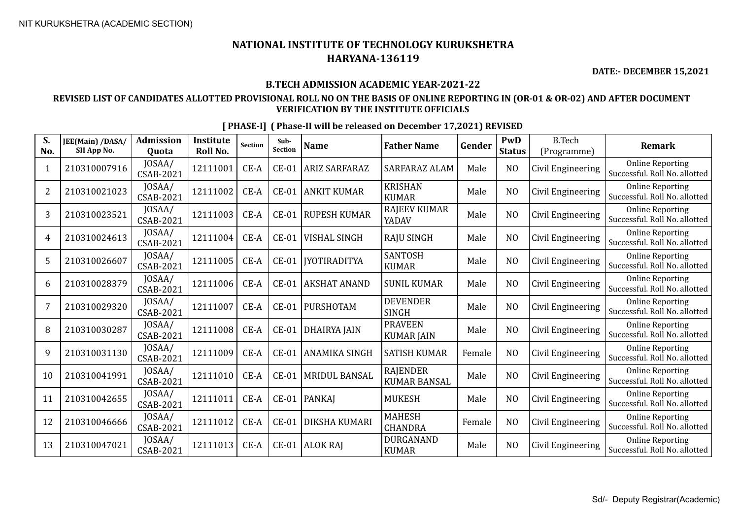NIT KURUKSHETRA (ACADEMIC SECTION)

# NATIONAL INSTITUTE OF TECHNOLOGY KURUKSHETRA
# HARYANA-136119

**DATE:- DECEMBER 15,2021**

## B.TECH ADMISSION ACADEMIC YEAR-2021-22

### REVISED LIST OF CANDIDATES ALLOTTED PROVISIONAL ROLL NO ON THE BASIS OF ONLINE REPORTING IN (OR-01 & OR-02) AND AFTER DOCUMENT VERIFICATION BY THE INSTITUTE OFFICIALS

**[ PHASE-I] ( Phase-II will be released on December 17,2021) REVISED**

| S. No. | JEE(Main) /DASA/ SII App No. | Admission Quota | Institute Roll No. | Section | Sub-Section | Name | Father Name | Gender | PwD Status | B.Tech (Programme) | Remark |
|---|---|---|---|---|---|---|---|---|---|---|---|
| 1 | 210310007916 | JOSAA/ CSAB-2021 | 12111001 | CE-A | CE-01 | ARIZ SARFARAZ | SARFARAZ ALAM | Male | NO | Civil Engineering | Online Reporting Successful. Roll No. allotted |
| 2 | 210310021023 | JOSAA/ CSAB-2021 | 12111002 | CE-A | CE-01 | ANKIT KUMAR | KRISHAN KUMAR | Male | NO | Civil Engineering | Online Reporting Successful. Roll No. allotted |
| 3 | 210310023521 | JOSAA/ CSAB-2021 | 12111003 | CE-A | CE-01 | RUPESH KUMAR | RAJEEV KUMAR YADAV | Male | NO | Civil Engineering | Online Reporting Successful. Roll No. allotted |
| 4 | 210310024613 | JOSAA/ CSAB-2021 | 12111004 | CE-A | CE-01 | VISHAL SINGH | RAJU SINGH | Male | NO | Civil Engineering | Online Reporting Successful. Roll No. allotted |
| 5 | 210310026607 | JOSAA/ CSAB-2021 | 12111005 | CE-A | CE-01 | JYOTIRADITYA | SANTOSH KUMAR | Male | NO | Civil Engineering | Online Reporting Successful. Roll No. allotted |
| 6 | 210310028379 | JOSAA/ CSAB-2021 | 12111006 | CE-A | CE-01 | AKSHAT ANAND | SUNIL KUMAR | Male | NO | Civil Engineering | Online Reporting Successful. Roll No. allotted |
| 7 | 210310029320 | JOSAA/ CSAB-2021 | 12111007 | CE-A | CE-01 | PURSHOTAM | DEVENDER SINGH | Male | NO | Civil Engineering | Online Reporting Successful. Roll No. allotted |
| 8 | 210310030287 | JOSAA/ CSAB-2021 | 12111008 | CE-A | CE-01 | DHAIRYA JAIN | PRAVEEN KUMAR JAIN | Male | NO | Civil Engineering | Online Reporting Successful. Roll No. allotted |
| 9 | 210310031130 | JOSAA/ CSAB-2021 | 12111009 | CE-A | CE-01 | ANAMIKA SINGH | SATISH KUMAR | Female | NO | Civil Engineering | Online Reporting Successful. Roll No. allotted |
| 10 | 210310041991 | JOSAA/ CSAB-2021 | 12111010 | CE-A | CE-01 | MRIDUL BANSAL | RAJENDER KUMAR BANSAL | Male | NO | Civil Engineering | Online Reporting Successful. Roll No. allotted |
| 11 | 210310042655 | JOSAA/ CSAB-2021 | 12111011 | CE-A | CE-01 | PANKAJ | MUKESH | Male | NO | Civil Engineering | Online Reporting Successful. Roll No. allotted |
| 12 | 210310046666 | JOSAA/ CSAB-2021 | 12111012 | CE-A | CE-01 | DIKSHA KUMARI | MAHESH CHANDRA | Female | NO | Civil Engineering | Online Reporting Successful. Roll No. allotted |
| 13 | 210310047021 | JOSAA/ CSAB-2021 | 12111013 | CE-A | CE-01 | ALOK RAJ | DURGANAND KUMAR | Male | NO | Civil Engineering | Online Reporting Successful. Roll No. allotted |

Sd/- Deputy Registrar(Academic)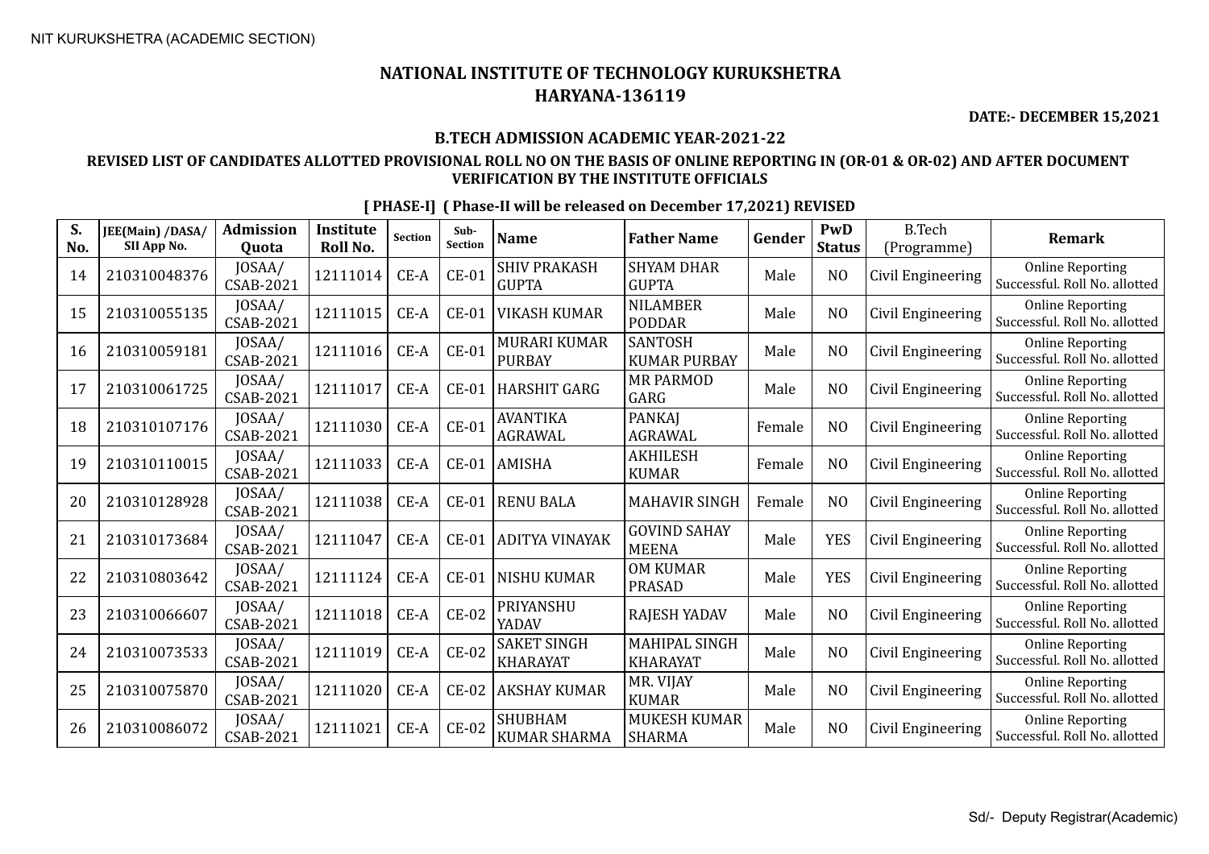# NATIONAL INSTITUTE OF TECHNOLOGY KURUKSHETRA
# HARYANA-136119

**DATE:- DECEMBER 15,2021**

### B.TECH ADMISSION ACADEMIC YEAR-2021-22

### REVISED LIST OF CANDIDATES ALLOTTED PROVISIONAL ROLL NO ON THE BASIS OF ONLINE REPORTING IN (OR-01 & OR-02) AND AFTER DOCUMENT VERIFICATION BY THE INSTITUTE OFFICIALS

**[ PHASE-I] ( Phase-II will be released on December 17,2021) REVISED**

| S. No. | JEE(Main) /DASA/ SII App No. | Admission Quota | Institute Roll No. | Section | Sub-Section | Name | Father Name | Gender | PwD Status | B.Tech (Programme) | Remark |
|---|---|---|---|---|---|---|---|---|---|---|---|
| 14 | 210310048376 | JOSAA/ CSAB-2021 | 12111014 | CE-A | CE-01 | SHIV PRAKASH GUPTA | SHYAM DHAR GUPTA | Male | NO | Civil Engineering | Online Reporting Successful. Roll No. allotted |
| 15 | 210310055135 | JOSAA/ CSAB-2021 | 12111015 | CE-A | CE-01 | VIKASH KUMAR | NILAMBER PODDAR | Male | NO | Civil Engineering | Online Reporting Successful. Roll No. allotted |
| 16 | 210310059181 | JOSAA/ CSAB-2021 | 12111016 | CE-A | CE-01 | MURARI KUMAR PURBAY | SANTOSH KUMAR PURBAY | Male | NO | Civil Engineering | Online Reporting Successful. Roll No. allotted |
| 17 | 210310061725 | JOSAA/ CSAB-2021 | 12111017 | CE-A | CE-01 | HARSHIT GARG | MR PARMOD GARG | Male | NO | Civil Engineering | Online Reporting Successful. Roll No. allotted |
| 18 | 210310107176 | JOSAA/ CSAB-2021 | 12111030 | CE-A | CE-01 | AVANTIKA AGRAWAL | PANKAJ AGRAWAL | Female | NO | Civil Engineering | Online Reporting Successful. Roll No. allotted |
| 19 | 210310110015 | JOSAA/ CSAB-2021 | 12111033 | CE-A | CE-01 | AMISHA | AKHILESH KUMAR | Female | NO | Civil Engineering | Online Reporting Successful. Roll No. allotted |
| 20 | 210310128928 | JOSAA/ CSAB-2021 | 12111038 | CE-A | CE-01 | RENU BALA | MAHAVIR SINGH | Female | NO | Civil Engineering | Online Reporting Successful. Roll No. allotted |
| 21 | 210310173684 | JOSAA/ CSAB-2021 | 12111047 | CE-A | CE-01 | ADITYA VINAYAK | GOVIND SAHAY MEENA | Male | YES | Civil Engineering | Online Reporting Successful. Roll No. allotted |
| 22 | 210310803642 | JOSAA/ CSAB-2021 | 12111124 | CE-A | CE-01 | NISHU KUMAR | OM KUMAR PRASAD | Male | YES | Civil Engineering | Online Reporting Successful. Roll No. allotted |
| 23 | 210310066607 | JOSAA/ CSAB-2021 | 12111018 | CE-A | CE-02 | PRIYANSHU YADAV | RAJESH YADAV | Male | NO | Civil Engineering | Online Reporting Successful. Roll No. allotted |
| 24 | 210310073533 | JOSAA/ CSAB-2021 | 12111019 | CE-A | CE-02 | SAKET SINGH KHARAYAT | MAHIPAL SINGH KHARAYAT | Male | NO | Civil Engineering | Online Reporting Successful. Roll No. allotted |
| 25 | 210310075870 | JOSAA/ CSAB-2021 | 12111020 | CE-A | CE-02 | AKSHAY KUMAR | MR. VIJAY KUMAR | Male | NO | Civil Engineering | Online Reporting Successful. Roll No. allotted |
| 26 | 210310086072 | JOSAA/ CSAB-2021 | 12111021 | CE-A | CE-02 | SHUBHAM KUMAR SHARMA | MUKESH KUMAR SHARMA | Male | NO | Civil Engineering | Online Reporting Successful. Roll No. allotted |

Sd/- Deputy Registrar(Academic)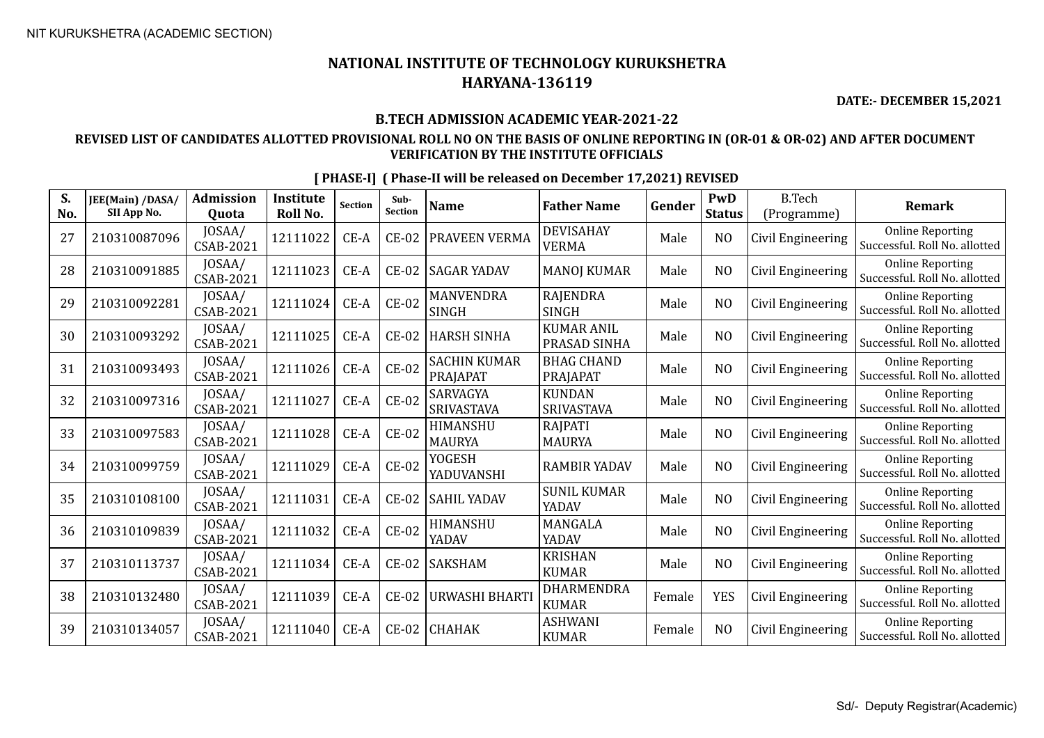NIT KURUKSHETRA (ACADEMIC SECTION)

# NATIONAL INSTITUTE OF TECHNOLOGY KURUKSHETRA
## HARYANA-136119

**DATE:- DECEMBER 15,2021**

### B.TECH ADMISSION ACADEMIC YEAR-2021-22

**REVISED LIST OF CANDIDATES ALLOTTED PROVISIONAL ROLL NO ON THE BASIS OF ONLINE REPORTING IN (OR-01 & OR-02) AND AFTER DOCUMENT VERIFICATION BY THE INSTITUTE OFFICIALS**

**[ PHASE-I] ( Phase-II will be released on December 17,2021) REVISED**

| S. No. | JEE(Main) /DASA/ SII App No. | Admission Quota | Institute Roll No. | Section | Sub-Section | Name | Father Name | Gender | PwD Status | B.Tech (Programme) | Remark |
|---|---|---|---|---|---|---|---|---|---|---|---|
| 27 | 210310087096 | JOSAA/ CSAB-2021 | 12111022 | CE-A | CE-02 | PRAVEEN VERMA | DEVISAHAY VERMA | Male | NO | Civil Engineering | Online Reporting Successful. Roll No. allotted |
| 28 | 210310091885 | JOSAA/ CSAB-2021 | 12111023 | CE-A | CE-02 | SAGAR YADAV | MANOJ KUMAR | Male | NO | Civil Engineering | Online Reporting Successful. Roll No. allotted |
| 29 | 210310092281 | JOSAA/ CSAB-2021 | 12111024 | CE-A | CE-02 | MANVENDRA SINGH | RAJENDRA SINGH | Male | NO | Civil Engineering | Online Reporting Successful. Roll No. allotted |
| 30 | 210310093292 | JOSAA/ CSAB-2021 | 12111025 | CE-A | CE-02 | HARSH SINHA | KUMAR ANIL PRASAD SINHA | Male | NO | Civil Engineering | Online Reporting Successful. Roll No. allotted |
| 31 | 210310093493 | JOSAA/ CSAB-2021 | 12111026 | CE-A | CE-02 | SACHIN KUMAR PRAJAPAT | BHAG CHAND PRAJAPAT | Male | NO | Civil Engineering | Online Reporting Successful. Roll No. allotted |
| 32 | 210310097316 | JOSAA/ CSAB-2021 | 12111027 | CE-A | CE-02 | SARVAGYA SRIVASTAVA | KUNDAN SRIVASTAVA | Male | NO | Civil Engineering | Online Reporting Successful. Roll No. allotted |
| 33 | 210310097583 | JOSAA/ CSAB-2021 | 12111028 | CE-A | CE-02 | HIMANSHU MAURYA | RAJPATI MAURYA | Male | NO | Civil Engineering | Online Reporting Successful. Roll No. allotted |
| 34 | 210310099759 | JOSAA/ CSAB-2021 | 12111029 | CE-A | CE-02 | YOGESH YADUVANSHI | RAMBIR YADAV | Male | NO | Civil Engineering | Online Reporting Successful. Roll No. allotted |
| 35 | 210310108100 | JOSAA/ CSAB-2021 | 12111031 | CE-A | CE-02 | SAHIL YADAV | SUNIL KUMAR YADAV | Male | NO | Civil Engineering | Online Reporting Successful. Roll No. allotted |
| 36 | 210310109839 | JOSAA/ CSAB-2021 | 12111032 | CE-A | CE-02 | HIMANSHU YADAV | MANGALA YADAV | Male | NO | Civil Engineering | Online Reporting Successful. Roll No. allotted |
| 37 | 210310113737 | JOSAA/ CSAB-2021 | 12111034 | CE-A | CE-02 | SAKSHAM | KRISHAN KUMAR | Male | NO | Civil Engineering | Online Reporting Successful. Roll No. allotted |
| 38 | 210310132480 | JOSAA/ CSAB-2021 | 12111039 | CE-A | CE-02 | URWASHI BHARTI | DHARMENDRA KUMAR | Female | YES | Civil Engineering | Online Reporting Successful. Roll No. allotted |
| 39 | 210310134057 | JOSAA/ CSAB-2021 | 12111040 | CE-A | CE-02 | CHAHAK | ASHWANI KUMAR | Female | NO | Civil Engineering | Online Reporting Successful. Roll No. allotted |

Sd/- Deputy Registrar(Academic)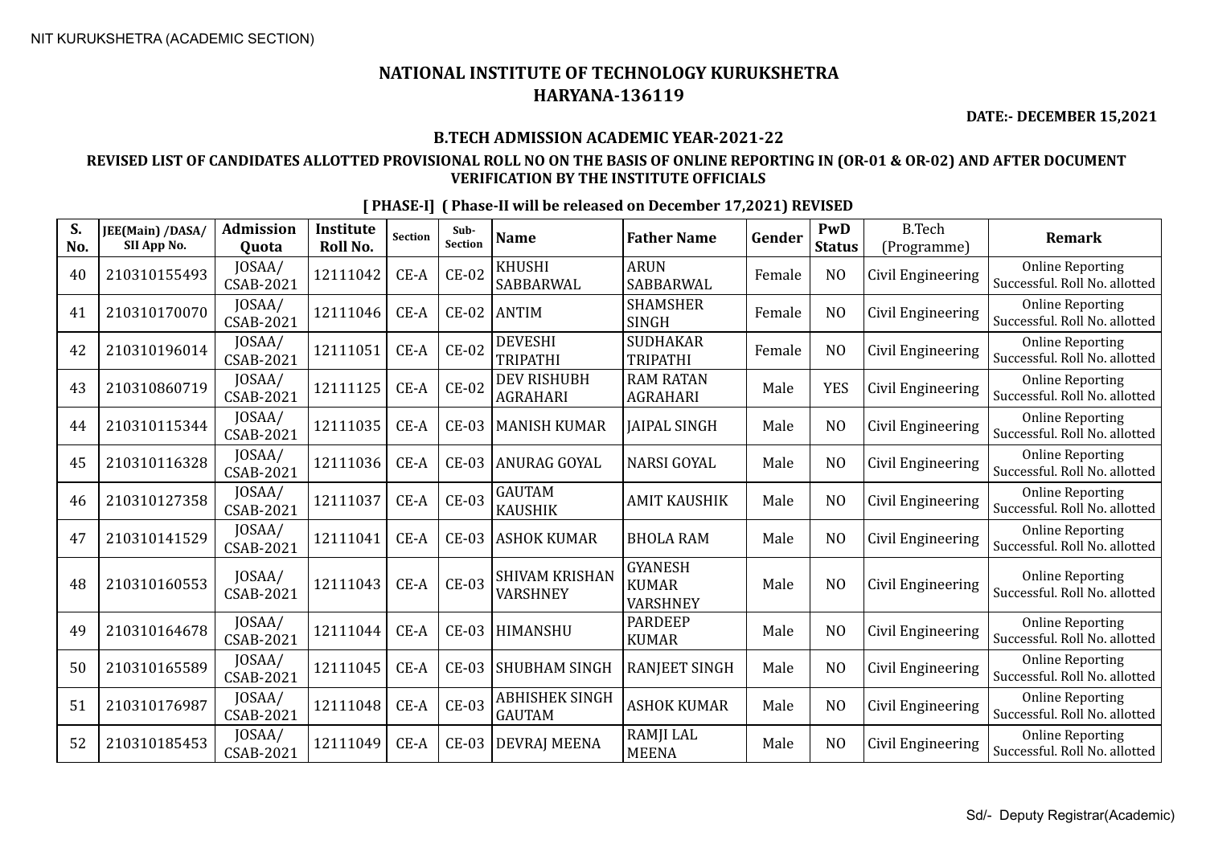# NATIONAL INSTITUTE OF TECHNOLOGY KURUKSHETRA
## HARYANA-136119

**DATE:- DECEMBER 15,2021**

### B.TECH ADMISSION ACADEMIC YEAR-2021-22

### REVISED LIST OF CANDIDATES ALLOTTED PROVISIONAL ROLL NO ON THE BASIS OF ONLINE REPORTING IN (OR-01 & OR-02) AND AFTER DOCUMENT VERIFICATION BY THE INSTITUTE OFFICIALS

**[ PHASE-I] ( Phase-II will be released on December 17,2021) REVISED**

| S. No. | JEE(Main) /DASA/ SII App No. | Admission Quota | Institute Roll No. | Section | Sub-Section | Name | Father Name | Gender | PwD Status | B.Tech (Programme) | Remark |
|---|---|---|---|---|---|---|---|---|---|---|---|
| 40 | 210310155493 | JOSAA/ CSAB-2021 | 12111042 | CE-A | CE-02 | KHUSHI SABBARWAL | ARUN SABBARWAL | Female | NO | Civil Engineering | Online Reporting Successful. Roll No. allotted |
| 41 | 210310170070 | JOSAA/ CSAB-2021 | 12111046 | CE-A | CE-02 | ANTIM | SHAMSHER SINGH | Female | NO | Civil Engineering | Online Reporting Successful. Roll No. allotted |
| 42 | 210310196014 | JOSAA/ CSAB-2021 | 12111051 | CE-A | CE-02 | DEVESHI TRIPATHI | SUDHAKAR TRIPATHI | Female | NO | Civil Engineering | Online Reporting Successful. Roll No. allotted |
| 43 | 210310860719 | JOSAA/ CSAB-2021 | 12111125 | CE-A | CE-02 | DEV RISHUBH AGRAHARI | RAM RATAN AGRAHARI | Male | YES | Civil Engineering | Online Reporting Successful. Roll No. allotted |
| 44 | 210310115344 | JOSAA/ CSAB-2021 | 12111035 | CE-A | CE-03 | MANISH KUMAR | JAIPAL SINGH | Male | NO | Civil Engineering | Online Reporting Successful. Roll No. allotted |
| 45 | 210310116328 | JOSAA/ CSAB-2021 | 12111036 | CE-A | CE-03 | ANURAG GOYAL | NARSI GOYAL | Male | NO | Civil Engineering | Online Reporting Successful. Roll No. allotted |
| 46 | 210310127358 | JOSAA/ CSAB-2021 | 12111037 | CE-A | CE-03 | GAUTAM KAUSHIK | AMIT KAUSHIK | Male | NO | Civil Engineering | Online Reporting Successful. Roll No. allotted |
| 47 | 210310141529 | JOSAA/ CSAB-2021 | 12111041 | CE-A | CE-03 | ASHOK KUMAR | BHOLA RAM | Male | NO | Civil Engineering | Online Reporting Successful. Roll No. allotted |
| 48 | 210310160553 | JOSAA/ CSAB-2021 | 12111043 | CE-A | CE-03 | SHIVAM KRISHAN VARSHNEY | GYANESH KUMAR VARSHNEY | Male | NO | Civil Engineering | Online Reporting Successful. Roll No. allotted |
| 49 | 210310164678 | JOSAA/ CSAB-2021 | 12111044 | CE-A | CE-03 | HIMANSHU | PARDEEP KUMAR | Male | NO | Civil Engineering | Online Reporting Successful. Roll No. allotted |
| 50 | 210310165589 | JOSAA/ CSAB-2021 | 12111045 | CE-A | CE-03 | SHUBHAM SINGH | RANJEET SINGH | Male | NO | Civil Engineering | Online Reporting Successful. Roll No. allotted |
| 51 | 210310176987 | JOSAA/ CSAB-2021 | 12111048 | CE-A | CE-03 | ABHISHEK SINGH GAUTAM | ASHOK KUMAR | Male | NO | Civil Engineering | Online Reporting Successful. Roll No. allotted |
| 52 | 210310185453 | JOSAA/ CSAB-2021 | 12111049 | CE-A | CE-03 | DEVRAJ MEENA | RAMJI LAL MEENA | Male | NO | Civil Engineering | Online Reporting Successful. Roll No. allotted |

Sd/- Deputy Registrar(Academic)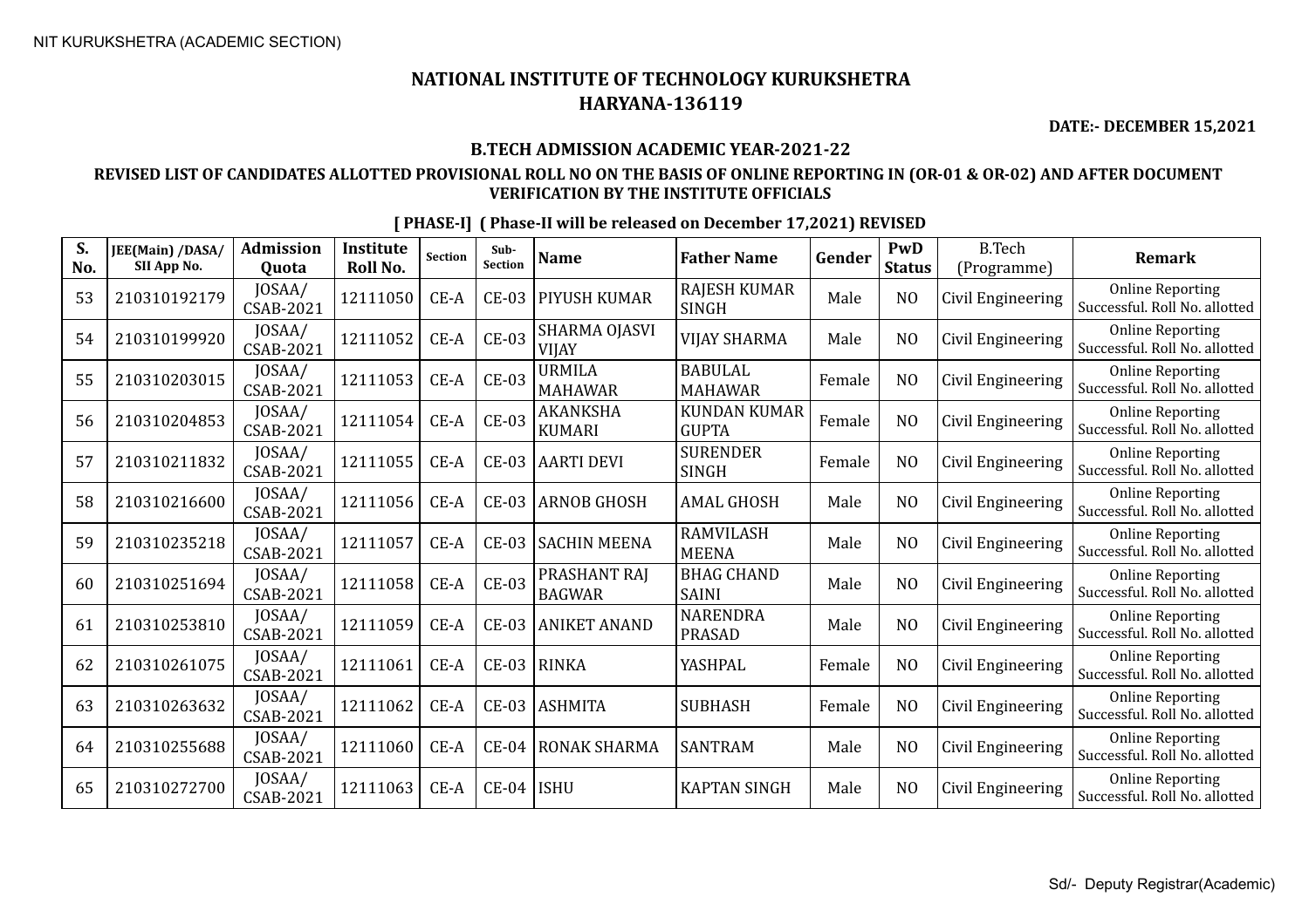NIT KURUKSHETRA (ACADEMIC SECTION)

# NATIONAL INSTITUTE OF TECHNOLOGY KURUKSHETRA
# HARYANA-136119

**DATE:- DECEMBER 15,2021**

## B.TECH ADMISSION ACADEMIC YEAR-2021-22

### REVISED LIST OF CANDIDATES ALLOTTED PROVISIONAL ROLL NO ON THE BASIS OF ONLINE REPORTING IN (OR-01 & OR-02) AND AFTER DOCUMENT VERIFICATION BY THE INSTITUTE OFFICIALS

**[ PHASE-I] ( Phase-II will be released on December 17,2021) REVISED**

| S. No. | JEE(Main) /DASA/ SII App No. | Admission Quota | Institute Roll No. | Section | Sub-Section | Name | Father Name | Gender | PwD Status | B.Tech (Programme) | Remark |
|---|---|---|---|---|---|---|---|---|---|---|---|
| 53 | 210310192179 | JOSAA/ CSAB-2021 | 12111050 | CE-A | CE-03 | PIYUSH KUMAR | RAJESH KUMAR SINGH | Male | NO | Civil Engineering | Online Reporting Successful. Roll No. allotted |
| 54 | 210310199920 | JOSAA/ CSAB-2021 | 12111052 | CE-A | CE-03 | SHARMA OJASVI VIJAY | VIJAY SHARMA | Male | NO | Civil Engineering | Online Reporting Successful. Roll No. allotted |
| 55 | 210310203015 | JOSAA/ CSAB-2021 | 12111053 | CE-A | CE-03 | URMILA MAHAWAR | BABULAL MAHAWAR | Female | NO | Civil Engineering | Online Reporting Successful. Roll No. allotted |
| 56 | 210310204853 | JOSAA/ CSAB-2021 | 12111054 | CE-A | CE-03 | AKANKSHA KUMARI | KUNDAN KUMAR GUPTA | Female | NO | Civil Engineering | Online Reporting Successful. Roll No. allotted |
| 57 | 210310211832 | JOSAA/ CSAB-2021 | 12111055 | CE-A | CE-03 | AARTI DEVI | SURENDER SINGH | Female | NO | Civil Engineering | Online Reporting Successful. Roll No. allotted |
| 58 | 210310216600 | JOSAA/ CSAB-2021 | 12111056 | CE-A | CE-03 | ARNOB GHOSH | AMAL GHOSH | Male | NO | Civil Engineering | Online Reporting Successful. Roll No. allotted |
| 59 | 210310235218 | JOSAA/ CSAB-2021 | 12111057 | CE-A | CE-03 | SACHIN MEENA | RAMVILASH MEENA | Male | NO | Civil Engineering | Online Reporting Successful. Roll No. allotted |
| 60 | 210310251694 | JOSAA/ CSAB-2021 | 12111058 | CE-A | CE-03 | PRASHANT RAJ BAGWAR | BHAG CHAND SAINI | Male | NO | Civil Engineering | Online Reporting Successful. Roll No. allotted |
| 61 | 210310253810 | JOSAA/ CSAB-2021 | 12111059 | CE-A | CE-03 | ANIKET ANAND | NARENDRA PRASAD | Male | NO | Civil Engineering | Online Reporting Successful. Roll No. allotted |
| 62 | 210310261075 | JOSAA/ CSAB-2021 | 12111061 | CE-A | CE-03 | RINKA | YASHPAL | Female | NO | Civil Engineering | Online Reporting Successful. Roll No. allotted |
| 63 | 210310263632 | JOSAA/ CSAB-2021 | 12111062 | CE-A | CE-03 | ASHMITA | SUBHASH | Female | NO | Civil Engineering | Online Reporting Successful. Roll No. allotted |
| 64 | 210310255688 | JOSAA/ CSAB-2021 | 12111060 | CE-A | CE-04 | RONAK SHARMA | SANTRAM | Male | NO | Civil Engineering | Online Reporting Successful. Roll No. allotted |
| 65 | 210310272700 | JOSAA/ CSAB-2021 | 12111063 | CE-A | CE-04 | ISHU | KAPTAN SINGH | Male | NO | Civil Engineering | Online Reporting Successful. Roll No. allotted |

Sd/- Deputy Registrar(Academic)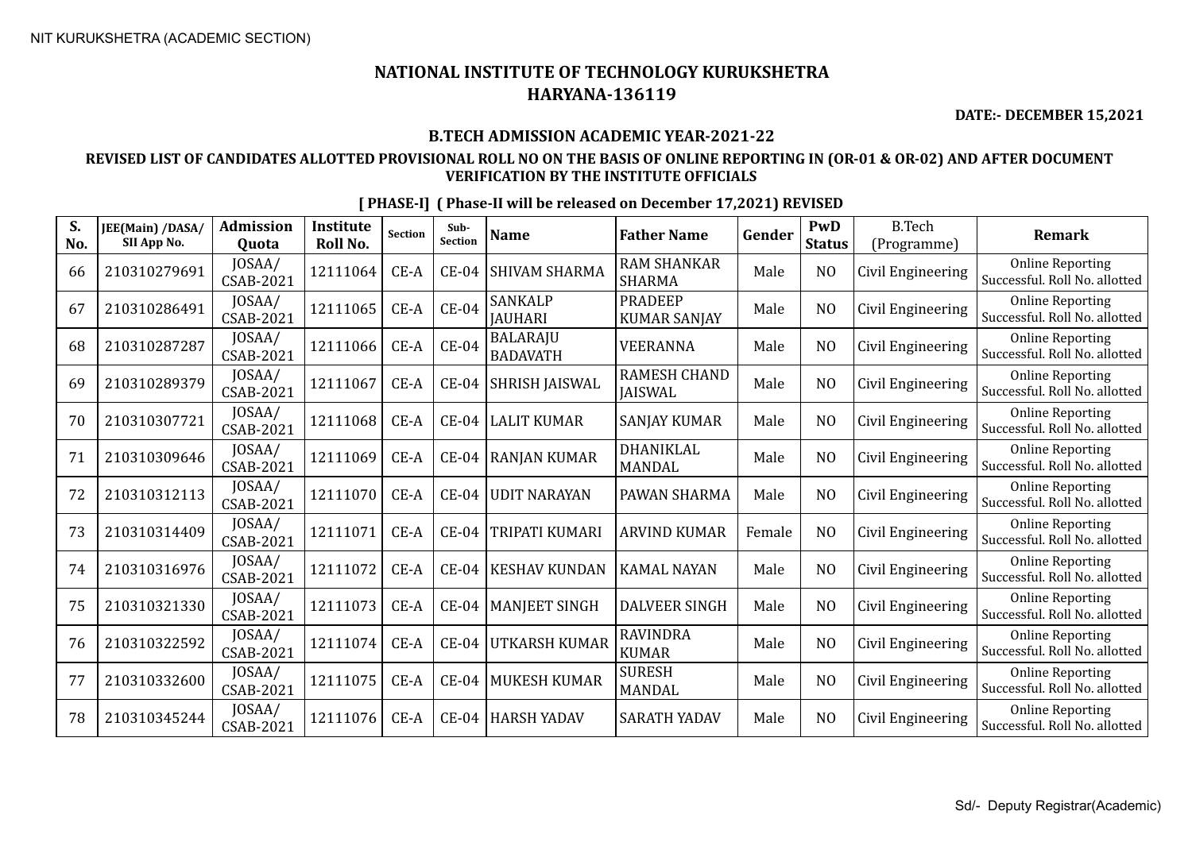NIT KURUKSHETRA (ACADEMIC SECTION)

# NATIONAL INSTITUTE OF TECHNOLOGY KURUKSHETRA
# HARYANA-136119

**DATE:- DECEMBER 15,2021**

## B.TECH ADMISSION ACADEMIC YEAR-2021-22

### REVISED LIST OF CANDIDATES ALLOTTED PROVISIONAL ROLL NO ON THE BASIS OF ONLINE REPORTING IN (OR-01 & OR-02) AND AFTER DOCUMENT VERIFICATION BY THE INSTITUTE OFFICIALS

**[ PHASE-I] ( Phase-II will be released on December 17,2021) REVISED**

| S. No. | JEE(Main) /DASA/ SII App No. | Admission Quota | Institute Roll No. | Section | Sub-Section | Name | Father Name | Gender | PwD Status | B.Tech (Programme) | Remark |
|---|---|---|---|---|---|---|---|---|---|---|---|
| 66 | 210310279691 | JOSAA/ CSAB-2021 | 12111064 | CE-A | CE-04 | SHIVAM SHARMA | RAM SHANKAR SHARMA | Male | NO | Civil Engineering | Online Reporting Successful. Roll No. allotted |
| 67 | 210310286491 | JOSAA/ CSAB-2021 | 12111065 | CE-A | CE-04 | SANKALP JAUHARI | PRADEEP KUMAR SANJAY | Male | NO | Civil Engineering | Online Reporting Successful. Roll No. allotted |
| 68 | 210310287287 | JOSAA/ CSAB-2021 | 12111066 | CE-A | CE-04 | BALARAJU BADAVATH | VEERANNA | Male | NO | Civil Engineering | Online Reporting Successful. Roll No. allotted |
| 69 | 210310289379 | JOSAA/ CSAB-2021 | 12111067 | CE-A | CE-04 | SHRISH JAISWAL | RAMESH CHAND JAISWAL | Male | NO | Civil Engineering | Online Reporting Successful. Roll No. allotted |
| 70 | 210310307721 | JOSAA/ CSAB-2021 | 12111068 | CE-A | CE-04 | LALIT KUMAR | SANJAY KUMAR | Male | NO | Civil Engineering | Online Reporting Successful. Roll No. allotted |
| 71 | 210310309646 | JOSAA/ CSAB-2021 | 12111069 | CE-A | CE-04 | RANJAN KUMAR | DHANIKLAL MANDAL | Male | NO | Civil Engineering | Online Reporting Successful. Roll No. allotted |
| 72 | 210310312113 | JOSAA/ CSAB-2021 | 12111070 | CE-A | CE-04 | UDIT NARAYAN | PAWAN SHARMA | Male | NO | Civil Engineering | Online Reporting Successful. Roll No. allotted |
| 73 | 210310314409 | JOSAA/ CSAB-2021 | 12111071 | CE-A | CE-04 | TRIPATI KUMARI | ARVIND KUMAR | Female | NO | Civil Engineering | Online Reporting Successful. Roll No. allotted |
| 74 | 210310316976 | JOSAA/ CSAB-2021 | 12111072 | CE-A | CE-04 | KESHAV KUNDAN | KAMAL NAYAN | Male | NO | Civil Engineering | Online Reporting Successful. Roll No. allotted |
| 75 | 210310321330 | JOSAA/ CSAB-2021 | 12111073 | CE-A | CE-04 | MANJEET SINGH | DALVEER SINGH | Male | NO | Civil Engineering | Online Reporting Successful. Roll No. allotted |
| 76 | 210310322592 | JOSAA/ CSAB-2021 | 12111074 | CE-A | CE-04 | UTKARSH KUMAR | RAVINDRA KUMAR | Male | NO | Civil Engineering | Online Reporting Successful. Roll No. allotted |
| 77 | 210310332600 | JOSAA/ CSAB-2021 | 12111075 | CE-A | CE-04 | MUKESH KUMAR | SURESH MANDAL | Male | NO | Civil Engineering | Online Reporting Successful. Roll No. allotted |
| 78 | 210310345244 | JOSAA/ CSAB-2021 | 12111076 | CE-A | CE-04 | HARSH YADAV | SARATH YADAV | Male | NO | Civil Engineering | Online Reporting Successful. Roll No. allotted |

Sd/- Deputy Registrar(Academic)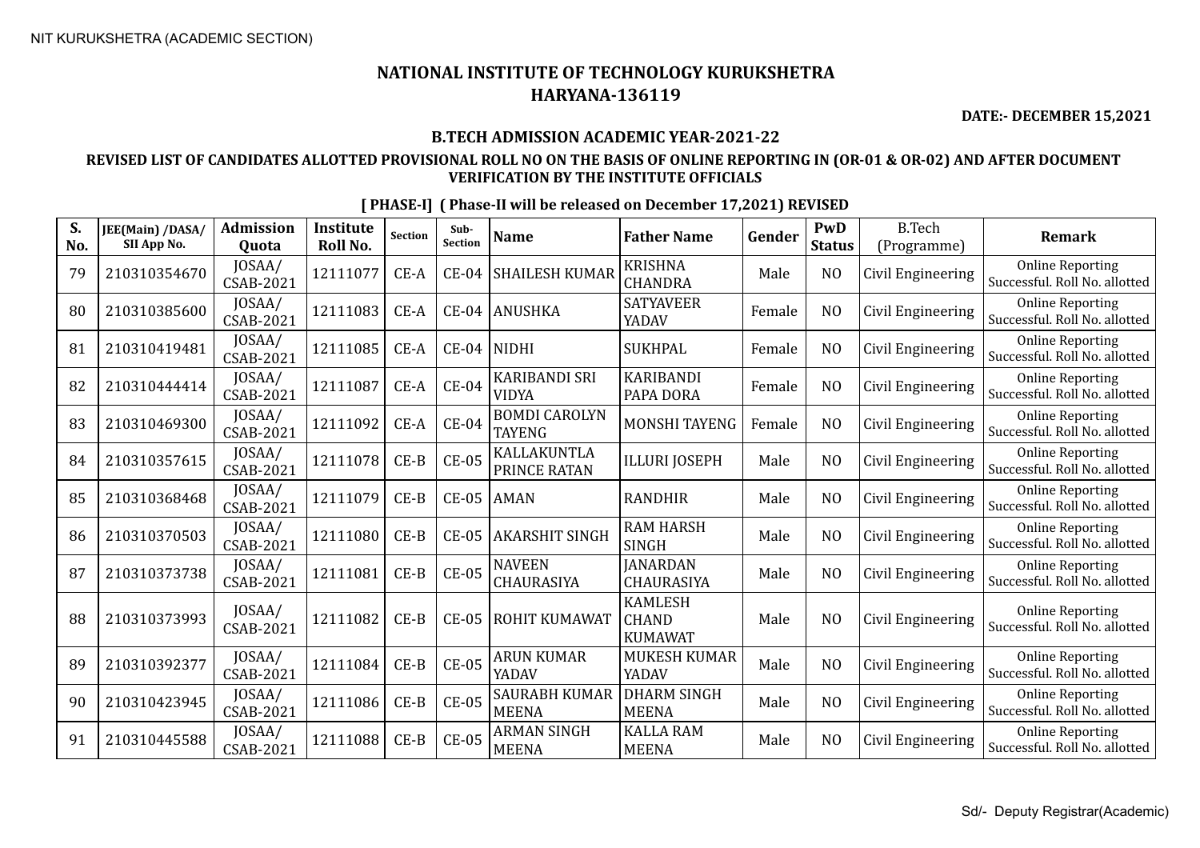# NATIONAL INSTITUTE OF TECHNOLOGY KURUKSHETRA
# HARYANA-136119

**DATE:- DECEMBER 15,2021**

### B.TECH ADMISSION ACADEMIC YEAR-2021-22

### REVISED LIST OF CANDIDATES ALLOTTED PROVISIONAL ROLL NO ON THE BASIS OF ONLINE REPORTING IN (OR-01 & OR-02) AND AFTER DOCUMENT VERIFICATION BY THE INSTITUTE OFFICIALS

**[ PHASE-I] ( Phase-II will be released on December 17,2021) REVISED**

| S. No. | JEE(Main) /DASA/ SII App No. | Admission Quota | Institute Roll No. | Section | Sub-Section | Name | Father Name | Gender | PwD Status | B.Tech (Programme) | Remark |
|---|---|---|---|---|---|---|---|---|---|---|---|
| 79 | 210310354670 | JOSAA/ CSAB-2021 | 12111077 | CE-A | CE-04 | SHAILESH KUMAR | KRISHNA CHANDRA | Male | NO | Civil Engineering | Online Reporting Successful. Roll No. allotted |
| 80 | 210310385600 | JOSAA/ CSAB-2021 | 12111083 | CE-A | CE-04 | ANUSHKA | SATYAVEER YADAV | Female | NO | Civil Engineering | Online Reporting Successful. Roll No. allotted |
| 81 | 210310419481 | JOSAA/ CSAB-2021 | 12111085 | CE-A | CE-04 | NIDHI | SUKHPAL | Female | NO | Civil Engineering | Online Reporting Successful. Roll No. allotted |
| 82 | 210310444414 | JOSAA/ CSAB-2021 | 12111087 | CE-A | CE-04 | KARIBANDI SRI VIDYA | KARIBANDI PAPA DORA | Female | NO | Civil Engineering | Online Reporting Successful. Roll No. allotted |
| 83 | 210310469300 | JOSAA/ CSAB-2021 | 12111092 | CE-A | CE-04 | BOMDI CAROLYN TAYENG | MONSHI TAYENG | Female | NO | Civil Engineering | Online Reporting Successful. Roll No. allotted |
| 84 | 210310357615 | JOSAA/ CSAB-2021 | 12111078 | CE-B | CE-05 | KALLAKUNTLA PRINCE RATAN | ILLURI JOSEPH | Male | NO | Civil Engineering | Online Reporting Successful. Roll No. allotted |
| 85 | 210310368468 | JOSAA/ CSAB-2021 | 12111079 | CE-B | CE-05 | AMAN | RANDHIR | Male | NO | Civil Engineering | Online Reporting Successful. Roll No. allotted |
| 86 | 210310370503 | JOSAA/ CSAB-2021 | 12111080 | CE-B | CE-05 | AKARSHIT SINGH | RAM HARSH SINGH | Male | NO | Civil Engineering | Online Reporting Successful. Roll No. allotted |
| 87 | 210310373738 | JOSAA/ CSAB-2021 | 12111081 | CE-B | CE-05 | NAVEEN CHAURASIYA | JANARDAN CHAURASIYA | Male | NO | Civil Engineering | Online Reporting Successful. Roll No. allotted |
| 88 | 210310373993 | JOSAA/ CSAB-2021 | 12111082 | CE-B | CE-05 | ROHIT KUMAWAT | KAMLESH CHAND KUMAWAT | Male | NO | Civil Engineering | Online Reporting Successful. Roll No. allotted |
| 89 | 210310392377 | JOSAA/ CSAB-2021 | 12111084 | CE-B | CE-05 | ARUN KUMAR YADAV | MUKESH KUMAR YADAV | Male | NO | Civil Engineering | Online Reporting Successful. Roll No. allotted |
| 90 | 210310423945 | JOSAA/ CSAB-2021 | 12111086 | CE-B | CE-05 | SAURABH KUMAR MEENA | DHARM SINGH MEENA | Male | NO | Civil Engineering | Online Reporting Successful. Roll No. allotted |
| 91 | 210310445588 | JOSAA/ CSAB-2021 | 12111088 | CE-B | CE-05 | ARMAN SINGH MEENA | KALLA RAM MEENA | Male | NO | Civil Engineering | Online Reporting Successful. Roll No. allotted |

Sd/- Deputy Registrar(Academic)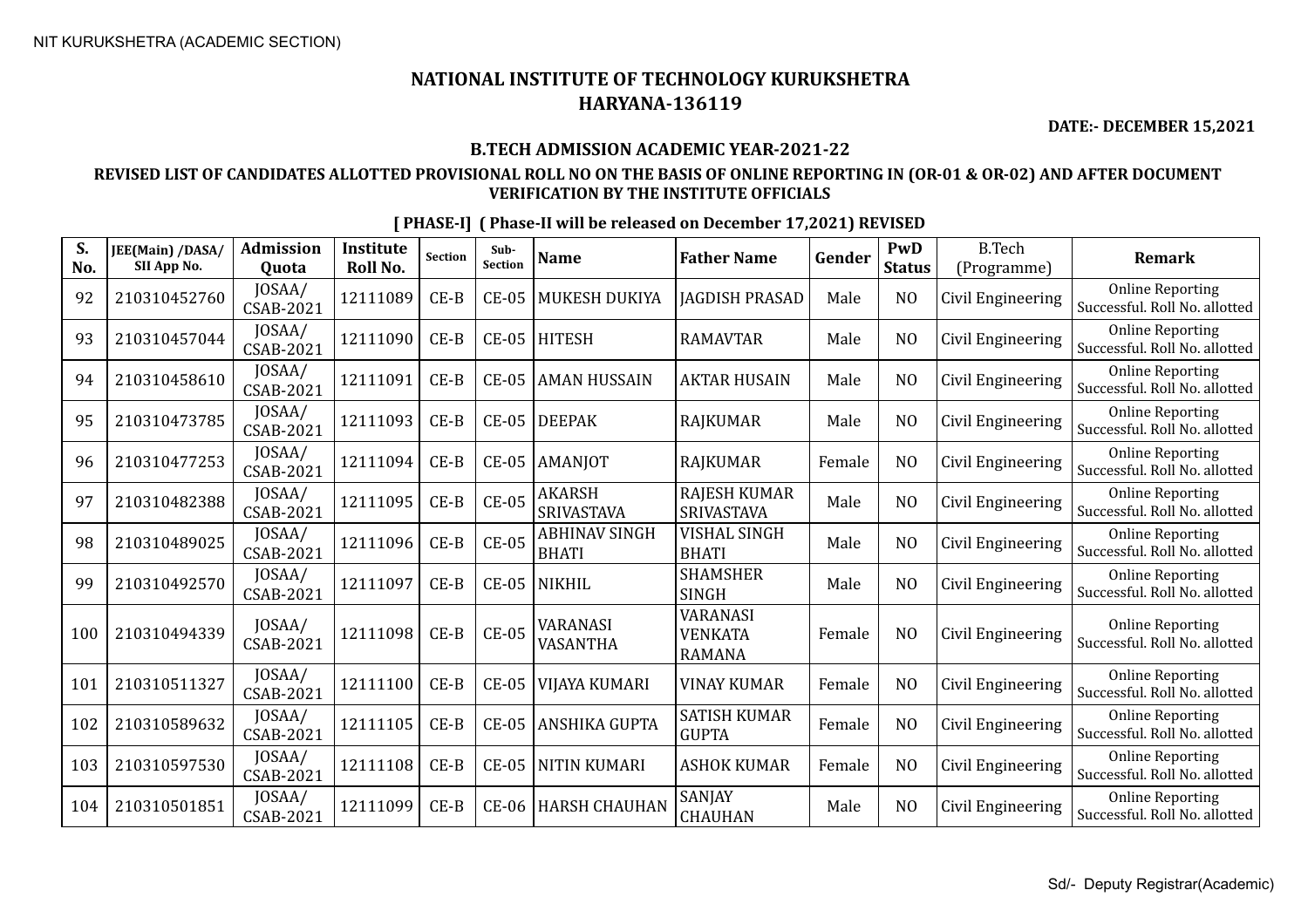NIT KURUKSHETRA (ACADEMIC SECTION)

# NATIONAL INSTITUTE OF TECHNOLOGY KURUKSHETRA
# HARYANA-136119

**DATE:- DECEMBER 15,2021**

## B.TECH ADMISSION ACADEMIC YEAR-2021-22

### REVISED LIST OF CANDIDATES ALLOTTED PROVISIONAL ROLL NO ON THE BASIS OF ONLINE REPORTING IN (OR-01 & OR-02) AND AFTER DOCUMENT VERIFICATION BY THE INSTITUTE OFFICIALS

**[ PHASE-I] ( Phase-II will be released on December 17,2021) REVISED**

| S. No. | JEE(Main) /DASA/ SII App No. | Admission Quota | Institute Roll No. | Section | Sub-Section | Name | Father Name | Gender | PwD Status | B.Tech (Programme) | Remark |
|---|---|---|---|---|---|---|---|---|---|---|---|
| 92 | 210310452760 | JOSAA/ CSAB-2021 | 12111089 | CE-B | CE-05 | MUKESH DUKIYA | JAGDISH PRASAD | Male | NO | Civil Engineering | Online Reporting Successful. Roll No. allotted |
| 93 | 210310457044 | JOSAA/ CSAB-2021 | 12111090 | CE-B | CE-05 | HITESH | RAMAVTAR | Male | NO | Civil Engineering | Online Reporting Successful. Roll No. allotted |
| 94 | 210310458610 | JOSAA/ CSAB-2021 | 12111091 | CE-B | CE-05 | AMAN HUSSAIN | AKTAR HUSAIN | Male | NO | Civil Engineering | Online Reporting Successful. Roll No. allotted |
| 95 | 210310473785 | JOSAA/ CSAB-2021 | 12111093 | CE-B | CE-05 | DEEPAK | RAJKUMAR | Male | NO | Civil Engineering | Online Reporting Successful. Roll No. allotted |
| 96 | 210310477253 | JOSAA/ CSAB-2021 | 12111094 | CE-B | CE-05 | AMANJOT | RAJKUMAR | Female | NO | Civil Engineering | Online Reporting Successful. Roll No. allotted |
| 97 | 210310482388 | JOSAA/ CSAB-2021 | 12111095 | CE-B | CE-05 | AKARSH SRIVASTAVA | RAJESH KUMAR SRIVASTAVA | Male | NO | Civil Engineering | Online Reporting Successful. Roll No. allotted |
| 98 | 210310489025 | JOSAA/ CSAB-2021 | 12111096 | CE-B | CE-05 | ABHINAV SINGH BHATI | VISHAL SINGH BHATI | Male | NO | Civil Engineering | Online Reporting Successful. Roll No. allotted |
| 99 | 210310492570 | JOSAA/ CSAB-2021 | 12111097 | CE-B | CE-05 | NIKHIL | SHAMSHER SINGH | Male | NO | Civil Engineering | Online Reporting Successful. Roll No. allotted |
| 100 | 210310494339 | JOSAA/ CSAB-2021 | 12111098 | CE-B | CE-05 | VARANASI VASANTHA | VARANASI VENKATA RAMANA | Female | NO | Civil Engineering | Online Reporting Successful. Roll No. allotted |
| 101 | 210310511327 | JOSAA/ CSAB-2021 | 12111100 | CE-B | CE-05 | VIJAYA KUMARI | VINAY KUMAR | Female | NO | Civil Engineering | Online Reporting Successful. Roll No. allotted |
| 102 | 210310589632 | JOSAA/ CSAB-2021 | 12111105 | CE-B | CE-05 | ANSHIKA GUPTA | SATISH KUMAR GUPTA | Female | NO | Civil Engineering | Online Reporting Successful. Roll No. allotted |
| 103 | 210310597530 | JOSAA/ CSAB-2021 | 12111108 | CE-B | CE-05 | NITIN KUMARI | ASHOK KUMAR | Female | NO | Civil Engineering | Online Reporting Successful. Roll No. allotted |
| 104 | 210310501851 | JOSAA/ CSAB-2021 | 12111099 | CE-B | CE-06 | HARSH CHAUHAN | SANJAY CHAUHAN | Male | NO | Civil Engineering | Online Reporting Successful. Roll No. allotted |

Sd/- Deputy Registrar(Academic)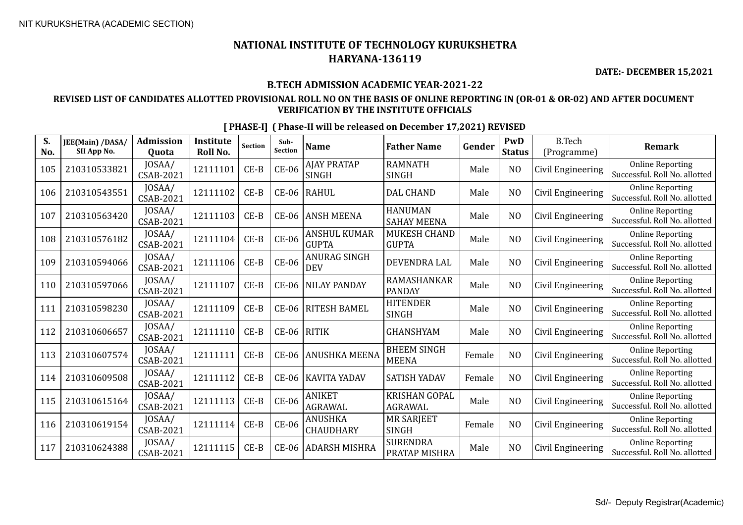NIT KURUKSHETRA (ACADEMIC SECTION)

# NATIONAL INSTITUTE OF TECHNOLOGY KURUKSHETRA
# HARYANA-136119

**DATE:- DECEMBER 15,2021**

### B.TECH ADMISSION ACADEMIC YEAR-2021-22

### REVISED LIST OF CANDIDATES ALLOTTED PROVISIONAL ROLL NO ON THE BASIS OF ONLINE REPORTING IN (OR-01 & OR-02) AND AFTER DOCUMENT VERIFICATION BY THE INSTITUTE OFFICIALS

**[ PHASE-I] ( Phase-II will be released on December 17,2021) REVISED**

| S. No. | JEE(Main) /DASA/ SII App No. | Admission Quota | Institute Roll No. | Section | Sub-Section | Name | Father Name | Gender | PwD Status | B.Tech (Programme) | Remark |
|---|---|---|---|---|---|---|---|---|---|---|---|
| 105 | 210310533821 | JOSAA/ CSAB-2021 | 12111101 | CE-B | CE-06 | AJAY PRATAP SINGH | RAMNATH SINGH | Male | NO | Civil Engineering | Online Reporting Successful. Roll No. allotted |
| 106 | 210310543551 | JOSAA/ CSAB-2021 | 12111102 | CE-B | CE-06 | RAHUL | DAL CHAND | Male | NO | Civil Engineering | Online Reporting Successful. Roll No. allotted |
| 107 | 210310563420 | JOSAA/ CSAB-2021 | 12111103 | CE-B | CE-06 | ANSH MEENA | HANUMAN SAHAY MEENA | Male | NO | Civil Engineering | Online Reporting Successful. Roll No. allotted |
| 108 | 210310576182 | JOSAA/ CSAB-2021 | 12111104 | CE-B | CE-06 | ANSHUL KUMAR GUPTA | MUKESH CHAND GUPTA | Male | NO | Civil Engineering | Online Reporting Successful. Roll No. allotted |
| 109 | 210310594066 | JOSAA/ CSAB-2021 | 12111106 | CE-B | CE-06 | ANURAG SINGH DEV | DEVENDRA LAL | Male | NO | Civil Engineering | Online Reporting Successful. Roll No. allotted |
| 110 | 210310597066 | JOSAA/ CSAB-2021 | 12111107 | CE-B | CE-06 | NILAY PANDAY | RAMASHANKAR PANDAY | Male | NO | Civil Engineering | Online Reporting Successful. Roll No. allotted |
| 111 | 210310598230 | JOSAA/ CSAB-2021 | 12111109 | CE-B | CE-06 | RITESH BAMEL | HITENDER SINGH | Male | NO | Civil Engineering | Online Reporting Successful. Roll No. allotted |
| 112 | 210310606657 | JOSAA/ CSAB-2021 | 12111110 | CE-B | CE-06 | RITIK | GHANSHYAM | Male | NO | Civil Engineering | Online Reporting Successful. Roll No. allotted |
| 113 | 210310607574 | JOSAA/ CSAB-2021 | 12111111 | CE-B | CE-06 | ANUSHKA MEENA | BHEEM SINGH MEENA | Female | NO | Civil Engineering | Online Reporting Successful. Roll No. allotted |
| 114 | 210310609508 | JOSAA/ CSAB-2021 | 12111112 | CE-B | CE-06 | KAVITA YADAV | SATISH YADAV | Female | NO | Civil Engineering | Online Reporting Successful. Roll No. allotted |
| 115 | 210310615164 | JOSAA/ CSAB-2021 | 12111113 | CE-B | CE-06 | ANIKET AGRAWAL | KRISHAN GOPAL AGRAWAL | Male | NO | Civil Engineering | Online Reporting Successful. Roll No. allotted |
| 116 | 210310619154 | JOSAA/ CSAB-2021 | 12111114 | CE-B | CE-06 | ANUSHKA CHAUDHARY | MR SARJEET SINGH | Female | NO | Civil Engineering | Online Reporting Successful. Roll No. allotted |
| 117 | 210310624388 | JOSAA/ CSAB-2021 | 12111115 | CE-B | CE-06 | ADARSH MISHRA | SURENDRA PRATAP MISHRA | Male | NO | Civil Engineering | Online Reporting Successful. Roll No. allotted |

Sd/- Deputy Registrar(Academic)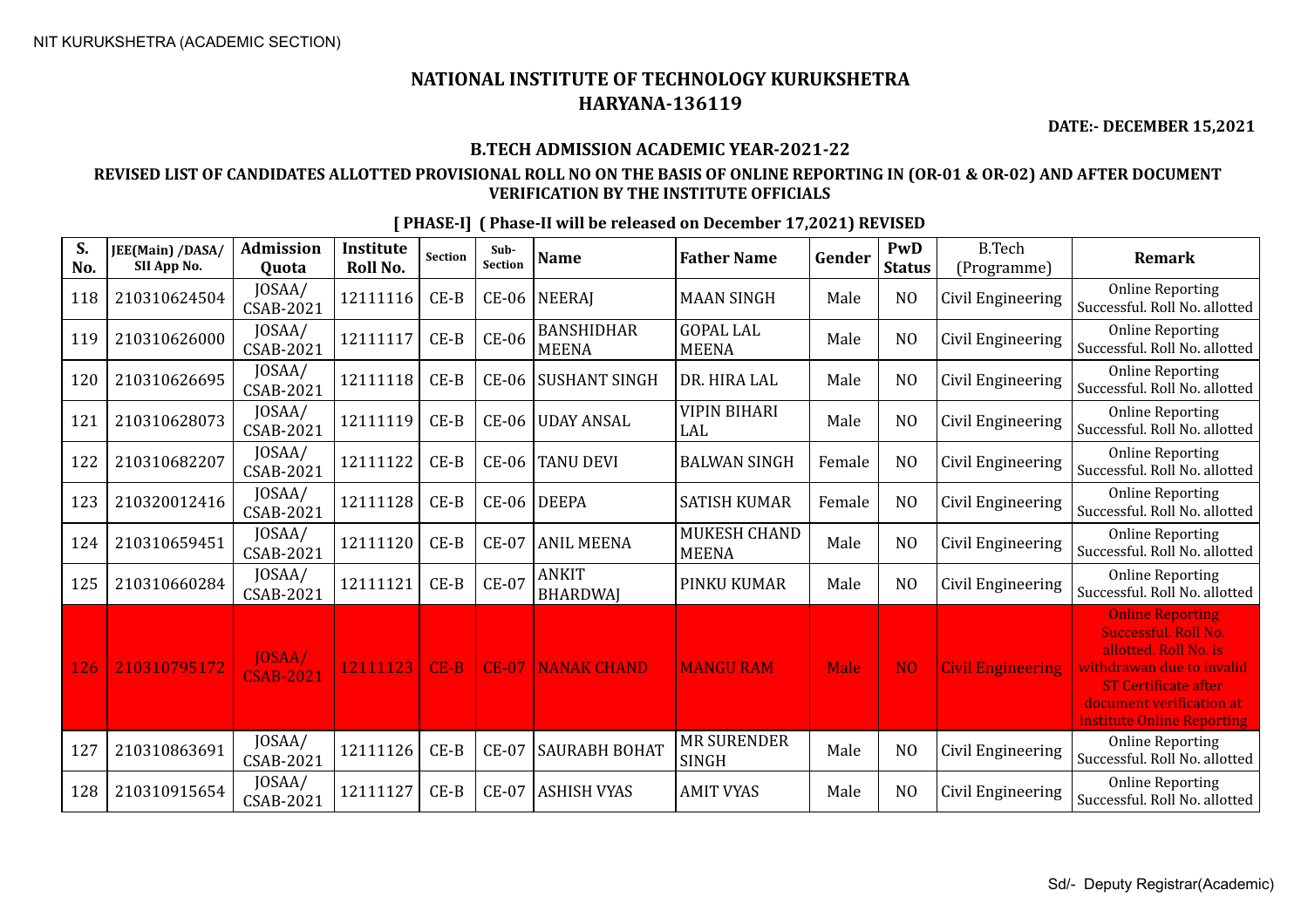# NATIONAL INSTITUTE OF TECHNOLOGY KURUKSHETRA
# HARYANA-136119

**DATE:- DECEMBER 15,2021**

### B.TECH ADMISSION ACADEMIC YEAR-2021-22

### REVISED LIST OF CANDIDATES ALLOTTED PROVISIONAL ROLL NO ON THE BASIS OF ONLINE REPORTING IN (OR-01 & OR-02) AND AFTER DOCUMENT VERIFICATION BY THE INSTITUTE OFFICIALS

**[ PHASE-I] ( Phase-II will be released on December 17,2021) REVISED**

| S. No. | JEE(Main) /DASA/ SII App No. | Admission Quota | Institute Roll No. | Section | Sub-Section | Name | Father Name | Gender | PwD Status | B.Tech (Programme) | Remark |
|---|---|---|---|---|---|---|---|---|---|---|---|
| 118 | 210310624504 | JOSAA/ CSAB-2021 | 12111116 | CE-B | CE-06 | NEERAJ | MAAN SINGH | Male | NO | Civil Engineering | Online Reporting Successful. Roll No. allotted |
| 119 | 210310626000 | JOSAA/ CSAB-2021 | 12111117 | CE-B | CE-06 | BANSHIDHAR MEENA | GOPAL LAL MEENA | Male | NO | Civil Engineering | Online Reporting Successful. Roll No. allotted |
| 120 | 210310626695 | JOSAA/ CSAB-2021 | 12111118 | CE-B | CE-06 | SUSHANT SINGH | DR. HIRA LAL | Male | NO | Civil Engineering | Online Reporting Successful. Roll No. allotted |
| 121 | 210310628073 | JOSAA/ CSAB-2021 | 12111119 | CE-B | CE-06 | UDAY ANSAL | VIPIN BIHARI LAL | Male | NO | Civil Engineering | Online Reporting Successful. Roll No. allotted |
| 122 | 210310682207 | JOSAA/ CSAB-2021 | 12111122 | CE-B | CE-06 | TANU DEVI | BALWAN SINGH | Female | NO | Civil Engineering | Online Reporting Successful. Roll No. allotted |
| 123 | 210320012416 | JOSAA/ CSAB-2021 | 12111128 | CE-B | CE-06 | DEEPA | SATISH KUMAR | Female | NO | Civil Engineering | Online Reporting Successful. Roll No. allotted |
| 124 | 210310659451 | JOSAA/ CSAB-2021 | 12111120 | CE-B | CE-07 | ANIL MEENA | MUKESH CHAND MEENA | Male | NO | Civil Engineering | Online Reporting Successful. Roll No. allotted |
| 125 | 210310660284 | JOSAA/ CSAB-2021 | 12111121 | CE-B | CE-07 | ANKIT BHARDWAJ | PINKU KUMAR | Male | NO | Civil Engineering | Online Reporting Successful. Roll No. allotted |
| 126 | 210310795172 | JOSAA/ CSAB-2021 | 12111123 | CE-B | CE-07 | NANAK CHAND | MANGU RAM | Male | NO | Civil Engineering | Online Reporting Successful. Roll No. allotted. Roll No. is withdrawan due to invalid ST Certificate after document verification at institute Online Reporting |
| 127 | 210310863691 | JOSAA/ CSAB-2021 | 12111126 | CE-B | CE-07 | SAURABH BOHAT | MR SURENDER SINGH | Male | NO | Civil Engineering | Online Reporting Successful. Roll No. allotted |
| 128 | 210310915654 | JOSAA/ CSAB-2021 | 12111127 | CE-B | CE-07 | ASHISH VYAS | AMIT VYAS | Male | NO | Civil Engineering | Online Reporting Successful. Roll No. allotted |

Sd/- Deputy Registrar(Academic)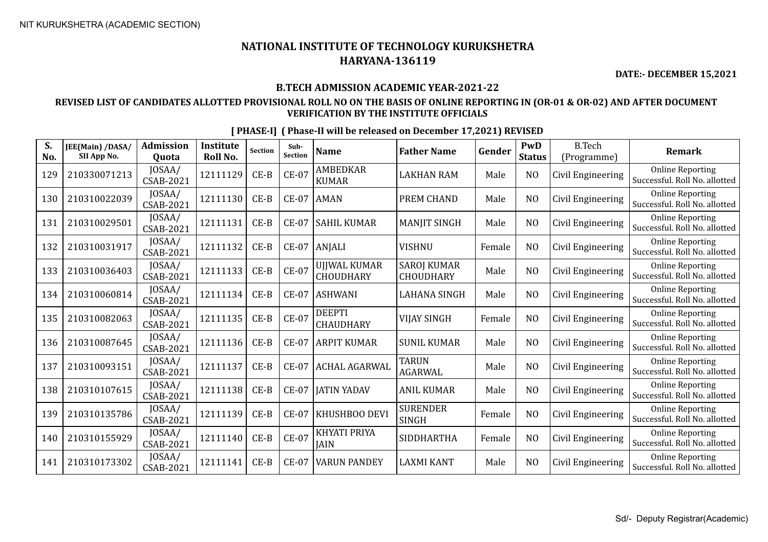# NATIONAL INSTITUTE OF TECHNOLOGY KURUKSHETRA
# HARYANA-136119

**DATE:- DECEMBER 15,2021**

**B.TECH ADMISSION ACADEMIC YEAR-2021-22**

**REVISED LIST OF CANDIDATES ALLOTTED PROVISIONAL ROLL NO ON THE BASIS OF ONLINE REPORTING IN (OR-01 & OR-02) AND AFTER DOCUMENT VERIFICATION BY THE INSTITUTE OFFICIALS**

**[ PHASE-I] ( Phase-II will be released on December 17,2021) REVISED**

| S. No. | JEE(Main) /DASA/ SII App No. | Admission Quota | Institute Roll No. | Section | Sub-Section | Name | Father Name | Gender | PwD Status | B.Tech (Programme) | Remark |
|---|---|---|---|---|---|---|---|---|---|---|---|
| 129 | 210330071213 | JOSAA/ CSAB-2021 | 12111129 | CE-B | CE-07 | AMBEDKAR KUMAR | LAKHAN RAM | Male | NO | Civil Engineering | Online Reporting Successful. Roll No. allotted |
| 130 | 210310022039 | JOSAA/ CSAB-2021 | 12111130 | CE-B | CE-07 | AMAN | PREM CHAND | Male | NO | Civil Engineering | Online Reporting Successful. Roll No. allotted |
| 131 | 210310029501 | JOSAA/ CSAB-2021 | 12111131 | CE-B | CE-07 | SAHIL KUMAR | MANJIT SINGH | Male | NO | Civil Engineering | Online Reporting Successful. Roll No. allotted |
| 132 | 210310031917 | JOSAA/ CSAB-2021 | 12111132 | CE-B | CE-07 | ANJALI | VISHNU | Female | NO | Civil Engineering | Online Reporting Successful. Roll No. allotted |
| 133 | 210310036403 | JOSAA/ CSAB-2021 | 12111133 | CE-B | CE-07 | UJJWAL KUMAR CHOUDHARY | SAROJ KUMAR CHOUDHARY | Male | NO | Civil Engineering | Online Reporting Successful. Roll No. allotted |
| 134 | 210310060814 | JOSAA/ CSAB-2021 | 12111134 | CE-B | CE-07 | ASHWANI | LAHANA SINGH | Male | NO | Civil Engineering | Online Reporting Successful. Roll No. allotted |
| 135 | 210310082063 | JOSAA/ CSAB-2021 | 12111135 | CE-B | CE-07 | DEEPTI CHAUDHARY | VIJAY SINGH | Female | NO | Civil Engineering | Online Reporting Successful. Roll No. allotted |
| 136 | 210310087645 | JOSAA/ CSAB-2021 | 12111136 | CE-B | CE-07 | ARPIT KUMAR | SUNIL KUMAR | Male | NO | Civil Engineering | Online Reporting Successful. Roll No. allotted |
| 137 | 210310093151 | JOSAA/ CSAB-2021 | 12111137 | CE-B | CE-07 | ACHAL AGARWAL | TARUN AGARWAL | Male | NO | Civil Engineering | Online Reporting Successful. Roll No. allotted |
| 138 | 210310107615 | JOSAA/ CSAB-2021 | 12111138 | CE-B | CE-07 | JATIN YADAV | ANIL KUMAR | Male | NO | Civil Engineering | Online Reporting Successful. Roll No. allotted |
| 139 | 210310135786 | JOSAA/ CSAB-2021 | 12111139 | CE-B | CE-07 | KHUSHBOO DEVI | SURENDER SINGH | Female | NO | Civil Engineering | Online Reporting Successful. Roll No. allotted |
| 140 | 210310155929 | JOSAA/ CSAB-2021 | 12111140 | CE-B | CE-07 | KHYATI PRIYA JAIN | SIDDHARTHA | Female | NO | Civil Engineering | Online Reporting Successful. Roll No. allotted |
| 141 | 210310173302 | JOSAA/ CSAB-2021 | 12111141 | CE-B | CE-07 | VARUN PANDEY | LAXMI KANT | Male | NO | Civil Engineering | Online Reporting Successful. Roll No. allotted |

Sd/- Deputy Registrar(Academic)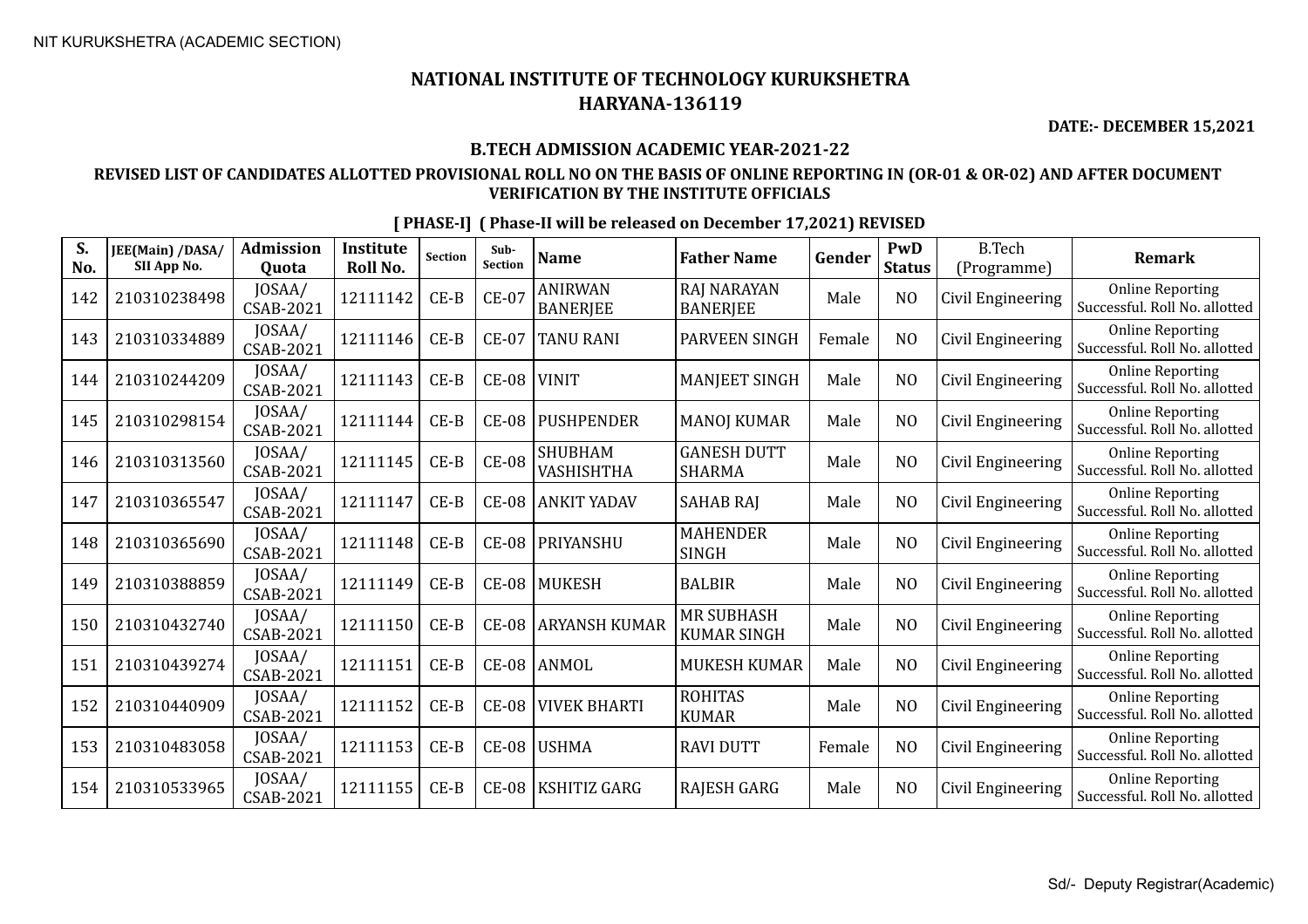NIT KURUKSHETRA (ACADEMIC SECTION)

# NATIONAL INSTITUTE OF TECHNOLOGY KURUKSHETRA
## HARYANA-136119

**DATE:- DECEMBER 15,2021**

### B.TECH ADMISSION ACADEMIC YEAR-2021-22

### REVISED LIST OF CANDIDATES ALLOTTED PROVISIONAL ROLL NO ON THE BASIS OF ONLINE REPORTING IN (OR-01 & OR-02) AND AFTER DOCUMENT VERIFICATION BY THE INSTITUTE OFFICIALS

**[ PHASE-I] ( Phase-II will be released on December 17,2021) REVISED**

| S. No. | JEE(Main) /DASA/ SII App No. | Admission Quota | Institute Roll No. | Section | Sub-Section | Name | Father Name | Gender | PwD Status | B.Tech (Programme) | Remark |
|---|---|---|---|---|---|---|---|---|---|---|---|
| 142 | 210310238498 | JOSAA/ CSAB-2021 | 12111142 | CE-B | CE-07 | ANIRWAN BANERJEE | RAJ NARAYAN BANERJEE | Male | NO | Civil Engineering | Online Reporting Successful. Roll No. allotted |
| 143 | 210310334889 | JOSAA/ CSAB-2021 | 12111146 | CE-B | CE-07 | TANU RANI | PARVEEN SINGH | Female | NO | Civil Engineering | Online Reporting Successful. Roll No. allotted |
| 144 | 210310244209 | JOSAA/ CSAB-2021 | 12111143 | CE-B | CE-08 | VINIT | MANJEET SINGH | Male | NO | Civil Engineering | Online Reporting Successful. Roll No. allotted |
| 145 | 210310298154 | JOSAA/ CSAB-2021 | 12111144 | CE-B | CE-08 | PUSHPENDER | MANOJ KUMAR | Male | NO | Civil Engineering | Online Reporting Successful. Roll No. allotted |
| 146 | 210310313560 | JOSAA/ CSAB-2021 | 12111145 | CE-B | CE-08 | SHUBHAM VASHISHTHA | GANESH DUTT SHARMA | Male | NO | Civil Engineering | Online Reporting Successful. Roll No. allotted |
| 147 | 210310365547 | JOSAA/ CSAB-2021 | 12111147 | CE-B | CE-08 | ANKIT YADAV | SAHAB RAJ | Male | NO | Civil Engineering | Online Reporting Successful. Roll No. allotted |
| 148 | 210310365690 | JOSAA/ CSAB-2021 | 12111148 | CE-B | CE-08 | PRIYANSHU | MAHENDER SINGH | Male | NO | Civil Engineering | Online Reporting Successful. Roll No. allotted |
| 149 | 210310388859 | JOSAA/ CSAB-2021 | 12111149 | CE-B | CE-08 | MUKESH | BALBIR | Male | NO | Civil Engineering | Online Reporting Successful. Roll No. allotted |
| 150 | 210310432740 | JOSAA/ CSAB-2021 | 12111150 | CE-B | CE-08 | ARYANSH KUMAR | MR SUBHASH KUMAR SINGH | Male | NO | Civil Engineering | Online Reporting Successful. Roll No. allotted |
| 151 | 210310439274 | JOSAA/ CSAB-2021 | 12111151 | CE-B | CE-08 | ANMOL | MUKESH KUMAR | Male | NO | Civil Engineering | Online Reporting Successful. Roll No. allotted |
| 152 | 210310440909 | JOSAA/ CSAB-2021 | 12111152 | CE-B | CE-08 | VIVEK BHARTI | ROHITAS KUMAR | Male | NO | Civil Engineering | Online Reporting Successful. Roll No. allotted |
| 153 | 210310483058 | JOSAA/ CSAB-2021 | 12111153 | CE-B | CE-08 | USHMA | RAVI DUTT | Female | NO | Civil Engineering | Online Reporting Successful. Roll No. allotted |
| 154 | 210310533965 | JOSAA/ CSAB-2021 | 12111155 | CE-B | CE-08 | KSHITIZ GARG | RAJESH GARG | Male | NO | Civil Engineering | Online Reporting Successful. Roll No. allotted |

Sd/- Deputy Registrar(Academic)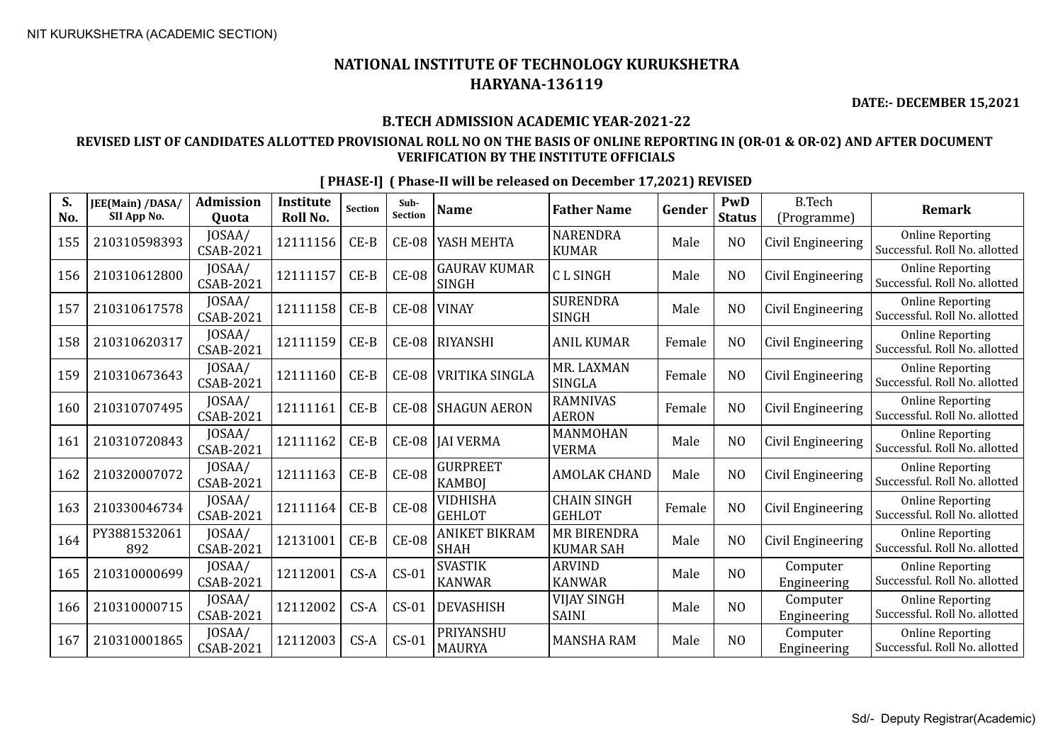NIT KURUKSHETRA (ACADEMIC SECTION)

# NATIONAL INSTITUTE OF TECHNOLOGY KURUKSHETRA
## HARYANA-136119

**DATE:- DECEMBER 15,2021**

### B.TECH ADMISSION ACADEMIC YEAR-2021-22

### REVISED LIST OF CANDIDATES ALLOTTED PROVISIONAL ROLL NO ON THE BASIS OF ONLINE REPORTING IN (OR-01 & OR-02) AND AFTER DOCUMENT VERIFICATION BY THE INSTITUTE OFFICIALS

**[ PHASE-I] ( Phase-II will be released on December 17,2021) REVISED**

| S. No. | JEE(Main) /DASA/ SII App No. | Admission Quota | Institute Roll No. | Section | Sub-Section | Name | Father Name | Gender | PwD Status | B.Tech (Programme) | Remark |
|---|---|---|---|---|---|---|---|---|---|---|---|
| 155 | 210310598393 | JOSAA/ CSAB-2021 | 12111156 | CE-B | CE-08 | YASH MEHTA | NARENDRA KUMAR | Male | NO | Civil Engineering | Online Reporting Successful. Roll No. allotted |
| 156 | 210310612800 | JOSAA/ CSAB-2021 | 12111157 | CE-B | CE-08 | GAURAV KUMAR SINGH | C L SINGH | Male | NO | Civil Engineering | Online Reporting Successful. Roll No. allotted |
| 157 | 210310617578 | JOSAA/ CSAB-2021 | 12111158 | CE-B | CE-08 | VINAY | SURENDRA SINGH | Male | NO | Civil Engineering | Online Reporting Successful. Roll No. allotted |
| 158 | 210310620317 | JOSAA/ CSAB-2021 | 12111159 | CE-B | CE-08 | RIYANSHI | ANIL KUMAR | Female | NO | Civil Engineering | Online Reporting Successful. Roll No. allotted |
| 159 | 210310673643 | JOSAA/ CSAB-2021 | 12111160 | CE-B | CE-08 | VRITIKA SINGLA | MR. LAXMAN SINGLA | Female | NO | Civil Engineering | Online Reporting Successful. Roll No. allotted |
| 160 | 210310707495 | JOSAA/ CSAB-2021 | 12111161 | CE-B | CE-08 | SHAGUN AERON | RAMNIVAS AERON | Female | NO | Civil Engineering | Online Reporting Successful. Roll No. allotted |
| 161 | 210310720843 | JOSAA/ CSAB-2021 | 12111162 | CE-B | CE-08 | JAI VERMA | MANMOHAN VERMA | Male | NO | Civil Engineering | Online Reporting Successful. Roll No. allotted |
| 162 | 210320007072 | JOSAA/ CSAB-2021 | 12111163 | CE-B | CE-08 | GURPREET KAMBOJ | AMOLAK CHAND | Male | NO | Civil Engineering | Online Reporting Successful. Roll No. allotted |
| 163 | 210330046734 | JOSAA/ CSAB-2021 | 12111164 | CE-B | CE-08 | VIDHISHA GEHLOT | CHAIN SINGH GEHLOT | Female | NO | Civil Engineering | Online Reporting Successful. Roll No. allotted |
| 164 | PY3881532061 892 | JOSAA/ CSAB-2021 | 12131001 | CE-B | CE-08 | ANIKET BIKRAM SHAH | MR BIRENDRA KUMAR SAH | Male | NO | Civil Engineering | Online Reporting Successful. Roll No. allotted |
| 165 | 210310000699 | JOSAA/ CSAB-2021 | 12112001 | CS-A | CS-01 | SVASTIK KANWAR | ARVIND KANWAR | Male | NO | Computer Engineering | Online Reporting Successful. Roll No. allotted |
| 166 | 210310000715 | JOSAA/ CSAB-2021 | 12112002 | CS-A | CS-01 | DEVASHISH | VIJAY SINGH SAINI | Male | NO | Computer Engineering | Online Reporting Successful. Roll No. allotted |
| 167 | 210310001865 | JOSAA/ CSAB-2021 | 12112003 | CS-A | CS-01 | PRIYANSHU MAURYA | MANSHA RAM | Male | NO | Computer Engineering | Online Reporting Successful. Roll No. allotted |

Sd/- Deputy Registrar(Academic)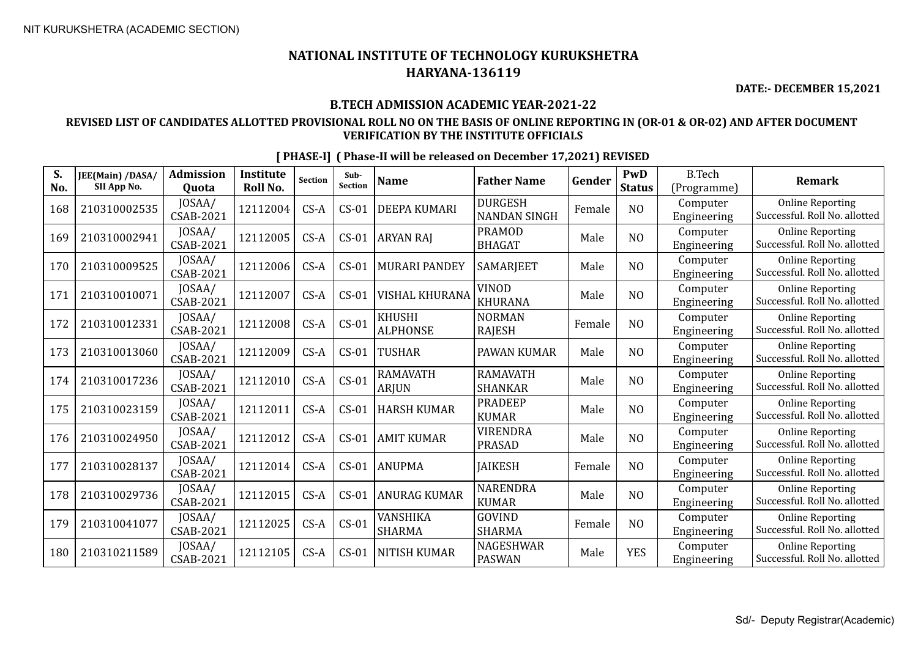NIT KURUKSHETRA (ACADEMIC SECTION)

# NATIONAL INSTITUTE OF TECHNOLOGY KURUKSHETRA
## HARYANA-136119

**DATE:- DECEMBER 15,2021**

### B.TECH ADMISSION ACADEMIC YEAR-2021-22

**REVISED LIST OF CANDIDATES ALLOTTED PROVISIONAL ROLL NO ON THE BASIS OF ONLINE REPORTING IN (OR-01 & OR-02) AND AFTER DOCUMENT VERIFICATION BY THE INSTITUTE OFFICIALS**

**[ PHASE-I] ( Phase-II will be released on December 17,2021) REVISED**

| S. No. | JEE(Main) /DASA/ SII App No. | Admission Quota | Institute Roll No. | Section | Sub-Section | Name | Father Name | Gender | PwD Status | B.Tech (Programme) | Remark |
|---|---|---|---|---|---|---|---|---|---|---|---|
| 168 | 210310002535 | JOSAA/ CSAB-2021 | 12112004 | CS-A | CS-01 | DEEPA KUMARI | DURGESH NANDAN SINGH | Female | NO | Computer Engineering | Online Reporting Successful. Roll No. allotted |
| 169 | 210310002941 | JOSAA/ CSAB-2021 | 12112005 | CS-A | CS-01 | ARYAN RAJ | PRAMOD BHAGAT | Male | NO | Computer Engineering | Online Reporting Successful. Roll No. allotted |
| 170 | 210310009525 | JOSAA/ CSAB-2021 | 12112006 | CS-A | CS-01 | MURARI PANDEY | SAMARJEET | Male | NO | Computer Engineering | Online Reporting Successful. Roll No. allotted |
| 171 | 210310010071 | JOSAA/ CSAB-2021 | 12112007 | CS-A | CS-01 | VISHAL KHURANA | VINOD KHURANA | Male | NO | Computer Engineering | Online Reporting Successful. Roll No. allotted |
| 172 | 210310012331 | JOSAA/ CSAB-2021 | 12112008 | CS-A | CS-01 | KHUSHI ALPHONSE | NORMAN RAJESH | Female | NO | Computer Engineering | Online Reporting Successful. Roll No. allotted |
| 173 | 210310013060 | JOSAA/ CSAB-2021 | 12112009 | CS-A | CS-01 | TUSHAR | PAWAN KUMAR | Male | NO | Computer Engineering | Online Reporting Successful. Roll No. allotted |
| 174 | 210310017236 | JOSAA/ CSAB-2021 | 12112010 | CS-A | CS-01 | RAMAVATH ARJUN | RAMAVATH SHANKAR | Male | NO | Computer Engineering | Online Reporting Successful. Roll No. allotted |
| 175 | 210310023159 | JOSAA/ CSAB-2021 | 12112011 | CS-A | CS-01 | HARSH KUMAR | PRADEEP KUMAR | Male | NO | Computer Engineering | Online Reporting Successful. Roll No. allotted |
| 176 | 210310024950 | JOSAA/ CSAB-2021 | 12112012 | CS-A | CS-01 | AMIT KUMAR | VIRENDRA PRASAD | Male | NO | Computer Engineering | Online Reporting Successful. Roll No. allotted |
| 177 | 210310028137 | JOSAA/ CSAB-2021 | 12112014 | CS-A | CS-01 | ANUPMA | JAIKESH | Female | NO | Computer Engineering | Online Reporting Successful. Roll No. allotted |
| 178 | 210310029736 | JOSAA/ CSAB-2021 | 12112015 | CS-A | CS-01 | ANURAG KUMAR | NARENDRA KUMAR | Male | NO | Computer Engineering | Online Reporting Successful. Roll No. allotted |
| 179 | 210310041077 | JOSAA/ CSAB-2021 | 12112025 | CS-A | CS-01 | VANSHIKA SHARMA | GOVIND SHARMA | Female | NO | Computer Engineering | Online Reporting Successful. Roll No. allotted |
| 180 | 210310211589 | JOSAA/ CSAB-2021 | 12112105 | CS-A | CS-01 | NITISH KUMAR | NAGESHWAR PASWAN | Male | YES | Computer Engineering | Online Reporting Successful. Roll No. allotted |

Sd/- Deputy Registrar(Academic)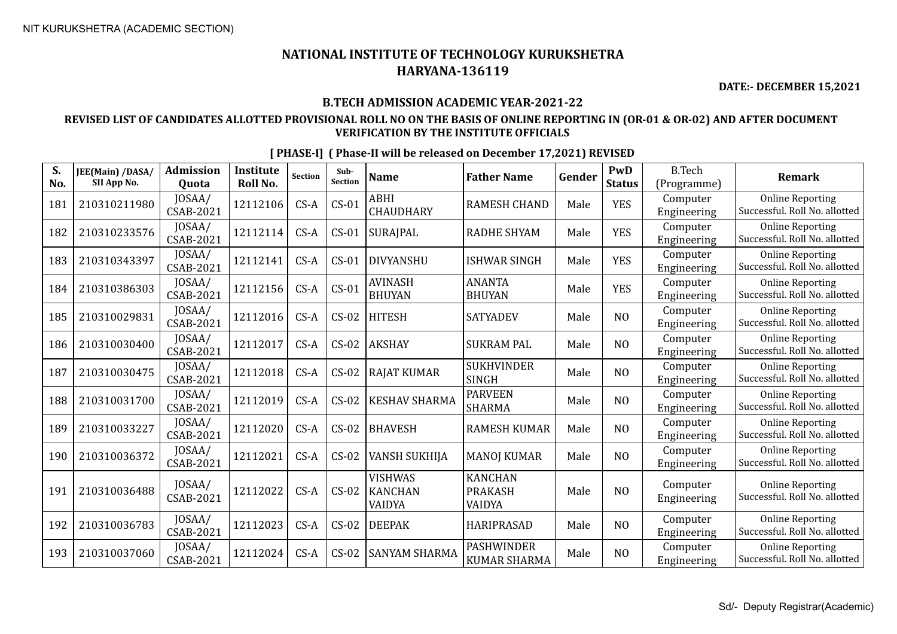NIT KURUKSHETRA (ACADEMIC SECTION)

# NATIONAL INSTITUTE OF TECHNOLOGY KURUKSHETRA
## HARYANA-136119

**DATE:- DECEMBER 15,2021**

### B.TECH ADMISSION ACADEMIC YEAR-2021-22

### REVISED LIST OF CANDIDATES ALLOTTED PROVISIONAL ROLL NO ON THE BASIS OF ONLINE REPORTING IN (OR-01 & OR-02) AND AFTER DOCUMENT VERIFICATION BY THE INSTITUTE OFFICIALS

**[ PHASE-I] ( Phase-II will be released on December 17,2021) REVISED**

| S. No. | JEE(Main) /DASA/ SII App No. | Admission Quota | Institute Roll No. | Section | Sub-Section | Name | Father Name | Gender | PwD Status | B.Tech (Programme) | Remark |
|---|---|---|---|---|---|---|---|---|---|---|---|
| 181 | 210310211980 | JOSAA/ CSAB-2021 | 12112106 | CS-A | CS-01 | ABHI CHAUDHARY | RAMESH CHAND | Male | YES | Computer Engineering | Online Reporting Successful. Roll No. allotted |
| 182 | 210310233576 | JOSAA/ CSAB-2021 | 12112114 | CS-A | CS-01 | SURAJPAL | RADHE SHYAM | Male | YES | Computer Engineering | Online Reporting Successful. Roll No. allotted |
| 183 | 210310343397 | JOSAA/ CSAB-2021 | 12112141 | CS-A | CS-01 | DIVYANSHU | ISHWAR SINGH | Male | YES | Computer Engineering | Online Reporting Successful. Roll No. allotted |
| 184 | 210310386303 | JOSAA/ CSAB-2021 | 12112156 | CS-A | CS-01 | AVINASH BHUYAN | ANANTA BHUYAN | Male | YES | Computer Engineering | Online Reporting Successful. Roll No. allotted |
| 185 | 210310029831 | JOSAA/ CSAB-2021 | 12112016 | CS-A | CS-02 | HITESH | SATYADEV | Male | NO | Computer Engineering | Online Reporting Successful. Roll No. allotted |
| 186 | 210310030400 | JOSAA/ CSAB-2021 | 12112017 | CS-A | CS-02 | AKSHAY | SUKRAM PAL | Male | NO | Computer Engineering | Online Reporting Successful. Roll No. allotted |
| 187 | 210310030475 | JOSAA/ CSAB-2021 | 12112018 | CS-A | CS-02 | RAJAT KUMAR | SUKHVINDER SINGH | Male | NO | Computer Engineering | Online Reporting Successful. Roll No. allotted |
| 188 | 210310031700 | JOSAA/ CSAB-2021 | 12112019 | CS-A | CS-02 | KESHAV SHARMA | PARVEEN SHARMA | Male | NO | Computer Engineering | Online Reporting Successful. Roll No. allotted |
| 189 | 210310033227 | JOSAA/ CSAB-2021 | 12112020 | CS-A | CS-02 | BHAVESH | RAMESH KUMAR | Male | NO | Computer Engineering | Online Reporting Successful. Roll No. allotted |
| 190 | 210310036372 | JOSAA/ CSAB-2021 | 12112021 | CS-A | CS-02 | VANSH SUKHIJA | MANOJ KUMAR | Male | NO | Computer Engineering | Online Reporting Successful. Roll No. allotted |
| 191 | 210310036488 | JOSAA/ CSAB-2021 | 12112022 | CS-A | CS-02 | VISHWAS KANCHAN VAIDYA | KANCHAN PRAKASH VAIDYA | Male | NO | Computer Engineering | Online Reporting Successful. Roll No. allotted |
| 192 | 210310036783 | JOSAA/ CSAB-2021 | 12112023 | CS-A | CS-02 | DEEPAK | HARIPRASAD | Male | NO | Computer Engineering | Online Reporting Successful. Roll No. allotted |
| 193 | 210310037060 | JOSAA/ CSAB-2021 | 12112024 | CS-A | CS-02 | SANYAM SHARMA | PASHWINDER KUMAR SHARMA | Male | NO | Computer Engineering | Online Reporting Successful. Roll No. allotted |

Sd/- Deputy Registrar(Academic)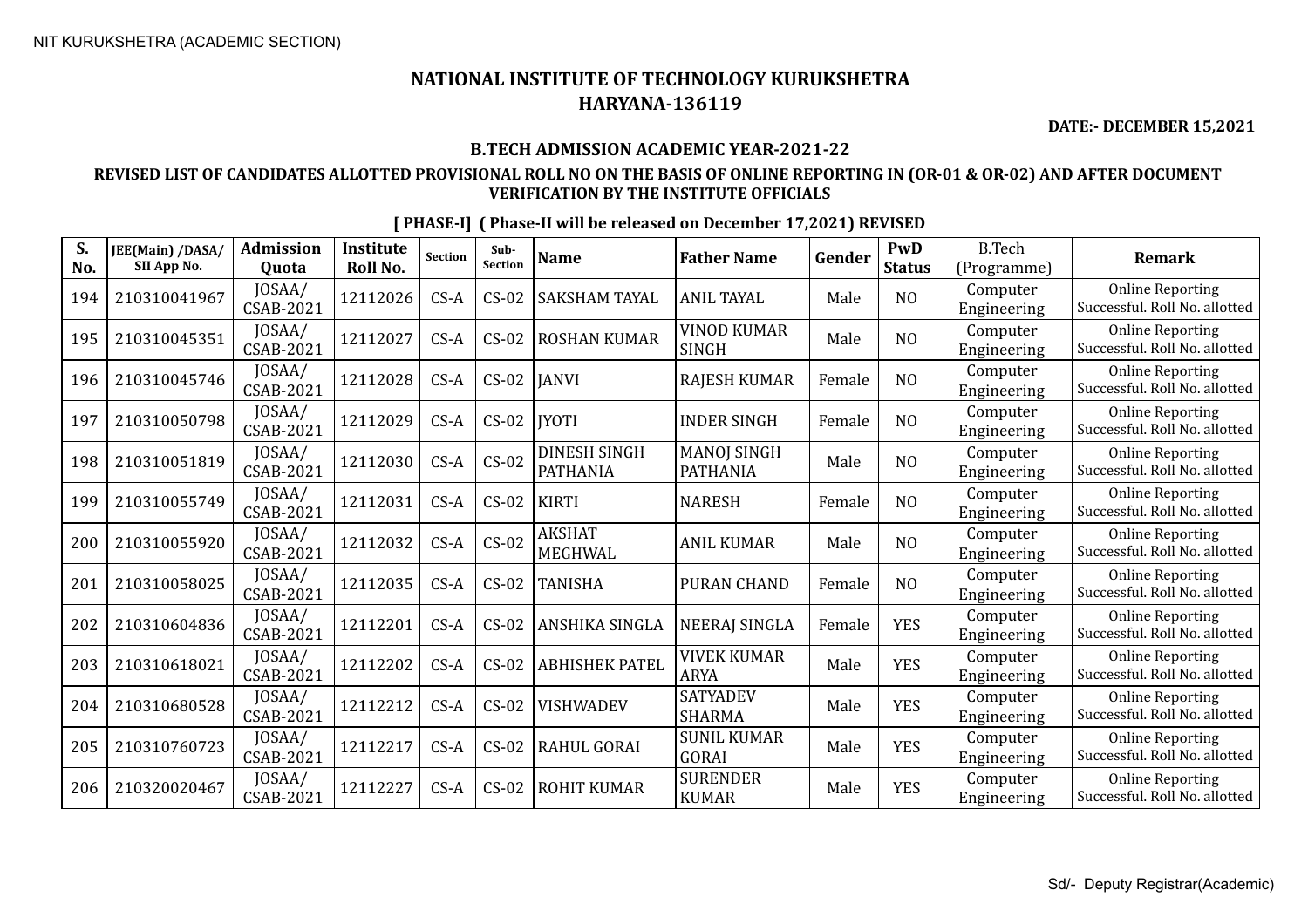NIT KURUKSHETRA (ACADEMIC SECTION)

# NATIONAL INSTITUTE OF TECHNOLOGY KURUKSHETRA
## HARYANA-136119

**DATE:- DECEMBER 15,2021**

### B.TECH ADMISSION ACADEMIC YEAR-2021-22

**REVISED LIST OF CANDIDATES ALLOTTED PROVISIONAL ROLL NO ON THE BASIS OF ONLINE REPORTING IN (OR-01 & OR-02) AND AFTER DOCUMENT VERIFICATION BY THE INSTITUTE OFFICIALS**

**[ PHASE-I] ( Phase-II will be released on December 17,2021) REVISED**

| S. No. | JEE(Main) /DASA/ SII App No. | Admission Quota | Institute Roll No. | Section | Sub-Section | Name | Father Name | Gender | PwD Status | B.Tech (Programme) | Remark |
|---|---|---|---|---|---|---|---|---|---|---|---|
| 194 | 210310041967 | JOSAA/ CSAB-2021 | 12112026 | CS-A | CS-02 | SAKSHAM TAYAL | ANIL TAYAL | Male | NO | Computer Engineering | Online Reporting Successful. Roll No. allotted |
| 195 | 210310045351 | JOSAA/ CSAB-2021 | 12112027 | CS-A | CS-02 | ROSHAN KUMAR | VINOD KUMAR SINGH | Male | NO | Computer Engineering | Online Reporting Successful. Roll No. allotted |
| 196 | 210310045746 | JOSAA/ CSAB-2021 | 12112028 | CS-A | CS-02 | JANVI | RAJESH KUMAR | Female | NO | Computer Engineering | Online Reporting Successful. Roll No. allotted |
| 197 | 210310050798 | JOSAA/ CSAB-2021 | 12112029 | CS-A | CS-02 | JYOTI | INDER SINGH | Female | NO | Computer Engineering | Online Reporting Successful. Roll No. allotted |
| 198 | 210310051819 | JOSAA/ CSAB-2021 | 12112030 | CS-A | CS-02 | DINESH SINGH PATHANIA | MANOJ SINGH PATHANIA | Male | NO | Computer Engineering | Online Reporting Successful. Roll No. allotted |
| 199 | 210310055749 | JOSAA/ CSAB-2021 | 12112031 | CS-A | CS-02 | KIRTI | NARESH | Female | NO | Computer Engineering | Online Reporting Successful. Roll No. allotted |
| 200 | 210310055920 | JOSAA/ CSAB-2021 | 12112032 | CS-A | CS-02 | AKSHAT MEGHWAL | ANIL KUMAR | Male | NO | Computer Engineering | Online Reporting Successful. Roll No. allotted |
| 201 | 210310058025 | JOSAA/ CSAB-2021 | 12112035 | CS-A | CS-02 | TANISHA | PURAN CHAND | Female | NO | Computer Engineering | Online Reporting Successful. Roll No. allotted |
| 202 | 210310604836 | JOSAA/ CSAB-2021 | 12112201 | CS-A | CS-02 | ANSHIKA SINGLA | NEERAJ SINGLA | Female | YES | Computer Engineering | Online Reporting Successful. Roll No. allotted |
| 203 | 210310618021 | JOSAA/ CSAB-2021 | 12112202 | CS-A | CS-02 | ABHISHEK PATEL | VIVEK KUMAR ARYA | Male | YES | Computer Engineering | Online Reporting Successful. Roll No. allotted |
| 204 | 210310680528 | JOSAA/ CSAB-2021 | 12112212 | CS-A | CS-02 | VISHWADEV | SATYADEV SHARMA | Male | YES | Computer Engineering | Online Reporting Successful. Roll No. allotted |
| 205 | 210310760723 | JOSAA/ CSAB-2021 | 12112217 | CS-A | CS-02 | RAHUL GORAI | SUNIL KUMAR GORAI | Male | YES | Computer Engineering | Online Reporting Successful. Roll No. allotted |
| 206 | 210320020467 | JOSAA/ CSAB-2021 | 12112227 | CS-A | CS-02 | ROHIT KUMAR | SURENDER KUMAR | Male | YES | Computer Engineering | Online Reporting Successful. Roll No. allotted |

Sd/- Deputy Registrar(Academic)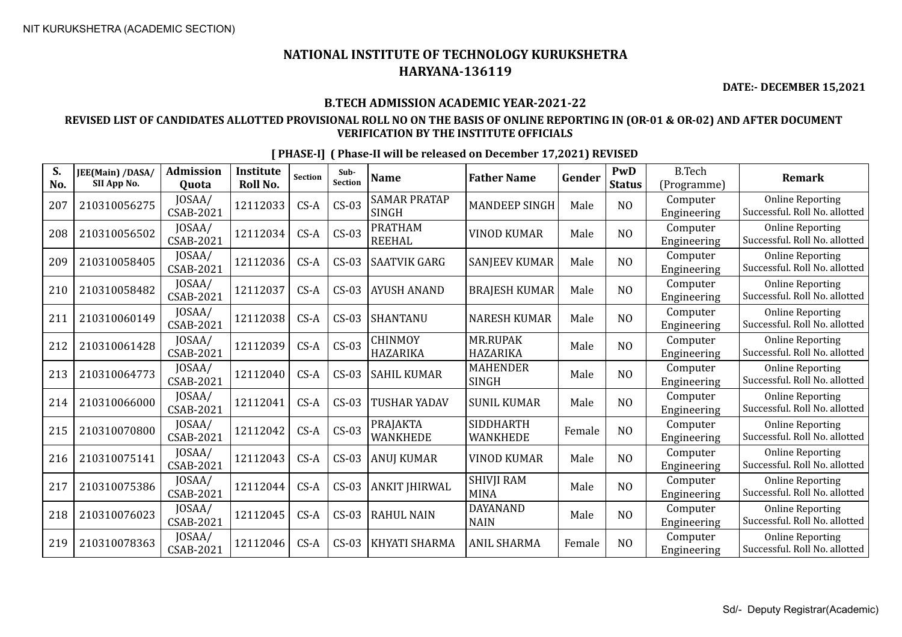NIT KURUKSHETRA (ACADEMIC SECTION)

# NATIONAL INSTITUTE OF TECHNOLOGY KURUKSHETRA
# HARYANA-136119

**DATE:- DECEMBER 15,2021**

## B.TECH ADMISSION ACADEMIC YEAR-2021-22

### REVISED LIST OF CANDIDATES ALLOTTED PROVISIONAL ROLL NO ON THE BASIS OF ONLINE REPORTING IN (OR-01 & OR-02) AND AFTER DOCUMENT VERIFICATION BY THE INSTITUTE OFFICIALS

**[ PHASE-I] ( Phase-II will be released on December 17,2021) REVISED**

| S. No. | JEE(Main) /DASA/ SII App No. | Admission Quota | Institute Roll No. | Section | Sub-Section | Name | Father Name | Gender | PwD Status | B.Tech (Programme) | Remark |
|---|---|---|---|---|---|---|---|---|---|---|---|
| 207 | 210310056275 | JOSAA/ CSAB-2021 | 12112033 | CS-A | CS-03 | SAMAR PRATAP SINGH | MANDEEP SINGH | Male | NO | Computer Engineering | Online Reporting Successful. Roll No. allotted |
| 208 | 210310056502 | JOSAA/ CSAB-2021 | 12112034 | CS-A | CS-03 | PRATHAM REEHAL | VINOD KUMAR | Male | NO | Computer Engineering | Online Reporting Successful. Roll No. allotted |
| 209 | 210310058405 | JOSAA/ CSAB-2021 | 12112036 | CS-A | CS-03 | SAATVIK GARG | SANJEEV KUMAR | Male | NO | Computer Engineering | Online Reporting Successful. Roll No. allotted |
| 210 | 210310058482 | JOSAA/ CSAB-2021 | 12112037 | CS-A | CS-03 | AYUSH ANAND | BRAJESH KUMAR | Male | NO | Computer Engineering | Online Reporting Successful. Roll No. allotted |
| 211 | 210310060149 | JOSAA/ CSAB-2021 | 12112038 | CS-A | CS-03 | SHANTANU | NARESH KUMAR | Male | NO | Computer Engineering | Online Reporting Successful. Roll No. allotted |
| 212 | 210310061428 | JOSAA/ CSAB-2021 | 12112039 | CS-A | CS-03 | CHINMOY HAZARIKA | MR.RUPAK HAZARIKA | Male | NO | Computer Engineering | Online Reporting Successful. Roll No. allotted |
| 213 | 210310064773 | JOSAA/ CSAB-2021 | 12112040 | CS-A | CS-03 | SAHIL KUMAR | MAHENDER SINGH | Male | NO | Computer Engineering | Online Reporting Successful. Roll No. allotted |
| 214 | 210310066000 | JOSAA/ CSAB-2021 | 12112041 | CS-A | CS-03 | TUSHAR YADAV | SUNIL KUMAR | Male | NO | Computer Engineering | Online Reporting Successful. Roll No. allotted |
| 215 | 210310070800 | JOSAA/ CSAB-2021 | 12112042 | CS-A | CS-03 | PRAJAKTA WANKHEDE | SIDDHARTH WANKHEDE | Female | NO | Computer Engineering | Online Reporting Successful. Roll No. allotted |
| 216 | 210310075141 | JOSAA/ CSAB-2021 | 12112043 | CS-A | CS-03 | ANUJ KUMAR | VINOD KUMAR | Male | NO | Computer Engineering | Online Reporting Successful. Roll No. allotted |
| 217 | 210310075386 | JOSAA/ CSAB-2021 | 12112044 | CS-A | CS-03 | ANKIT JHIRWAL | SHIVJI RAM MINA | Male | NO | Computer Engineering | Online Reporting Successful. Roll No. allotted |
| 218 | 210310076023 | JOSAA/ CSAB-2021 | 12112045 | CS-A | CS-03 | RAHUL NAIN | DAYANAND NAIN | Male | NO | Computer Engineering | Online Reporting Successful. Roll No. allotted |
| 219 | 210310078363 | JOSAA/ CSAB-2021 | 12112046 | CS-A | CS-03 | KHYATI SHARMA | ANIL SHARMA | Female | NO | Computer Engineering | Online Reporting Successful. Roll No. allotted |

Sd/- Deputy Registrar(Academic)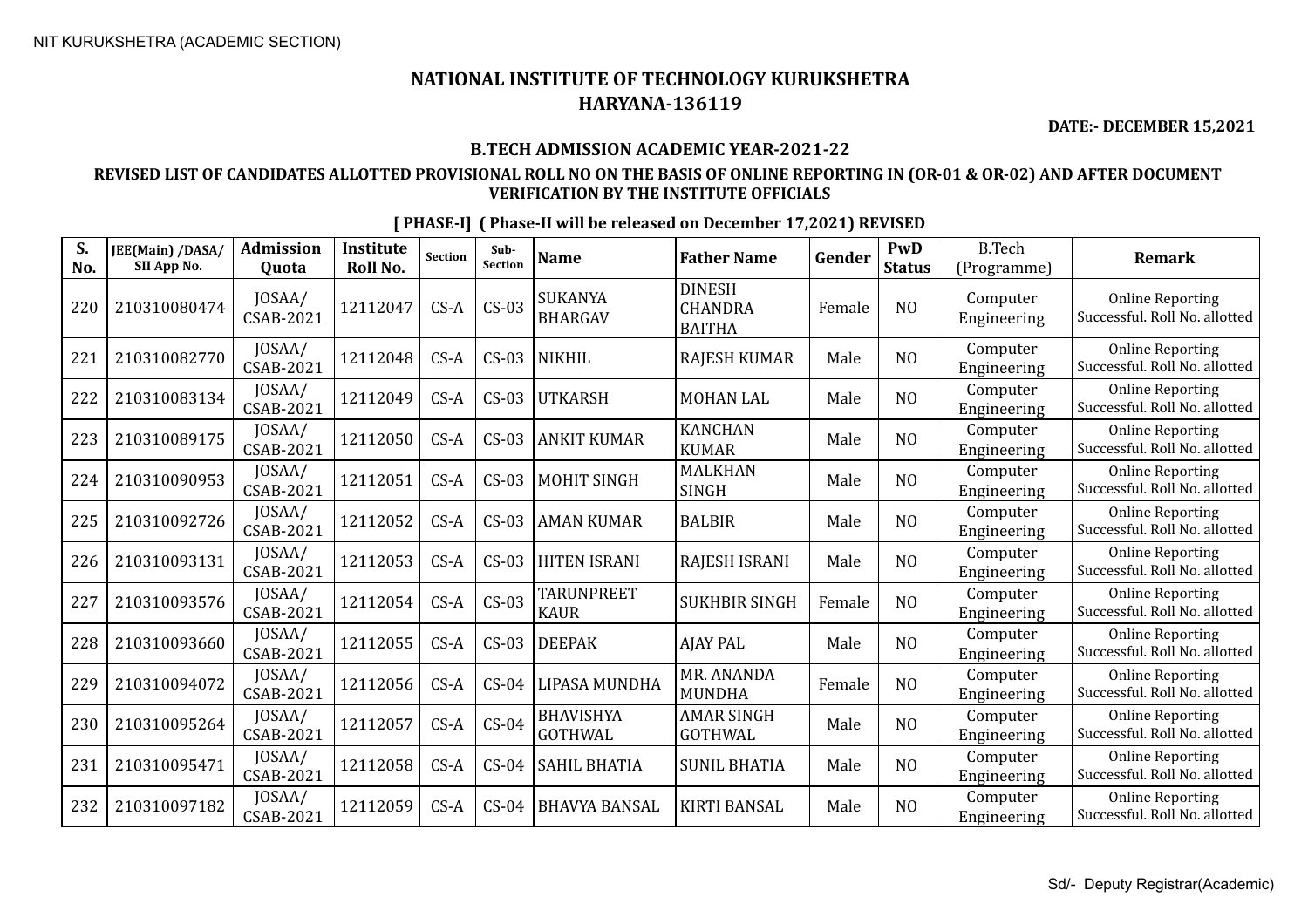NIT KURUKSHETRA (ACADEMIC SECTION)

# NATIONAL INSTITUTE OF TECHNOLOGY KURUKSHETRA
## HARYANA-136119

**DATE:- DECEMBER 15,2021**

### B.TECH ADMISSION ACADEMIC YEAR-2021-22

### REVISED LIST OF CANDIDATES ALLOTTED PROVISIONAL ROLL NO ON THE BASIS OF ONLINE REPORTING IN (OR-01 & OR-02) AND AFTER DOCUMENT VERIFICATION BY THE INSTITUTE OFFICIALS

**[ PHASE-I] ( Phase-II will be released on December 17,2021) REVISED**

| S. No. | JEE(Main) /DASA/ SII App No. | Admission Quota | Institute Roll No. | Section | Sub-Section | Name | Father Name | Gender | PwD Status | B.Tech (Programme) | Remark |
|---|---|---|---|---|---|---|---|---|---|---|---|
| 220 | 210310080474 | JOSAA/ CSAB-2021 | 12112047 | CS-A | CS-03 | SUKANYA BHARGAV | DINESH CHANDRA BAITHA | Female | NO | Computer Engineering | Online Reporting Successful. Roll No. allotted |
| 221 | 210310082770 | JOSAA/ CSAB-2021 | 12112048 | CS-A | CS-03 | NIKHIL | RAJESH KUMAR | Male | NO | Computer Engineering | Online Reporting Successful. Roll No. allotted |
| 222 | 210310083134 | JOSAA/ CSAB-2021 | 12112049 | CS-A | CS-03 | UTKARSH | MOHAN LAL | Male | NO | Computer Engineering | Online Reporting Successful. Roll No. allotted |
| 223 | 210310089175 | JOSAA/ CSAB-2021 | 12112050 | CS-A | CS-03 | ANKIT KUMAR | KANCHAN KUMAR | Male | NO | Computer Engineering | Online Reporting Successful. Roll No. allotted |
| 224 | 210310090953 | JOSAA/ CSAB-2021 | 12112051 | CS-A | CS-03 | MOHIT SINGH | MALKHAN SINGH | Male | NO | Computer Engineering | Online Reporting Successful. Roll No. allotted |
| 225 | 210310092726 | JOSAA/ CSAB-2021 | 12112052 | CS-A | CS-03 | AMAN KUMAR | BALBIR | Male | NO | Computer Engineering | Online Reporting Successful. Roll No. allotted |
| 226 | 210310093131 | JOSAA/ CSAB-2021 | 12112053 | CS-A | CS-03 | HITEN ISRANI | RAJESH ISRANI | Male | NO | Computer Engineering | Online Reporting Successful. Roll No. allotted |
| 227 | 210310093576 | JOSAA/ CSAB-2021 | 12112054 | CS-A | CS-03 | TARUNPREET KAUR | SUKHBIR SINGH | Female | NO | Computer Engineering | Online Reporting Successful. Roll No. allotted |
| 228 | 210310093660 | JOSAA/ CSAB-2021 | 12112055 | CS-A | CS-03 | DEEPAK | AJAY PAL | Male | NO | Computer Engineering | Online Reporting Successful. Roll No. allotted |
| 229 | 210310094072 | JOSAA/ CSAB-2021 | 12112056 | CS-A | CS-04 | LIPASA MUNDHA | MR. ANANDA MUNDHA | Female | NO | Computer Engineering | Online Reporting Successful. Roll No. allotted |
| 230 | 210310095264 | JOSAA/ CSAB-2021 | 12112057 | CS-A | CS-04 | BHAVISHYA GOTHWAL | AMAR SINGH GOTHWAL | Male | NO | Computer Engineering | Online Reporting Successful. Roll No. allotted |
| 231 | 210310095471 | JOSAA/ CSAB-2021 | 12112058 | CS-A | CS-04 | SAHIL BHATIA | SUNIL BHATIA | Male | NO | Computer Engineering | Online Reporting Successful. Roll No. allotted |
| 232 | 210310097182 | JOSAA/ CSAB-2021 | 12112059 | CS-A | CS-04 | BHAVYA BANSAL | KIRTI BANSAL | Male | NO | Computer Engineering | Online Reporting Successful. Roll No. allotted |

Sd/- Deputy Registrar(Academic)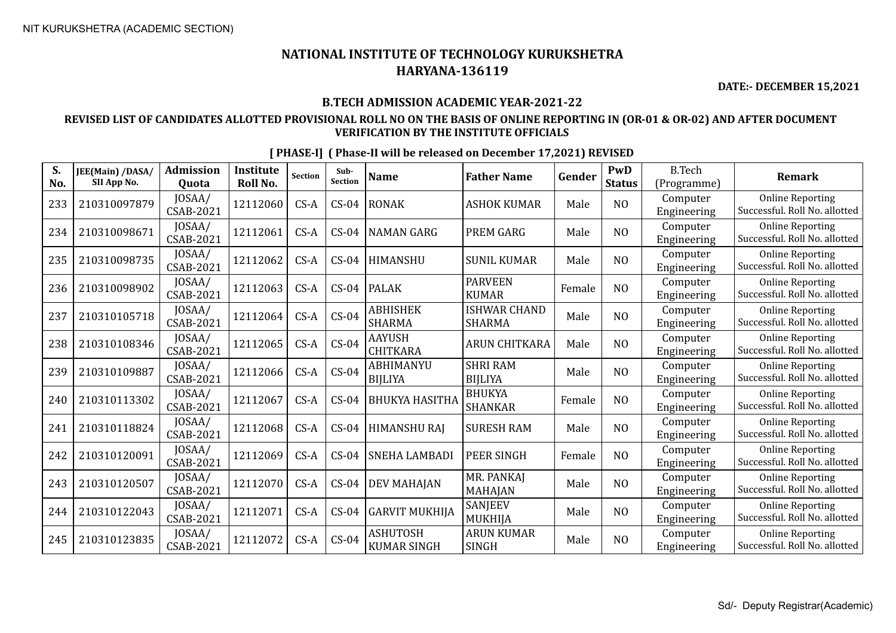# NATIONAL INSTITUTE OF TECHNOLOGY KURUKSHETRA
# HARYANA-136119

**DATE:- DECEMBER 15,2021**

### B.TECH ADMISSION ACADEMIC YEAR-2021-22

### REVISED LIST OF CANDIDATES ALLOTTED PROVISIONAL ROLL NO ON THE BASIS OF ONLINE REPORTING IN (OR-01 & OR-02) AND AFTER DOCUMENT VERIFICATION BY THE INSTITUTE OFFICIALS

**[ PHASE-I] ( Phase-II will be released on December 17,2021) REVISED**

| S. No. | JEE(Main) /DASA/ SII App No. | Admission Quota | Institute Roll No. | Section | Sub-Section | Name | Father Name | Gender | PwD Status | B.Tech (Programme) | Remark |
|---|---|---|---|---|---|---|---|---|---|---|---|
| 233 | 210310097879 | JOSAA/ CSAB-2021 | 12112060 | CS-A | CS-04 | RONAK | ASHOK KUMAR | Male | NO | Computer Engineering | Online Reporting Successful. Roll No. allotted |
| 234 | 210310098671 | JOSAA/ CSAB-2021 | 12112061 | CS-A | CS-04 | NAMAN GARG | PREM GARG | Male | NO | Computer Engineering | Online Reporting Successful. Roll No. allotted |
| 235 | 210310098735 | JOSAA/ CSAB-2021 | 12112062 | CS-A | CS-04 | HIMANSHU | SUNIL KUMAR | Male | NO | Computer Engineering | Online Reporting Successful. Roll No. allotted |
| 236 | 210310098902 | JOSAA/ CSAB-2021 | 12112063 | CS-A | CS-04 | PALAK | PARVEEN KUMAR | Female | NO | Computer Engineering | Online Reporting Successful. Roll No. allotted |
| 237 | 210310105718 | JOSAA/ CSAB-2021 | 12112064 | CS-A | CS-04 | ABHISHEK SHARMA | ISHWAR CHAND SHARMA | Male | NO | Computer Engineering | Online Reporting Successful. Roll No. allotted |
| 238 | 210310108346 | JOSAA/ CSAB-2021 | 12112065 | CS-A | CS-04 | AAYUSH CHITKARA | ARUN CHITKARA | Male | NO | Computer Engineering | Online Reporting Successful. Roll No. allotted |
| 239 | 210310109887 | JOSAA/ CSAB-2021 | 12112066 | CS-A | CS-04 | ABHIMANYU BIJLIYA | SHRI RAM BIJLIYA | Male | NO | Computer Engineering | Online Reporting Successful. Roll No. allotted |
| 240 | 210310113302 | JOSAA/ CSAB-2021 | 12112067 | CS-A | CS-04 | BHUKYA HASITHA | BHUKYA SHANKAR | Female | NO | Computer Engineering | Online Reporting Successful. Roll No. allotted |
| 241 | 210310118824 | JOSAA/ CSAB-2021 | 12112068 | CS-A | CS-04 | HIMANSHU RAJ | SURESH RAM | Male | NO | Computer Engineering | Online Reporting Successful. Roll No. allotted |
| 242 | 210310120091 | JOSAA/ CSAB-2021 | 12112069 | CS-A | CS-04 | SNEHA LAMBADI | PEER SINGH | Female | NO | Computer Engineering | Online Reporting Successful. Roll No. allotted |
| 243 | 210310120507 | JOSAA/ CSAB-2021 | 12112070 | CS-A | CS-04 | DEV MAHAJAN | MR. PANKAJ MAHAJAN | Male | NO | Computer Engineering | Online Reporting Successful. Roll No. allotted |
| 244 | 210310122043 | JOSAA/ CSAB-2021 | 12112071 | CS-A | CS-04 | GARVIT MUKHIJA | SANJEEV MUKHIJA | Male | NO | Computer Engineering | Online Reporting Successful. Roll No. allotted |
| 245 | 210310123835 | JOSAA/ CSAB-2021 | 12112072 | CS-A | CS-04 | ASHUTOSH KUMAR SINGH | ARUN KUMAR SINGH | Male | NO | Computer Engineering | Online Reporting Successful. Roll No. allotted |

Sd/- Deputy Registrar(Academic)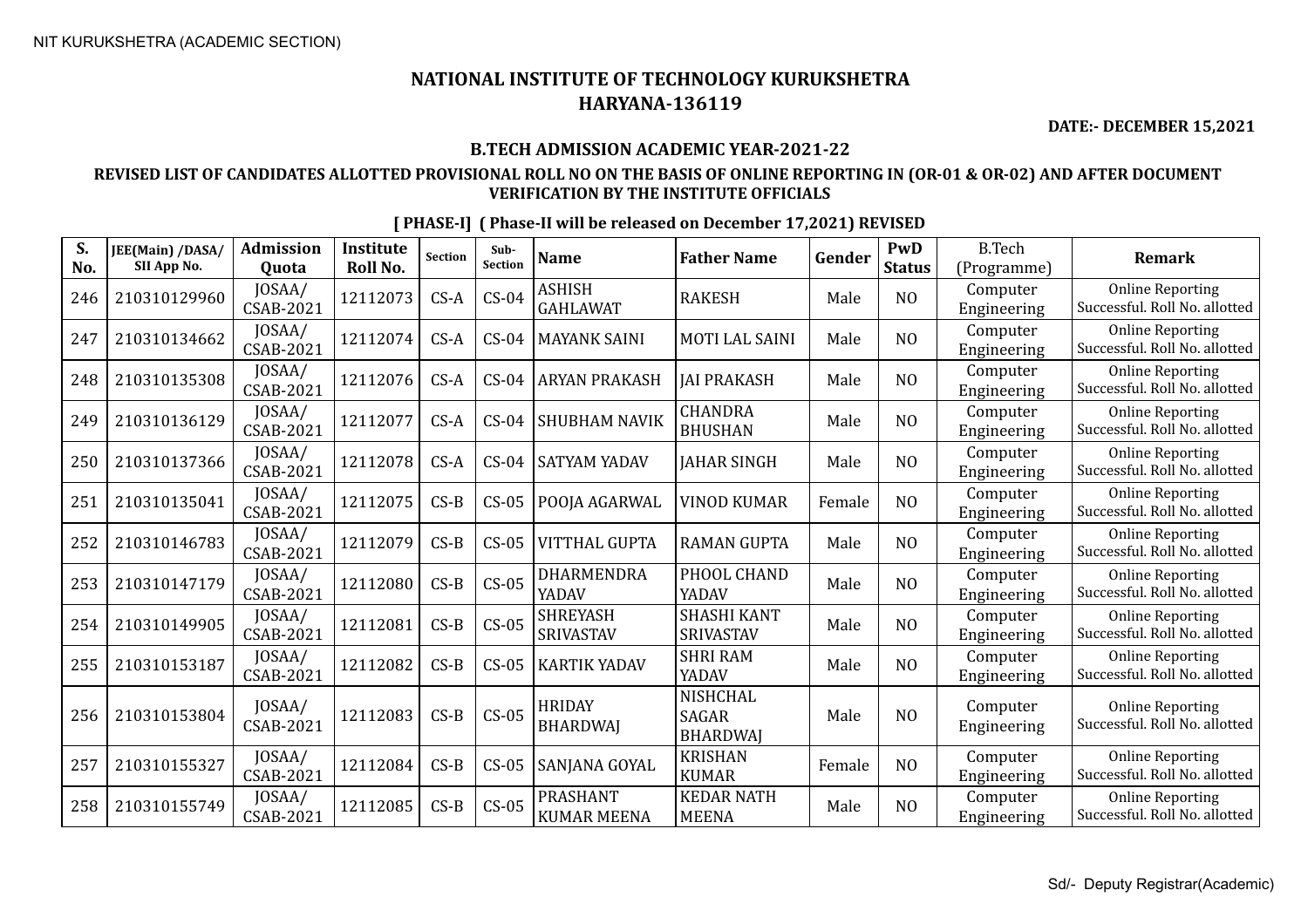NIT KURUKSHETRA (ACADEMIC SECTION)

# NATIONAL INSTITUTE OF TECHNOLOGY KURUKSHETRA
# HARYANA-136119

**DATE:- DECEMBER 15,2021**

## B.TECH ADMISSION ACADEMIC YEAR-2021-22

### REVISED LIST OF CANDIDATES ALLOTTED PROVISIONAL ROLL NO ON THE BASIS OF ONLINE REPORTING IN (OR-01 & OR-02) AND AFTER DOCUMENT VERIFICATION BY THE INSTITUTE OFFICIALS

**[ PHASE-I] ( Phase-II will be released on December 17,2021) REVISED**

| S. No. | JEE(Main) /DASA/ SII App No. | Admission Quota | Institute Roll No. | Section | Sub-Section | Name | Father Name | Gender | PwD Status | B.Tech (Programme) | Remark |
|---|---|---|---|---|---|---|---|---|---|---|---|
| 246 | 210310129960 | JOSAA/ CSAB-2021 | 12112073 | CS-A | CS-04 | ASHISH GAHLAWAT | RAKESH | Male | NO | Computer Engineering | Online Reporting Successful. Roll No. allotted |
| 247 | 210310134662 | JOSAA/ CSAB-2021 | 12112074 | CS-A | CS-04 | MAYANK SAINI | MOTI LAL SAINI | Male | NO | Computer Engineering | Online Reporting Successful. Roll No. allotted |
| 248 | 210310135308 | JOSAA/ CSAB-2021 | 12112076 | CS-A | CS-04 | ARYAN PRAKASH | JAI PRAKASH | Male | NO | Computer Engineering | Online Reporting Successful. Roll No. allotted |
| 249 | 210310136129 | JOSAA/ CSAB-2021 | 12112077 | CS-A | CS-04 | SHUBHAM NAVIK | CHANDRA BHUSHAN | Male | NO | Computer Engineering | Online Reporting Successful. Roll No. allotted |
| 250 | 210310137366 | JOSAA/ CSAB-2021 | 12112078 | CS-A | CS-04 | SATYAM YADAV | JAHAR SINGH | Male | NO | Computer Engineering | Online Reporting Successful. Roll No. allotted |
| 251 | 210310135041 | JOSAA/ CSAB-2021 | 12112075 | CS-B | CS-05 | POOJA AGARWAL | VINOD KUMAR | Female | NO | Computer Engineering | Online Reporting Successful. Roll No. allotted |
| 252 | 210310146783 | JOSAA/ CSAB-2021 | 12112079 | CS-B | CS-05 | VITTHAL GUPTA | RAMAN GUPTA | Male | NO | Computer Engineering | Online Reporting Successful. Roll No. allotted |
| 253 | 210310147179 | JOSAA/ CSAB-2021 | 12112080 | CS-B | CS-05 | DHARMENDRA YADAV | PHOOL CHAND YADAV | Male | NO | Computer Engineering | Online Reporting Successful. Roll No. allotted |
| 254 | 210310149905 | JOSAA/ CSAB-2021 | 12112081 | CS-B | CS-05 | SHREYASH SRIVASTAV | SHASHI KANT SRIVASTAV | Male | NO | Computer Engineering | Online Reporting Successful. Roll No. allotted |
| 255 | 210310153187 | JOSAA/ CSAB-2021 | 12112082 | CS-B | CS-05 | KARTIK YADAV | SHRI RAM YADAV | Male | NO | Computer Engineering | Online Reporting Successful. Roll No. allotted |
| 256 | 210310153804 | JOSAA/ CSAB-2021 | 12112083 | CS-B | CS-05 | HRIDAY BHARDWAJ | NISHCHAL SAGAR BHARDWAJ | Male | NO | Computer Engineering | Online Reporting Successful. Roll No. allotted |
| 257 | 210310155327 | JOSAA/ CSAB-2021 | 12112084 | CS-B | CS-05 | SANJANA GOYAL | KRISHAN KUMAR | Female | NO | Computer Engineering | Online Reporting Successful. Roll No. allotted |
| 258 | 210310155749 | JOSAA/ CSAB-2021 | 12112085 | CS-B | CS-05 | PRASHANT KUMAR MEENA | KEDAR NATH MEENA | Male | NO | Computer Engineering | Online Reporting Successful. Roll No. allotted |

Sd/- Deputy Registrar(Academic)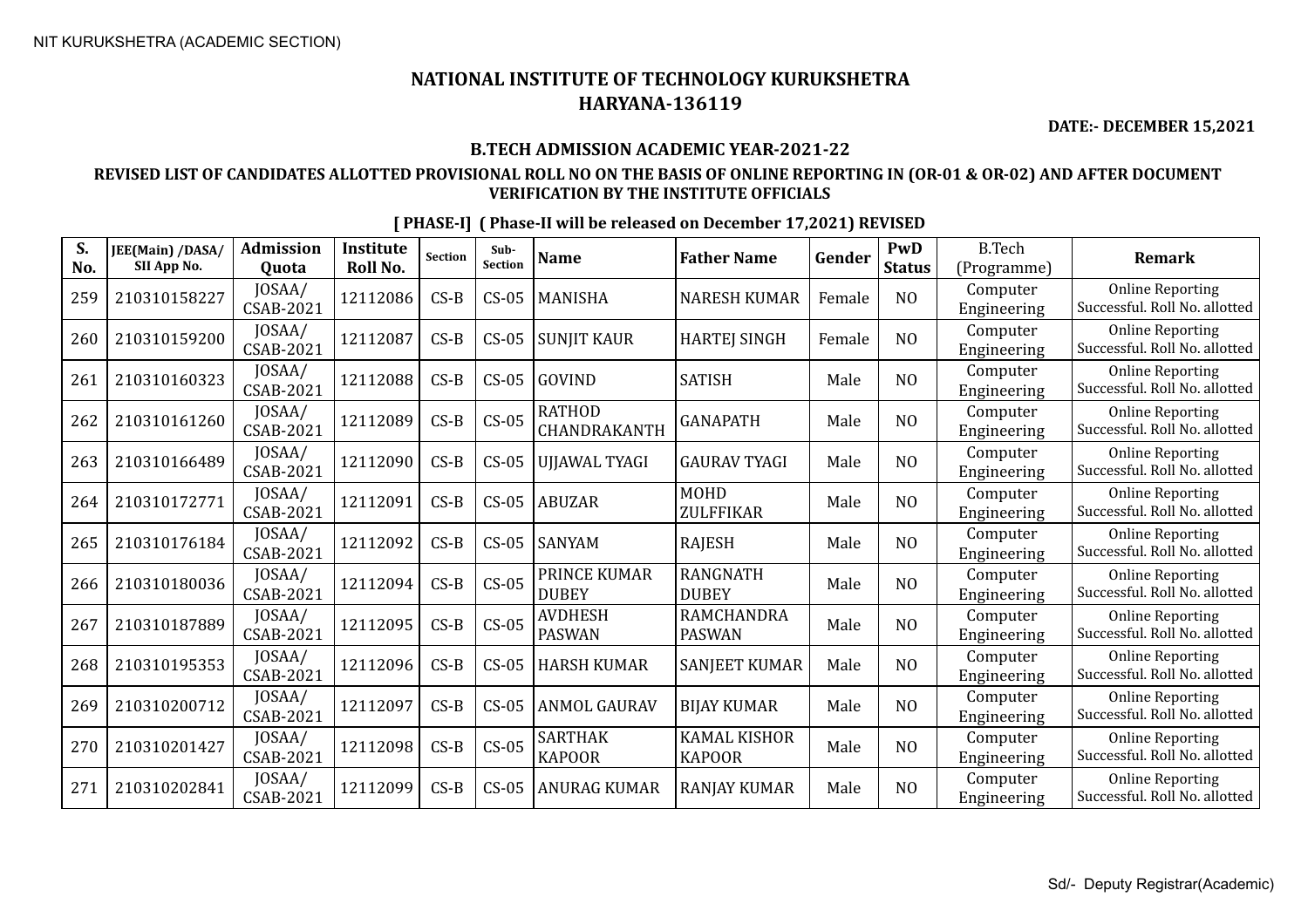# NATIONAL INSTITUTE OF TECHNOLOGY KURUKSHETRA
# HARYANA-136119

**DATE:- DECEMBER 15,2021**

### B.TECH ADMISSION ACADEMIC YEAR-2021-22

### REVISED LIST OF CANDIDATES ALLOTTED PROVISIONAL ROLL NO ON THE BASIS OF ONLINE REPORTING IN (OR-01 & OR-02) AND AFTER DOCUMENT VERIFICATION BY THE INSTITUTE OFFICIALS

**[ PHASE-I] ( Phase-II will be released on December 17,2021) REVISED**

| S. No. | JEE(Main) /DASA/ SII App No. | Admission Quota | Institute Roll No. | Section | Sub-Section | Name | Father Name | Gender | PwD Status | B.Tech (Programme) | Remark |
|---|---|---|---|---|---|---|---|---|---|---|---|
| 259 | 210310158227 | JOSAA/ CSAB-2021 | 12112086 | CS-B | CS-05 | MANISHA | NARESH KUMAR | Female | NO | Computer Engineering | Online Reporting Successful. Roll No. allotted |
| 260 | 210310159200 | JOSAA/ CSAB-2021 | 12112087 | CS-B | CS-05 | SUNJIT KAUR | HARTEJ SINGH | Female | NO | Computer Engineering | Online Reporting Successful. Roll No. allotted |
| 261 | 210310160323 | JOSAA/ CSAB-2021 | 12112088 | CS-B | CS-05 | GOVIND | SATISH | Male | NO | Computer Engineering | Online Reporting Successful. Roll No. allotted |
| 262 | 210310161260 | JOSAA/ CSAB-2021 | 12112089 | CS-B | CS-05 | RATHOD CHANDRAKANTH | GANAPATH | Male | NO | Computer Engineering | Online Reporting Successful. Roll No. allotted |
| 263 | 210310166489 | JOSAA/ CSAB-2021 | 12112090 | CS-B | CS-05 | UJJAWAL TYAGI | GAURAV TYAGI | Male | NO | Computer Engineering | Online Reporting Successful. Roll No. allotted |
| 264 | 210310172771 | JOSAA/ CSAB-2021 | 12112091 | CS-B | CS-05 | ABUZAR | MOHD ZULFFIKAR | Male | NO | Computer Engineering | Online Reporting Successful. Roll No. allotted |
| 265 | 210310176184 | JOSAA/ CSAB-2021 | 12112092 | CS-B | CS-05 | SANYAM | RAJESH | Male | NO | Computer Engineering | Online Reporting Successful. Roll No. allotted |
| 266 | 210310180036 | JOSAA/ CSAB-2021 | 12112094 | CS-B | CS-05 | PRINCE KUMAR DUBEY | RANGNATH DUBEY | Male | NO | Computer Engineering | Online Reporting Successful. Roll No. allotted |
| 267 | 210310187889 | JOSAA/ CSAB-2021 | 12112095 | CS-B | CS-05 | AVDHESH PASWAN | RAMCHANDRA PASWAN | Male | NO | Computer Engineering | Online Reporting Successful. Roll No. allotted |
| 268 | 210310195353 | JOSAA/ CSAB-2021 | 12112096 | CS-B | CS-05 | HARSH KUMAR | SANJEET KUMAR | Male | NO | Computer Engineering | Online Reporting Successful. Roll No. allotted |
| 269 | 210310200712 | JOSAA/ CSAB-2021 | 12112097 | CS-B | CS-05 | ANMOL GAURAV | BIJAY KUMAR | Male | NO | Computer Engineering | Online Reporting Successful. Roll No. allotted |
| 270 | 210310201427 | JOSAA/ CSAB-2021 | 12112098 | CS-B | CS-05 | SARTHAK KAPOOR | KAMAL KISHOR KAPOOR | Male | NO | Computer Engineering | Online Reporting Successful. Roll No. allotted |
| 271 | 210310202841 | JOSAA/ CSAB-2021 | 12112099 | CS-B | CS-05 | ANURAG KUMAR | RANJAY KUMAR | Male | NO | Computer Engineering | Online Reporting Successful. Roll No. allotted |

Sd/- Deputy Registrar(Academic)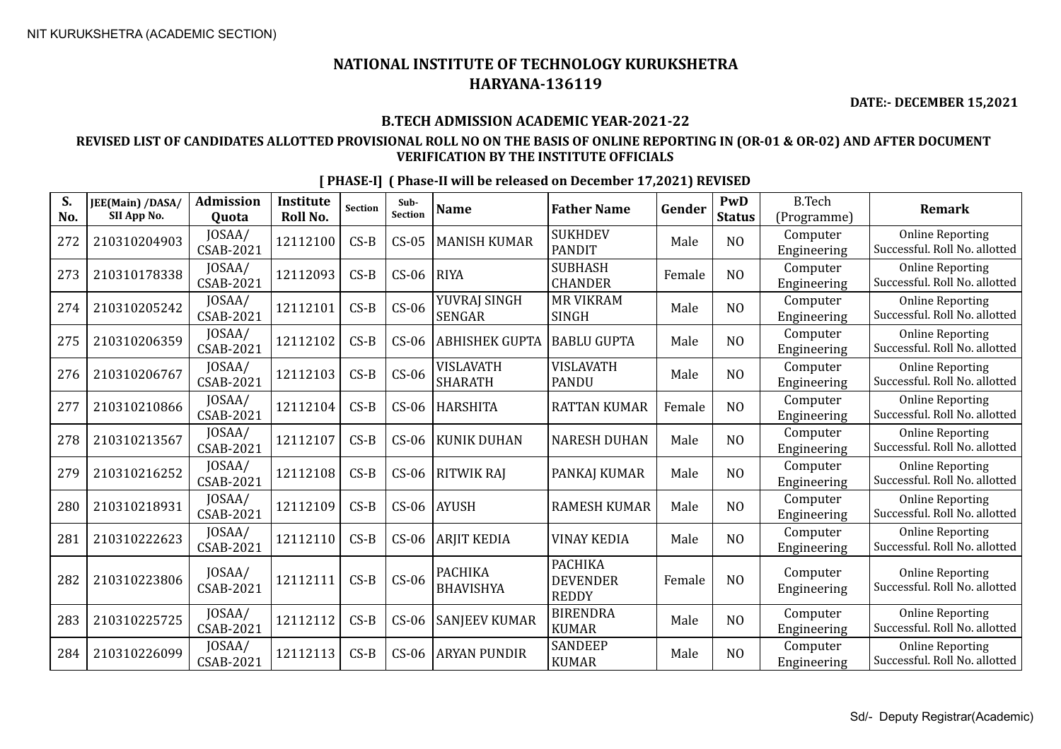NIT KURUKSHETRA (ACADEMIC SECTION)

# NATIONAL INSTITUTE OF TECHNOLOGY KURUKSHETRA
## HARYANA-136119

**DATE:- DECEMBER 15,2021**

### B.TECH ADMISSION ACADEMIC YEAR-2021-22

### REVISED LIST OF CANDIDATES ALLOTTED PROVISIONAL ROLL NO ON THE BASIS OF ONLINE REPORTING IN (OR-01 & OR-02) AND AFTER DOCUMENT VERIFICATION BY THE INSTITUTE OFFICIALS

**[ PHASE-I] ( Phase-II will be released on December 17,2021) REVISED**

| S. No. | JEE(Main) /DASA/ SII App No. | Admission Quota | Institute Roll No. | Section | Sub-Section | Name | Father Name | Gender | PwD Status | B.Tech (Programme) | Remark |
|---|---|---|---|---|---|---|---|---|---|---|---|
| 272 | 210310204903 | JOSAA/ CSAB-2021 | 12112100 | CS-B | CS-05 | MANISH KUMAR | SUKHDEV PANDIT | Male | NO | Computer Engineering | Online Reporting Successful. Roll No. allotted |
| 273 | 210310178338 | JOSAA/ CSAB-2021 | 12112093 | CS-B | CS-06 | RIYA | SUBHASH CHANDER | Female | NO | Computer Engineering | Online Reporting Successful. Roll No. allotted |
| 274 | 210310205242 | JOSAA/ CSAB-2021 | 12112101 | CS-B | CS-06 | YUVRAJ SINGH SENGAR | MR VIKRAM SINGH | Male | NO | Computer Engineering | Online Reporting Successful. Roll No. allotted |
| 275 | 210310206359 | JOSAA/ CSAB-2021 | 12112102 | CS-B | CS-06 | ABHISHEK GUPTA | BABLU GUPTA | Male | NO | Computer Engineering | Online Reporting Successful. Roll No. allotted |
| 276 | 210310206767 | JOSAA/ CSAB-2021 | 12112103 | CS-B | CS-06 | VISLAVATH SHARATH | VISLAVATH PANDU | Male | NO | Computer Engineering | Online Reporting Successful. Roll No. allotted |
| 277 | 210310210866 | JOSAA/ CSAB-2021 | 12112104 | CS-B | CS-06 | HARSHITA | RATTAN KUMAR | Female | NO | Computer Engineering | Online Reporting Successful. Roll No. allotted |
| 278 | 210310213567 | JOSAA/ CSAB-2021 | 12112107 | CS-B | CS-06 | KUNIK DUHAN | NARESH DUHAN | Male | NO | Computer Engineering | Online Reporting Successful. Roll No. allotted |
| 279 | 210310216252 | JOSAA/ CSAB-2021 | 12112108 | CS-B | CS-06 | RITWIK RAJ | PANKAJ KUMAR | Male | NO | Computer Engineering | Online Reporting Successful. Roll No. allotted |
| 280 | 210310218931 | JOSAA/ CSAB-2021 | 12112109 | CS-B | CS-06 | AYUSH | RAMESH KUMAR | Male | NO | Computer Engineering | Online Reporting Successful. Roll No. allotted |
| 281 | 210310222623 | JOSAA/ CSAB-2021 | 12112110 | CS-B | CS-06 | ARJIT KEDIA | VINAY KEDIA | Male | NO | Computer Engineering | Online Reporting Successful. Roll No. allotted |
| 282 | 210310223806 | JOSAA/ CSAB-2021 | 12112111 | CS-B | CS-06 | PACHIKA BHAVISHYA | PACHIKA DEVENDER REDDY | Female | NO | Computer Engineering | Online Reporting Successful. Roll No. allotted |
| 283 | 210310225725 | JOSAA/ CSAB-2021 | 12112112 | CS-B | CS-06 | SANJEEV KUMAR | BIRENDRA KUMAR | Male | NO | Computer Engineering | Online Reporting Successful. Roll No. allotted |
| 284 | 210310226099 | JOSAA/ CSAB-2021 | 12112113 | CS-B | CS-06 | ARYAN PUNDIR | SANDEEP KUMAR | Male | NO | Computer Engineering | Online Reporting Successful. Roll No. allotted |

Sd/- Deputy Registrar(Academic)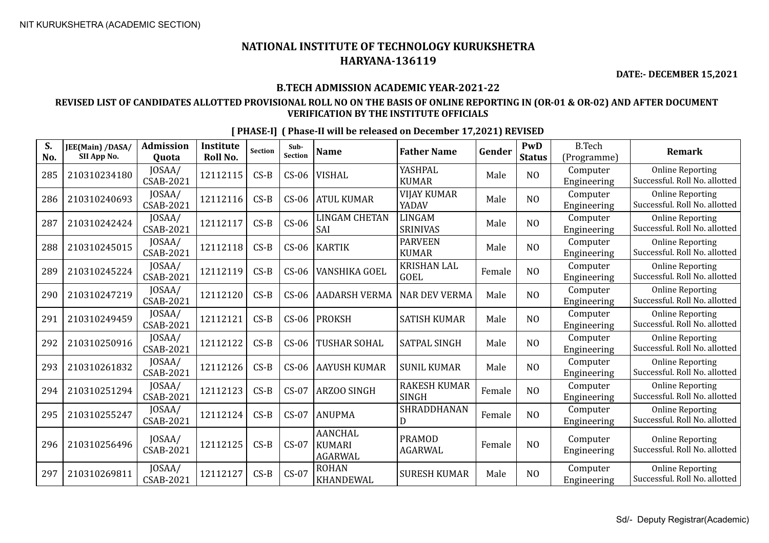NIT KURUKSHETRA (ACADEMIC SECTION)

# NATIONAL INSTITUTE OF TECHNOLOGY KURUKSHETRA
## HARYANA-136119

**DATE:- DECEMBER 15,2021**

### B.TECH ADMISSION ACADEMIC YEAR-2021-22

### REVISED LIST OF CANDIDATES ALLOTTED PROVISIONAL ROLL NO ON THE BASIS OF ONLINE REPORTING IN (OR-01 & OR-02) AND AFTER DOCUMENT VERIFICATION BY THE INSTITUTE OFFICIALS

**[ PHASE-I] ( Phase-II will be released on December 17,2021) REVISED**

| S. No. | JEE(Main) /DASA/ SII App No. | Admission Quota | Institute Roll No. | Section | Sub-Section | Name | Father Name | Gender | PwD Status | B.Tech (Programme) | Remark |
|---|---|---|---|---|---|---|---|---|---|---|---|
| 285 | 210310234180 | JOSAA/ CSAB-2021 | 12112115 | CS-B | CS-06 | VISHAL | YASHPAL KUMAR | Male | NO | Computer Engineering | Online Reporting Successful. Roll No. allotted |
| 286 | 210310240693 | JOSAA/ CSAB-2021 | 12112116 | CS-B | CS-06 | ATUL KUMAR | VIJAY KUMAR YADAV | Male | NO | Computer Engineering | Online Reporting Successful. Roll No. allotted |
| 287 | 210310242424 | JOSAA/ CSAB-2021 | 12112117 | CS-B | CS-06 | LINGAM CHETAN SAI | LINGAM SRINIVAS | Male | NO | Computer Engineering | Online Reporting Successful. Roll No. allotted |
| 288 | 210310245015 | JOSAA/ CSAB-2021 | 12112118 | CS-B | CS-06 | KARTIK | PARVEEN KUMAR | Male | NO | Computer Engineering | Online Reporting Successful. Roll No. allotted |
| 289 | 210310245224 | JOSAA/ CSAB-2021 | 12112119 | CS-B | CS-06 | VANSHIKA GOEL | KRISHAN LAL GOEL | Female | NO | Computer Engineering | Online Reporting Successful. Roll No. allotted |
| 290 | 210310247219 | JOSAA/ CSAB-2021 | 12112120 | CS-B | CS-06 | AADARSH VERMA | NAR DEV VERMA | Male | NO | Computer Engineering | Online Reporting Successful. Roll No. allotted |
| 291 | 210310249459 | JOSAA/ CSAB-2021 | 12112121 | CS-B | CS-06 | PROKSH | SATISH KUMAR | Male | NO | Computer Engineering | Online Reporting Successful. Roll No. allotted |
| 292 | 210310250916 | JOSAA/ CSAB-2021 | 12112122 | CS-B | CS-06 | TUSHAR SOHAL | SATPAL SINGH | Male | NO | Computer Engineering | Online Reporting Successful. Roll No. allotted |
| 293 | 210310261832 | JOSAA/ CSAB-2021 | 12112126 | CS-B | CS-06 | AAYUSH KUMAR | SUNIL KUMAR | Male | NO | Computer Engineering | Online Reporting Successful. Roll No. allotted |
| 294 | 210310251294 | JOSAA/ CSAB-2021 | 12112123 | CS-B | CS-07 | ARZOO SINGH | RAKESH KUMAR SINGH | Female | NO | Computer Engineering | Online Reporting Successful. Roll No. allotted |
| 295 | 210310255247 | JOSAA/ CSAB-2021 | 12112124 | CS-B | CS-07 | ANUPMA | SHRADDHANAN D | Female | NO | Computer Engineering | Online Reporting Successful. Roll No. allotted |
| 296 | 210310256496 | JOSAA/ CSAB-2021 | 12112125 | CS-B | CS-07 | AANCHAL KUMARI AGARWAL | PRAMOD AGARWAL | Female | NO | Computer Engineering | Online Reporting Successful. Roll No. allotted |
| 297 | 210310269811 | JOSAA/ CSAB-2021 | 12112127 | CS-B | CS-07 | ROHAN KHANDEWAL | SURESH KUMAR | Male | NO | Computer Engineering | Online Reporting Successful. Roll No. allotted |

Sd/- Deputy Registrar(Academic)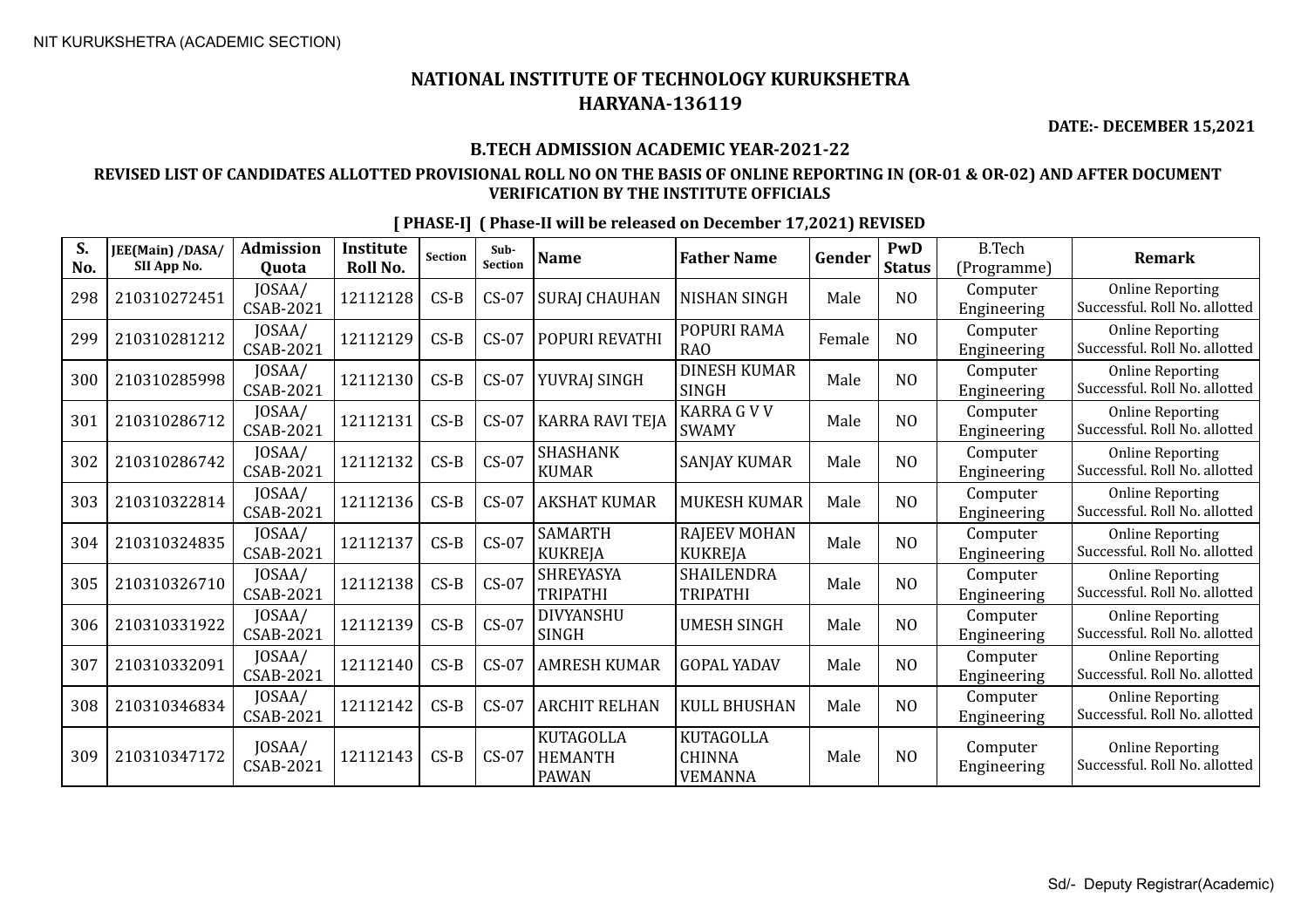NIT KURUKSHETRA (ACADEMIC SECTION)

# NATIONAL INSTITUTE OF TECHNOLOGY KURUKSHETRA
## HARYANA-136119

**DATE:- DECEMBER 15,2021**

### B.TECH ADMISSION ACADEMIC YEAR-2021-22

### REVISED LIST OF CANDIDATES ALLOTTED PROVISIONAL ROLL NO ON THE BASIS OF ONLINE REPORTING IN (OR-01 & OR-02) AND AFTER DOCUMENT VERIFICATION BY THE INSTITUTE OFFICIALS

**[ PHASE-I] ( Phase-II will be released on December 17,2021) REVISED**

| S. No. | JEE(Main) /DASA/ SII App No. | Admission Quota | Institute Roll No. | Section | Sub-Section | Name | Father Name | Gender | PwD Status | B.Tech (Programme) | Remark |
|---|---|---|---|---|---|---|---|---|---|---|---|
| 298 | 210310272451 | JOSAA/ CSAB-2021 | 12112128 | CS-B | CS-07 | SURAJ CHAUHAN | NISHAN SINGH | Male | NO | Computer Engineering | Online Reporting Successful. Roll No. allotted |
| 299 | 210310281212 | JOSAA/ CSAB-2021 | 12112129 | CS-B | CS-07 | POPURI REVATHI | POPURI RAMA RAO | Female | NO | Computer Engineering | Online Reporting Successful. Roll No. allotted |
| 300 | 210310285998 | JOSAA/ CSAB-2021 | 12112130 | CS-B | CS-07 | YUVRAJ SINGH | DINESH KUMAR SINGH | Male | NO | Computer Engineering | Online Reporting Successful. Roll No. allotted |
| 301 | 210310286712 | JOSAA/ CSAB-2021 | 12112131 | CS-B | CS-07 | KARRA RAVI TEJA | KARRA G V V SWAMY | Male | NO | Computer Engineering | Online Reporting Successful. Roll No. allotted |
| 302 | 210310286742 | JOSAA/ CSAB-2021 | 12112132 | CS-B | CS-07 | SHASHANK KUMAR | SANJAY KUMAR | Male | NO | Computer Engineering | Online Reporting Successful. Roll No. allotted |
| 303 | 210310322814 | JOSAA/ CSAB-2021 | 12112136 | CS-B | CS-07 | AKSHAT KUMAR | MUKESH KUMAR | Male | NO | Computer Engineering | Online Reporting Successful. Roll No. allotted |
| 304 | 210310324835 | JOSAA/ CSAB-2021 | 12112137 | CS-B | CS-07 | SAMARTH KUKREJA | RAJEEV MOHAN KUKREJA | Male | NO | Computer Engineering | Online Reporting Successful. Roll No. allotted |
| 305 | 210310326710 | JOSAA/ CSAB-2021 | 12112138 | CS-B | CS-07 | SHREYASYA TRIPATHI | SHAILENDRA TRIPATHI | Male | NO | Computer Engineering | Online Reporting Successful. Roll No. allotted |
| 306 | 210310331922 | JOSAA/ CSAB-2021 | 12112139 | CS-B | CS-07 | DIVYANSHU SINGH | UMESH SINGH | Male | NO | Computer Engineering | Online Reporting Successful. Roll No. allotted |
| 307 | 210310332091 | JOSAA/ CSAB-2021 | 12112140 | CS-B | CS-07 | AMRESH KUMAR | GOPAL YADAV | Male | NO | Computer Engineering | Online Reporting Successful. Roll No. allotted |
| 308 | 210310346834 | JOSAA/ CSAB-2021 | 12112142 | CS-B | CS-07 | ARCHIT RELHAN | KULL BHUSHAN | Male | NO | Computer Engineering | Online Reporting Successful. Roll No. allotted |
| 309 | 210310347172 | JOSAA/ CSAB-2021 | 12112143 | CS-B | CS-07 | KUTAGOLLA HEMANTH PAWAN | KUTAGOLLA CHINNA VEMANNA | Male | NO | Computer Engineering | Online Reporting Successful. Roll No. allotted |

Sd/- Deputy Registrar(Academic)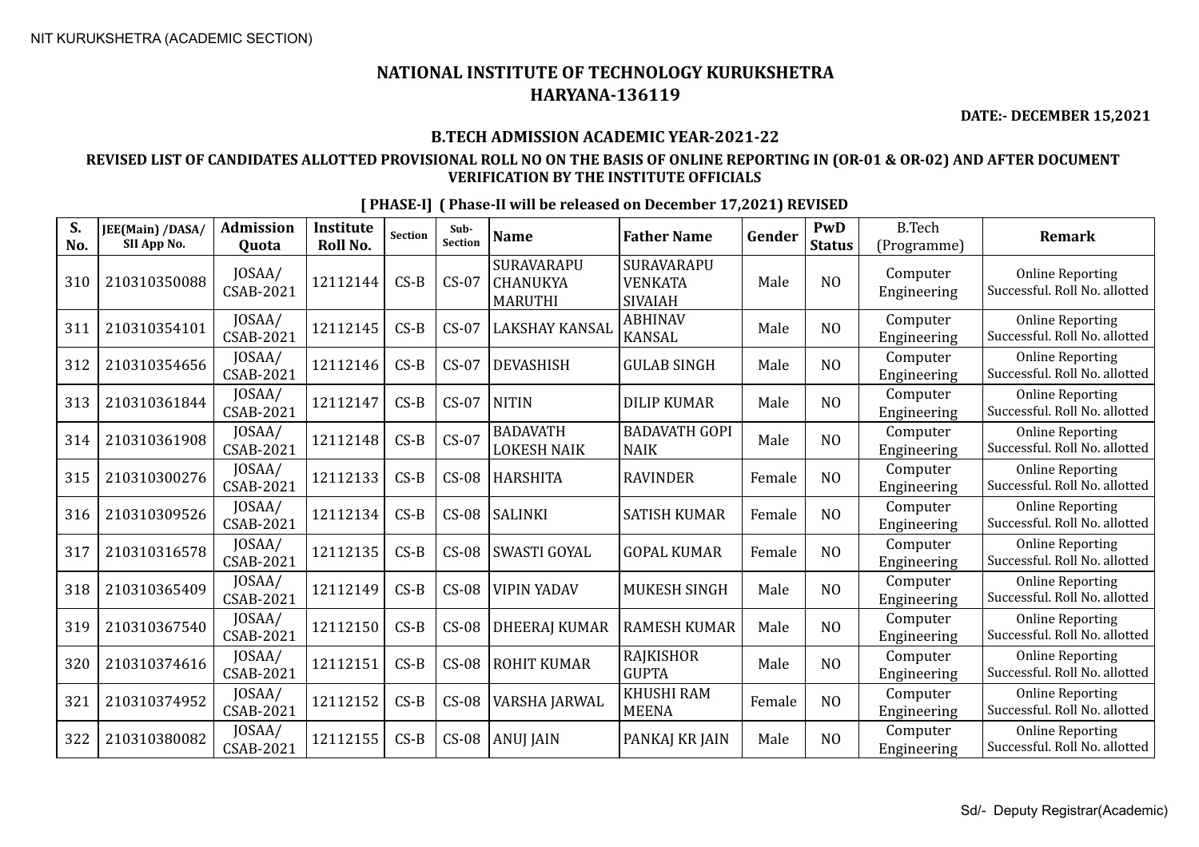NIT KURUKSHETRA (ACADEMIC SECTION)

# NATIONAL INSTITUTE OF TECHNOLOGY KURUKSHETRA
# HARYANA-136119

**DATE:- DECEMBER 15,2021**

### B.TECH ADMISSION ACADEMIC YEAR-2021-22

### REVISED LIST OF CANDIDATES ALLOTTED PROVISIONAL ROLL NO ON THE BASIS OF ONLINE REPORTING IN (OR-01 & OR-02) AND AFTER DOCUMENT VERIFICATION BY THE INSTITUTE OFFICIALS

**[ PHASE-I] ( Phase-II will be released on December 17,2021) REVISED**

| S. No. | JEE(Main) /DASA/ SII App No. | Admission Quota | Institute Roll No. | Section | Sub-Section | Name | Father Name | Gender | PwD Status | B.Tech (Programme) | Remark |
|---|---|---|---|---|---|---|---|---|---|---|---|
| 310 | 210310350088 | JOSAA/ CSAB-2021 | 12112144 | CS-B | CS-07 | SURAVARAPU CHANUKYA MARUTHI | SURAVARAPU VENKATA SIVAIAH | Male | NO | Computer Engineering | Online Reporting Successful. Roll No. allotted |
| 311 | 210310354101 | JOSAA/ CSAB-2021 | 12112145 | CS-B | CS-07 | LAKSHAY KANSAL | ABHINAV KANSAL | Male | NO | Computer Engineering | Online Reporting Successful. Roll No. allotted |
| 312 | 210310354656 | JOSAA/ CSAB-2021 | 12112146 | CS-B | CS-07 | DEVASHISH | GULAB SINGH | Male | NO | Computer Engineering | Online Reporting Successful. Roll No. allotted |
| 313 | 210310361844 | JOSAA/ CSAB-2021 | 12112147 | CS-B | CS-07 | NITIN | DILIP KUMAR | Male | NO | Computer Engineering | Online Reporting Successful. Roll No. allotted |
| 314 | 210310361908 | JOSAA/ CSAB-2021 | 12112148 | CS-B | CS-07 | BADAVATH LOKESH NAIK | BADAVATH GOPI NAIK | Male | NO | Computer Engineering | Online Reporting Successful. Roll No. allotted |
| 315 | 210310300276 | JOSAA/ CSAB-2021 | 12112133 | CS-B | CS-08 | HARSHITA | RAVINDER | Female | NO | Computer Engineering | Online Reporting Successful. Roll No. allotted |
| 316 | 210310309526 | JOSAA/ CSAB-2021 | 12112134 | CS-B | CS-08 | SALINKI | SATISH KUMAR | Female | NO | Computer Engineering | Online Reporting Successful. Roll No. allotted |
| 317 | 210310316578 | JOSAA/ CSAB-2021 | 12112135 | CS-B | CS-08 | SWASTI GOYAL | GOPAL KUMAR | Female | NO | Computer Engineering | Online Reporting Successful. Roll No. allotted |
| 318 | 210310365409 | JOSAA/ CSAB-2021 | 12112149 | CS-B | CS-08 | VIPIN YADAV | MUKESH SINGH | Male | NO | Computer Engineering | Online Reporting Successful. Roll No. allotted |
| 319 | 210310367540 | JOSAA/ CSAB-2021 | 12112150 | CS-B | CS-08 | DHEERAJ KUMAR | RAMESH KUMAR | Male | NO | Computer Engineering | Online Reporting Successful. Roll No. allotted |
| 320 | 210310374616 | JOSAA/ CSAB-2021 | 12112151 | CS-B | CS-08 | ROHIT KUMAR | RAJKISHOR GUPTA | Male | NO | Computer Engineering | Online Reporting Successful. Roll No. allotted |
| 321 | 210310374952 | JOSAA/ CSAB-2021 | 12112152 | CS-B | CS-08 | VARSHA JARWAL | KHUSHI RAM MEENA | Female | NO | Computer Engineering | Online Reporting Successful. Roll No. allotted |
| 322 | 210310380082 | JOSAA/ CSAB-2021 | 12112155 | CS-B | CS-08 | ANUJ JAIN | PANKAJ KR JAIN | Male | NO | Computer Engineering | Online Reporting Successful. Roll No. allotted |

Sd/- Deputy Registrar(Academic)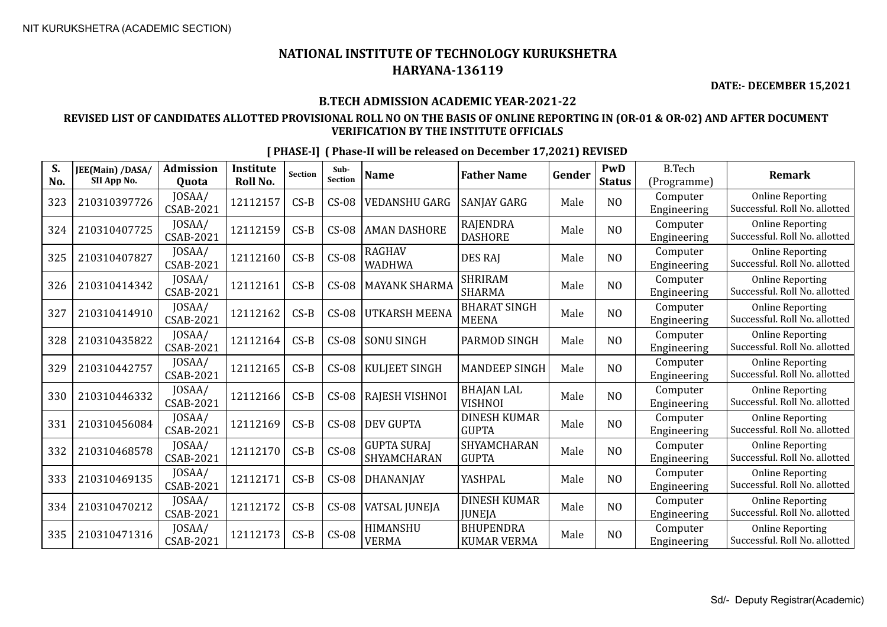# NATIONAL INSTITUTE OF TECHNOLOGY KURUKSHETRA
# HARYANA-136119

**DATE:- DECEMBER 15,2021**

### B.TECH ADMISSION ACADEMIC YEAR-2021-22

### REVISED LIST OF CANDIDATES ALLOTTED PROVISIONAL ROLL NO ON THE BASIS OF ONLINE REPORTING IN (OR-01 & OR-02) AND AFTER DOCUMENT VERIFICATION BY THE INSTITUTE OFFICIALS

**[ PHASE-I] ( Phase-II will be released on December 17,2021) REVISED**

| S. No. | JEE(Main) /DASA/ SII App No. | Admission Quota | Institute Roll No. | Section | Sub-Section | Name | Father Name | Gender | PwD Status | B.Tech (Programme) | Remark |
|---|---|---|---|---|---|---|---|---|---|---|---|
| 323 | 210310397726 | JOSAA/ CSAB-2021 | 12112157 | CS-B | CS-08 | VEDANSHU GARG | SANJAY GARG | Male | NO | Computer Engineering | Online Reporting Successful. Roll No. allotted |
| 324 | 210310407725 | JOSAA/ CSAB-2021 | 12112159 | CS-B | CS-08 | AMAN DASHORE | RAJENDRA DASHORE | Male | NO | Computer Engineering | Online Reporting Successful. Roll No. allotted |
| 325 | 210310407827 | JOSAA/ CSAB-2021 | 12112160 | CS-B | CS-08 | RAGHAV WADHWA | DES RAJ | Male | NO | Computer Engineering | Online Reporting Successful. Roll No. allotted |
| 326 | 210310414342 | JOSAA/ CSAB-2021 | 12112161 | CS-B | CS-08 | MAYANK SHARMA | SHRIRAM SHARMA | Male | NO | Computer Engineering | Online Reporting Successful. Roll No. allotted |
| 327 | 210310414910 | JOSAA/ CSAB-2021 | 12112162 | CS-B | CS-08 | UTKARSH MEENA | BHARAT SINGH MEENA | Male | NO | Computer Engineering | Online Reporting Successful. Roll No. allotted |
| 328 | 210310435822 | JOSAA/ CSAB-2021 | 12112164 | CS-B | CS-08 | SONU SINGH | PARMOD SINGH | Male | NO | Computer Engineering | Online Reporting Successful. Roll No. allotted |
| 329 | 210310442757 | JOSAA/ CSAB-2021 | 12112165 | CS-B | CS-08 | KULJEET SINGH | MANDEEP SINGH | Male | NO | Computer Engineering | Online Reporting Successful. Roll No. allotted |
| 330 | 210310446332 | JOSAA/ CSAB-2021 | 12112166 | CS-B | CS-08 | RAJESH VISHNOI | BHAJAN LAL VISHNOI | Male | NO | Computer Engineering | Online Reporting Successful. Roll No. allotted |
| 331 | 210310456084 | JOSAA/ CSAB-2021 | 12112169 | CS-B | CS-08 | DEV GUPTA | DINESH KUMAR GUPTA | Male | NO | Computer Engineering | Online Reporting Successful. Roll No. allotted |
| 332 | 210310468578 | JOSAA/ CSAB-2021 | 12112170 | CS-B | CS-08 | GUPTA SURAJ SHYAMCHARAN | SHYAMCHARAN GUPTA | Male | NO | Computer Engineering | Online Reporting Successful. Roll No. allotted |
| 333 | 210310469135 | JOSAA/ CSAB-2021 | 12112171 | CS-B | CS-08 | DHANANJAY | YASHPAL | Male | NO | Computer Engineering | Online Reporting Successful. Roll No. allotted |
| 334 | 210310470212 | JOSAA/ CSAB-2021 | 12112172 | CS-B | CS-08 | VATSAL JUNEJA | DINESH KUMAR JUNEJA | Male | NO | Computer Engineering | Online Reporting Successful. Roll No. allotted |
| 335 | 210310471316 | JOSAA/ CSAB-2021 | 12112173 | CS-B | CS-08 | HIMANSHU VERMA | BHUPENDRA KUMAR VERMA | Male | NO | Computer Engineering | Online Reporting Successful. Roll No. allotted |

Sd/- Deputy Registrar(Academic)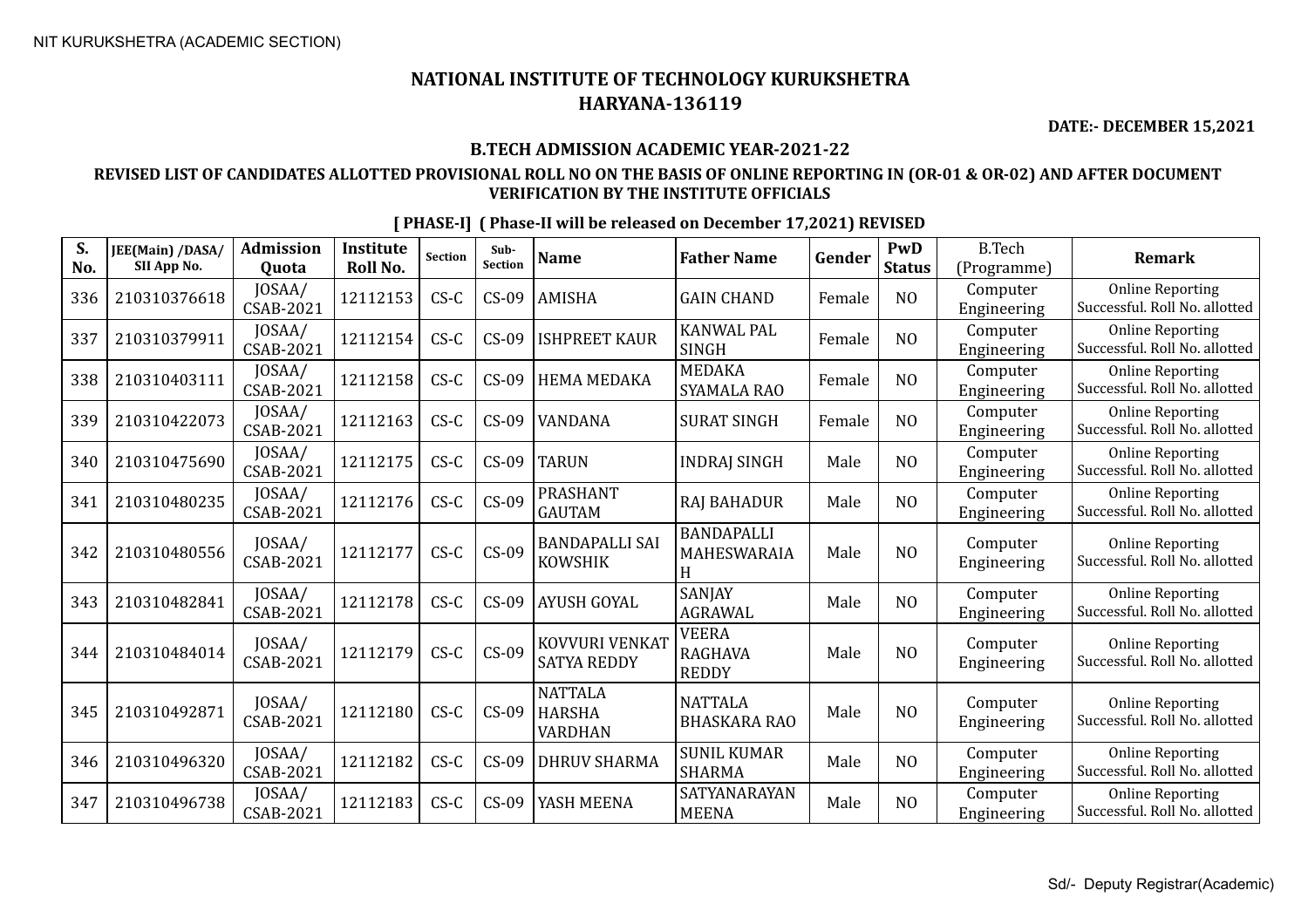NIT KURUKSHETRA (ACADEMIC SECTION)

# NATIONAL INSTITUTE OF TECHNOLOGY KURUKSHETRA
## HARYANA-136119

**DATE:- DECEMBER 15,2021**

### B.TECH ADMISSION ACADEMIC YEAR-2021-22

### REVISED LIST OF CANDIDATES ALLOTTED PROVISIONAL ROLL NO ON THE BASIS OF ONLINE REPORTING IN (OR-01 & OR-02) AND AFTER DOCUMENT VERIFICATION BY THE INSTITUTE OFFICIALS

**[ PHASE-I] ( Phase-II will be released on December 17,2021) REVISED**

| S. No. | JEE(Main) /DASA/ SII App No. | Admission Quota | Institute Roll No. | Section | Sub-Section | Name | Father Name | Gender | PwD Status | B.Tech (Programme) | Remark |
|---|---|---|---|---|---|---|---|---|---|---|---|
| 336 | 210310376618 | JOSAA/ CSAB-2021 | 12112153 | CS-C | CS-09 | AMISHA | GAIN CHAND | Female | NO | Computer Engineering | Online Reporting Successful. Roll No. allotted |
| 337 | 210310379911 | JOSAA/ CSAB-2021 | 12112154 | CS-C | CS-09 | ISHPREET KAUR | KANWAL PAL SINGH | Female | NO | Computer Engineering | Online Reporting Successful. Roll No. allotted |
| 338 | 210310403111 | JOSAA/ CSAB-2021 | 12112158 | CS-C | CS-09 | HEMA MEDAKA | MEDAKA SYAMALA RAO | Female | NO | Computer Engineering | Online Reporting Successful. Roll No. allotted |
| 339 | 210310422073 | JOSAA/ CSAB-2021 | 12112163 | CS-C | CS-09 | VANDANA | SURAT SINGH | Female | NO | Computer Engineering | Online Reporting Successful. Roll No. allotted |
| 340 | 210310475690 | JOSAA/ CSAB-2021 | 12112175 | CS-C | CS-09 | TARUN | INDRAJ SINGH | Male | NO | Computer Engineering | Online Reporting Successful. Roll No. allotted |
| 341 | 210310480235 | JOSAA/ CSAB-2021 | 12112176 | CS-C | CS-09 | PRASHANT GAUTAM | RAJ BAHADUR | Male | NO | Computer Engineering | Online Reporting Successful. Roll No. allotted |
| 342 | 210310480556 | JOSAA/ CSAB-2021 | 12112177 | CS-C | CS-09 | BANDAPALLI SAI KOWSHIK | BANDAPALLI MAHESWARAIA H | Male | NO | Computer Engineering | Online Reporting Successful. Roll No. allotted |
| 343 | 210310482841 | JOSAA/ CSAB-2021 | 12112178 | CS-C | CS-09 | AYUSH GOYAL | SANJAY AGRAWAL | Male | NO | Computer Engineering | Online Reporting Successful. Roll No. allotted |
| 344 | 210310484014 | JOSAA/ CSAB-2021 | 12112179 | CS-C | CS-09 | KOVVURI VENKAT SATYA REDDY | VEERA RAGHAVA REDDY | Male | NO | Computer Engineering | Online Reporting Successful. Roll No. allotted |
| 345 | 210310492871 | JOSAA/ CSAB-2021 | 12112180 | CS-C | CS-09 | NATTALA HARSHA VARDHAN | NATTALA BHASKARA RAO | Male | NO | Computer Engineering | Online Reporting Successful. Roll No. allotted |
| 346 | 210310496320 | JOSAA/ CSAB-2021 | 12112182 | CS-C | CS-09 | DHRUV SHARMA | SUNIL KUMAR SHARMA | Male | NO | Computer Engineering | Online Reporting Successful. Roll No. allotted |
| 347 | 210310496738 | JOSAA/ CSAB-2021 | 12112183 | CS-C | CS-09 | YASH MEENA | SATYANARAYAN MEENA | Male | NO | Computer Engineering | Online Reporting Successful. Roll No. allotted |

Sd/- Deputy Registrar(Academic)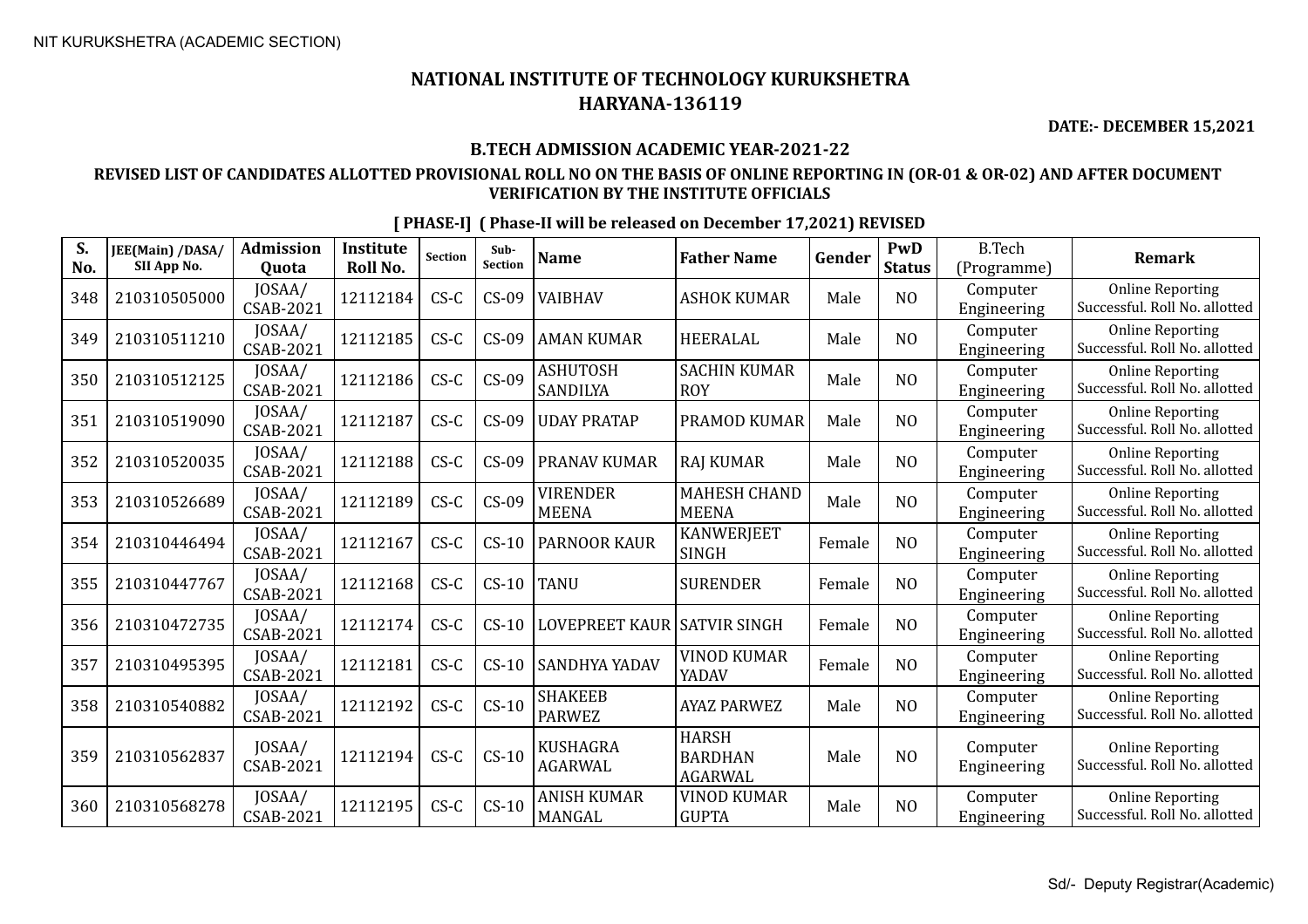NIT KURUKSHETRA (ACADEMIC SECTION)

# NATIONAL INSTITUTE OF TECHNOLOGY KURUKSHETRA
# HARYANA-136119

**DATE:- DECEMBER 15,2021**

## B.TECH ADMISSION ACADEMIC YEAR-2021-22

### REVISED LIST OF CANDIDATES ALLOTTED PROVISIONAL ROLL NO ON THE BASIS OF ONLINE REPORTING IN (OR-01 & OR-02) AND AFTER DOCUMENT VERIFICATION BY THE INSTITUTE OFFICIALS

**[ PHASE-I] ( Phase-II will be released on December 17,2021) REVISED**

| S. No. | JEE(Main) /DASA/ SII App No. | Admission Quota | Institute Roll No. | Section | Sub-Section | Name | Father Name | Gender | PwD Status | B.Tech (Programme) | Remark |
|---|---|---|---|---|---|---|---|---|---|---|---|
| 348 | 210310505000 | JOSAA/ CSAB-2021 | 12112184 | CS-C | CS-09 | VAIBHAV | ASHOK KUMAR | Male | NO | Computer Engineering | Online Reporting Successful. Roll No. allotted |
| 349 | 210310511210 | JOSAA/ CSAB-2021 | 12112185 | CS-C | CS-09 | AMAN KUMAR | HEERALAL | Male | NO | Computer Engineering | Online Reporting Successful. Roll No. allotted |
| 350 | 210310512125 | JOSAA/ CSAB-2021 | 12112186 | CS-C | CS-09 | ASHUTOSH SANDILYA | SACHIN KUMAR ROY | Male | NO | Computer Engineering | Online Reporting Successful. Roll No. allotted |
| 351 | 210310519090 | JOSAA/ CSAB-2021 | 12112187 | CS-C | CS-09 | UDAY PRATAP | PRAMOD KUMAR | Male | NO | Computer Engineering | Online Reporting Successful. Roll No. allotted |
| 352 | 210310520035 | JOSAA/ CSAB-2021 | 12112188 | CS-C | CS-09 | PRANAV KUMAR | RAJ KUMAR | Male | NO | Computer Engineering | Online Reporting Successful. Roll No. allotted |
| 353 | 210310526689 | JOSAA/ CSAB-2021 | 12112189 | CS-C | CS-09 | VIRENDER MEENA | MAHESH CHAND MEENA | Male | NO | Computer Engineering | Online Reporting Successful. Roll No. allotted |
| 354 | 210310446494 | JOSAA/ CSAB-2021 | 12112167 | CS-C | CS-10 | PARNOOR KAUR | KANWERJEET SINGH | Female | NO | Computer Engineering | Online Reporting Successful. Roll No. allotted |
| 355 | 210310447767 | JOSAA/ CSAB-2021 | 12112168 | CS-C | CS-10 | TANU | SURENDER | Female | NO | Computer Engineering | Online Reporting Successful. Roll No. allotted |
| 356 | 210310472735 | JOSAA/ CSAB-2021 | 12112174 | CS-C | CS-10 | LOVEPREET KAUR | SATVIR SINGH | Female | NO | Computer Engineering | Online Reporting Successful. Roll No. allotted |
| 357 | 210310495395 | JOSAA/ CSAB-2021 | 12112181 | CS-C | CS-10 | SANDHYA YADAV | VINOD KUMAR YADAV | Female | NO | Computer Engineering | Online Reporting Successful. Roll No. allotted |
| 358 | 210310540882 | JOSAA/ CSAB-2021 | 12112192 | CS-C | CS-10 | SHAKEEB PARWEZ | AYAZ PARWEZ | Male | NO | Computer Engineering | Online Reporting Successful. Roll No. allotted |
| 359 | 210310562837 | JOSAA/ CSAB-2021 | 12112194 | CS-C | CS-10 | KUSHAGRA AGARWAL | HARSH BARDHAN AGARWAL | Male | NO | Computer Engineering | Online Reporting Successful. Roll No. allotted |
| 360 | 210310568278 | JOSAA/ CSAB-2021 | 12112195 | CS-C | CS-10 | ANISH KUMAR MANGAL | VINOD KUMAR GUPTA | Male | NO | Computer Engineering | Online Reporting Successful. Roll No. allotted |

Sd/- Deputy Registrar(Academic)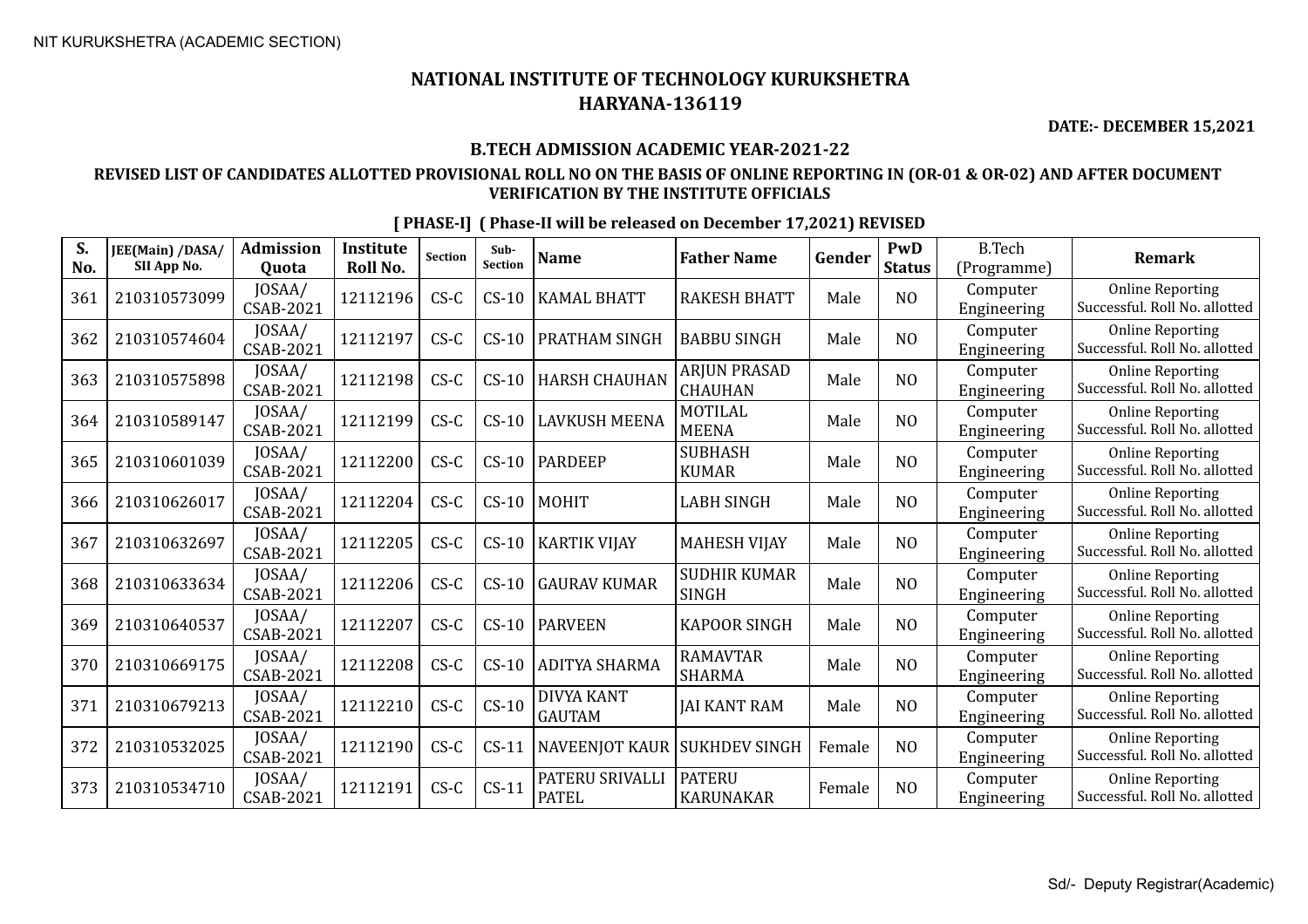NIT KURUKSHETRA (ACADEMIC SECTION)

# NATIONAL INSTITUTE OF TECHNOLOGY KURUKSHETRA
# HARYANA-136119

**DATE:- DECEMBER 15,2021**

## B.TECH ADMISSION ACADEMIC YEAR-2021-22

### REVISED LIST OF CANDIDATES ALLOTTED PROVISIONAL ROLL NO ON THE BASIS OF ONLINE REPORTING IN (OR-01 & OR-02) AND AFTER DOCUMENT VERIFICATION BY THE INSTITUTE OFFICIALS

**[ PHASE-I] ( Phase-II will be released on December 17,2021) REVISED**

| S. No. | JEE(Main) /DASA/ SII App No. | Admission Quota | Institute Roll No. | Section | Sub-Section | Name | Father Name | Gender | PwD Status | B.Tech (Programme) | Remark |
|---|---|---|---|---|---|---|---|---|---|---|---|
| 361 | 210310573099 | JOSAA/ CSAB-2021 | 12112196 | CS-C | CS-10 | KAMAL BHATT | RAKESH BHATT | Male | NO | Computer Engineering | Online Reporting Successful. Roll No. allotted |
| 362 | 210310574604 | JOSAA/ CSAB-2021 | 12112197 | CS-C | CS-10 | PRATHAM SINGH | BABBU SINGH | Male | NO | Computer Engineering | Online Reporting Successful. Roll No. allotted |
| 363 | 210310575898 | JOSAA/ CSAB-2021 | 12112198 | CS-C | CS-10 | HARSH CHAUHAN | ARJUN PRASAD CHAUHAN | Male | NO | Computer Engineering | Online Reporting Successful. Roll No. allotted |
| 364 | 210310589147 | JOSAA/ CSAB-2021 | 12112199 | CS-C | CS-10 | LAVKUSH MEENA | MOTILAL MEENA | Male | NO | Computer Engineering | Online Reporting Successful. Roll No. allotted |
| 365 | 210310601039 | JOSAA/ CSAB-2021 | 12112200 | CS-C | CS-10 | PARDEEP | SUBHASH KUMAR | Male | NO | Computer Engineering | Online Reporting Successful. Roll No. allotted |
| 366 | 210310626017 | JOSAA/ CSAB-2021 | 12112204 | CS-C | CS-10 | MOHIT | LABH SINGH | Male | NO | Computer Engineering | Online Reporting Successful. Roll No. allotted |
| 367 | 210310632697 | JOSAA/ CSAB-2021 | 12112205 | CS-C | CS-10 | KARTIK VIJAY | MAHESH VIJAY | Male | NO | Computer Engineering | Online Reporting Successful. Roll No. allotted |
| 368 | 210310633634 | JOSAA/ CSAB-2021 | 12112206 | CS-C | CS-10 | GAURAV KUMAR | SUDHIR KUMAR SINGH | Male | NO | Computer Engineering | Online Reporting Successful. Roll No. allotted |
| 369 | 210310640537 | JOSAA/ CSAB-2021 | 12112207 | CS-C | CS-10 | PARVEEN | KAPOOR SINGH | Male | NO | Computer Engineering | Online Reporting Successful. Roll No. allotted |
| 370 | 210310669175 | JOSAA/ CSAB-2021 | 12112208 | CS-C | CS-10 | ADITYA SHARMA | RAMAVTAR SHARMA | Male | NO | Computer Engineering | Online Reporting Successful. Roll No. allotted |
| 371 | 210310679213 | JOSAA/ CSAB-2021 | 12112210 | CS-C | CS-10 | DIVYA KANT GAUTAM | JAI KANT RAM | Male | NO | Computer Engineering | Online Reporting Successful. Roll No. allotted |
| 372 | 210310532025 | JOSAA/ CSAB-2021 | 12112190 | CS-C | CS-11 | NAVEENJOT KAUR | SUKHDEV SINGH | Female | NO | Computer Engineering | Online Reporting Successful. Roll No. allotted |
| 373 | 210310534710 | JOSAA/ CSAB-2021 | 12112191 | CS-C | CS-11 | PATERU SRIVALLI PATEL | PATERU KARUNAKAR | Female | NO | Computer Engineering | Online Reporting Successful. Roll No. allotted |

Sd/- Deputy Registrar(Academic)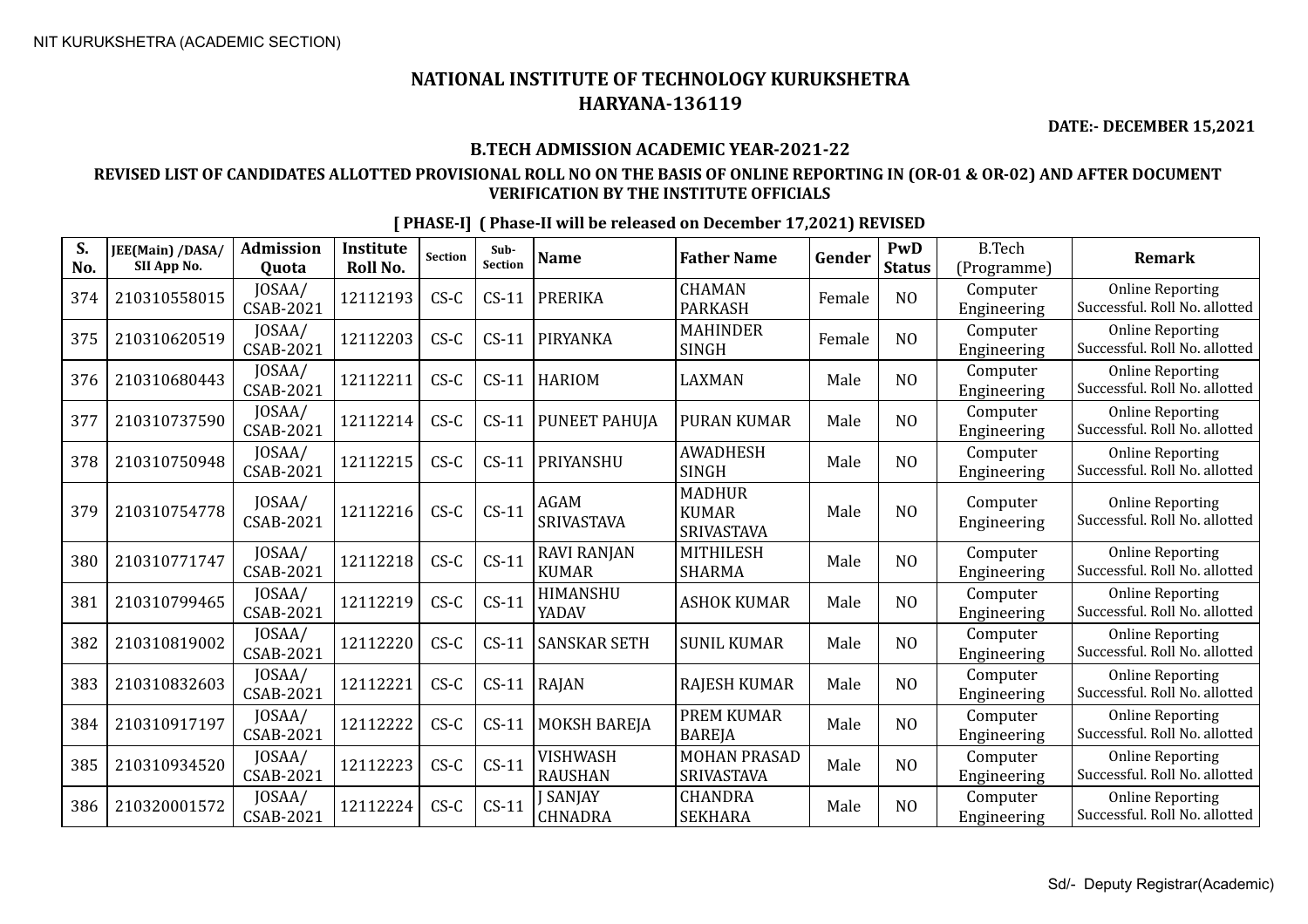NIT KURUKSHETRA (ACADEMIC SECTION)

# NATIONAL INSTITUTE OF TECHNOLOGY KURUKSHETRA
# HARYANA-136119

**DATE:- DECEMBER 15,2021**

## B.TECH ADMISSION ACADEMIC YEAR-2021-22

### REVISED LIST OF CANDIDATES ALLOTTED PROVISIONAL ROLL NO ON THE BASIS OF ONLINE REPORTING IN (OR-01 & OR-02) AND AFTER DOCUMENT VERIFICATION BY THE INSTITUTE OFFICIALS

**[ PHASE-I] ( Phase-II will be released on December 17,2021) REVISED**

| S. No. | JEE(Main) /DASA/ SII App No. | Admission Quota | Institute Roll No. | Section | Sub-Section | Name | Father Name | Gender | PwD Status | B.Tech (Programme) | Remark |
|---|---|---|---|---|---|---|---|---|---|---|---|
| 374 | 210310558015 | JOSAA/ CSAB-2021 | 12112193 | CS-C | CS-11 | PRERIKA | CHAMAN PARKASH | Female | NO | Computer Engineering | Online Reporting Successful. Roll No. allotted |
| 375 | 210310620519 | JOSAA/ CSAB-2021 | 12112203 | CS-C | CS-11 | PIRYANKA | MAHINDER SINGH | Female | NO | Computer Engineering | Online Reporting Successful. Roll No. allotted |
| 376 | 210310680443 | JOSAA/ CSAB-2021 | 12112211 | CS-C | CS-11 | HARIOM | LAXMAN | Male | NO | Computer Engineering | Online Reporting Successful. Roll No. allotted |
| 377 | 210310737590 | JOSAA/ CSAB-2021 | 12112214 | CS-C | CS-11 | PUNEET PAHUJA | PURAN KUMAR | Male | NO | Computer Engineering | Online Reporting Successful. Roll No. allotted |
| 378 | 210310750948 | JOSAA/ CSAB-2021 | 12112215 | CS-C | CS-11 | PRIYANSHU | AWADHESH SINGH | Male | NO | Computer Engineering | Online Reporting Successful. Roll No. allotted |
| 379 | 210310754778 | JOSAA/ CSAB-2021 | 12112216 | CS-C | CS-11 | AGAM SRIVASTAVA | MADHUR KUMAR SRIVASTAVA | Male | NO | Computer Engineering | Online Reporting Successful. Roll No. allotted |
| 380 | 210310771747 | JOSAA/ CSAB-2021 | 12112218 | CS-C | CS-11 | RAVI RANJAN KUMAR | MITHILESH SHARMA | Male | NO | Computer Engineering | Online Reporting Successful. Roll No. allotted |
| 381 | 210310799465 | JOSAA/ CSAB-2021 | 12112219 | CS-C | CS-11 | HIMANSHU YADAV | ASHOK KUMAR | Male | NO | Computer Engineering | Online Reporting Successful. Roll No. allotted |
| 382 | 210310819002 | JOSAA/ CSAB-2021 | 12112220 | CS-C | CS-11 | SANSKAR SETH | SUNIL KUMAR | Male | NO | Computer Engineering | Online Reporting Successful. Roll No. allotted |
| 383 | 210310832603 | JOSAA/ CSAB-2021 | 12112221 | CS-C | CS-11 | RAJAN | RAJESH KUMAR | Male | NO | Computer Engineering | Online Reporting Successful. Roll No. allotted |
| 384 | 210310917197 | JOSAA/ CSAB-2021 | 12112222 | CS-C | CS-11 | MOKSH BAREJA | PREM KUMAR BAREJA | Male | NO | Computer Engineering | Online Reporting Successful. Roll No. allotted |
| 385 | 210310934520 | JOSAA/ CSAB-2021 | 12112223 | CS-C | CS-11 | VISHWASH RAUSHAN | MOHAN PRASAD SRIVASTAVA | Male | NO | Computer Engineering | Online Reporting Successful. Roll No. allotted |
| 386 | 210320001572 | JOSAA/ CSAB-2021 | 12112224 | CS-C | CS-11 | J SANJAY CHNADRA | CHANDRA SEKHARA | Male | NO | Computer Engineering | Online Reporting Successful. Roll No. allotted |

Sd/- Deputy Registrar(Academic)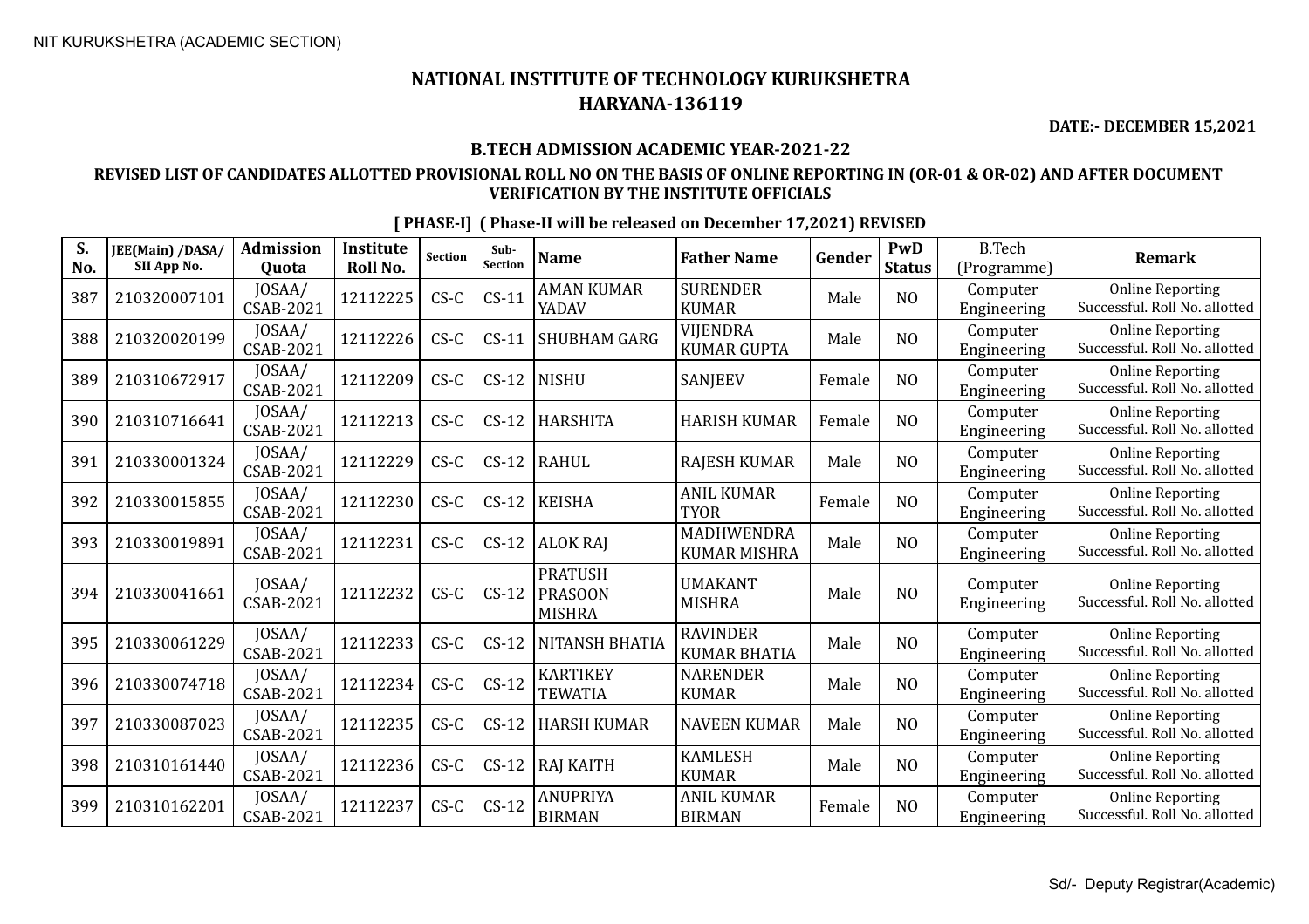NIT KURUKSHETRA (ACADEMIC SECTION)

# NATIONAL INSTITUTE OF TECHNOLOGY KURUKSHETRA
# HARYANA-136119

**DATE:- DECEMBER 15,2021**

## B.TECH ADMISSION ACADEMIC YEAR-2021-22

### REVISED LIST OF CANDIDATES ALLOTTED PROVISIONAL ROLL NO ON THE BASIS OF ONLINE REPORTING IN (OR-01 & OR-02) AND AFTER DOCUMENT VERIFICATION BY THE INSTITUTE OFFICIALS

**[ PHASE-I] ( Phase-II will be released on December 17,2021) REVISED**

| S. No. | JEE(Main) /DASA/ SII App No. | Admission Quota | Institute Roll No. | Section | Sub-Section | Name | Father Name | Gender | PwD Status | B.Tech (Programme) | Remark |
|---|---|---|---|---|---|---|---|---|---|---|---|
| 387 | 210320007101 | JOSAA/ CSAB-2021 | 12112225 | CS-C | CS-11 | AMAN KUMAR YADAV | SURENDER KUMAR | Male | NO | Computer Engineering | Online Reporting Successful. Roll No. allotted |
| 388 | 210320020199 | JOSAA/ CSAB-2021 | 12112226 | CS-C | CS-11 | SHUBHAM GARG | VIJENDRA KUMAR GUPTA | Male | NO | Computer Engineering | Online Reporting Successful. Roll No. allotted |
| 389 | 210310672917 | JOSAA/ CSAB-2021 | 12112209 | CS-C | CS-12 | NISHU | SANJEEV | Female | NO | Computer Engineering | Online Reporting Successful. Roll No. allotted |
| 390 | 210310716641 | JOSAA/ CSAB-2021 | 12112213 | CS-C | CS-12 | HARSHITA | HARISH KUMAR | Female | NO | Computer Engineering | Online Reporting Successful. Roll No. allotted |
| 391 | 210330001324 | JOSAA/ CSAB-2021 | 12112229 | CS-C | CS-12 | RAHUL | RAJESH KUMAR | Male | NO | Computer Engineering | Online Reporting Successful. Roll No. allotted |
| 392 | 210330015855 | JOSAA/ CSAB-2021 | 12112230 | CS-C | CS-12 | KEISHA | ANIL KUMAR TYOR | Female | NO | Computer Engineering | Online Reporting Successful. Roll No. allotted |
| 393 | 210330019891 | JOSAA/ CSAB-2021 | 12112231 | CS-C | CS-12 | ALOK RAJ | MADHWENDRA KUMAR MISHRA | Male | NO | Computer Engineering | Online Reporting Successful. Roll No. allotted |
| 394 | 210330041661 | JOSAA/ CSAB-2021 | 12112232 | CS-C | CS-12 | PRATUSH PRASOON MISHRA | UMAKANT MISHRA | Male | NO | Computer Engineering | Online Reporting Successful. Roll No. allotted |
| 395 | 210330061229 | JOSAA/ CSAB-2021 | 12112233 | CS-C | CS-12 | NITANSH BHATIA | RAVINDER KUMAR BHATIA | Male | NO | Computer Engineering | Online Reporting Successful. Roll No. allotted |
| 396 | 210330074718 | JOSAA/ CSAB-2021 | 12112234 | CS-C | CS-12 | KARTIKEY TEWATIA | NARENDER KUMAR | Male | NO | Computer Engineering | Online Reporting Successful. Roll No. allotted |
| 397 | 210330087023 | JOSAA/ CSAB-2021 | 12112235 | CS-C | CS-12 | HARSH KUMAR | NAVEEN KUMAR | Male | NO | Computer Engineering | Online Reporting Successful. Roll No. allotted |
| 398 | 210310161440 | JOSAA/ CSAB-2021 | 12112236 | CS-C | CS-12 | RAJ KAITH | KAMLESH KUMAR | Male | NO | Computer Engineering | Online Reporting Successful. Roll No. allotted |
| 399 | 210310162201 | JOSAA/ CSAB-2021 | 12112237 | CS-C | CS-12 | ANUPRIYA BIRMAN | ANIL KUMAR BIRMAN | Female | NO | Computer Engineering | Online Reporting Successful. Roll No. allotted |

Sd/- Deputy Registrar(Academic)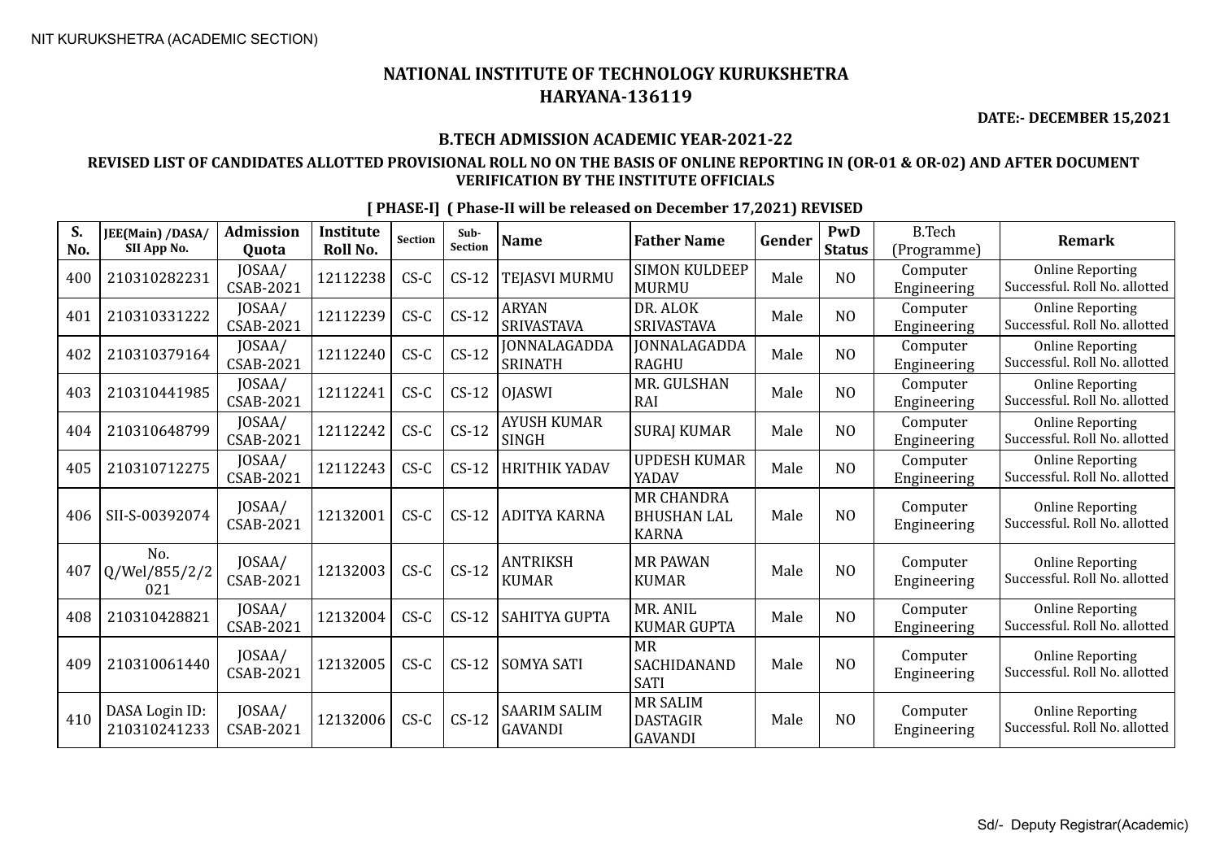NIT KURUKSHETRA (ACADEMIC SECTION)

# NATIONAL INSTITUTE OF TECHNOLOGY KURUKSHETRA
## HARYANA-136119

**DATE:- DECEMBER 15,2021**

### B.TECH ADMISSION ACADEMIC YEAR-2021-22

### REVISED LIST OF CANDIDATES ALLOTTED PROVISIONAL ROLL NO ON THE BASIS OF ONLINE REPORTING IN (OR-01 & OR-02) AND AFTER DOCUMENT VERIFICATION BY THE INSTITUTE OFFICIALS

**[ PHASE-I] ( Phase-II will be released on December 17,2021) REVISED**

| S. No. | JEE(Main) /DASA/ SII App No. | Admission Quota | Institute Roll No. | Section | Sub-Section | Name | Father Name | Gender | PwD Status | B.Tech (Programme) | Remark |
|---|---|---|---|---|---|---|---|---|---|---|---|
| 400 | 210310282231 | JOSAA/ CSAB-2021 | 12112238 | CS-C | CS-12 | TEJASVI MURMU | SIMON KULDEEP MURMU | Male | NO | Computer Engineering | Online Reporting Successful. Roll No. allotted |
| 401 | 210310331222 | JOSAA/ CSAB-2021 | 12112239 | CS-C | CS-12 | ARYAN SRIVASTAVA | DR. ALOK SRIVASTAVA | Male | NO | Computer Engineering | Online Reporting Successful. Roll No. allotted |
| 402 | 210310379164 | JOSAA/ CSAB-2021 | 12112240 | CS-C | CS-12 | JONNALAGADDA SRINATH | JONNALAGADDA RAGHU | Male | NO | Computer Engineering | Online Reporting Successful. Roll No. allotted |
| 403 | 210310441985 | JOSAA/ CSAB-2021 | 12112241 | CS-C | CS-12 | OJASWI | MR. GULSHAN RAI | Male | NO | Computer Engineering | Online Reporting Successful. Roll No. allotted |
| 404 | 210310648799 | JOSAA/ CSAB-2021 | 12112242 | CS-C | CS-12 | AYUSH KUMAR SINGH | SURAJ KUMAR | Male | NO | Computer Engineering | Online Reporting Successful. Roll No. allotted |
| 405 | 210310712275 | JOSAA/ CSAB-2021 | 12112243 | CS-C | CS-12 | HRITHIK YADAV | UPDESH KUMAR YADAV | Male | NO | Computer Engineering | Online Reporting Successful. Roll No. allotted |
| 406 | SII-S-00392074 | JOSAA/ CSAB-2021 | 12132001 | CS-C | CS-12 | ADITYA KARNA | MR CHANDRA BHUSHAN LAL KARNA | Male | NO | Computer Engineering | Online Reporting Successful. Roll No. allotted |
| 407 | No. Q/Wel/855/2/2021 | JOSAA/ CSAB-2021 | 12132003 | CS-C | CS-12 | ANTRIKSH KUMAR | MR PAWAN KUMAR | Male | NO | Computer Engineering | Online Reporting Successful. Roll No. allotted |
| 408 | 210310428821 | JOSAA/ CSAB-2021 | 12132004 | CS-C | CS-12 | SAHITYA GUPTA | MR. ANIL KUMAR GUPTA | Male | NO | Computer Engineering | Online Reporting Successful. Roll No. allotted |
| 409 | 210310061440 | JOSAA/ CSAB-2021 | 12132005 | CS-C | CS-12 | SOMYA SATI | MR SACHIDANAND SATI | Male | NO | Computer Engineering | Online Reporting Successful. Roll No. allotted |
| 410 | DASA Login ID: 210310241233 | JOSAA/ CSAB-2021 | 12132006 | CS-C | CS-12 | SAARIM SALIM GAVANDI | MR SALIM DASTAGIR GAVANDI | Male | NO | Computer Engineering | Online Reporting Successful. Roll No. allotted |

Sd/- Deputy Registrar(Academic)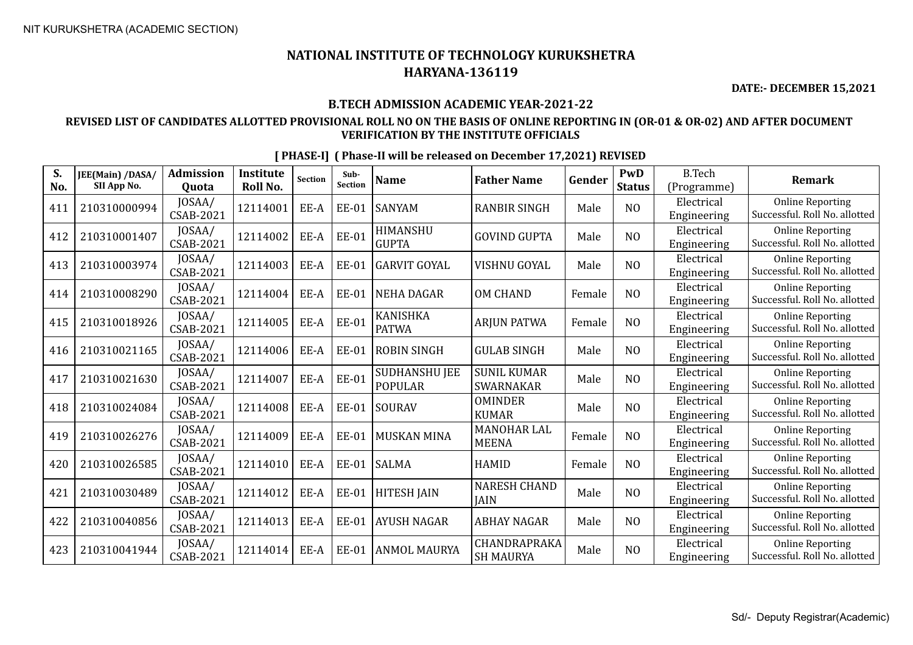NIT KURUKSHETRA (ACADEMIC SECTION)

# NATIONAL INSTITUTE OF TECHNOLOGY KURUKSHETRA
## HARYANA-136119

**DATE:- DECEMBER 15,2021**

### B.TECH ADMISSION ACADEMIC YEAR-2021-22

**REVISED LIST OF CANDIDATES ALLOTTED PROVISIONAL ROLL NO ON THE BASIS OF ONLINE REPORTING IN (OR-01 & OR-02) AND AFTER DOCUMENT VERIFICATION BY THE INSTITUTE OFFICIALS**

**[ PHASE-I] ( Phase-II will be released on December 17,2021) REVISED**

| S. No. | JEE(Main) /DASA/ SII App No. | Admission Quota | Institute Roll No. | Section | Sub-Section | Name | Father Name | Gender | PwD Status | B.Tech (Programme) | Remark |
|---|---|---|---|---|---|---|---|---|---|---|---|
| 411 | 210310000994 | JOSAA/ CSAB-2021 | 12114001 | EE-A | EE-01 | SANYAM | RANBIR SINGH | Male | NO | Electrical Engineering | Online Reporting Successful. Roll No. allotted |
| 412 | 210310001407 | JOSAA/ CSAB-2021 | 12114002 | EE-A | EE-01 | HIMANSHU GUPTA | GOVIND GUPTA | Male | NO | Electrical Engineering | Online Reporting Successful. Roll No. allotted |
| 413 | 210310003974 | JOSAA/ CSAB-2021 | 12114003 | EE-A | EE-01 | GARVIT GOYAL | VISHNU GOYAL | Male | NO | Electrical Engineering | Online Reporting Successful. Roll No. allotted |
| 414 | 210310008290 | JOSAA/ CSAB-2021 | 12114004 | EE-A | EE-01 | NEHA DAGAR | OM CHAND | Female | NO | Electrical Engineering | Online Reporting Successful. Roll No. allotted |
| 415 | 210310018926 | JOSAA/ CSAB-2021 | 12114005 | EE-A | EE-01 | KANISHKA PATWA | ARJUN PATWA | Female | NO | Electrical Engineering | Online Reporting Successful. Roll No. allotted |
| 416 | 210310021165 | JOSAA/ CSAB-2021 | 12114006 | EE-A | EE-01 | ROBIN SINGH | GULAB SINGH | Male | NO | Electrical Engineering | Online Reporting Successful. Roll No. allotted |
| 417 | 210310021630 | JOSAA/ CSAB-2021 | 12114007 | EE-A | EE-01 | SUDHANSHU JEE POPULAR | SUNIL KUMAR SWARNAKAR | Male | NO | Electrical Engineering | Online Reporting Successful. Roll No. allotted |
| 418 | 210310024084 | JOSAA/ CSAB-2021 | 12114008 | EE-A | EE-01 | SOURAV | OMINDER KUMAR | Male | NO | Electrical Engineering | Online Reporting Successful. Roll No. allotted |
| 419 | 210310026276 | JOSAA/ CSAB-2021 | 12114009 | EE-A | EE-01 | MUSKAN MINA | MANOHAR LAL MEENA | Female | NO | Electrical Engineering | Online Reporting Successful. Roll No. allotted |
| 420 | 210310026585 | JOSAA/ CSAB-2021 | 12114010 | EE-A | EE-01 | SALMA | HAMID | Female | NO | Electrical Engineering | Online Reporting Successful. Roll No. allotted |
| 421 | 210310030489 | JOSAA/ CSAB-2021 | 12114012 | EE-A | EE-01 | HITESH JAIN | NARESH CHAND JAIN | Male | NO | Electrical Engineering | Online Reporting Successful. Roll No. allotted |
| 422 | 210310040856 | JOSAA/ CSAB-2021 | 12114013 | EE-A | EE-01 | AYUSH NAGAR | ABHAY NAGAR | Male | NO | Electrical Engineering | Online Reporting Successful. Roll No. allotted |
| 423 | 210310041944 | JOSAA/ CSAB-2021 | 12114014 | EE-A | EE-01 | ANMOL MAURYA | CHANDRAPRAKASH MAURYA | Male | NO | Electrical Engineering | Online Reporting Successful. Roll No. allotted |

Sd/- Deputy Registrar(Academic)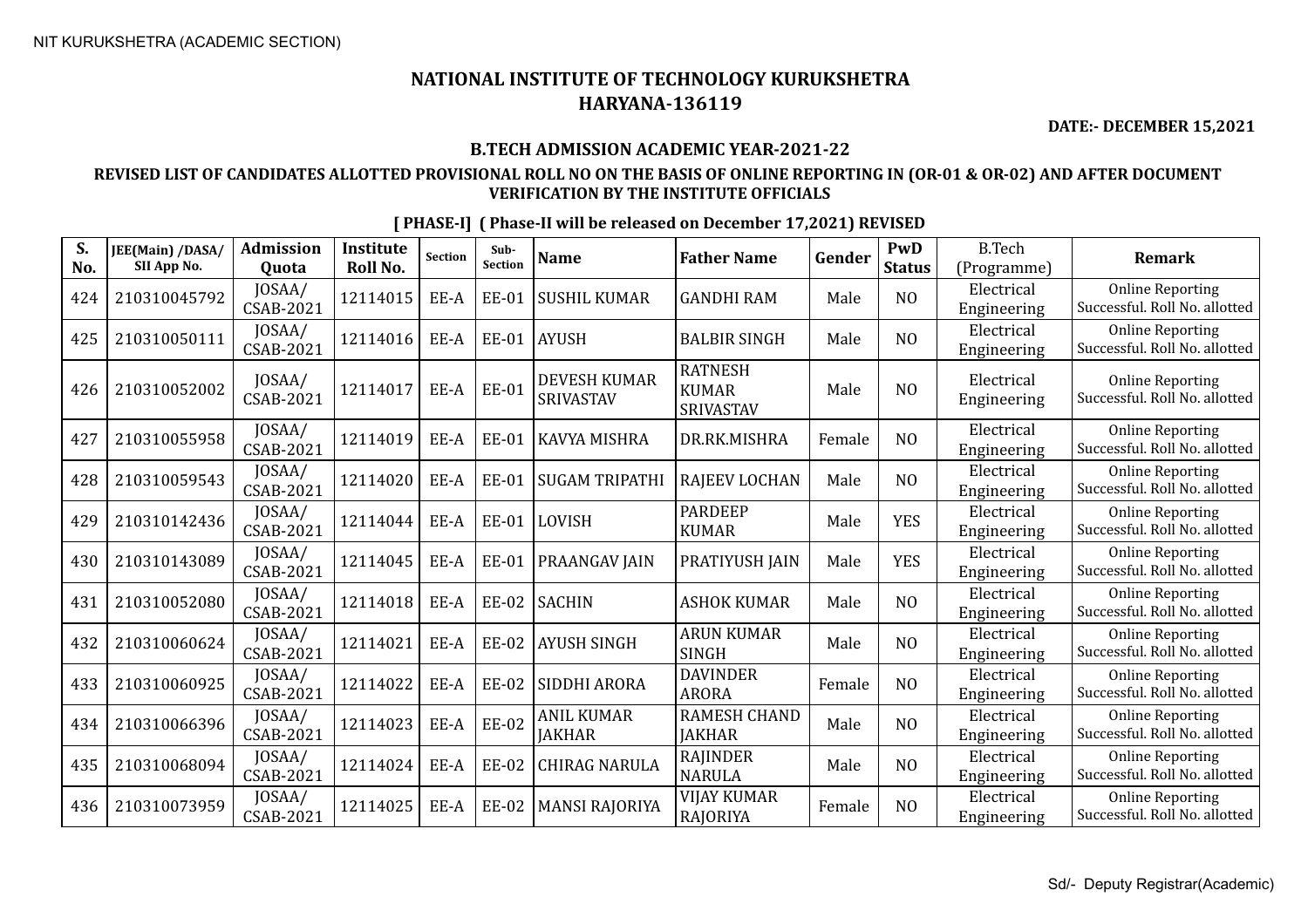# NATIONAL INSTITUTE OF TECHNOLOGY KURUKSHETRA
## HARYANA-136119

**DATE:- DECEMBER 15,2021**

### B.TECH ADMISSION ACADEMIC YEAR-2021-22

### REVISED LIST OF CANDIDATES ALLOTTED PROVISIONAL ROLL NO ON THE BASIS OF ONLINE REPORTING IN (OR-01 & OR-02) AND AFTER DOCUMENT VERIFICATION BY THE INSTITUTE OFFICIALS

**[ PHASE-I] ( Phase-II will be released on December 17,2021) REVISED**

| S. No. | JEE(Main) /DASA/ SII App No. | Admission Quota | Institute Roll No. | Section | Sub-Section | Name | Father Name | Gender | PwD Status | B.Tech (Programme) | Remark |
|---|---|---|---|---|---|---|---|---|---|---|---|
| 424 | 210310045792 | JOSAA/ CSAB-2021 | 12114015 | EE-A | EE-01 | SUSHIL KUMAR | GANDHI RAM | Male | NO | Electrical Engineering | Online Reporting Successful. Roll No. allotted |
| 425 | 210310050111 | JOSAA/ CSAB-2021 | 12114016 | EE-A | EE-01 | AYUSH | BALBIR SINGH | Male | NO | Electrical Engineering | Online Reporting Successful. Roll No. allotted |
| 426 | 210310052002 | JOSAA/ CSAB-2021 | 12114017 | EE-A | EE-01 | DEVESH KUMAR SRIVASTAV | RATNESH KUMAR SRIVASTAV | Male | NO | Electrical Engineering | Online Reporting Successful. Roll No. allotted |
| 427 | 210310055958 | JOSAA/ CSAB-2021 | 12114019 | EE-A | EE-01 | KAVYA MISHRA | DR.RK.MISHRA | Female | NO | Electrical Engineering | Online Reporting Successful. Roll No. allotted |
| 428 | 210310059543 | JOSAA/ CSAB-2021 | 12114020 | EE-A | EE-01 | SUGAM TRIPATHI | RAJEEV LOCHAN | Male | NO | Electrical Engineering | Online Reporting Successful. Roll No. allotted |
| 429 | 210310142436 | JOSAA/ CSAB-2021 | 12114044 | EE-A | EE-01 | LOVISH | PARDEEP KUMAR | Male | YES | Electrical Engineering | Online Reporting Successful. Roll No. allotted |
| 430 | 210310143089 | JOSAA/ CSAB-2021 | 12114045 | EE-A | EE-01 | PRAANGAV JAIN | PRATIYUSH JAIN | Male | YES | Electrical Engineering | Online Reporting Successful. Roll No. allotted |
| 431 | 210310052080 | JOSAA/ CSAB-2021 | 12114018 | EE-A | EE-02 | SACHIN | ASHOK KUMAR | Male | NO | Electrical Engineering | Online Reporting Successful. Roll No. allotted |
| 432 | 210310060624 | JOSAA/ CSAB-2021 | 12114021 | EE-A | EE-02 | AYUSH SINGH | ARUN KUMAR SINGH | Male | NO | Electrical Engineering | Online Reporting Successful. Roll No. allotted |
| 433 | 210310060925 | JOSAA/ CSAB-2021 | 12114022 | EE-A | EE-02 | SIDDHI ARORA | DAVINDER ARORA | Female | NO | Electrical Engineering | Online Reporting Successful. Roll No. allotted |
| 434 | 210310066396 | JOSAA/ CSAB-2021 | 12114023 | EE-A | EE-02 | ANIL KUMAR JAKHAR | RAMESH CHAND JAKHAR | Male | NO | Electrical Engineering | Online Reporting Successful. Roll No. allotted |
| 435 | 210310068094 | JOSAA/ CSAB-2021 | 12114024 | EE-A | EE-02 | CHIRAG NARULA | RAJINDER NARULA | Male | NO | Electrical Engineering | Online Reporting Successful. Roll No. allotted |
| 436 | 210310073959 | JOSAA/ CSAB-2021 | 12114025 | EE-A | EE-02 | MANSI RAJORIYA | VIJAY KUMAR RAJORIYA | Female | NO | Electrical Engineering | Online Reporting Successful. Roll No. allotted |

Sd/- Deputy Registrar(Academic)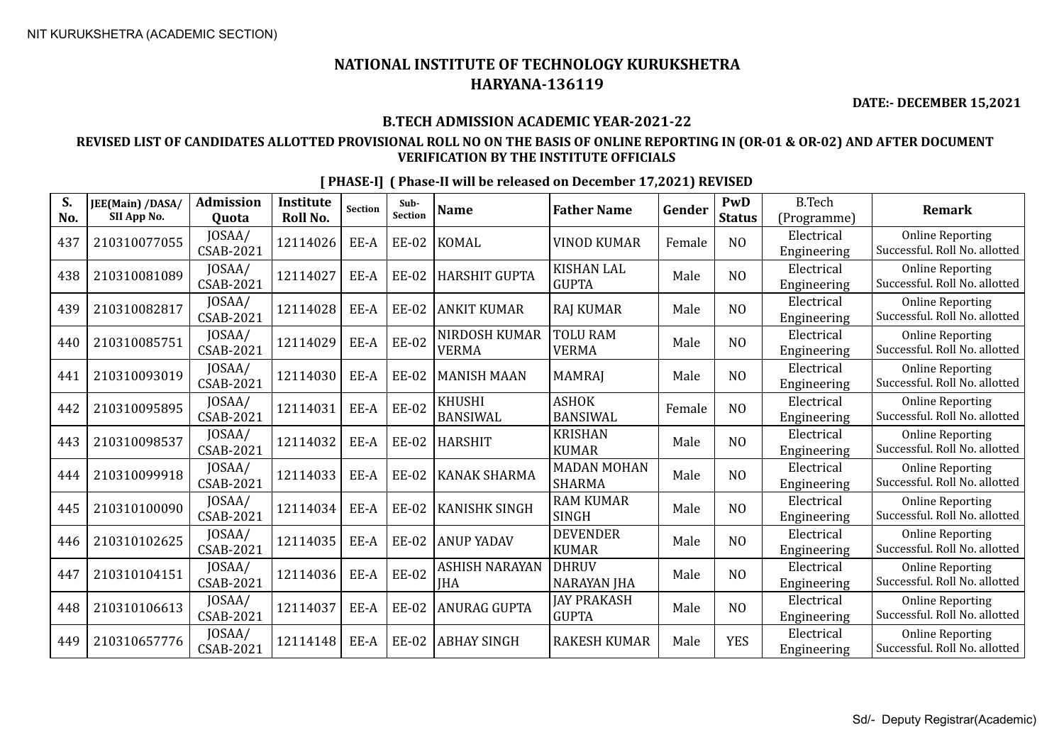NIT KURUKSHETRA (ACADEMIC SECTION)

# NATIONAL INSTITUTE OF TECHNOLOGY KURUKSHETRA
## HARYANA-136119

**DATE:- DECEMBER 15,2021**

### B.TECH ADMISSION ACADEMIC YEAR-2021-22

**REVISED LIST OF CANDIDATES ALLOTTED PROVISIONAL ROLL NO ON THE BASIS OF ONLINE REPORTING IN (OR-01 & OR-02) AND AFTER DOCUMENT VERIFICATION BY THE INSTITUTE OFFICIALS**

**[ PHASE-I] ( Phase-II will be released on December 17,2021) REVISED**

| S. No. | JEE(Main) /DASA/ SII App No. | Admission Quota | Institute Roll No. | Section | Sub-Section | Name | Father Name | Gender | PwD Status | B.Tech (Programme) | Remark |
|---|---|---|---|---|---|---|---|---|---|---|---|
| 437 | 210310077055 | JOSAA/ CSAB-2021 | 12114026 | EE-A | EE-02 | KOMAL | VINOD KUMAR | Female | NO | Electrical Engineering | Online Reporting Successful. Roll No. allotted |
| 438 | 210310081089 | JOSAA/ CSAB-2021 | 12114027 | EE-A | EE-02 | HARSHIT GUPTA | KISHAN LAL GUPTA | Male | NO | Electrical Engineering | Online Reporting Successful. Roll No. allotted |
| 439 | 210310082817 | JOSAA/ CSAB-2021 | 12114028 | EE-A | EE-02 | ANKIT KUMAR | RAJ KUMAR | Male | NO | Electrical Engineering | Online Reporting Successful. Roll No. allotted |
| 440 | 210310085751 | JOSAA/ CSAB-2021 | 12114029 | EE-A | EE-02 | NIRDOSH KUMAR VERMA | TOLU RAM VERMA | Male | NO | Electrical Engineering | Online Reporting Successful. Roll No. allotted |
| 441 | 210310093019 | JOSAA/ CSAB-2021 | 12114030 | EE-A | EE-02 | MANISH MAAN | MAMRAJ | Male | NO | Electrical Engineering | Online Reporting Successful. Roll No. allotted |
| 442 | 210310095895 | JOSAA/ CSAB-2021 | 12114031 | EE-A | EE-02 | KHUSHI BANSIWAL | ASHOK BANSIWAL | Female | NO | Electrical Engineering | Online Reporting Successful. Roll No. allotted |
| 443 | 210310098537 | JOSAA/ CSAB-2021 | 12114032 | EE-A | EE-02 | HARSHIT | KRISHAN KUMAR | Male | NO | Electrical Engineering | Online Reporting Successful. Roll No. allotted |
| 444 | 210310099918 | JOSAA/ CSAB-2021 | 12114033 | EE-A | EE-02 | KANAK SHARMA | MADAN MOHAN SHARMA | Male | NO | Electrical Engineering | Online Reporting Successful. Roll No. allotted |
| 445 | 210310100090 | JOSAA/ CSAB-2021 | 12114034 | EE-A | EE-02 | KANISHK SINGH | RAM KUMAR SINGH | Male | NO | Electrical Engineering | Online Reporting Successful. Roll No. allotted |
| 446 | 210310102625 | JOSAA/ CSAB-2021 | 12114035 | EE-A | EE-02 | ANUP YADAV | DEVENDER KUMAR | Male | NO | Electrical Engineering | Online Reporting Successful. Roll No. allotted |
| 447 | 210310104151 | JOSAA/ CSAB-2021 | 12114036 | EE-A | EE-02 | ASHISH NARAYAN JHA | DHRUV NARAYAN JHA | Male | NO | Electrical Engineering | Online Reporting Successful. Roll No. allotted |
| 448 | 210310106613 | JOSAA/ CSAB-2021 | 12114037 | EE-A | EE-02 | ANURAG GUPTA | JAY PRAKASH GUPTA | Male | NO | Electrical Engineering | Online Reporting Successful. Roll No. allotted |
| 449 | 210310657776 | JOSAA/ CSAB-2021 | 12114148 | EE-A | EE-02 | ABHAY SINGH | RAKESH KUMAR | Male | YES | Electrical Engineering | Online Reporting Successful. Roll No. allotted |

Sd/- Deputy Registrar(Academic)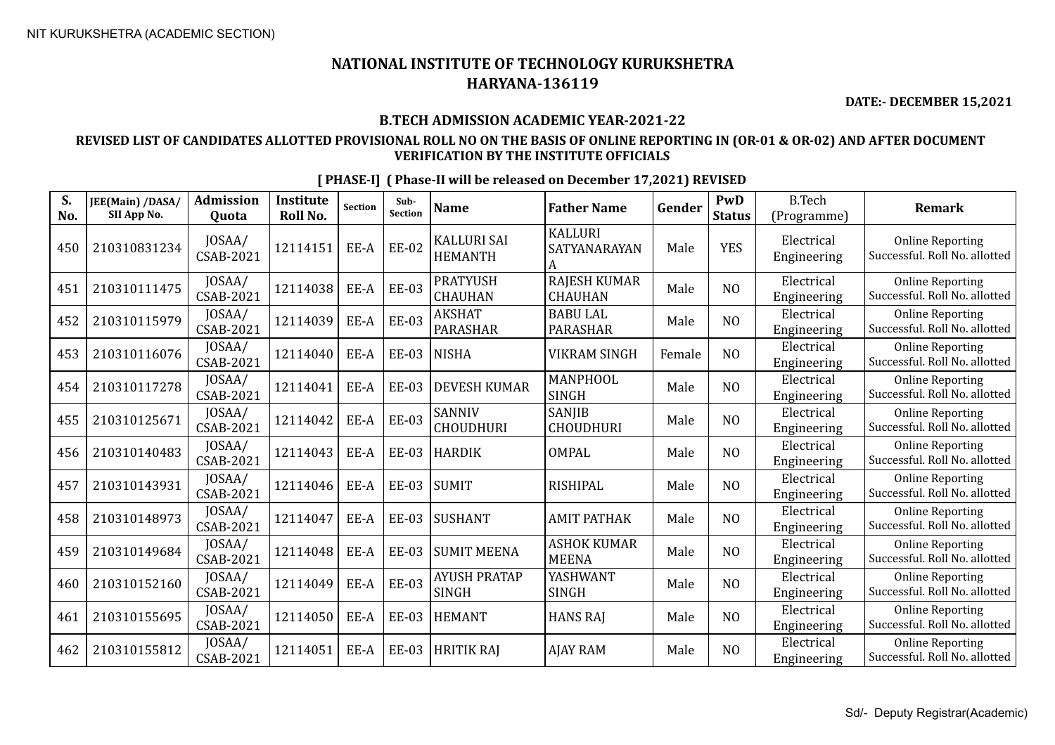NIT KURUKSHETRA (ACADEMIC SECTION)

# NATIONAL INSTITUTE OF TECHNOLOGY KURUKSHETRA
## HARYANA-136119

**DATE:- DECEMBER 15,2021**

### B.TECH ADMISSION ACADEMIC YEAR-2021-22

### REVISED LIST OF CANDIDATES ALLOTTED PROVISIONAL ROLL NO ON THE BASIS OF ONLINE REPORTING IN (OR-01 & OR-02) AND AFTER DOCUMENT VERIFICATION BY THE INSTITUTE OFFICIALS

**[ PHASE-I] ( Phase-II will be released on December 17,2021) REVISED**

| S. No. | JEE(Main) /DASA/ SII App No. | Admission Quota | Institute Roll No. | Section | Sub-Section | Name | Father Name | Gender | PwD Status | B.Tech (Programme) | Remark |
|---|---|---|---|---|---|---|---|---|---|---|---|
| 450 | 210310831234 | JOSAA/ CSAB-2021 | 12114151 | EE-A | EE-02 | KALLURI SAI HEMANTH | KALLURI SATYANARAYANA | Male | YES | Electrical Engineering | Online Reporting Successful. Roll No. allotted |
| 451 | 210310111475 | JOSAA/ CSAB-2021 | 12114038 | EE-A | EE-03 | PRATYUSH CHAUHAN | RAJESH KUMAR CHAUHAN | Male | NO | Electrical Engineering | Online Reporting Successful. Roll No. allotted |
| 452 | 210310115979 | JOSAA/ CSAB-2021 | 12114039 | EE-A | EE-03 | AKSHAT PARASHAR | BABU LAL PARASHAR | Male | NO | Electrical Engineering | Online Reporting Successful. Roll No. allotted |
| 453 | 210310116076 | JOSAA/ CSAB-2021 | 12114040 | EE-A | EE-03 | NISHA | VIKRAM SINGH | Female | NO | Electrical Engineering | Online Reporting Successful. Roll No. allotted |
| 454 | 210310117278 | JOSAA/ CSAB-2021 | 12114041 | EE-A | EE-03 | DEVESH KUMAR | MANPHOOL SINGH | Male | NO | Electrical Engineering | Online Reporting Successful. Roll No. allotted |
| 455 | 210310125671 | JOSAA/ CSAB-2021 | 12114042 | EE-A | EE-03 | SANNIV CHOUDHURI | SANJIB CHOUDHURI | Male | NO | Electrical Engineering | Online Reporting Successful. Roll No. allotted |
| 456 | 210310140483 | JOSAA/ CSAB-2021 | 12114043 | EE-A | EE-03 | HARDIK | OMPAL | Male | NO | Electrical Engineering | Online Reporting Successful. Roll No. allotted |
| 457 | 210310143931 | JOSAA/ CSAB-2021 | 12114046 | EE-A | EE-03 | SUMIT | RISHIPAL | Male | NO | Electrical Engineering | Online Reporting Successful. Roll No. allotted |
| 458 | 210310148973 | JOSAA/ CSAB-2021 | 12114047 | EE-A | EE-03 | SUSHANT | AMIT PATHAK | Male | NO | Electrical Engineering | Online Reporting Successful. Roll No. allotted |
| 459 | 210310149684 | JOSAA/ CSAB-2021 | 12114048 | EE-A | EE-03 | SUMIT MEENA | ASHOK KUMAR MEENA | Male | NO | Electrical Engineering | Online Reporting Successful. Roll No. allotted |
| 460 | 210310152160 | JOSAA/ CSAB-2021 | 12114049 | EE-A | EE-03 | AYUSH PRATAP SINGH | YASHWANT SINGH | Male | NO | Electrical Engineering | Online Reporting Successful. Roll No. allotted |
| 461 | 210310155695 | JOSAA/ CSAB-2021 | 12114050 | EE-A | EE-03 | HEMANT | HANS RAJ | Male | NO | Electrical Engineering | Online Reporting Successful. Roll No. allotted |
| 462 | 210310155812 | JOSAA/ CSAB-2021 | 12114051 | EE-A | EE-03 | HRITIK RAJ | AJAY RAM | Male | NO | Electrical Engineering | Online Reporting Successful. Roll No. allotted |

Sd/- Deputy Registrar(Academic)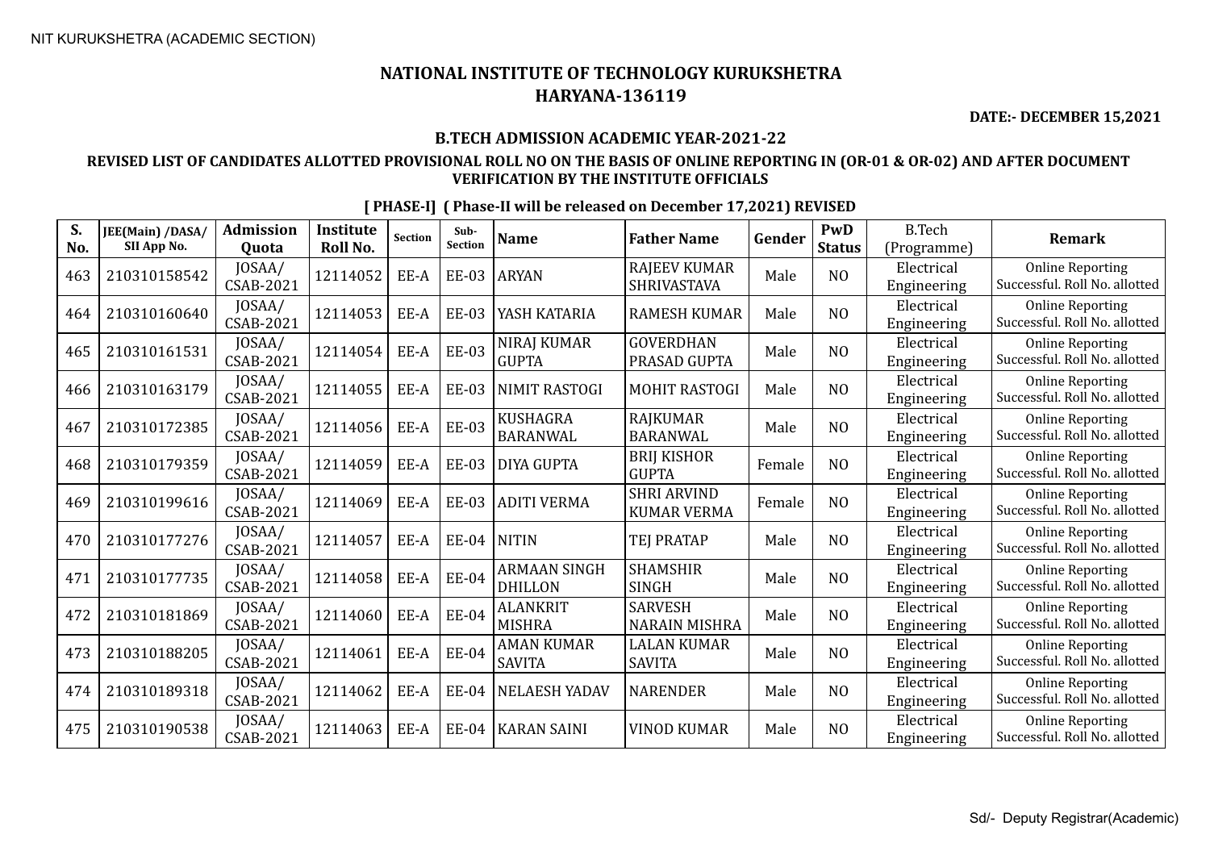NIT KURUKSHETRA (ACADEMIC SECTION)

# NATIONAL INSTITUTE OF TECHNOLOGY KURUKSHETRA
# HARYANA-136119

**DATE:- DECEMBER 15,2021**

## B.TECH ADMISSION ACADEMIC YEAR-2021-22

### REVISED LIST OF CANDIDATES ALLOTTED PROVISIONAL ROLL NO ON THE BASIS OF ONLINE REPORTING IN (OR-01 & OR-02) AND AFTER DOCUMENT VERIFICATION BY THE INSTITUTE OFFICIALS

**[ PHASE-I] ( Phase-II will be released on December 17,2021) REVISED**

| S. No. | JEE(Main) /DASA/ SII App No. | Admission Quota | Institute Roll No. | Section | Sub-Section | Name | Father Name | Gender | PwD Status | B.Tech (Programme) | Remark |
|---|---|---|---|---|---|---|---|---|---|---|---|
| 463 | 210310158542 | JOSAA/ CSAB-2021 | 12114052 | EE-A | EE-03 | ARYAN | RAJEEV KUMAR SHRIVASTAVA | Male | NO | Electrical Engineering | Online Reporting Successful. Roll No. allotted |
| 464 | 210310160640 | JOSAA/ CSAB-2021 | 12114053 | EE-A | EE-03 | YASH KATARIA | RAMESH KUMAR | Male | NO | Electrical Engineering | Online Reporting Successful. Roll No. allotted |
| 465 | 210310161531 | JOSAA/ CSAB-2021 | 12114054 | EE-A | EE-03 | NIRAJ KUMAR GUPTA | GOVERDHAN PRASAD GUPTA | Male | NO | Electrical Engineering | Online Reporting Successful. Roll No. allotted |
| 466 | 210310163179 | JOSAA/ CSAB-2021 | 12114055 | EE-A | EE-03 | NIMIT RASTOGI | MOHIT RASTOGI | Male | NO | Electrical Engineering | Online Reporting Successful. Roll No. allotted |
| 467 | 210310172385 | JOSAA/ CSAB-2021 | 12114056 | EE-A | EE-03 | KUSHAGRA BARANWAL | RAJKUMAR BARANWAL | Male | NO | Electrical Engineering | Online Reporting Successful. Roll No. allotted |
| 468 | 210310179359 | JOSAA/ CSAB-2021 | 12114059 | EE-A | EE-03 | DIYA GUPTA | BRIJ KISHOR GUPTA | Female | NO | Electrical Engineering | Online Reporting Successful. Roll No. allotted |
| 469 | 210310199616 | JOSAA/ CSAB-2021 | 12114069 | EE-A | EE-03 | ADITI VERMA | SHRI ARVIND KUMAR VERMA | Female | NO | Electrical Engineering | Online Reporting Successful. Roll No. allotted |
| 470 | 210310177276 | JOSAA/ CSAB-2021 | 12114057 | EE-A | EE-04 | NITIN | TEJ PRATAP | Male | NO | Electrical Engineering | Online Reporting Successful. Roll No. allotted |
| 471 | 210310177735 | JOSAA/ CSAB-2021 | 12114058 | EE-A | EE-04 | ARMAAN SINGH DHILLON | SHAMSHIR SINGH | Male | NO | Electrical Engineering | Online Reporting Successful. Roll No. allotted |
| 472 | 210310181869 | JOSAA/ CSAB-2021 | 12114060 | EE-A | EE-04 | ALANKRIT MISHRA | SARVESH NARAIN MISHRA | Male | NO | Electrical Engineering | Online Reporting Successful. Roll No. allotted |
| 473 | 210310188205 | JOSAA/ CSAB-2021 | 12114061 | EE-A | EE-04 | AMAN KUMAR SAVITA | LALAN KUMAR SAVITA | Male | NO | Electrical Engineering | Online Reporting Successful. Roll No. allotted |
| 474 | 210310189318 | JOSAA/ CSAB-2021 | 12114062 | EE-A | EE-04 | NELAESH YADAV | NARENDER | Male | NO | Electrical Engineering | Online Reporting Successful. Roll No. allotted |
| 475 | 210310190538 | JOSAA/ CSAB-2021 | 12114063 | EE-A | EE-04 | KARAN SAINI | VINOD KUMAR | Male | NO | Electrical Engineering | Online Reporting Successful. Roll No. allotted |

Sd/- Deputy Registrar(Academic)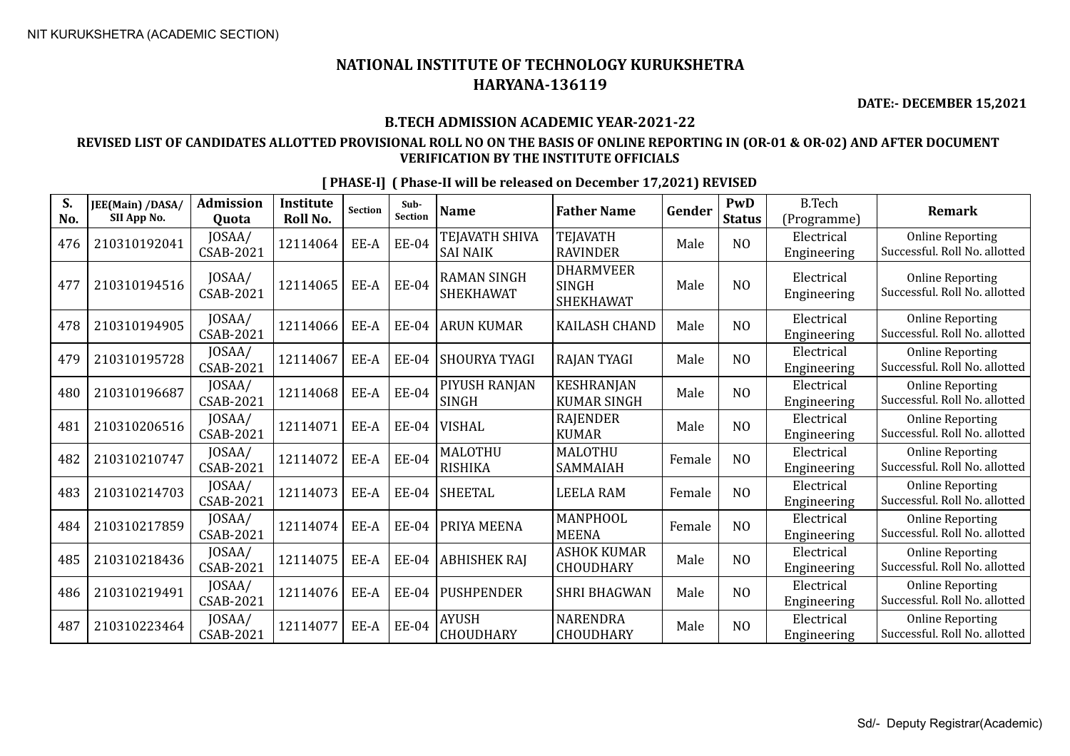NIT KURUKSHETRA (ACADEMIC SECTION)

# NATIONAL INSTITUTE OF TECHNOLOGY KURUKSHETRA
## HARYANA-136119

**DATE:- DECEMBER 15,2021**

### B.TECH ADMISSION ACADEMIC YEAR-2021-22

**REVISED LIST OF CANDIDATES ALLOTTED PROVISIONAL ROLL NO ON THE BASIS OF ONLINE REPORTING IN (OR-01 & OR-02) AND AFTER DOCUMENT VERIFICATION BY THE INSTITUTE OFFICIALS**

**[ PHASE-I] ( Phase-II will be released on December 17,2021) REVISED**

| S. No. | JEE(Main) /DASA/ SII App No. | Admission Quota | Institute Roll No. | Section | Sub-Section | Name | Father Name | Gender | PwD Status | B.Tech (Programme) | Remark |
|---|---|---|---|---|---|---|---|---|---|---|---|
| 476 | 210310192041 | JOSAA/ CSAB-2021 | 12114064 | EE-A | EE-04 | TEJAVATH SHIVA SAI NAIK | TEJAVATH RAVINDER | Male | NO | Electrical Engineering | Online Reporting Successful. Roll No. allotted |
| 477 | 210310194516 | JOSAA/ CSAB-2021 | 12114065 | EE-A | EE-04 | RAMAN SINGH SHEKHAWAT | DHARMVEER SINGH SHEKHAWAT | Male | NO | Electrical Engineering | Online Reporting Successful. Roll No. allotted |
| 478 | 210310194905 | JOSAA/ CSAB-2021 | 12114066 | EE-A | EE-04 | ARUN KUMAR | KAILASH CHAND | Male | NO | Electrical Engineering | Online Reporting Successful. Roll No. allotted |
| 479 | 210310195728 | JOSAA/ CSAB-2021 | 12114067 | EE-A | EE-04 | SHOURYA TYAGI | RAJAN TYAGI | Male | NO | Electrical Engineering | Online Reporting Successful. Roll No. allotted |
| 480 | 210310196687 | JOSAA/ CSAB-2021 | 12114068 | EE-A | EE-04 | PIYUSH RANJAN SINGH | KESHRANJAN KUMAR SINGH | Male | NO | Electrical Engineering | Online Reporting Successful. Roll No. allotted |
| 481 | 210310206516 | JOSAA/ CSAB-2021 | 12114071 | EE-A | EE-04 | VISHAL | RAJENDER KUMAR | Male | NO | Electrical Engineering | Online Reporting Successful. Roll No. allotted |
| 482 | 210310210747 | JOSAA/ CSAB-2021 | 12114072 | EE-A | EE-04 | MALOTHU RISHIKA | MALOTHU SAMMAIAH | Female | NO | Electrical Engineering | Online Reporting Successful. Roll No. allotted |
| 483 | 210310214703 | JOSAA/ CSAB-2021 | 12114073 | EE-A | EE-04 | SHEETAL | LEELA RAM | Female | NO | Electrical Engineering | Online Reporting Successful. Roll No. allotted |
| 484 | 210310217859 | JOSAA/ CSAB-2021 | 12114074 | EE-A | EE-04 | PRIYA MEENA | MANPHOOL MEENA | Female | NO | Electrical Engineering | Online Reporting Successful. Roll No. allotted |
| 485 | 210310218436 | JOSAA/ CSAB-2021 | 12114075 | EE-A | EE-04 | ABHISHEK RAJ | ASHOK KUMAR CHOUDHARY | Male | NO | Electrical Engineering | Online Reporting Successful. Roll No. allotted |
| 486 | 210310219491 | JOSAA/ CSAB-2021 | 12114076 | EE-A | EE-04 | PUSHPENDER | SHRI BHAGWAN | Male | NO | Electrical Engineering | Online Reporting Successful. Roll No. allotted |
| 487 | 210310223464 | JOSAA/ CSAB-2021 | 12114077 | EE-A | EE-04 | AYUSH CHOUDHARY | NARENDRA CHOUDHARY | Male | NO | Electrical Engineering | Online Reporting Successful. Roll No. allotted |

Sd/- Deputy Registrar(Academic)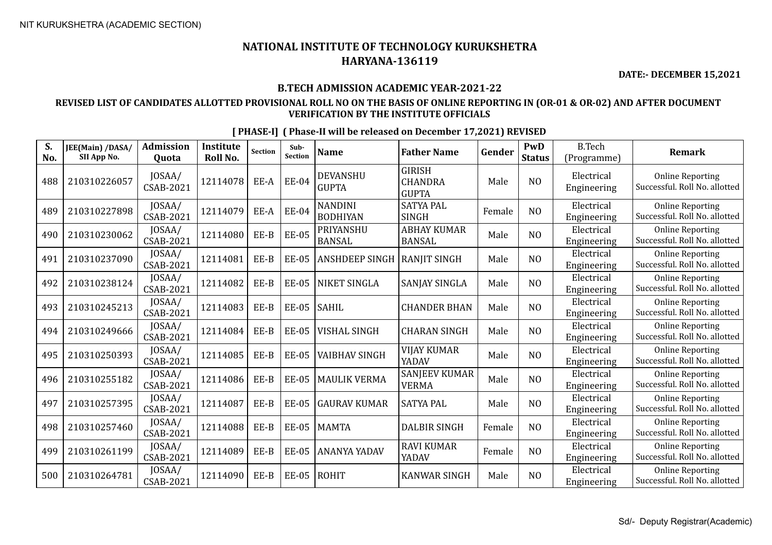NIT KURUKSHETRA (ACADEMIC SECTION)

# NATIONAL INSTITUTE OF TECHNOLOGY KURUKSHETRA
# HARYANA-136119

**DATE:- DECEMBER 15,2021**

## B.TECH ADMISSION ACADEMIC YEAR-2021-22

### REVISED LIST OF CANDIDATES ALLOTTED PROVISIONAL ROLL NO ON THE BASIS OF ONLINE REPORTING IN (OR-01 & OR-02) AND AFTER DOCUMENT VERIFICATION BY THE INSTITUTE OFFICIALS

**[ PHASE-I] ( Phase-II will be released on December 17,2021) REVISED**

| S. No. | JEE(Main) /DASA/ SII App No. | Admission Quota | Institute Roll No. | Section | Sub-Section | Name | Father Name | Gender | PwD Status | B.Tech (Programme) | Remark |
|---|---|---|---|---|---|---|---|---|---|---|---|
| 488 | 210310226057 | JOSAA/ CSAB-2021 | 12114078 | EE-A | EE-04 | DEVANSHU GUPTA | GIRISH CHANDRA GUPTA | Male | NO | Electrical Engineering | Online Reporting Successful. Roll No. allotted |
| 489 | 210310227898 | JOSAA/ CSAB-2021 | 12114079 | EE-A | EE-04 | NANDINI BODHIYAN | SATYA PAL SINGH | Female | NO | Electrical Engineering | Online Reporting Successful. Roll No. allotted |
| 490 | 210310230062 | JOSAA/ CSAB-2021 | 12114080 | EE-B | EE-05 | PRIYANSHU BANSAL | ABHAY KUMAR BANSAL | Male | NO | Electrical Engineering | Online Reporting Successful. Roll No. allotted |
| 491 | 210310237090 | JOSAA/ CSAB-2021 | 12114081 | EE-B | EE-05 | ANSHDEEP SINGH | RANJIT SINGH | Male | NO | Electrical Engineering | Online Reporting Successful. Roll No. allotted |
| 492 | 210310238124 | JOSAA/ CSAB-2021 | 12114082 | EE-B | EE-05 | NIKET SINGLA | SANJAY SINGLA | Male | NO | Electrical Engineering | Online Reporting Successful. Roll No. allotted |
| 493 | 210310245213 | JOSAA/ CSAB-2021 | 12114083 | EE-B | EE-05 | SAHIL | CHANDER BHAN | Male | NO | Electrical Engineering | Online Reporting Successful. Roll No. allotted |
| 494 | 210310249666 | JOSAA/ CSAB-2021 | 12114084 | EE-B | EE-05 | VISHAL SINGH | CHARAN SINGH | Male | NO | Electrical Engineering | Online Reporting Successful. Roll No. allotted |
| 495 | 210310250393 | JOSAA/ CSAB-2021 | 12114085 | EE-B | EE-05 | VAIBHAV SINGH | VIJAY KUMAR YADAV | Male | NO | Electrical Engineering | Online Reporting Successful. Roll No. allotted |
| 496 | 210310255182 | JOSAA/ CSAB-2021 | 12114086 | EE-B | EE-05 | MAULIK VERMA | SANJEEV KUMAR VERMA | Male | NO | Electrical Engineering | Online Reporting Successful. Roll No. allotted |
| 497 | 210310257395 | JOSAA/ CSAB-2021 | 12114087 | EE-B | EE-05 | GAURAV KUMAR | SATYA PAL | Male | NO | Electrical Engineering | Online Reporting Successful. Roll No. allotted |
| 498 | 210310257460 | JOSAA/ CSAB-2021 | 12114088 | EE-B | EE-05 | MAMTA | DALBIR SINGH | Female | NO | Electrical Engineering | Online Reporting Successful. Roll No. allotted |
| 499 | 210310261199 | JOSAA/ CSAB-2021 | 12114089 | EE-B | EE-05 | ANANYA YADAV | RAVI KUMAR YADAV | Female | NO | Electrical Engineering | Online Reporting Successful. Roll No. allotted |
| 500 | 210310264781 | JOSAA/ CSAB-2021 | 12114090 | EE-B | EE-05 | ROHIT | KANWAR SINGH | Male | NO | Electrical Engineering | Online Reporting Successful. Roll No. allotted |

Sd/- Deputy Registrar(Academic)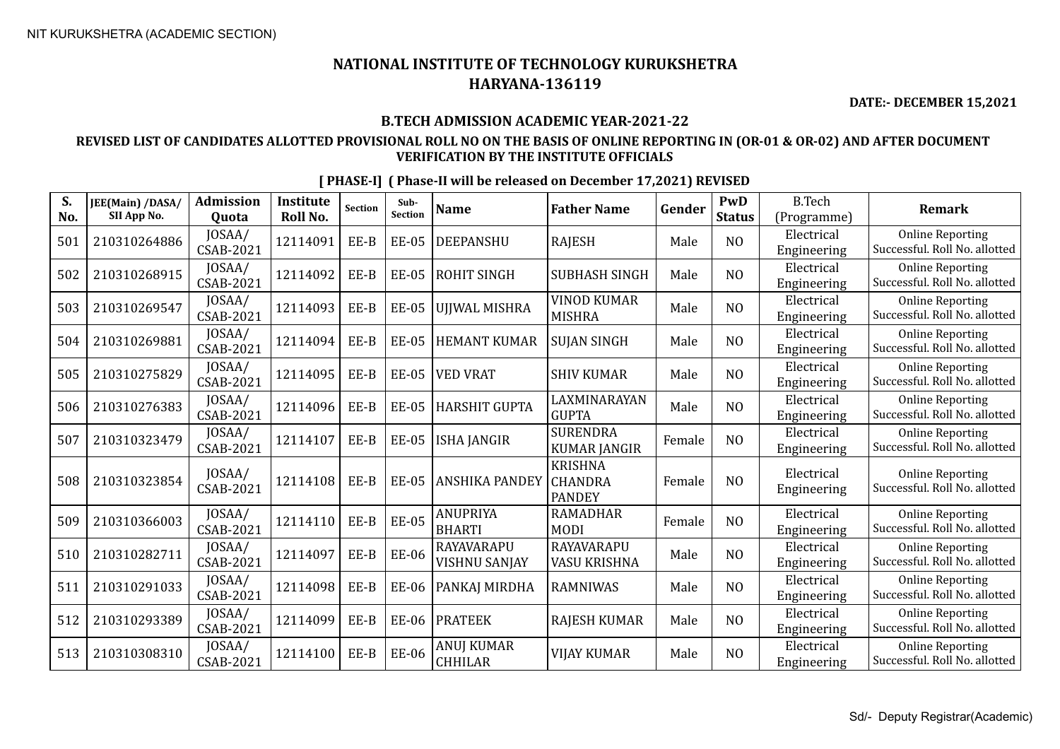NIT KURUKSHETRA (ACADEMIC SECTION)

# NATIONAL INSTITUTE OF TECHNOLOGY KURUKSHETRA
## HARYANA-136119

**DATE:- DECEMBER 15,2021**

**B.TECH ADMISSION ACADEMIC YEAR-2021-22**

**REVISED LIST OF CANDIDATES ALLOTTED PROVISIONAL ROLL NO ON THE BASIS OF ONLINE REPORTING IN (OR-01 & OR-02) AND AFTER DOCUMENT VERIFICATION BY THE INSTITUTE OFFICIALS**

**[ PHASE-I] ( Phase-II will be released on December 17,2021) REVISED**

| S. No. | JEE(Main) /DASA/ SII App No. | Admission Quota | Institute Roll No. | Section | Sub-Section | Name | Father Name | Gender | PwD Status | B.Tech (Programme) | Remark |
|---|---|---|---|---|---|---|---|---|---|---|---|
| 501 | 210310264886 | JOSAA/ CSAB-2021 | 12114091 | EE-B | EE-05 | DEEPANSHU | RAJESH | Male | NO | Electrical Engineering | Online Reporting Successful. Roll No. allotted |
| 502 | 210310268915 | JOSAA/ CSAB-2021 | 12114092 | EE-B | EE-05 | ROHIT SINGH | SUBHASH SINGH | Male | NO | Electrical Engineering | Online Reporting Successful. Roll No. allotted |
| 503 | 210310269547 | JOSAA/ CSAB-2021 | 12114093 | EE-B | EE-05 | UJJWAL MISHRA | VINOD KUMAR MISHRA | Male | NO | Electrical Engineering | Online Reporting Successful. Roll No. allotted |
| 504 | 210310269881 | JOSAA/ CSAB-2021 | 12114094 | EE-B | EE-05 | HEMANT KUMAR | SUJAN SINGH | Male | NO | Electrical Engineering | Online Reporting Successful. Roll No. allotted |
| 505 | 210310275829 | JOSAA/ CSAB-2021 | 12114095 | EE-B | EE-05 | VED VRAT | SHIV KUMAR | Male | NO | Electrical Engineering | Online Reporting Successful. Roll No. allotted |
| 506 | 210310276383 | JOSAA/ CSAB-2021 | 12114096 | EE-B | EE-05 | HARSHIT GUPTA | LAXMINARAYAN GUPTA | Male | NO | Electrical Engineering | Online Reporting Successful. Roll No. allotted |
| 507 | 210310323479 | JOSAA/ CSAB-2021 | 12114107 | EE-B | EE-05 | ISHA JANGIR | SURENDRA KUMAR JANGIR | Female | NO | Electrical Engineering | Online Reporting Successful. Roll No. allotted |
| 508 | 210310323854 | JOSAA/ CSAB-2021 | 12114108 | EE-B | EE-05 | ANSHIKA PANDEY | KRISHNA CHANDRA PANDEY | Female | NO | Electrical Engineering | Online Reporting Successful. Roll No. allotted |
| 509 | 210310366003 | JOSAA/ CSAB-2021 | 12114110 | EE-B | EE-05 | ANUPRIYA BHARTI | RAMADHAR MODI | Female | NO | Electrical Engineering | Online Reporting Successful. Roll No. allotted |
| 510 | 210310282711 | JOSAA/ CSAB-2021 | 12114097 | EE-B | EE-06 | RAYAVARAPU VISHNU SANJAY | RAYAVARAPU VASU KRISHNA | Male | NO | Electrical Engineering | Online Reporting Successful. Roll No. allotted |
| 511 | 210310291033 | JOSAA/ CSAB-2021 | 12114098 | EE-B | EE-06 | PANKAJ MIRDHA | RAMNIWAS | Male | NO | Electrical Engineering | Online Reporting Successful. Roll No. allotted |
| 512 | 210310293389 | JOSAA/ CSAB-2021 | 12114099 | EE-B | EE-06 | PRATEEK | RAJESH KUMAR | Male | NO | Electrical Engineering | Online Reporting Successful. Roll No. allotted |
| 513 | 210310308310 | JOSAA/ CSAB-2021 | 12114100 | EE-B | EE-06 | ANUJ KUMAR CHHILAR | VIJAY KUMAR | Male | NO | Electrical Engineering | Online Reporting Successful. Roll No. allotted |

Sd/- Deputy Registrar(Academic)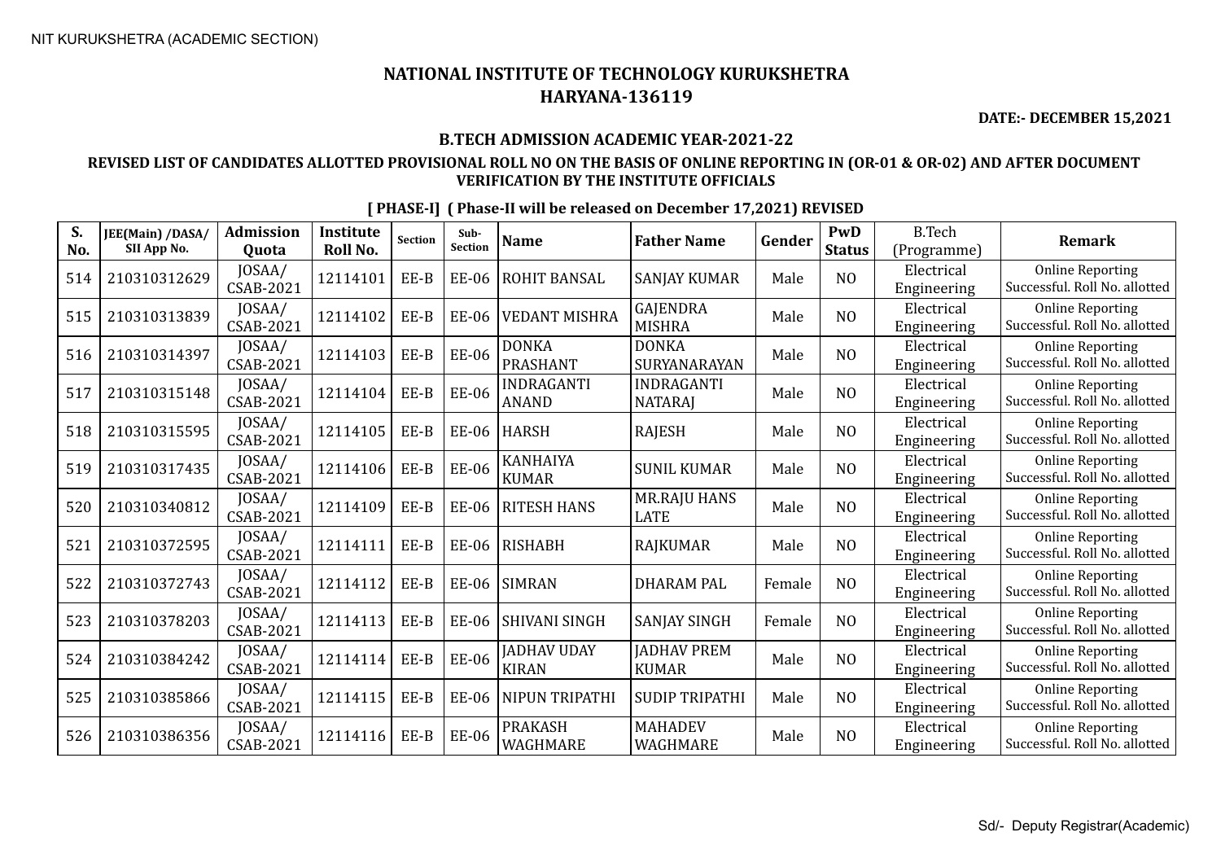NIT KURUKSHETRA (ACADEMIC SECTION)

# NATIONAL INSTITUTE OF TECHNOLOGY KURUKSHETRA
# HARYANA-136119

**DATE:- DECEMBER 15,2021**

## B.TECH ADMISSION ACADEMIC YEAR-2021-22

### REVISED LIST OF CANDIDATES ALLOTTED PROVISIONAL ROLL NO ON THE BASIS OF ONLINE REPORTING IN (OR-01 & OR-02) AND AFTER DOCUMENT VERIFICATION BY THE INSTITUTE OFFICIALS

**[ PHASE-I] ( Phase-II will be released on December 17,2021) REVISED**

| S. No. | JEE(Main) /DASA/ SII App No. | Admission Quota | Institute Roll No. | Section | Sub-Section | Name | Father Name | Gender | PwD Status | B.Tech (Programme) | Remark |
|---|---|---|---|---|---|---|---|---|---|---|---|
| 514 | 210310312629 | JOSAA/ CSAB-2021 | 12114101 | EE-B | EE-06 | ROHIT BANSAL | SANJAY KUMAR | Male | NO | Electrical Engineering | Online Reporting Successful. Roll No. allotted |
| 515 | 210310313839 | JOSAA/ CSAB-2021 | 12114102 | EE-B | EE-06 | VEDANT MISHRA | GAJENDRA MISHRA | Male | NO | Electrical Engineering | Online Reporting Successful. Roll No. allotted |
| 516 | 210310314397 | JOSAA/ CSAB-2021 | 12114103 | EE-B | EE-06 | DONKA PRASHANT | DONKA SURYANARAYAN | Male | NO | Electrical Engineering | Online Reporting Successful. Roll No. allotted |
| 517 | 210310315148 | JOSAA/ CSAB-2021 | 12114104 | EE-B | EE-06 | INDRAGANTI ANAND | INDRAGANTI NATARAJ | Male | NO | Electrical Engineering | Online Reporting Successful. Roll No. allotted |
| 518 | 210310315595 | JOSAA/ CSAB-2021 | 12114105 | EE-B | EE-06 | HARSH | RAJESH | Male | NO | Electrical Engineering | Online Reporting Successful. Roll No. allotted |
| 519 | 210310317435 | JOSAA/ CSAB-2021 | 12114106 | EE-B | EE-06 | KANHAIYA KUMAR | SUNIL KUMAR | Male | NO | Electrical Engineering | Online Reporting Successful. Roll No. allotted |
| 520 | 210310340812 | JOSAA/ CSAB-2021 | 12114109 | EE-B | EE-06 | RITESH HANS | MR.RAJU HANS LATE | Male | NO | Electrical Engineering | Online Reporting Successful. Roll No. allotted |
| 521 | 210310372595 | JOSAA/ CSAB-2021 | 12114111 | EE-B | EE-06 | RISHABH | RAJKUMAR | Male | NO | Electrical Engineering | Online Reporting Successful. Roll No. allotted |
| 522 | 210310372743 | JOSAA/ CSAB-2021 | 12114112 | EE-B | EE-06 | SIMRAN | DHARAM PAL | Female | NO | Electrical Engineering | Online Reporting Successful. Roll No. allotted |
| 523 | 210310378203 | JOSAA/ CSAB-2021 | 12114113 | EE-B | EE-06 | SHIVANI SINGH | SANJAY SINGH | Female | NO | Electrical Engineering | Online Reporting Successful. Roll No. allotted |
| 524 | 210310384242 | JOSAA/ CSAB-2021 | 12114114 | EE-B | EE-06 | JADHAV UDAY KIRAN | JADHAV PREM KUMAR | Male | NO | Electrical Engineering | Online Reporting Successful. Roll No. allotted |
| 525 | 210310385866 | JOSAA/ CSAB-2021 | 12114115 | EE-B | EE-06 | NIPUN TRIPATHI | SUDIP TRIPATHI | Male | NO | Electrical Engineering | Online Reporting Successful. Roll No. allotted |
| 526 | 210310386356 | JOSAA/ CSAB-2021 | 12114116 | EE-B | EE-06 | PRAKASH WAGHMARE | MAHADEV WAGHMARE | Male | NO | Electrical Engineering | Online Reporting Successful. Roll No. allotted |

Sd/- Deputy Registrar(Academic)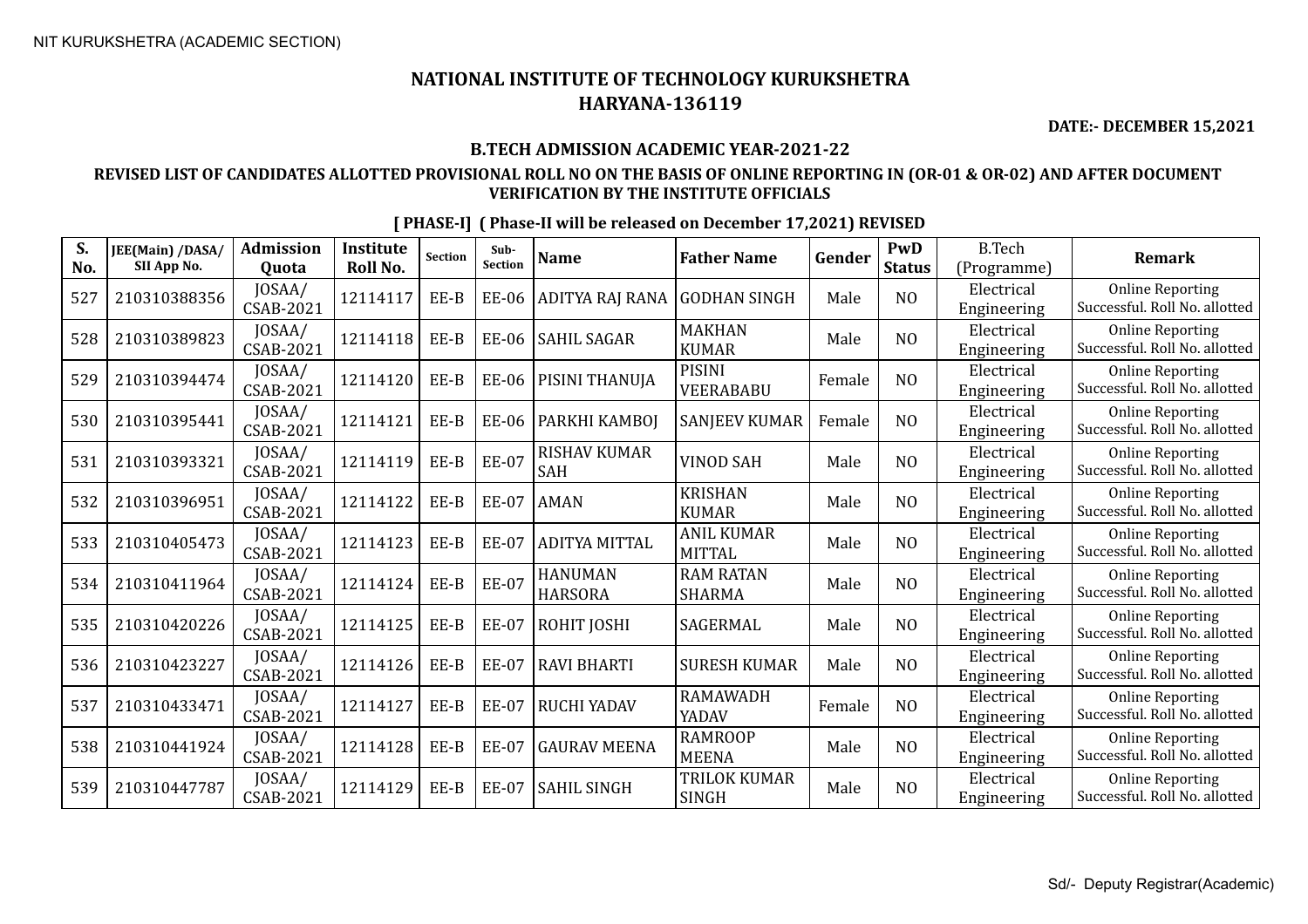# NATIONAL INSTITUTE OF TECHNOLOGY KURUKSHETRA
## HARYANA-136119

**DATE:- DECEMBER 15,2021**

### B.TECH ADMISSION ACADEMIC YEAR-2021-22

### REVISED LIST OF CANDIDATES ALLOTTED PROVISIONAL ROLL NO ON THE BASIS OF ONLINE REPORTING IN (OR-01 & OR-02) AND AFTER DOCUMENT VERIFICATION BY THE INSTITUTE OFFICIALS

**[ PHASE-I] ( Phase-II will be released on December 17,2021) REVISED**

| S. No. | JEE(Main) /DASA/ SII App No. | Admission Quota | Institute Roll No. | Section | Sub-Section | Name | Father Name | Gender | PwD Status | B.Tech (Programme) | Remark |
|---|---|---|---|---|---|---|---|---|---|---|---|
| 527 | 210310388356 | JOSAA/ CSAB-2021 | 12114117 | EE-B | EE-06 | ADITYA RAJ RANA | GODHAN SINGH | Male | NO | Electrical Engineering | Online Reporting Successful. Roll No. allotted |
| 528 | 210310389823 | JOSAA/ CSAB-2021 | 12114118 | EE-B | EE-06 | SAHIL SAGAR | MAKHAN KUMAR | Male | NO | Electrical Engineering | Online Reporting Successful. Roll No. allotted |
| 529 | 210310394474 | JOSAA/ CSAB-2021 | 12114120 | EE-B | EE-06 | PISINI THANUJA | PISINI VEERABABU | Female | NO | Electrical Engineering | Online Reporting Successful. Roll No. allotted |
| 530 | 210310395441 | JOSAA/ CSAB-2021 | 12114121 | EE-B | EE-06 | PARKHI KAMBOJ | SANJEEV KUMAR | Female | NO | Electrical Engineering | Online Reporting Successful. Roll No. allotted |
| 531 | 210310393321 | JOSAA/ CSAB-2021 | 12114119 | EE-B | EE-07 | RISHAV KUMAR SAH | VINOD SAH | Male | NO | Electrical Engineering | Online Reporting Successful. Roll No. allotted |
| 532 | 210310396951 | JOSAA/ CSAB-2021 | 12114122 | EE-B | EE-07 | AMAN | KRISHAN KUMAR | Male | NO | Electrical Engineering | Online Reporting Successful. Roll No. allotted |
| 533 | 210310405473 | JOSAA/ CSAB-2021 | 12114123 | EE-B | EE-07 | ADITYA MITTAL | ANIL KUMAR MITTAL | Male | NO | Electrical Engineering | Online Reporting Successful. Roll No. allotted |
| 534 | 210310411964 | JOSAA/ CSAB-2021 | 12114124 | EE-B | EE-07 | HANUMAN HARSORA | RAM RATAN SHARMA | Male | NO | Electrical Engineering | Online Reporting Successful. Roll No. allotted |
| 535 | 210310420226 | JOSAA/ CSAB-2021 | 12114125 | EE-B | EE-07 | ROHIT JOSHI | SAGERMAL | Male | NO | Electrical Engineering | Online Reporting Successful. Roll No. allotted |
| 536 | 210310423227 | JOSAA/ CSAB-2021 | 12114126 | EE-B | EE-07 | RAVI BHARTI | SURESH KUMAR | Male | NO | Electrical Engineering | Online Reporting Successful. Roll No. allotted |
| 537 | 210310433471 | JOSAA/ CSAB-2021 | 12114127 | EE-B | EE-07 | RUCHI YADAV | RAMAWADH YADAV | Female | NO | Electrical Engineering | Online Reporting Successful. Roll No. allotted |
| 538 | 210310441924 | JOSAA/ CSAB-2021 | 12114128 | EE-B | EE-07 | GAURAV MEENA | RAMROOP MEENA | Male | NO | Electrical Engineering | Online Reporting Successful. Roll No. allotted |
| 539 | 210310447787 | JOSAA/ CSAB-2021 | 12114129 | EE-B | EE-07 | SAHIL SINGH | TRILOK KUMAR SINGH | Male | NO | Electrical Engineering | Online Reporting Successful. Roll No. allotted |

Sd/- Deputy Registrar(Academic)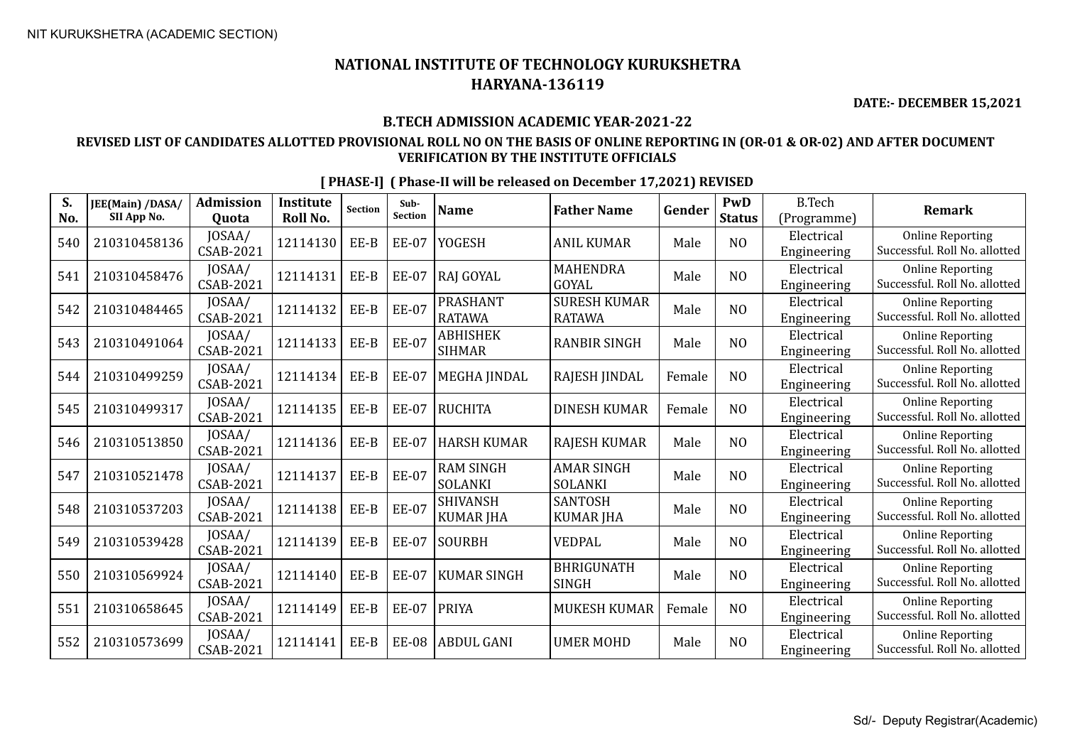NIT KURUKSHETRA (ACADEMIC SECTION)

# NATIONAL INSTITUTE OF TECHNOLOGY KURUKSHETRA
## HARYANA-136119

**DATE:- DECEMBER 15,2021**

### B.TECH ADMISSION ACADEMIC YEAR-2021-22

### REVISED LIST OF CANDIDATES ALLOTTED PROVISIONAL ROLL NO ON THE BASIS OF ONLINE REPORTING IN (OR-01 & OR-02) AND AFTER DOCUMENT VERIFICATION BY THE INSTITUTE OFFICIALS

**[ PHASE-I] ( Phase-II will be released on December 17,2021) REVISED**

| S. No. | JEE(Main) /DASA/ SII App No. | Admission Quota | Institute Roll No. | Section | Sub-Section | Name | Father Name | Gender | PwD Status | B.Tech (Programme) | Remark |
|---|---|---|---|---|---|---|---|---|---|---|---|
| 540 | 210310458136 | JOSAA/ CSAB-2021 | 12114130 | EE-B | EE-07 | YOGESH | ANIL KUMAR | Male | NO | Electrical Engineering | Online Reporting Successful. Roll No. allotted |
| 541 | 210310458476 | JOSAA/ CSAB-2021 | 12114131 | EE-B | EE-07 | RAJ GOYAL | MAHENDRA GOYAL | Male | NO | Electrical Engineering | Online Reporting Successful. Roll No. allotted |
| 542 | 210310484465 | JOSAA/ CSAB-2021 | 12114132 | EE-B | EE-07 | PRASHANT RATAWA | SURESH KUMAR RATAWA | Male | NO | Electrical Engineering | Online Reporting Successful. Roll No. allotted |
| 543 | 210310491064 | JOSAA/ CSAB-2021 | 12114133 | EE-B | EE-07 | ABHISHEK SIHMAR | RANBIR SINGH | Male | NO | Electrical Engineering | Online Reporting Successful. Roll No. allotted |
| 544 | 210310499259 | JOSAA/ CSAB-2021 | 12114134 | EE-B | EE-07 | MEGHA JINDAL | RAJESH JINDAL | Female | NO | Electrical Engineering | Online Reporting Successful. Roll No. allotted |
| 545 | 210310499317 | JOSAA/ CSAB-2021 | 12114135 | EE-B | EE-07 | RUCHITA | DINESH KUMAR | Female | NO | Electrical Engineering | Online Reporting Successful. Roll No. allotted |
| 546 | 210310513850 | JOSAA/ CSAB-2021 | 12114136 | EE-B | EE-07 | HARSH KUMAR | RAJESH KUMAR | Male | NO | Electrical Engineering | Online Reporting Successful. Roll No. allotted |
| 547 | 210310521478 | JOSAA/ CSAB-2021 | 12114137 | EE-B | EE-07 | RAM SINGH SOLANKI | AMAR SINGH SOLANKI | Male | NO | Electrical Engineering | Online Reporting Successful. Roll No. allotted |
| 548 | 210310537203 | JOSAA/ CSAB-2021 | 12114138 | EE-B | EE-07 | SHIVANSH KUMAR JHA | SANTOSH KUMAR JHA | Male | NO | Electrical Engineering | Online Reporting Successful. Roll No. allotted |
| 549 | 210310539428 | JOSAA/ CSAB-2021 | 12114139 | EE-B | EE-07 | SOURBH | VEDPAL | Male | NO | Electrical Engineering | Online Reporting Successful. Roll No. allotted |
| 550 | 210310569924 | JOSAA/ CSAB-2021 | 12114140 | EE-B | EE-07 | KUMAR SINGH | BHRIGUNATH SINGH | Male | NO | Electrical Engineering | Online Reporting Successful. Roll No. allotted |
| 551 | 210310658645 | JOSAA/ CSAB-2021 | 12114149 | EE-B | EE-07 | PRIYA | MUKESH KUMAR | Female | NO | Electrical Engineering | Online Reporting Successful. Roll No. allotted |
| 552 | 210310573699 | JOSAA/ CSAB-2021 | 12114141 | EE-B | EE-08 | ABDUL GANI | UMER MOHD | Male | NO | Electrical Engineering | Online Reporting Successful. Roll No. allotted |

Sd/- Deputy Registrar(Academic)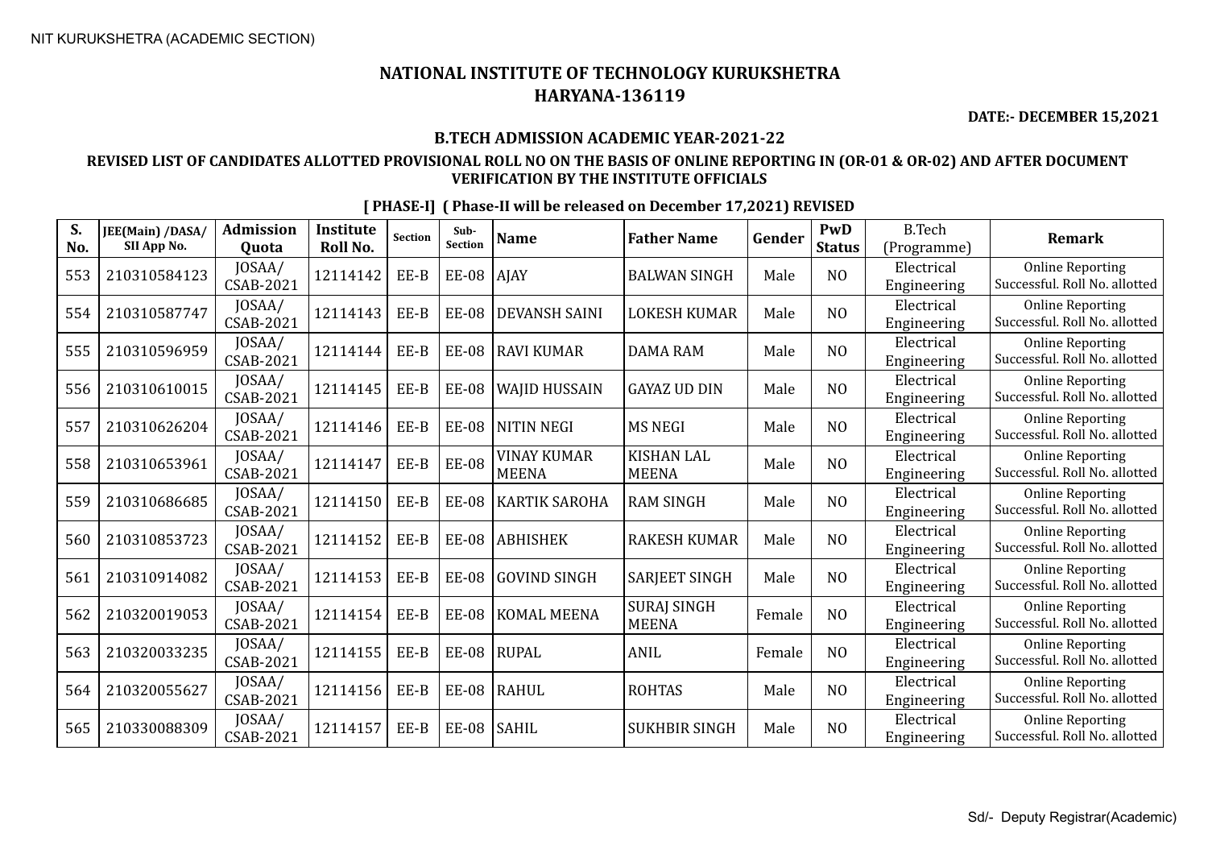NIT KURUKSHETRA (ACADEMIC SECTION)

# NATIONAL INSTITUTE OF TECHNOLOGY KURUKSHETRA
## HARYANA-136119

**DATE:- DECEMBER 15,2021**

### B.TECH ADMISSION ACADEMIC YEAR-2021-22

**REVISED LIST OF CANDIDATES ALLOTTED PROVISIONAL ROLL NO ON THE BASIS OF ONLINE REPORTING IN (OR-01 & OR-02) AND AFTER DOCUMENT VERIFICATION BY THE INSTITUTE OFFICIALS**

**[ PHASE-I] ( Phase-II will be released on December 17,2021) REVISED**

| S. No. | JEE(Main) /DASA/ SII App No. | Admission Quota | Institute Roll No. | Section | Sub-Section | Name | Father Name | Gender | PwD Status | B.Tech (Programme) | Remark |
|---|---|---|---|---|---|---|---|---|---|---|---|
| 553 | 210310584123 | JOSAA/ CSAB-2021 | 12114142 | EE-B | EE-08 | AJAY | BALWAN SINGH | Male | NO | Electrical Engineering | Online Reporting Successful. Roll No. allotted |
| 554 | 210310587747 | JOSAA/ CSAB-2021 | 12114143 | EE-B | EE-08 | DEVANSH SAINI | LOKESH KUMAR | Male | NO | Electrical Engineering | Online Reporting Successful. Roll No. allotted |
| 555 | 210310596959 | JOSAA/ CSAB-2021 | 12114144 | EE-B | EE-08 | RAVI KUMAR | DAMA RAM | Male | NO | Electrical Engineering | Online Reporting Successful. Roll No. allotted |
| 556 | 210310610015 | JOSAA/ CSAB-2021 | 12114145 | EE-B | EE-08 | WAJID HUSSAIN | GAYAZ UD DIN | Male | NO | Electrical Engineering | Online Reporting Successful. Roll No. allotted |
| 557 | 210310626204 | JOSAA/ CSAB-2021 | 12114146 | EE-B | EE-08 | NITIN NEGI | MS NEGI | Male | NO | Electrical Engineering | Online Reporting Successful. Roll No. allotted |
| 558 | 210310653961 | JOSAA/ CSAB-2021 | 12114147 | EE-B | EE-08 | VINAY KUMAR MEENA | KISHAN LAL MEENA | Male | NO | Electrical Engineering | Online Reporting Successful. Roll No. allotted |
| 559 | 210310686685 | JOSAA/ CSAB-2021 | 12114150 | EE-B | EE-08 | KARTIK SAROHA | RAM SINGH | Male | NO | Electrical Engineering | Online Reporting Successful. Roll No. allotted |
| 560 | 210310853723 | JOSAA/ CSAB-2021 | 12114152 | EE-B | EE-08 | ABHISHEK | RAKESH KUMAR | Male | NO | Electrical Engineering | Online Reporting Successful. Roll No. allotted |
| 561 | 210310914082 | JOSAA/ CSAB-2021 | 12114153 | EE-B | EE-08 | GOVIND SINGH | SARJEET SINGH | Male | NO | Electrical Engineering | Online Reporting Successful. Roll No. allotted |
| 562 | 210320019053 | JOSAA/ CSAB-2021 | 12114154 | EE-B | EE-08 | KOMAL MEENA | SURAJ SINGH MEENA | Female | NO | Electrical Engineering | Online Reporting Successful. Roll No. allotted |
| 563 | 210320033235 | JOSAA/ CSAB-2021 | 12114155 | EE-B | EE-08 | RUPAL | ANIL | Female | NO | Electrical Engineering | Online Reporting Successful. Roll No. allotted |
| 564 | 210320055627 | JOSAA/ CSAB-2021 | 12114156 | EE-B | EE-08 | RAHUL | ROHTAS | Male | NO | Electrical Engineering | Online Reporting Successful. Roll No. allotted |
| 565 | 210330088309 | JOSAA/ CSAB-2021 | 12114157 | EE-B | EE-08 | SAHIL | SUKHBIR SINGH | Male | NO | Electrical Engineering | Online Reporting Successful. Roll No. allotted |

Sd/- Deputy Registrar(Academic)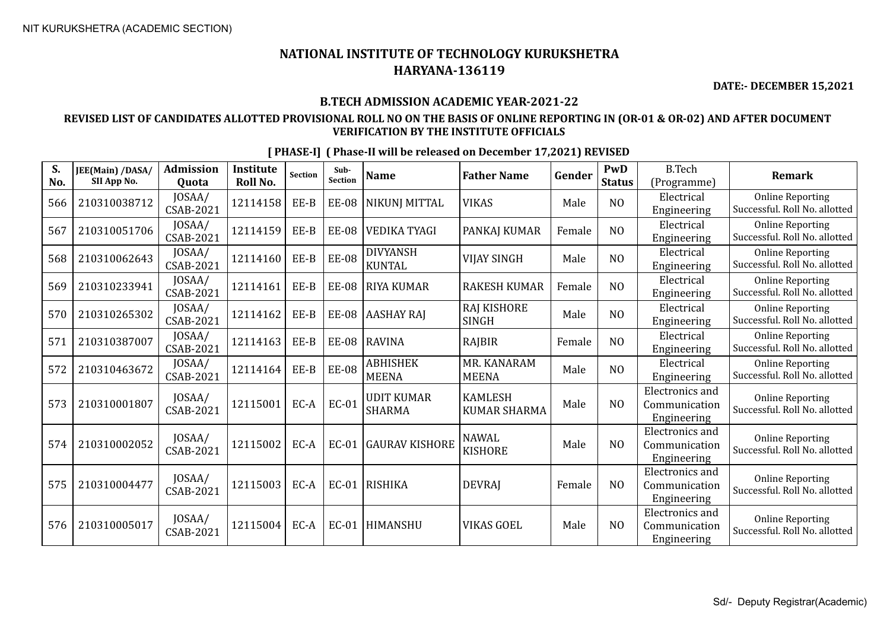NIT KURUKSHETRA (ACADEMIC SECTION)

# NATIONAL INSTITUTE OF TECHNOLOGY KURUKSHETRA
## HARYANA-136119

**DATE:- DECEMBER 15,2021**

**B.TECH ADMISSION ACADEMIC YEAR-2021-22**

**REVISED LIST OF CANDIDATES ALLOTTED PROVISIONAL ROLL NO ON THE BASIS OF ONLINE REPORTING IN (OR-01 & OR-02) AND AFTER DOCUMENT VERIFICATION BY THE INSTITUTE OFFICIALS**

**[ PHASE-I] ( Phase-II will be released on December 17,2021) REVISED**

| S. No. | JEE(Main) /DASA/ SII App No. | Admission Quota | Institute Roll No. | Section | Sub-Section | Name | Father Name | Gender | PwD Status | B.Tech (Programme) | Remark |
|---|---|---|---|---|---|---|---|---|---|---|---|
| 566 | 210310038712 | JOSAA/ CSAB-2021 | 12114158 | EE-B | EE-08 | NIKUNJ MITTAL | VIKAS | Male | NO | Electrical Engineering | Online Reporting Successful. Roll No. allotted |
| 567 | 210310051706 | JOSAA/ CSAB-2021 | 12114159 | EE-B | EE-08 | VEDIKA TYAGI | PANKAJ KUMAR | Female | NO | Electrical Engineering | Online Reporting Successful. Roll No. allotted |
| 568 | 210310062643 | JOSAA/ CSAB-2021 | 12114160 | EE-B | EE-08 | DIVYANSH KUNTAL | VIJAY SINGH | Male | NO | Electrical Engineering | Online Reporting Successful. Roll No. allotted |
| 569 | 210310233941 | JOSAA/ CSAB-2021 | 12114161 | EE-B | EE-08 | RIYA KUMAR | RAKESH KUMAR | Female | NO | Electrical Engineering | Online Reporting Successful. Roll No. allotted |
| 570 | 210310265302 | JOSAA/ CSAB-2021 | 12114162 | EE-B | EE-08 | AASHAY RAJ | RAJ KISHORE SINGH | Male | NO | Electrical Engineering | Online Reporting Successful. Roll No. allotted |
| 571 | 210310387007 | JOSAA/ CSAB-2021 | 12114163 | EE-B | EE-08 | RAVINA | RAJBIR | Female | NO | Electrical Engineering | Online Reporting Successful. Roll No. allotted |
| 572 | 210310463672 | JOSAA/ CSAB-2021 | 12114164 | EE-B | EE-08 | ABHISHEK MEENA | MR. KANARAM MEENA | Male | NO | Electrical Engineering | Online Reporting Successful. Roll No. allotted |
| 573 | 210310001807 | JOSAA/ CSAB-2021 | 12115001 | EC-A | EC-01 | UDIT KUMAR SHARMA | KAMLESH KUMAR SHARMA | Male | NO | Electronics and Communication Engineering | Online Reporting Successful. Roll No. allotted |
| 574 | 210310002052 | JOSAA/ CSAB-2021 | 12115002 | EC-A | EC-01 | GAURAV KISHORE | NAWAL KISHORE | Male | NO | Electronics and Communication Engineering | Online Reporting Successful. Roll No. allotted |
| 575 | 210310004477 | JOSAA/ CSAB-2021 | 12115003 | EC-A | EC-01 | RISHIKA | DEVRAJ | Female | NO | Electronics and Communication Engineering | Online Reporting Successful. Roll No. allotted |
| 576 | 210310005017 | JOSAA/ CSAB-2021 | 12115004 | EC-A | EC-01 | HIMANSHU | VIKAS GOEL | Male | NO | Electronics and Communication Engineering | Online Reporting Successful. Roll No. allotted |

Sd/- Deputy Registrar(Academic)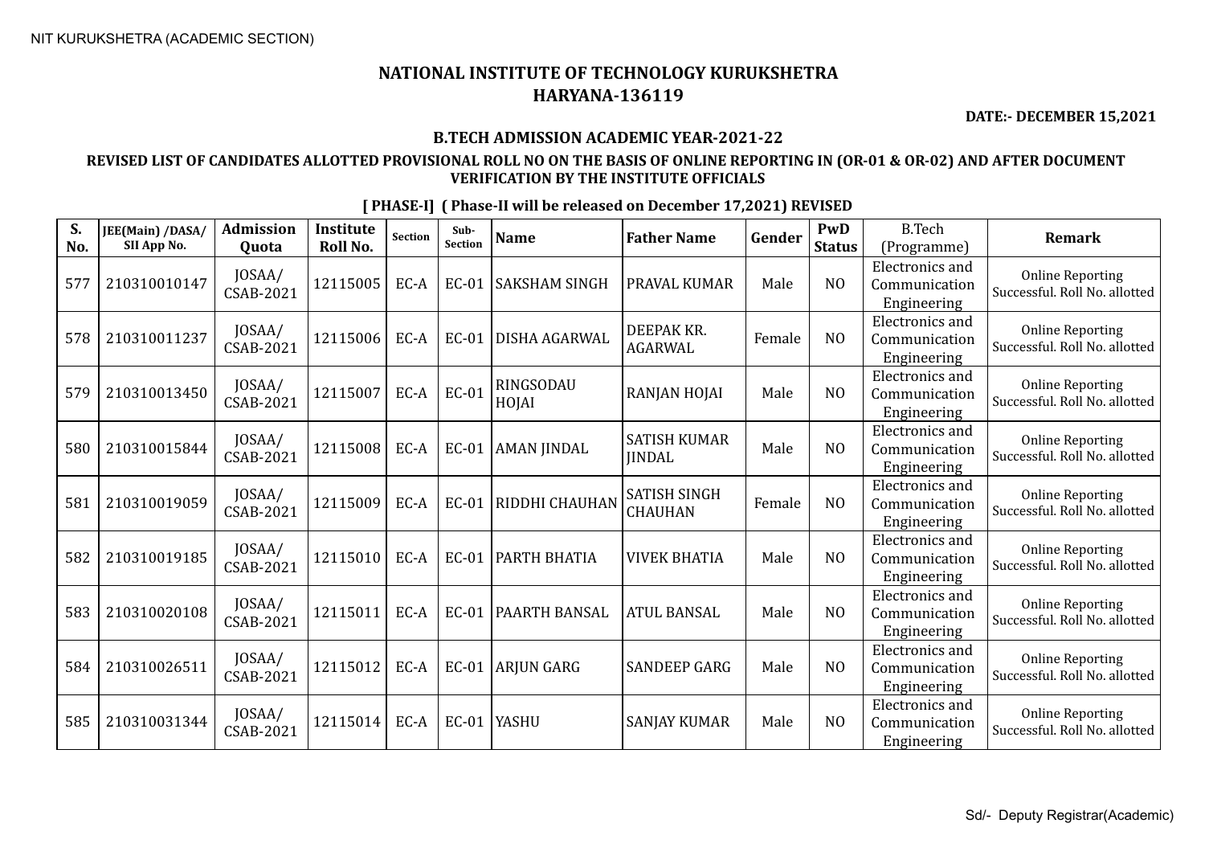# NATIONAL INSTITUTE OF TECHNOLOGY KURUKSHETRA
## HARYANA-136119

**DATE:- DECEMBER 15,2021**

### B.TECH ADMISSION ACADEMIC YEAR-2021-22

**REVISED LIST OF CANDIDATES ALLOTTED PROVISIONAL ROLL NO ON THE BASIS OF ONLINE REPORTING IN (OR-01 & OR-02) AND AFTER DOCUMENT VERIFICATION BY THE INSTITUTE OFFICIALS**

**[ PHASE-I] ( Phase-II will be released on December 17,2021) REVISED**

| S. No. | JEE(Main) /DASA/ SII App No. | Admission Quota | Institute Roll No. | Section | Sub-Section | Name | Father Name | Gender | PwD Status | B.Tech (Programme) | Remark |
|---|---|---|---|---|---|---|---|---|---|---|---|
| 577 | 210310010147 | JOSAA/ CSAB-2021 | 12115005 | EC-A | EC-01 | SAKSHAM SINGH | PRAVAL KUMAR | Male | NO | Electronics and Communication Engineering | Online Reporting Successful. Roll No. allotted |
| 578 | 210310011237 | JOSAA/ CSAB-2021 | 12115006 | EC-A | EC-01 | DISHA AGARWAL | DEEPAK KR. AGARWAL | Female | NO | Electronics and Communication Engineering | Online Reporting Successful. Roll No. allotted |
| 579 | 210310013450 | JOSAA/ CSAB-2021 | 12115007 | EC-A | EC-01 | RINGSODAU HOJAI | RANJAN HOJAI | Male | NO | Electronics and Communication Engineering | Online Reporting Successful. Roll No. allotted |
| 580 | 210310015844 | JOSAA/ CSAB-2021 | 12115008 | EC-A | EC-01 | AMAN JINDAL | SATISH KUMAR JINDAL | Male | NO | Electronics and Communication Engineering | Online Reporting Successful. Roll No. allotted |
| 581 | 210310019059 | JOSAA/ CSAB-2021 | 12115009 | EC-A | EC-01 | RIDDHI CHAUHAN | SATISH SINGH CHAUHAN | Female | NO | Electronics and Communication Engineering | Online Reporting Successful. Roll No. allotted |
| 582 | 210310019185 | JOSAA/ CSAB-2021 | 12115010 | EC-A | EC-01 | PARTH BHATIA | VIVEK BHATIA | Male | NO | Electronics and Communication Engineering | Online Reporting Successful. Roll No. allotted |
| 583 | 210310020108 | JOSAA/ CSAB-2021 | 12115011 | EC-A | EC-01 | PAARTH BANSAL | ATUL BANSAL | Male | NO | Electronics and Communication Engineering | Online Reporting Successful. Roll No. allotted |
| 584 | 210310026511 | JOSAA/ CSAB-2021 | 12115012 | EC-A | EC-01 | ARJUN GARG | SANDEEP GARG | Male | NO | Electronics and Communication Engineering | Online Reporting Successful. Roll No. allotted |
| 585 | 210310031344 | JOSAA/ CSAB-2021 | 12115014 | EC-A | EC-01 | YASHU | SANJAY KUMAR | Male | NO | Electronics and Communication Engineering | Online Reporting Successful. Roll No. allotted |

Sd/- Deputy Registrar(Academic)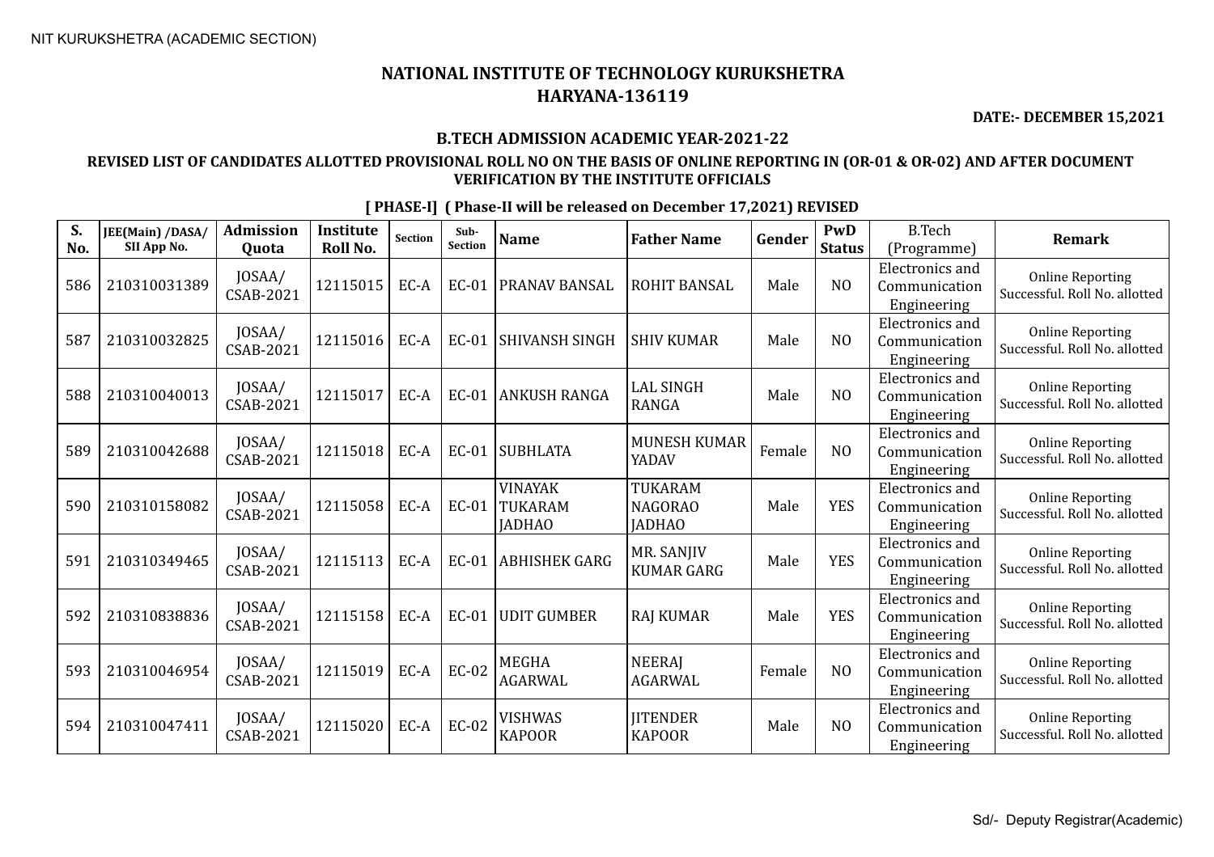NIT KURUKSHETRA (ACADEMIC SECTION)

# NATIONAL INSTITUTE OF TECHNOLOGY KURUKSHETRA
## HARYANA-136119

**DATE:- DECEMBER 15,2021**

### B.TECH ADMISSION ACADEMIC YEAR-2021-22

**REVISED LIST OF CANDIDATES ALLOTTED PROVISIONAL ROLL NO ON THE BASIS OF ONLINE REPORTING IN (OR-01 & OR-02) AND AFTER DOCUMENT VERIFICATION BY THE INSTITUTE OFFICIALS**

**[ PHASE-I] ( Phase-II will be released on December 17,2021) REVISED**

| S. No. | JEE(Main) /DASA/ SII App No. | Admission Quota | Institute Roll No. | Section | Sub-Section | Name | Father Name | Gender | PwD Status | B.Tech (Programme) | Remark |
|---|---|---|---|---|---|---|---|---|---|---|---|
| 586 | 210310031389 | JOSAA/ CSAB-2021 | 12115015 | EC-A | EC-01 | PRANAV BANSAL | ROHIT BANSAL | Male | NO | Electronics and Communication Engineering | Online Reporting Successful. Roll No. allotted |
| 587 | 210310032825 | JOSAA/ CSAB-2021 | 12115016 | EC-A | EC-01 | SHIVANSH SINGH | SHIV KUMAR | Male | NO | Electronics and Communication Engineering | Online Reporting Successful. Roll No. allotted |
| 588 | 210310040013 | JOSAA/ CSAB-2021 | 12115017 | EC-A | EC-01 | ANKUSH RANGA | LAL SINGH RANGA | Male | NO | Electronics and Communication Engineering | Online Reporting Successful. Roll No. allotted |
| 589 | 210310042688 | JOSAA/ CSAB-2021 | 12115018 | EC-A | EC-01 | SUBHLATA | MUNESH KUMAR YADAV | Female | NO | Electronics and Communication Engineering | Online Reporting Successful. Roll No. allotted |
| 590 | 210310158082 | JOSAA/ CSAB-2021 | 12115058 | EC-A | EC-01 | VINAYAK TUKARAM JADHAO | TUKARAM NAGORAO JADHAO | Male | YES | Electronics and Communication Engineering | Online Reporting Successful. Roll No. allotted |
| 591 | 210310349465 | JOSAA/ CSAB-2021 | 12115113 | EC-A | EC-01 | ABHISHEK GARG | MR. SANJIV KUMAR GARG | Male | YES | Electronics and Communication Engineering | Online Reporting Successful. Roll No. allotted |
| 592 | 210310838836 | JOSAA/ CSAB-2021 | 12115158 | EC-A | EC-01 | UDIT GUMBER | RAJ KUMAR | Male | YES | Electronics and Communication Engineering | Online Reporting Successful. Roll No. allotted |
| 593 | 210310046954 | JOSAA/ CSAB-2021 | 12115019 | EC-A | EC-02 | MEGHA AGARWAL | NEERAJ AGARWAL | Female | NO | Electronics and Communication Engineering | Online Reporting Successful. Roll No. allotted |
| 594 | 210310047411 | JOSAA/ CSAB-2021 | 12115020 | EC-A | EC-02 | VISHWAS KAPOOR | JITENDER KAPOOR | Male | NO | Electronics and Communication Engineering | Online Reporting Successful. Roll No. allotted |

Sd/- Deputy Registrar(Academic)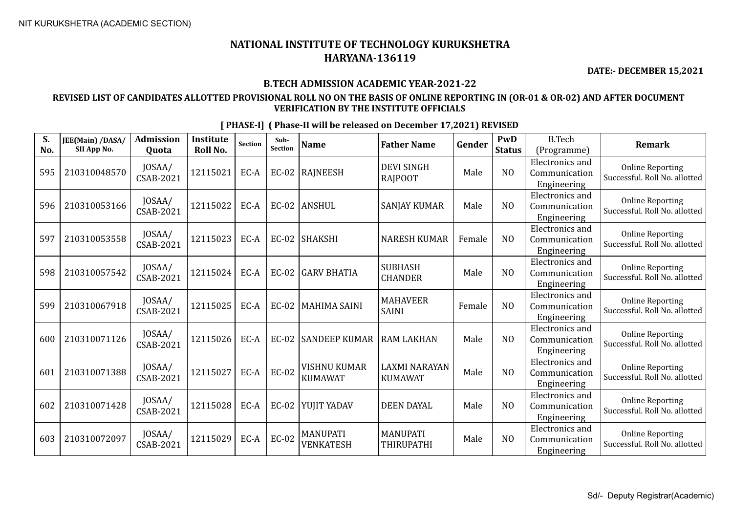NIT KURUKSHETRA (ACADEMIC SECTION)

# NATIONAL INSTITUTE OF TECHNOLOGY KURUKSHETRA
## HARYANA-136119

**DATE:- DECEMBER 15,2021**

### B.TECH ADMISSION ACADEMIC YEAR-2021-22

### REVISED LIST OF CANDIDATES ALLOTTED PROVISIONAL ROLL NO ON THE BASIS OF ONLINE REPORTING IN (OR-01 & OR-02) AND AFTER DOCUMENT VERIFICATION BY THE INSTITUTE OFFICIALS

**[ PHASE-I] ( Phase-II will be released on December 17,2021) REVISED**

| S. No. | JEE(Main) /DASA/ SII App No. | Admission Quota | Institute Roll No. | Section | Sub-Section | Name | Father Name | Gender | PwD Status | B.Tech (Programme) | Remark |
|---|---|---|---|---|---|---|---|---|---|---|---|
| 595 | 210310048570 | JOSAA/ CSAB-2021 | 12115021 | EC-A | EC-02 | RAJNEESH | DEVI SINGH RAJPOOT | Male | NO | Electronics and Communication Engineering | Online Reporting Successful. Roll No. allotted |
| 596 | 210310053166 | JOSAA/ CSAB-2021 | 12115022 | EC-A | EC-02 | ANSHUL | SANJAY KUMAR | Male | NO | Electronics and Communication Engineering | Online Reporting Successful. Roll No. allotted |
| 597 | 210310053558 | JOSAA/ CSAB-2021 | 12115023 | EC-A | EC-02 | SHAKSHI | NARESH KUMAR | Female | NO | Electronics and Communication Engineering | Online Reporting Successful. Roll No. allotted |
| 598 | 210310057542 | JOSAA/ CSAB-2021 | 12115024 | EC-A | EC-02 | GARV BHATIA | SUBHASH CHANDER | Male | NO | Electronics and Communication Engineering | Online Reporting Successful. Roll No. allotted |
| 599 | 210310067918 | JOSAA/ CSAB-2021 | 12115025 | EC-A | EC-02 | MAHIMA SAINI | MAHAVEER SAINI | Female | NO | Electronics and Communication Engineering | Online Reporting Successful. Roll No. allotted |
| 600 | 210310071126 | JOSAA/ CSAB-2021 | 12115026 | EC-A | EC-02 | SANDEEP KUMAR | RAM LAKHAN | Male | NO | Electronics and Communication Engineering | Online Reporting Successful. Roll No. allotted |
| 601 | 210310071388 | JOSAA/ CSAB-2021 | 12115027 | EC-A | EC-02 | VISHNU KUMAR KUMAWAT | LAXMI NARAYAN KUMAWAT | Male | NO | Electronics and Communication Engineering | Online Reporting Successful. Roll No. allotted |
| 602 | 210310071428 | JOSAA/ CSAB-2021 | 12115028 | EC-A | EC-02 | YUJIT YADAV | DEEN DAYAL | Male | NO | Electronics and Communication Engineering | Online Reporting Successful. Roll No. allotted |
| 603 | 210310072097 | JOSAA/ CSAB-2021 | 12115029 | EC-A | EC-02 | MANUPATI VENKATESH | MANUPATI THIRUPATHI | Male | NO | Electronics and Communication Engineering | Online Reporting Successful. Roll No. allotted |

Sd/- Deputy Registrar(Academic)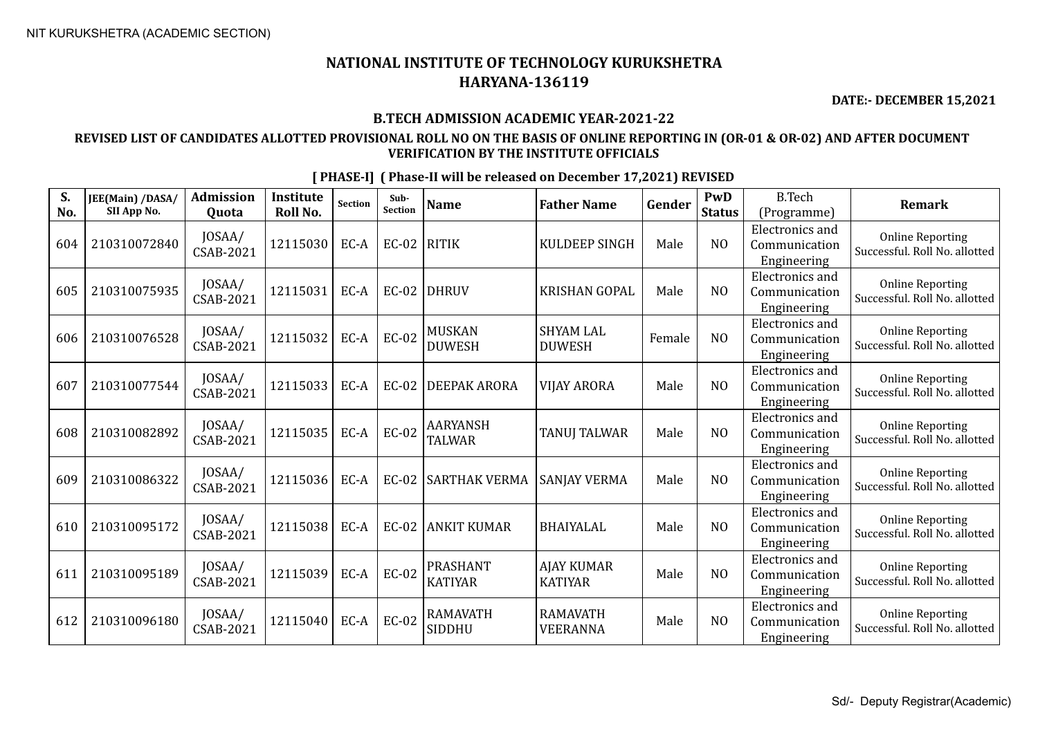NIT KURUKSHETRA (ACADEMIC SECTION)

# NATIONAL INSTITUTE OF TECHNOLOGY KURUKSHETRA
## HARYANA-136119

**DATE:- DECEMBER 15,2021**

### B.TECH ADMISSION ACADEMIC YEAR-2021-22

**REVISED LIST OF CANDIDATES ALLOTTED PROVISIONAL ROLL NO ON THE BASIS OF ONLINE REPORTING IN (OR-01 & OR-02) AND AFTER DOCUMENT VERIFICATION BY THE INSTITUTE OFFICIALS**

**[ PHASE-I] ( Phase-II will be released on December 17,2021) REVISED**

| S. No. | JEE(Main) /DASA/ SII App No. | Admission Quota | Institute Roll No. | Section | Sub-Section | Name | Father Name | Gender | PwD Status | B.Tech (Programme) | Remark |
|---|---|---|---|---|---|---|---|---|---|---|---|
| 604 | 210310072840 | JOSAA/ CSAB-2021 | 12115030 | EC-A | EC-02 | RITIK | KULDEEP SINGH | Male | NO | Electronics and Communication Engineering | Online Reporting Successful. Roll No. allotted |
| 605 | 210310075935 | JOSAA/ CSAB-2021 | 12115031 | EC-A | EC-02 | DHRUV | KRISHAN GOPAL | Male | NO | Electronics and Communication Engineering | Online Reporting Successful. Roll No. allotted |
| 606 | 210310076528 | JOSAA/ CSAB-2021 | 12115032 | EC-A | EC-02 | MUSKAN DUWESH | SHYAM LAL DUWESH | Female | NO | Electronics and Communication Engineering | Online Reporting Successful. Roll No. allotted |
| 607 | 210310077544 | JOSAA/ CSAB-2021 | 12115033 | EC-A | EC-02 | DEEPAK ARORA | VIJAY ARORA | Male | NO | Electronics and Communication Engineering | Online Reporting Successful. Roll No. allotted |
| 608 | 210310082892 | JOSAA/ CSAB-2021 | 12115035 | EC-A | EC-02 | AARYANSH TALWAR | TANUJ TALWAR | Male | NO | Electronics and Communication Engineering | Online Reporting Successful. Roll No. allotted |
| 609 | 210310086322 | JOSAA/ CSAB-2021 | 12115036 | EC-A | EC-02 | SARTHAK VERMA | SANJAY VERMA | Male | NO | Electronics and Communication Engineering | Online Reporting Successful. Roll No. allotted |
| 610 | 210310095172 | JOSAA/ CSAB-2021 | 12115038 | EC-A | EC-02 | ANKIT KUMAR | BHAIYALAL | Male | NO | Electronics and Communication Engineering | Online Reporting Successful. Roll No. allotted |
| 611 | 210310095189 | JOSAA/ CSAB-2021 | 12115039 | EC-A | EC-02 | PRASHANT KATIYAR | AJAY KUMAR KATIYAR | Male | NO | Electronics and Communication Engineering | Online Reporting Successful. Roll No. allotted |
| 612 | 210310096180 | JOSAA/ CSAB-2021 | 12115040 | EC-A | EC-02 | RAMAVATH SIDDHU | RAMAVATH VEERANNA | Male | NO | Electronics and Communication Engineering | Online Reporting Successful. Roll No. allotted |

Sd/- Deputy Registrar(Academic)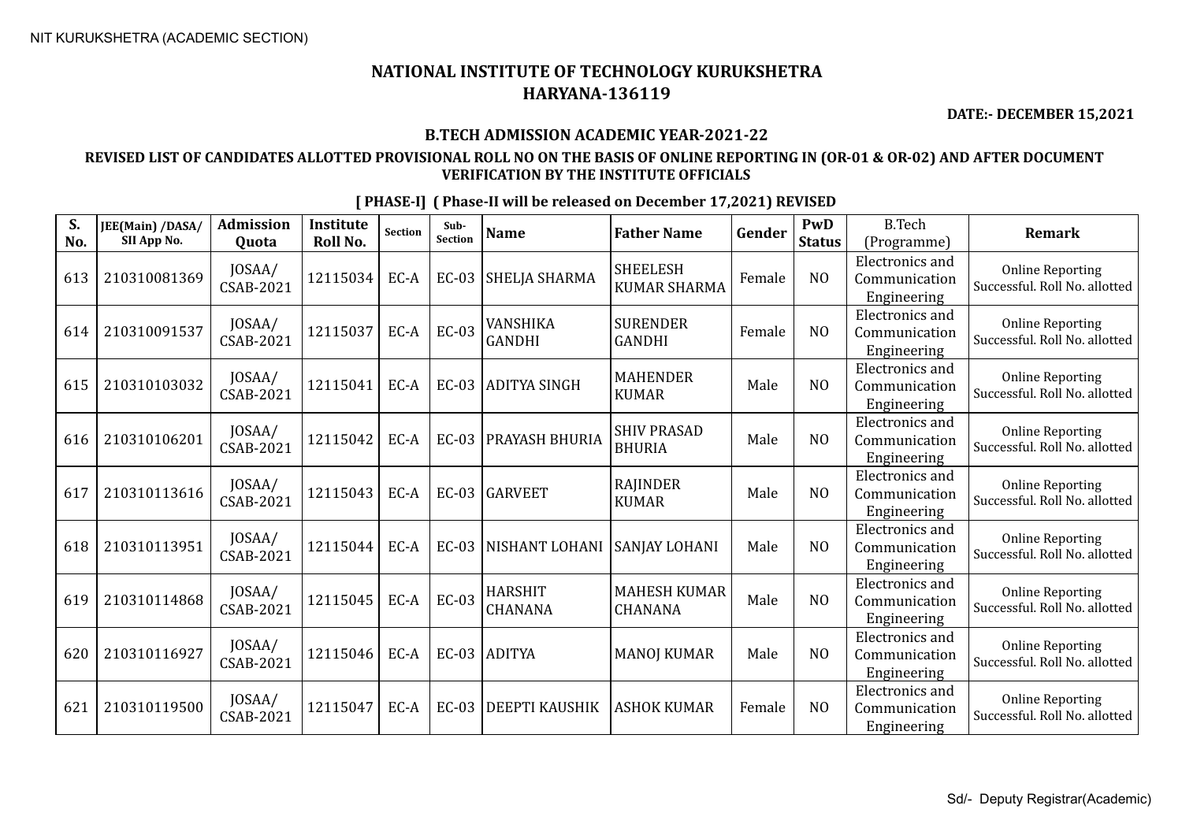NIT KURUKSHETRA (ACADEMIC SECTION)

# NATIONAL INSTITUTE OF TECHNOLOGY KURUKSHETRA
## HARYANA-136119

**DATE:- DECEMBER 15,2021**

### B.TECH ADMISSION ACADEMIC YEAR-2021-22

**REVISED LIST OF CANDIDATES ALLOTTED PROVISIONAL ROLL NO ON THE BASIS OF ONLINE REPORTING IN (OR-01 & OR-02) AND AFTER DOCUMENT VERIFICATION BY THE INSTITUTE OFFICIALS**

**[ PHASE-I] ( Phase-II will be released on December 17,2021) REVISED**

| S. No. | JEE(Main) /DASA/ SII App No. | Admission Quota | Institute Roll No. | Section | Sub-Section | Name | Father Name | Gender | PwD Status | B.Tech (Programme) | Remark |
|---|---|---|---|---|---|---|---|---|---|---|---|
| 613 | 210310081369 | JOSAA/ CSAB-2021 | 12115034 | EC-A | EC-03 | SHELJA SHARMA | SHEELESH KUMAR SHARMA | Female | NO | Electronics and Communication Engineering | Online Reporting Successful. Roll No. allotted |
| 614 | 210310091537 | JOSAA/ CSAB-2021 | 12115037 | EC-A | EC-03 | VANSHIKA GANDHI | SURENDER GANDHI | Female | NO | Electronics and Communication Engineering | Online Reporting Successful. Roll No. allotted |
| 615 | 210310103032 | JOSAA/ CSAB-2021 | 12115041 | EC-A | EC-03 | ADITYA SINGH | MAHENDER KUMAR | Male | NO | Electronics and Communication Engineering | Online Reporting Successful. Roll No. allotted |
| 616 | 210310106201 | JOSAA/ CSAB-2021 | 12115042 | EC-A | EC-03 | PRAYASH BHURIA | SHIV PRASAD BHURIA | Male | NO | Electronics and Communication Engineering | Online Reporting Successful. Roll No. allotted |
| 617 | 210310113616 | JOSAA/ CSAB-2021 | 12115043 | EC-A | EC-03 | GARVEET | RAJINDER KUMAR | Male | NO | Electronics and Communication Engineering | Online Reporting Successful. Roll No. allotted |
| 618 | 210310113951 | JOSAA/ CSAB-2021 | 12115044 | EC-A | EC-03 | NISHANT LOHANI | SANJAY LOHANI | Male | NO | Electronics and Communication Engineering | Online Reporting Successful. Roll No. allotted |
| 619 | 210310114868 | JOSAA/ CSAB-2021 | 12115045 | EC-A | EC-03 | HARSHIT CHANANA | MAHESH KUMAR CHANANA | Male | NO | Electronics and Communication Engineering | Online Reporting Successful. Roll No. allotted |
| 620 | 210310116927 | JOSAA/ CSAB-2021 | 12115046 | EC-A | EC-03 | ADITYA | MANOJ KUMAR | Male | NO | Electronics and Communication Engineering | Online Reporting Successful. Roll No. allotted |
| 621 | 210310119500 | JOSAA/ CSAB-2021 | 12115047 | EC-A | EC-03 | DEEPTI KAUSHIK | ASHOK KUMAR | Female | NO | Electronics and Communication Engineering | Online Reporting Successful. Roll No. allotted |

Sd/- Deputy Registrar(Academic)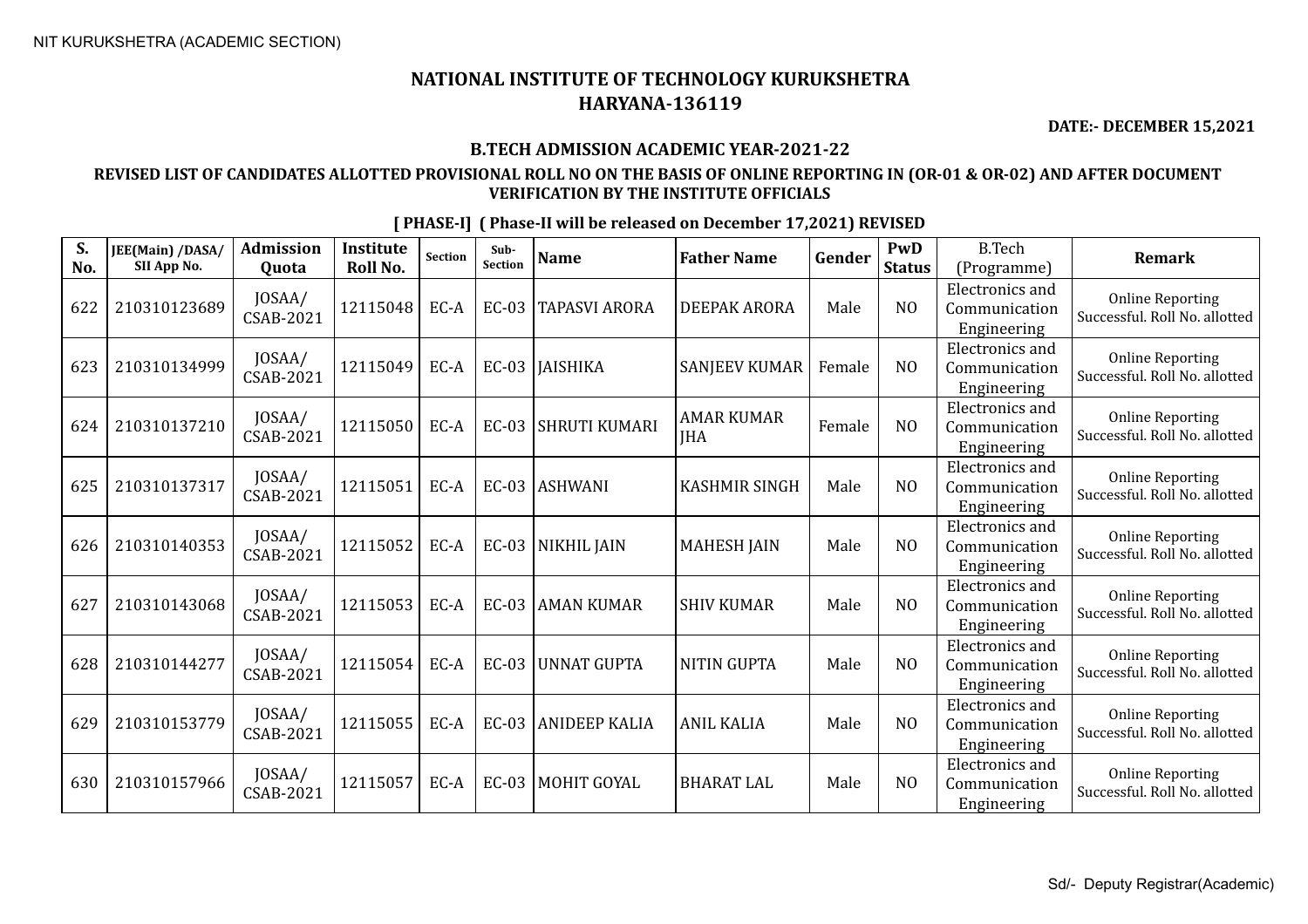NIT KURUKSHETRA (ACADEMIC SECTION)

# NATIONAL INSTITUTE OF TECHNOLOGY KURUKSHETRA
## HARYANA-136119

**DATE:- DECEMBER 15,2021**

### B.TECH ADMISSION ACADEMIC YEAR-2021-22

**REVISED LIST OF CANDIDATES ALLOTTED PROVISIONAL ROLL NO ON THE BASIS OF ONLINE REPORTING IN (OR-01 & OR-02) AND AFTER DOCUMENT VERIFICATION BY THE INSTITUTE OFFICIALS**

**[ PHASE-I] ( Phase-II will be released on December 17,2021) REVISED**

| S. No. | JEE(Main) /DASA/ SII App No. | Admission Quota | Institute Roll No. | Section | Sub-Section | Name | Father Name | Gender | PwD Status | B.Tech (Programme) | Remark |
|---|---|---|---|---|---|---|---|---|---|---|---|
| 622 | 210310123689 | JOSAA/ CSAB-2021 | 12115048 | EC-A | EC-03 | TAPASVI ARORA | DEEPAK ARORA | Male | NO | Electronics and Communication Engineering | Online Reporting Successful. Roll No. allotted |
| 623 | 210310134999 | JOSAA/ CSAB-2021 | 12115049 | EC-A | EC-03 | JAISHIKA | SANJEEV KUMAR | Female | NO | Electronics and Communication Engineering | Online Reporting Successful. Roll No. allotted |
| 624 | 210310137210 | JOSAA/ CSAB-2021 | 12115050 | EC-A | EC-03 | SHRUTI KUMARI | AMAR KUMAR JHA | Female | NO | Electronics and Communication Engineering | Online Reporting Successful. Roll No. allotted |
| 625 | 210310137317 | JOSAA/ CSAB-2021 | 12115051 | EC-A | EC-03 | ASHWANI | KASHMIR SINGH | Male | NO | Electronics and Communication Engineering | Online Reporting Successful. Roll No. allotted |
| 626 | 210310140353 | JOSAA/ CSAB-2021 | 12115052 | EC-A | EC-03 | NIKHIL JAIN | MAHESH JAIN | Male | NO | Electronics and Communication Engineering | Online Reporting Successful. Roll No. allotted |
| 627 | 210310143068 | JOSAA/ CSAB-2021 | 12115053 | EC-A | EC-03 | AMAN KUMAR | SHIV KUMAR | Male | NO | Electronics and Communication Engineering | Online Reporting Successful. Roll No. allotted |
| 628 | 210310144277 | JOSAA/ CSAB-2021 | 12115054 | EC-A | EC-03 | UNNAT GUPTA | NITIN GUPTA | Male | NO | Electronics and Communication Engineering | Online Reporting Successful. Roll No. allotted |
| 629 | 210310153779 | JOSAA/ CSAB-2021 | 12115055 | EC-A | EC-03 | ANIDEEP KALIA | ANIL KALIA | Male | NO | Electronics and Communication Engineering | Online Reporting Successful. Roll No. allotted |
| 630 | 210310157966 | JOSAA/ CSAB-2021 | 12115057 | EC-A | EC-03 | MOHIT GOYAL | BHARAT LAL | Male | NO | Electronics and Communication Engineering | Online Reporting Successful. Roll No. allotted |

Sd/- Deputy Registrar(Academic)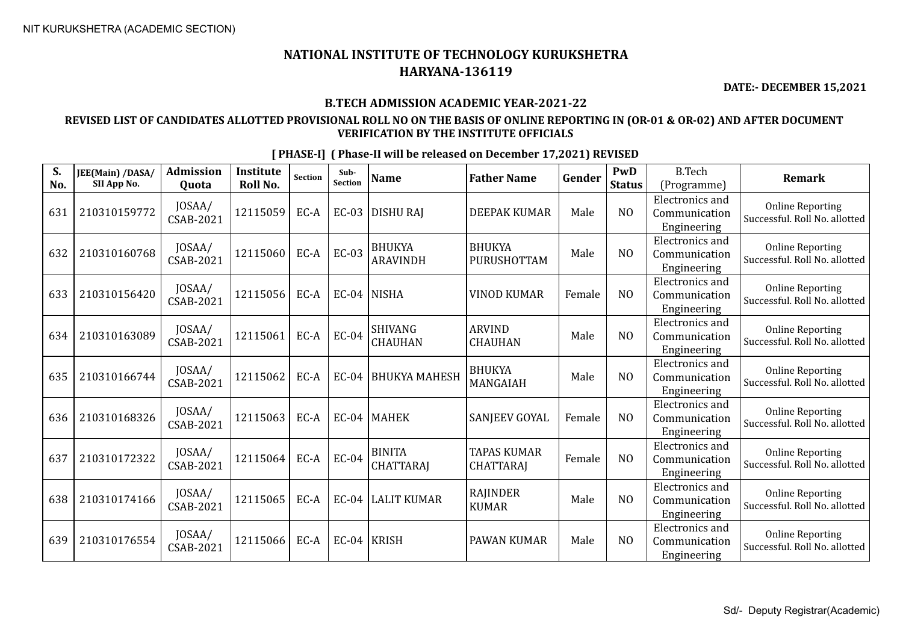# NATIONAL INSTITUTE OF TECHNOLOGY KURUKSHETRA
## HARYANA-136119

**DATE:- DECEMBER 15,2021**

### B.TECH ADMISSION ACADEMIC YEAR-2021-22

**REVISED LIST OF CANDIDATES ALLOTTED PROVISIONAL ROLL NO ON THE BASIS OF ONLINE REPORTING IN (OR-01 & OR-02) AND AFTER DOCUMENT VERIFICATION BY THE INSTITUTE OFFICIALS**

**[ PHASE-I] ( Phase-II will be released on December 17,2021) REVISED**

| S. No. | JEE(Main) /DASA/ SII App No. | Admission Quota | Institute Roll No. | Section | Sub-Section | Name | Father Name | Gender | PwD Status | B.Tech (Programme) | Remark |
|---|---|---|---|---|---|---|---|---|---|---|---|
| 631 | 210310159772 | JOSAA/ CSAB-2021 | 12115059 | EC-A | EC-03 | DISHU RAJ | DEEPAK KUMAR | Male | NO | Electronics and Communication Engineering | Online Reporting Successful. Roll No. allotted |
| 632 | 210310160768 | JOSAA/ CSAB-2021 | 12115060 | EC-A | EC-03 | BHUKYA ARAVINDH | BHUKYA PURUSHOTTAM | Male | NO | Electronics and Communication Engineering | Online Reporting Successful. Roll No. allotted |
| 633 | 210310156420 | JOSAA/ CSAB-2021 | 12115056 | EC-A | EC-04 | NISHA | VINOD KUMAR | Female | NO | Electronics and Communication Engineering | Online Reporting Successful. Roll No. allotted |
| 634 | 210310163089 | JOSAA/ CSAB-2021 | 12115061 | EC-A | EC-04 | SHIVANG CHAUHAN | ARVIND CHAUHAN | Male | NO | Electronics and Communication Engineering | Online Reporting Successful. Roll No. allotted |
| 635 | 210310166744 | JOSAA/ CSAB-2021 | 12115062 | EC-A | EC-04 | BHUKYA MAHESH | BHUKYA MANGAIAH | Male | NO | Electronics and Communication Engineering | Online Reporting Successful. Roll No. allotted |
| 636 | 210310168326 | JOSAA/ CSAB-2021 | 12115063 | EC-A | EC-04 | MAHEK | SANJEEV GOYAL | Female | NO | Electronics and Communication Engineering | Online Reporting Successful. Roll No. allotted |
| 637 | 210310172322 | JOSAA/ CSAB-2021 | 12115064 | EC-A | EC-04 | BINITA CHATTARAJ | TAPAS KUMAR CHATTARAJ | Female | NO | Electronics and Communication Engineering | Online Reporting Successful. Roll No. allotted |
| 638 | 210310174166 | JOSAA/ CSAB-2021 | 12115065 | EC-A | EC-04 | LALIT KUMAR | RAJINDER KUMAR | Male | NO | Electronics and Communication Engineering | Online Reporting Successful. Roll No. allotted |
| 639 | 210310176554 | JOSAA/ CSAB-2021 | 12115066 | EC-A | EC-04 | KRISH | PAWAN KUMAR | Male | NO | Electronics and Communication Engineering | Online Reporting Successful. Roll No. allotted |

Sd/- Deputy Registrar(Academic)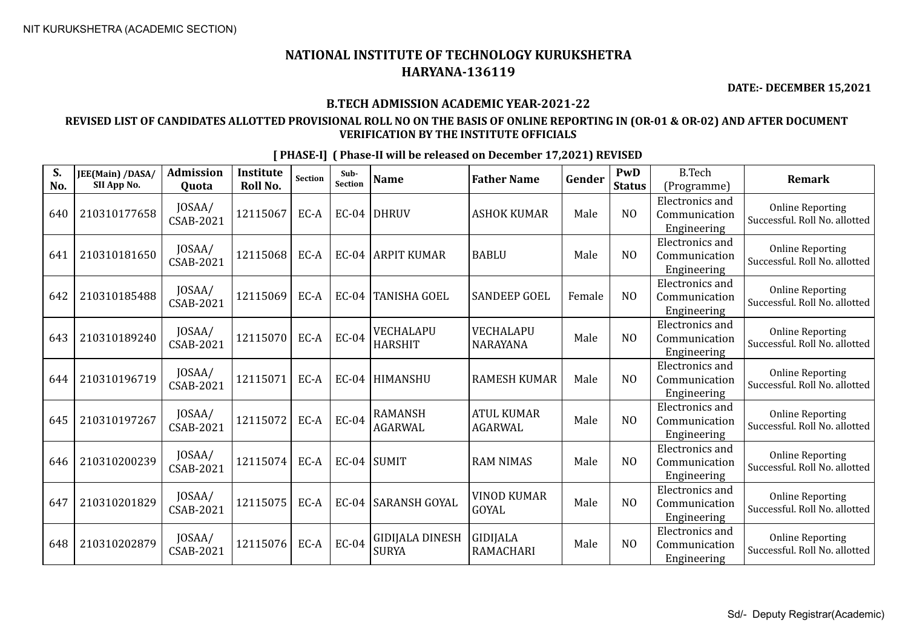NIT KURUKSHETRA (ACADEMIC SECTION)

# NATIONAL INSTITUTE OF TECHNOLOGY KURUKSHETRA
## HARYANA-136119

**DATE:- DECEMBER 15,2021**

### B.TECH ADMISSION ACADEMIC YEAR-2021-22

### REVISED LIST OF CANDIDATES ALLOTTED PROVISIONAL ROLL NO ON THE BASIS OF ONLINE REPORTING IN (OR-01 & OR-02) AND AFTER DOCUMENT VERIFICATION BY THE INSTITUTE OFFICIALS

**[ PHASE-I] ( Phase-II will be released on December 17,2021) REVISED**

| S. No. | JEE(Main) /DASA/ SII App No. | Admission Quota | Institute Roll No. | Section | Sub-Section | Name | Father Name | Gender | PwD Status | B.Tech (Programme) | Remark |
|---|---|---|---|---|---|---|---|---|---|---|---|
| 640 | 210310177658 | JOSAA/ CSAB-2021 | 12115067 | EC-A | EC-04 | DHRUV | ASHOK KUMAR | Male | NO | Electronics and Communication Engineering | Online Reporting Successful. Roll No. allotted |
| 641 | 210310181650 | JOSAA/ CSAB-2021 | 12115068 | EC-A | EC-04 | ARPIT KUMAR | BABLU | Male | NO | Electronics and Communication Engineering | Online Reporting Successful. Roll No. allotted |
| 642 | 210310185488 | JOSAA/ CSAB-2021 | 12115069 | EC-A | EC-04 | TANISHA GOEL | SANDEEP GOEL | Female | NO | Electronics and Communication Engineering | Online Reporting Successful. Roll No. allotted |
| 643 | 210310189240 | JOSAA/ CSAB-2021 | 12115070 | EC-A | EC-04 | VECHALAPU HARSHIT | VECHALAPU NARAYANA | Male | NO | Electronics and Communication Engineering | Online Reporting Successful. Roll No. allotted |
| 644 | 210310196719 | JOSAA/ CSAB-2021 | 12115071 | EC-A | EC-04 | HIMANSHU | RAMESH KUMAR | Male | NO | Electronics and Communication Engineering | Online Reporting Successful. Roll No. allotted |
| 645 | 210310197267 | JOSAA/ CSAB-2021 | 12115072 | EC-A | EC-04 | RAMANSH AGARWAL | ATUL KUMAR AGARWAL | Male | NO | Electronics and Communication Engineering | Online Reporting Successful. Roll No. allotted |
| 646 | 210310200239 | JOSAA/ CSAB-2021 | 12115074 | EC-A | EC-04 | SUMIT | RAM NIMAS | Male | NO | Electronics and Communication Engineering | Online Reporting Successful. Roll No. allotted |
| 647 | 210310201829 | JOSAA/ CSAB-2021 | 12115075 | EC-A | EC-04 | SARANSH GOYAL | VINOD KUMAR GOYAL | Male | NO | Electronics and Communication Engineering | Online Reporting Successful. Roll No. allotted |
| 648 | 210310202879 | JOSAA/ CSAB-2021 | 12115076 | EC-A | EC-04 | GIDIJALA DINESH SURYA | GIDIJALA RAMACHARI | Male | NO | Electronics and Communication Engineering | Online Reporting Successful. Roll No. allotted |

Sd/- Deputy Registrar(Academic)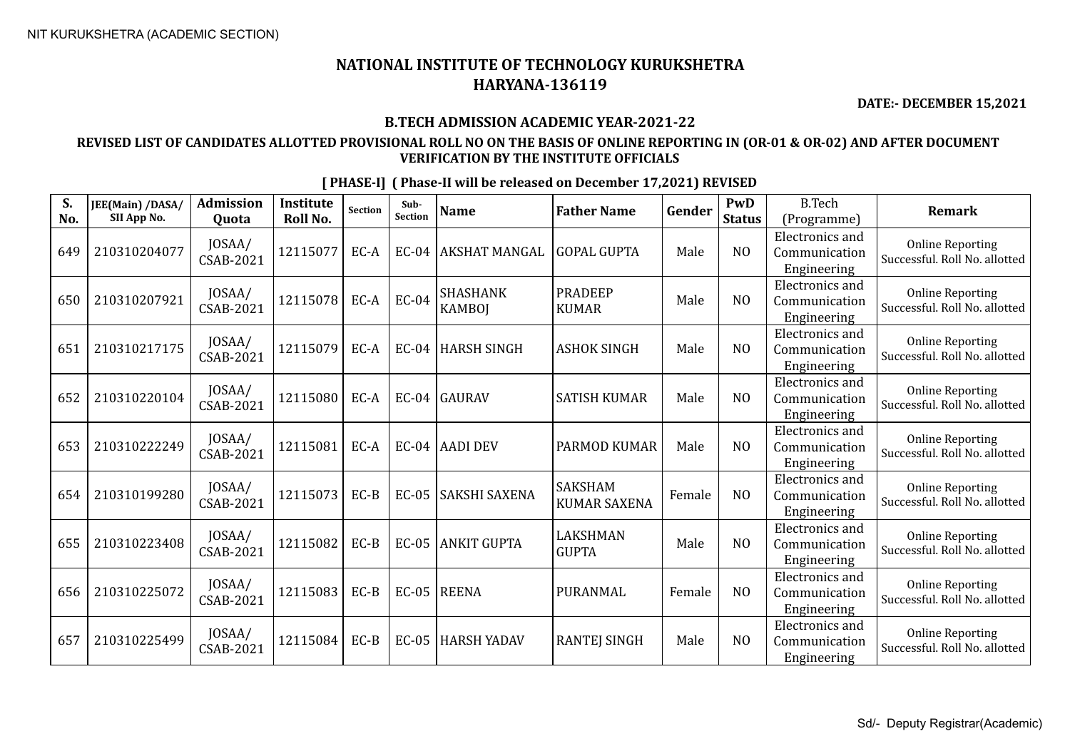# NATIONAL INSTITUTE OF TECHNOLOGY KURUKSHETRA
## HARYANA-136119

**DATE:- DECEMBER 15,2021**

### B.TECH ADMISSION ACADEMIC YEAR-2021-22

**REVISED LIST OF CANDIDATES ALLOTTED PROVISIONAL ROLL NO ON THE BASIS OF ONLINE REPORTING IN (OR-01 & OR-02) AND AFTER DOCUMENT VERIFICATION BY THE INSTITUTE OFFICIALS**

**[ PHASE-I] ( Phase-II will be released on December 17,2021) REVISED**

| S. No. | JEE(Main) /DASA/ SII App No. | Admission Quota | Institute Roll No. | Section | Sub-Section | Name | Father Name | Gender | PwD Status | B.Tech (Programme) | Remark |
|---|---|---|---|---|---|---|---|---|---|---|---|
| 649 | 210310204077 | JOSAA/ CSAB-2021 | 12115077 | EC-A | EC-04 | AKSHAT MANGAL | GOPAL GUPTA | Male | NO | Electronics and Communication Engineering | Online Reporting Successful. Roll No. allotted |
| 650 | 210310207921 | JOSAA/ CSAB-2021 | 12115078 | EC-A | EC-04 | SHASHANK KAMBOJ | PRADEEP KUMAR | Male | NO | Electronics and Communication Engineering | Online Reporting Successful. Roll No. allotted |
| 651 | 210310217175 | JOSAA/ CSAB-2021 | 12115079 | EC-A | EC-04 | HARSH SINGH | ASHOK SINGH | Male | NO | Electronics and Communication Engineering | Online Reporting Successful. Roll No. allotted |
| 652 | 210310220104 | JOSAA/ CSAB-2021 | 12115080 | EC-A | EC-04 | GAURAV | SATISH KUMAR | Male | NO | Electronics and Communication Engineering | Online Reporting Successful. Roll No. allotted |
| 653 | 210310222249 | JOSAA/ CSAB-2021 | 12115081 | EC-A | EC-04 | AADI DEV | PARMOD KUMAR | Male | NO | Electronics and Communication Engineering | Online Reporting Successful. Roll No. allotted |
| 654 | 210310199280 | JOSAA/ CSAB-2021 | 12115073 | EC-B | EC-05 | SAKSHI SAXENA | SAKSHAM KUMAR SAXENA | Female | NO | Electronics and Communication Engineering | Online Reporting Successful. Roll No. allotted |
| 655 | 210310223408 | JOSAA/ CSAB-2021 | 12115082 | EC-B | EC-05 | ANKIT GUPTA | LAKSHMAN GUPTA | Male | NO | Electronics and Communication Engineering | Online Reporting Successful. Roll No. allotted |
| 656 | 210310225072 | JOSAA/ CSAB-2021 | 12115083 | EC-B | EC-05 | REENA | PURANMAL | Female | NO | Electronics and Communication Engineering | Online Reporting Successful. Roll No. allotted |
| 657 | 210310225499 | JOSAA/ CSAB-2021 | 12115084 | EC-B | EC-05 | HARSH YADAV | RANTEJ SINGH | Male | NO | Electronics and Communication Engineering | Online Reporting Successful. Roll No. allotted |

Sd/- Deputy Registrar(Academic)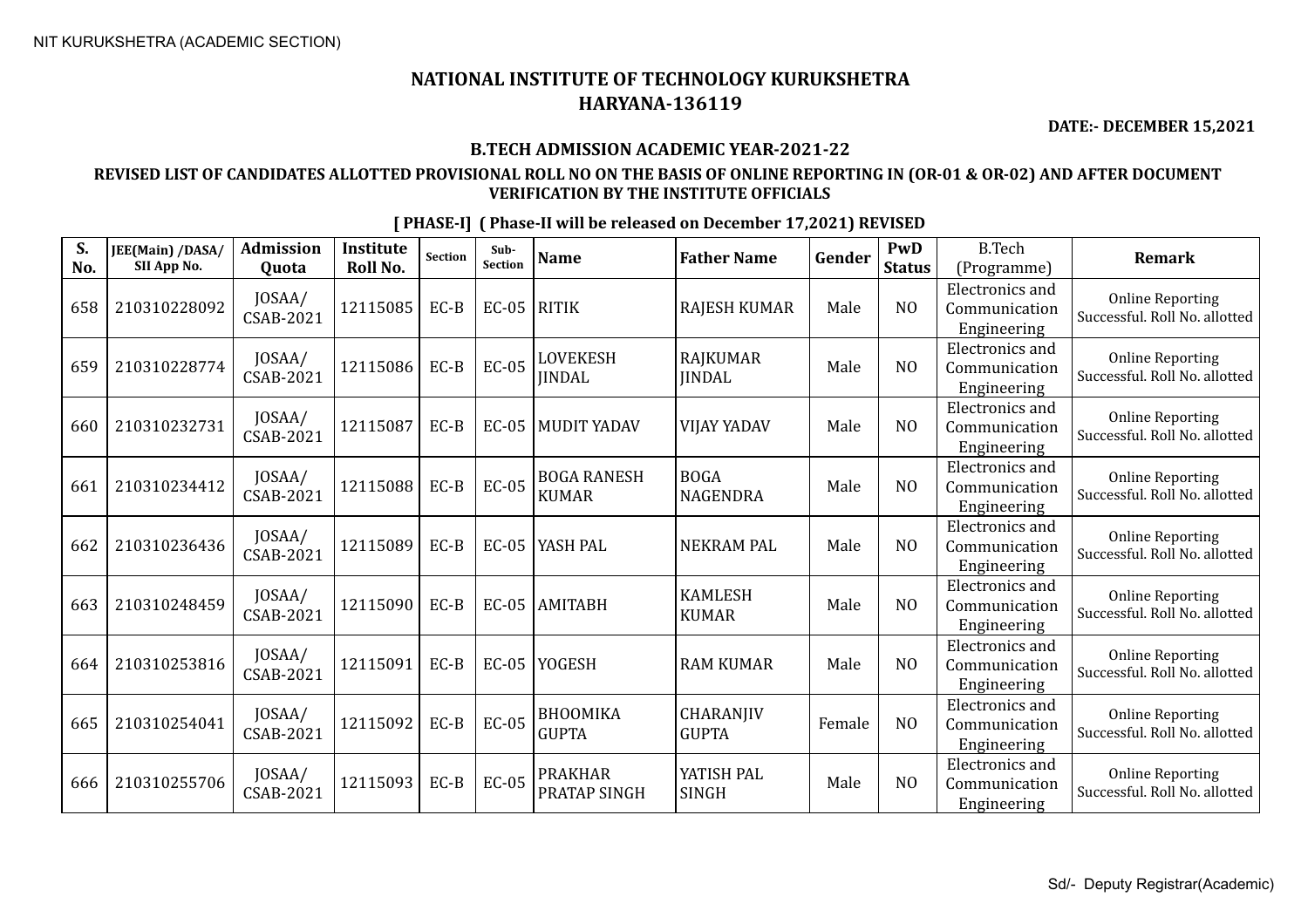NIT KURUKSHETRA (ACADEMIC SECTION)

# NATIONAL INSTITUTE OF TECHNOLOGY KURUKSHETRA
## HARYANA-136119

**DATE:- DECEMBER 15,2021**

### B.TECH ADMISSION ACADEMIC YEAR-2021-22

**REVISED LIST OF CANDIDATES ALLOTTED PROVISIONAL ROLL NO ON THE BASIS OF ONLINE REPORTING IN (OR-01 & OR-02) AND AFTER DOCUMENT VERIFICATION BY THE INSTITUTE OFFICIALS**

**[ PHASE-I] ( Phase-II will be released on December 17,2021) REVISED**

| S. No. | JEE(Main) /DASA/ SII App No. | Admission Quota | Institute Roll No. | Section | Sub-Section | Name | Father Name | Gender | PwD Status | B.Tech (Programme) | Remark |
|---|---|---|---|---|---|---|---|---|---|---|---|
| 658 | 210310228092 | JOSAA/ CSAB-2021 | 12115085 | EC-B | EC-05 | RITIK | RAJESH KUMAR | Male | NO | Electronics and Communication Engineering | Online Reporting Successful. Roll No. allotted |
| 659 | 210310228774 | JOSAA/ CSAB-2021 | 12115086 | EC-B | EC-05 | LOVEKESH JINDAL | RAJKUMAR JINDAL | Male | NO | Electronics and Communication Engineering | Online Reporting Successful. Roll No. allotted |
| 660 | 210310232731 | JOSAA/ CSAB-2021 | 12115087 | EC-B | EC-05 | MUDIT YADAV | VIJAY YADAV | Male | NO | Electronics and Communication Engineering | Online Reporting Successful. Roll No. allotted |
| 661 | 210310234412 | JOSAA/ CSAB-2021 | 12115088 | EC-B | EC-05 | BOGA RANESH KUMAR | BOGA NAGENDRA | Male | NO | Electronics and Communication Engineering | Online Reporting Successful. Roll No. allotted |
| 662 | 210310236436 | JOSAA/ CSAB-2021 | 12115089 | EC-B | EC-05 | YASH PAL | NEKRAM PAL | Male | NO | Electronics and Communication Engineering | Online Reporting Successful. Roll No. allotted |
| 663 | 210310248459 | JOSAA/ CSAB-2021 | 12115090 | EC-B | EC-05 | AMITABH | KAMLESH KUMAR | Male | NO | Electronics and Communication Engineering | Online Reporting Successful. Roll No. allotted |
| 664 | 210310253816 | JOSAA/ CSAB-2021 | 12115091 | EC-B | EC-05 | YOGESH | RAM KUMAR | Male | NO | Electronics and Communication Engineering | Online Reporting Successful. Roll No. allotted |
| 665 | 210310254041 | JOSAA/ CSAB-2021 | 12115092 | EC-B | EC-05 | BHOOMIKA GUPTA | CHARANJIV GUPTA | Female | NO | Electronics and Communication Engineering | Online Reporting Successful. Roll No. allotted |
| 666 | 210310255706 | JOSAA/ CSAB-2021 | 12115093 | EC-B | EC-05 | PRAKHAR PRATAP SINGH | YATISH PAL SINGH | Male | NO | Electronics and Communication Engineering | Online Reporting Successful. Roll No. allotted |

Sd/- Deputy Registrar(Academic)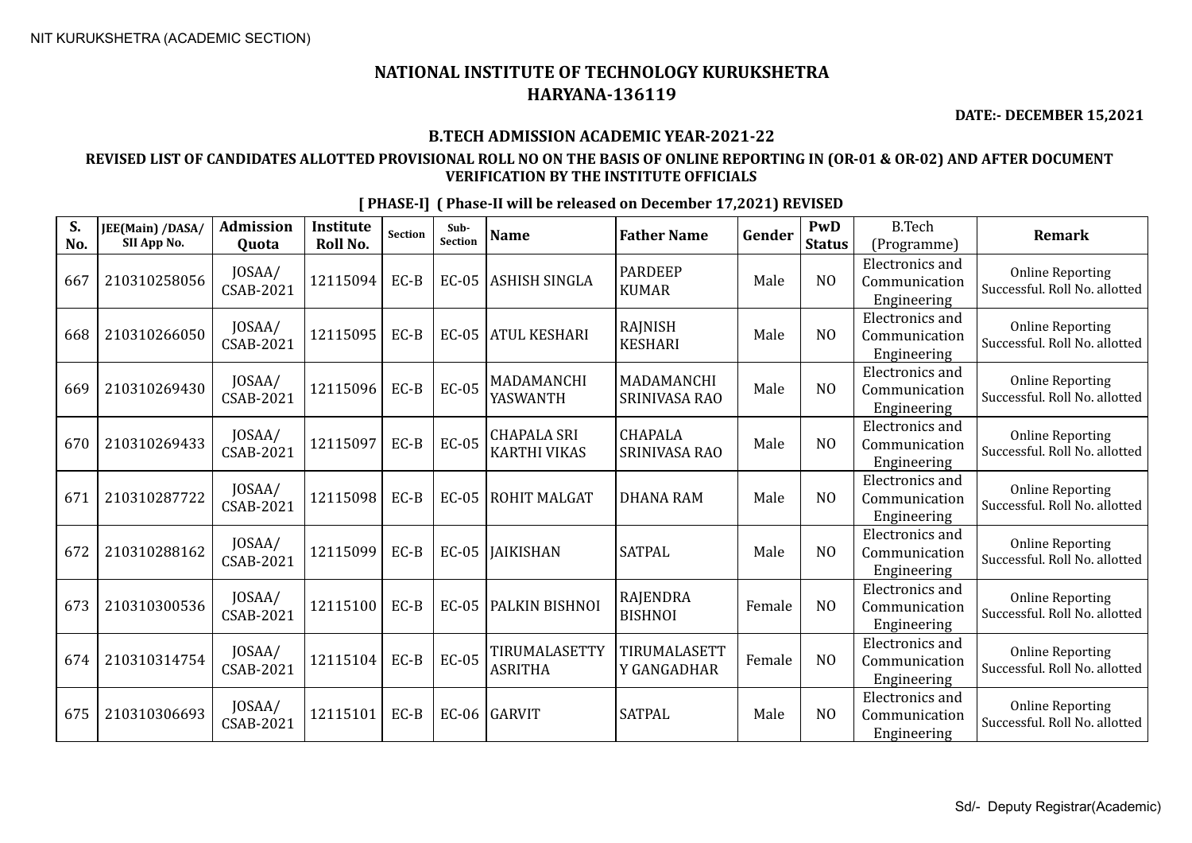NIT KURUKSHETRA (ACADEMIC SECTION)

# NATIONAL INSTITUTE OF TECHNOLOGY KURUKSHETRA
## HARYANA-136119

**DATE:- DECEMBER 15,2021**

### B.TECH ADMISSION ACADEMIC YEAR-2021-22

**REVISED LIST OF CANDIDATES ALLOTTED PROVISIONAL ROLL NO ON THE BASIS OF ONLINE REPORTING IN (OR-01 & OR-02) AND AFTER DOCUMENT VERIFICATION BY THE INSTITUTE OFFICIALS**

**[ PHASE-I] ( Phase-II will be released on December 17,2021) REVISED**

| S. No. | JEE(Main) /DASA/ SII App No. | Admission Quota | Institute Roll No. | Section | Sub-Section | Name | Father Name | Gender | PwD Status | B.Tech (Programme) | Remark |
|---|---|---|---|---|---|---|---|---|---|---|---|
| 667 | 210310258056 | JOSAA/ CSAB-2021 | 12115094 | EC-B | EC-05 | ASHISH SINGLA | PARDEEP KUMAR | Male | NO | Electronics and Communication Engineering | Online Reporting Successful. Roll No. allotted |
| 668 | 210310266050 | JOSAA/ CSAB-2021 | 12115095 | EC-B | EC-05 | ATUL KESHARI | RAJNISH KESHARI | Male | NO | Electronics and Communication Engineering | Online Reporting Successful. Roll No. allotted |
| 669 | 210310269430 | JOSAA/ CSAB-2021 | 12115096 | EC-B | EC-05 | MADAMANCHI YASWANTH | MADAMANCHI SRINIVASA RAO | Male | NO | Electronics and Communication Engineering | Online Reporting Successful. Roll No. allotted |
| 670 | 210310269433 | JOSAA/ CSAB-2021 | 12115097 | EC-B | EC-05 | CHAPALA SRI KARTHI VIKAS | CHAPALA SRINIVASA RAO | Male | NO | Electronics and Communication Engineering | Online Reporting Successful. Roll No. allotted |
| 671 | 210310287722 | JOSAA/ CSAB-2021 | 12115098 | EC-B | EC-05 | ROHIT MALGAT | DHANA RAM | Male | NO | Electronics and Communication Engineering | Online Reporting Successful. Roll No. allotted |
| 672 | 210310288162 | JOSAA/ CSAB-2021 | 12115099 | EC-B | EC-05 | JAIKISHAN | SATPAL | Male | NO | Electronics and Communication Engineering | Online Reporting Successful. Roll No. allotted |
| 673 | 210310300536 | JOSAA/ CSAB-2021 | 12115100 | EC-B | EC-05 | PALKIN BISHNOI | RAJENDRA BISHNOI | Female | NO | Electronics and Communication Engineering | Online Reporting Successful. Roll No. allotted |
| 674 | 210310314754 | JOSAA/ CSAB-2021 | 12115104 | EC-B | EC-05 | TIRUMALASETTY ASRITHA | TIRUMALASETT Y GANGADHAR | Female | NO | Electronics and Communication Engineering | Online Reporting Successful. Roll No. allotted |
| 675 | 210310306693 | JOSAA/ CSAB-2021 | 12115101 | EC-B | EC-06 | GARVIT | SATPAL | Male | NO | Electronics and Communication Engineering | Online Reporting Successful. Roll No. allotted |

Sd/- Deputy Registrar(Academic)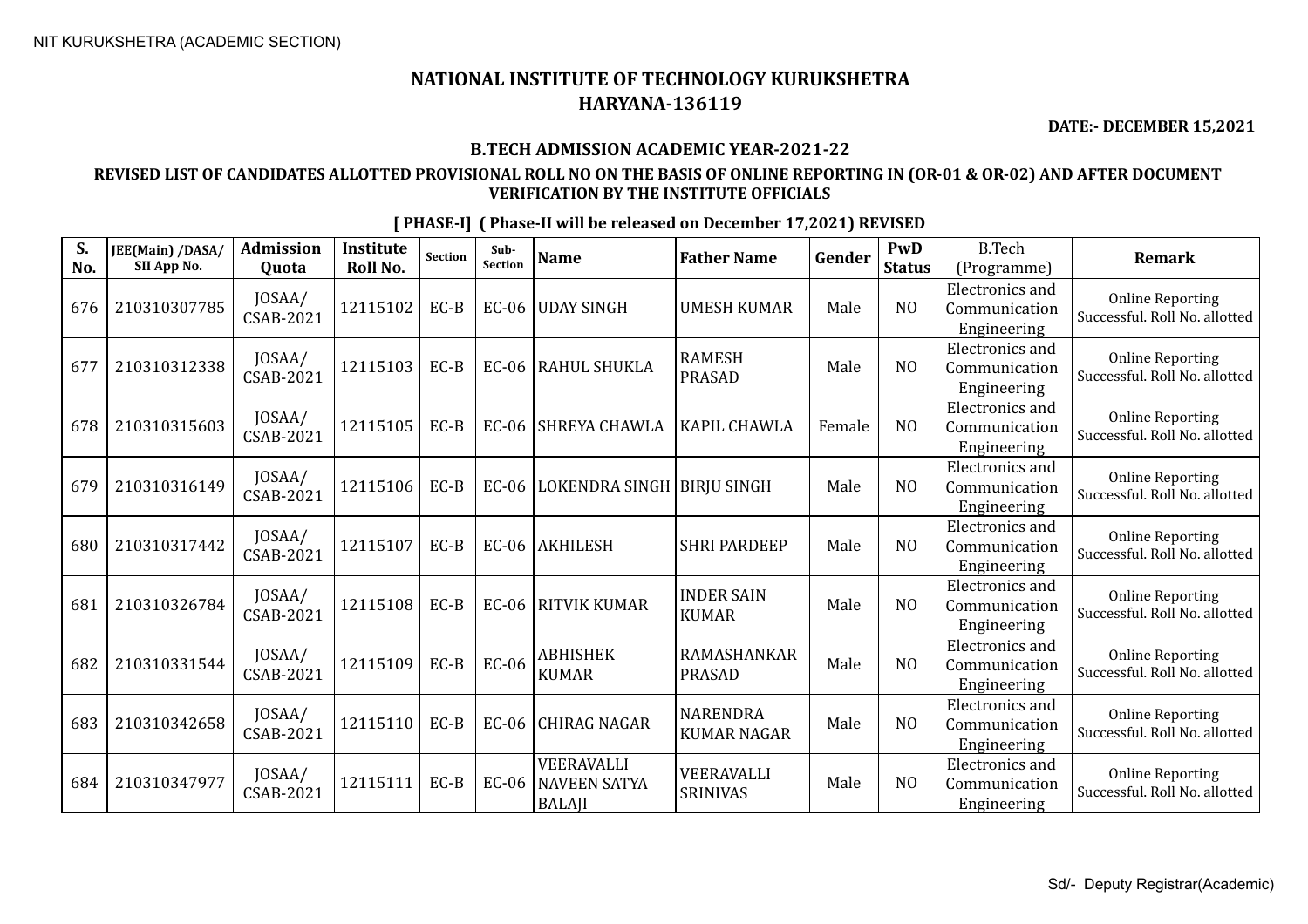NIT KURUKSHETRA (ACADEMIC SECTION)

# NATIONAL INSTITUTE OF TECHNOLOGY KURUKSHETRA
## HARYANA-136119

**DATE:- DECEMBER 15,2021**

### B.TECH ADMISSION ACADEMIC YEAR-2021-22

**REVISED LIST OF CANDIDATES ALLOTTED PROVISIONAL ROLL NO ON THE BASIS OF ONLINE REPORTING IN (OR-01 & OR-02) AND AFTER DOCUMENT VERIFICATION BY THE INSTITUTE OFFICIALS**

**[ PHASE-I] ( Phase-II will be released on December 17,2021) REVISED**

| S. No. | JEE(Main) /DASA/ SII App No. | Admission Quota | Institute Roll No. | Section | Sub-Section | Name | Father Name | Gender | PwD Status | B.Tech (Programme) | Remark |
|---|---|---|---|---|---|---|---|---|---|---|---|
| 676 | 210310307785 | JOSAA/ CSAB-2021 | 12115102 | EC-B | EC-06 | UDAY SINGH | UMESH KUMAR | Male | NO | Electronics and Communication Engineering | Online Reporting Successful. Roll No. allotted |
| 677 | 210310312338 | JOSAA/ CSAB-2021 | 12115103 | EC-B | EC-06 | RAHUL SHUKLA | RAMESH PRASAD | Male | NO | Electronics and Communication Engineering | Online Reporting Successful. Roll No. allotted |
| 678 | 210310315603 | JOSAA/ CSAB-2021 | 12115105 | EC-B | EC-06 | SHREYA CHAWLA | KAPIL CHAWLA | Female | NO | Electronics and Communication Engineering | Online Reporting Successful. Roll No. allotted |
| 679 | 210310316149 | JOSAA/ CSAB-2021 | 12115106 | EC-B | EC-06 | LOKENDRA SINGH | BIRJU SINGH | Male | NO | Electronics and Communication Engineering | Online Reporting Successful. Roll No. allotted |
| 680 | 210310317442 | JOSAA/ CSAB-2021 | 12115107 | EC-B | EC-06 | AKHILESH | SHRI PARDEEP | Male | NO | Electronics and Communication Engineering | Online Reporting Successful. Roll No. allotted |
| 681 | 210310326784 | JOSAA/ CSAB-2021 | 12115108 | EC-B | EC-06 | RITVIK KUMAR | INDER SAIN KUMAR | Male | NO | Electronics and Communication Engineering | Online Reporting Successful. Roll No. allotted |
| 682 | 210310331544 | JOSAA/ CSAB-2021 | 12115109 | EC-B | EC-06 | ABHISHEK KUMAR | RAMASHANKAR PRASAD | Male | NO | Electronics and Communication Engineering | Online Reporting Successful. Roll No. allotted |
| 683 | 210310342658 | JOSAA/ CSAB-2021 | 12115110 | EC-B | EC-06 | CHIRAG NAGAR | NARENDRA KUMAR NAGAR | Male | NO | Electronics and Communication Engineering | Online Reporting Successful. Roll No. allotted |
| 684 | 210310347977 | JOSAA/ CSAB-2021 | 12115111 | EC-B | EC-06 | VEERAVALLI NAVEEN SATYA BALAJI | VEERAVALLI SRINIVAS | Male | NO | Electronics and Communication Engineering | Online Reporting Successful. Roll No. allotted |

Sd/- Deputy Registrar(Academic)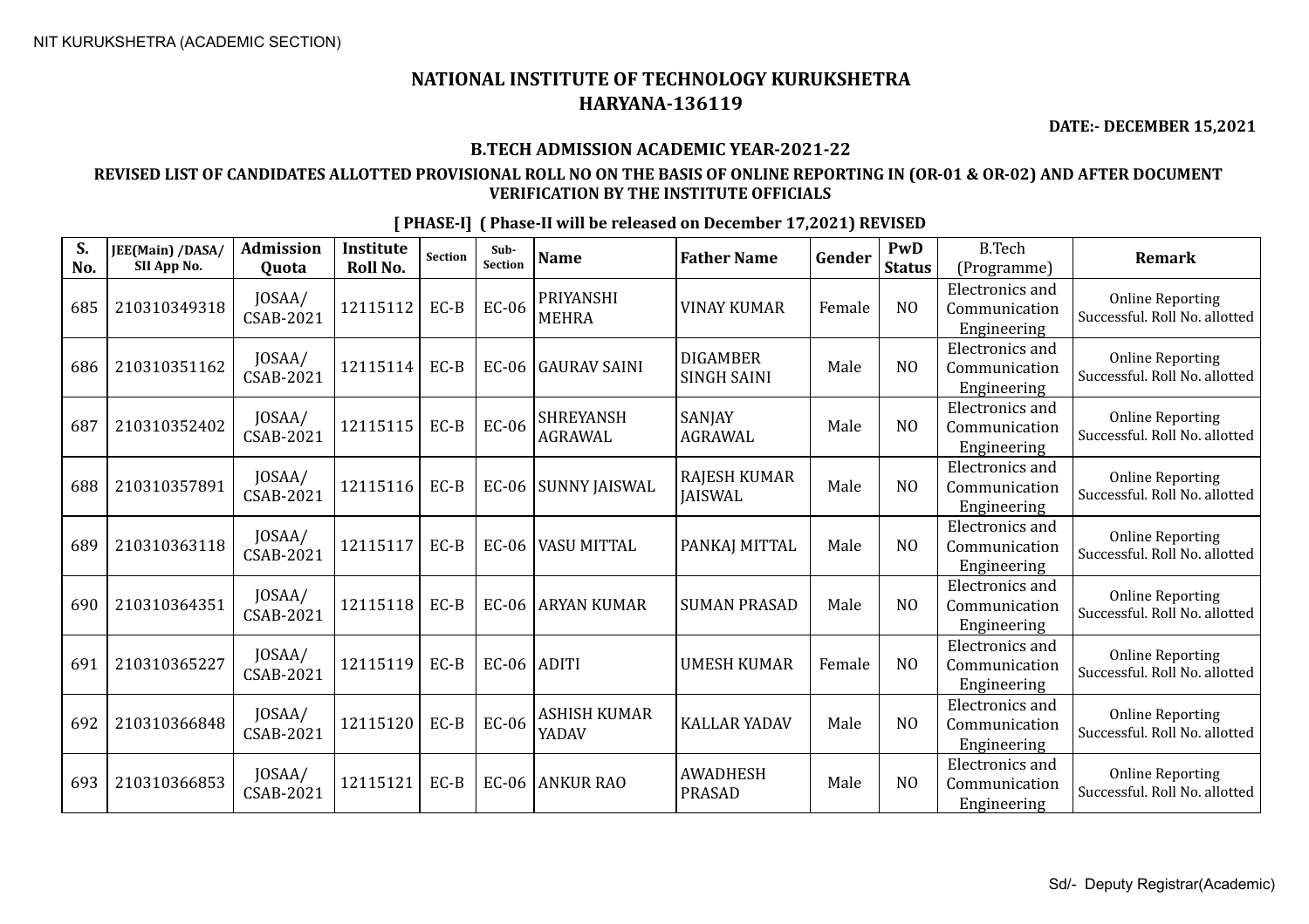NIT KURUKSHETRA (ACADEMIC SECTION)

# NATIONAL INSTITUTE OF TECHNOLOGY KURUKSHETRA
## HARYANA-136119

**DATE:- DECEMBER 15,2021**

### B.TECH ADMISSION ACADEMIC YEAR-2021-22

**REVISED LIST OF CANDIDATES ALLOTTED PROVISIONAL ROLL NO ON THE BASIS OF ONLINE REPORTING IN (OR-01 & OR-02) AND AFTER DOCUMENT VERIFICATION BY THE INSTITUTE OFFICIALS**

**[ PHASE-I] ( Phase-II will be released on December 17,2021) REVISED**

| S. No. | JEE(Main) /DASA/ SII App No. | Admission Quota | Institute Roll No. | Section | Sub-Section | Name | Father Name | Gender | PwD Status | B.Tech (Programme) | Remark |
|---|---|---|---|---|---|---|---|---|---|---|---|
| 685 | 210310349318 | JOSAA/ CSAB-2021 | 12115112 | EC-B | EC-06 | PRIYANSHI MEHRA | VINAY KUMAR | Female | NO | Electronics and Communication Engineering | Online Reporting Successful. Roll No. allotted |
| 686 | 210310351162 | JOSAA/ CSAB-2021 | 12115114 | EC-B | EC-06 | GAURAV SAINI | DIGAMBER SINGH SAINI | Male | NO | Electronics and Communication Engineering | Online Reporting Successful. Roll No. allotted |
| 687 | 210310352402 | JOSAA/ CSAB-2021 | 12115115 | EC-B | EC-06 | SHREYANSH AGRAWAL | SANJAY AGRAWAL | Male | NO | Electronics and Communication Engineering | Online Reporting Successful. Roll No. allotted |
| 688 | 210310357891 | JOSAA/ CSAB-2021 | 12115116 | EC-B | EC-06 | SUNNY JAISWAL | RAJESH KUMAR JAISWAL | Male | NO | Electronics and Communication Engineering | Online Reporting Successful. Roll No. allotted |
| 689 | 210310363118 | JOSAA/ CSAB-2021 | 12115117 | EC-B | EC-06 | VASU MITTAL | PANKAJ MITTAL | Male | NO | Electronics and Communication Engineering | Online Reporting Successful. Roll No. allotted |
| 690 | 210310364351 | JOSAA/ CSAB-2021 | 12115118 | EC-B | EC-06 | ARYAN KUMAR | SUMAN PRASAD | Male | NO | Electronics and Communication Engineering | Online Reporting Successful. Roll No. allotted |
| 691 | 210310365227 | JOSAA/ CSAB-2021 | 12115119 | EC-B | EC-06 | ADITI | UMESH KUMAR | Female | NO | Electronics and Communication Engineering | Online Reporting Successful. Roll No. allotted |
| 692 | 210310366848 | JOSAA/ CSAB-2021 | 12115120 | EC-B | EC-06 | ASHISH KUMAR YADAV | KALLAR YADAV | Male | NO | Electronics and Communication Engineering | Online Reporting Successful. Roll No. allotted |
| 693 | 210310366853 | JOSAA/ CSAB-2021 | 12115121 | EC-B | EC-06 | ANKUR RAO | AWADHESH PRASAD | Male | NO | Electronics and Communication Engineering | Online Reporting Successful. Roll No. allotted |

Sd/- Deputy Registrar(Academic)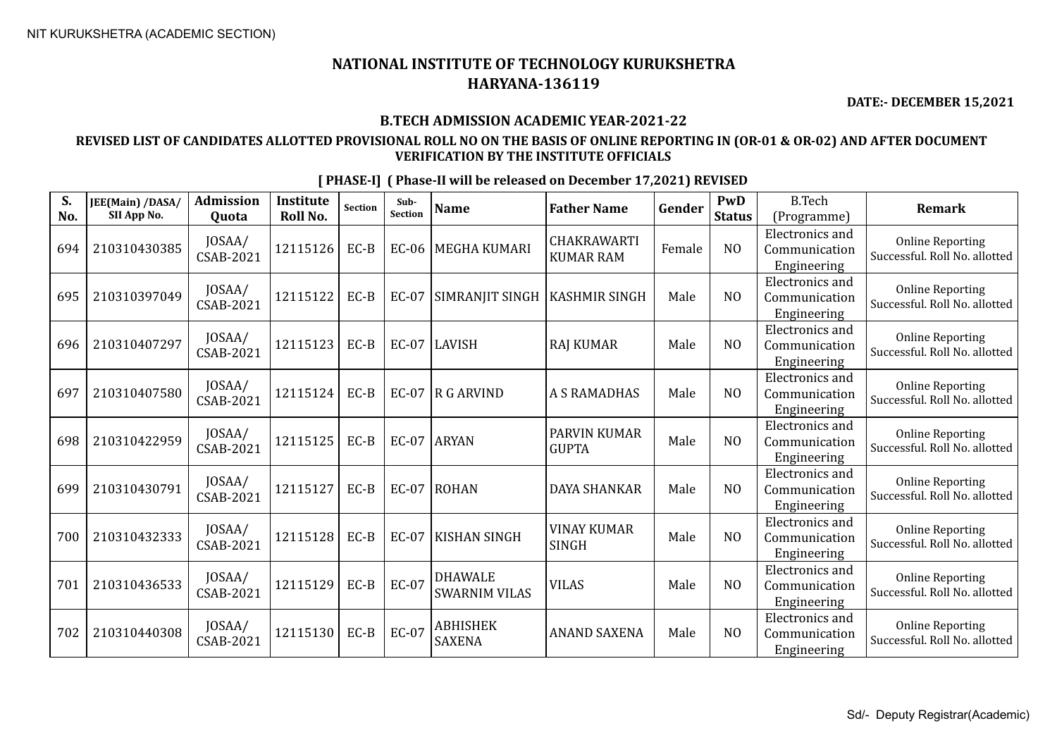NIT KURUKSHETRA (ACADEMIC SECTION)

# NATIONAL INSTITUTE OF TECHNOLOGY KURUKSHETRA
## HARYANA-136119

**DATE:- DECEMBER 15,2021**

### B.TECH ADMISSION ACADEMIC YEAR-2021-22

**REVISED LIST OF CANDIDATES ALLOTTED PROVISIONAL ROLL NO ON THE BASIS OF ONLINE REPORTING IN (OR-01 & OR-02) AND AFTER DOCUMENT VERIFICATION BY THE INSTITUTE OFFICIALS**

**[ PHASE-I] ( Phase-II will be released on December 17,2021) REVISED**

| S. No. | JEE(Main) /DASA/ SII App No. | Admission Quota | Institute Roll No. | Section | Sub-Section | Name | Father Name | Gender | PwD Status | B.Tech (Programme) | Remark |
|---|---|---|---|---|---|---|---|---|---|---|---|
| 694 | 210310430385 | JOSAA/ CSAB-2021 | 12115126 | EC-B | EC-06 | MEGHA KUMARI | CHAKRAWARTI KUMAR RAM | Female | NO | Electronics and Communication Engineering | Online Reporting Successful. Roll No. allotted |
| 695 | 210310397049 | JOSAA/ CSAB-2021 | 12115122 | EC-B | EC-07 | SIMRANJIT SINGH | KASHMIR SINGH | Male | NO | Electronics and Communication Engineering | Online Reporting Successful. Roll No. allotted |
| 696 | 210310407297 | JOSAA/ CSAB-2021 | 12115123 | EC-B | EC-07 | LAVISH | RAJ KUMAR | Male | NO | Electronics and Communication Engineering | Online Reporting Successful. Roll No. allotted |
| 697 | 210310407580 | JOSAA/ CSAB-2021 | 12115124 | EC-B | EC-07 | R G ARVIND | A S RAMADHAS | Male | NO | Electronics and Communication Engineering | Online Reporting Successful. Roll No. allotted |
| 698 | 210310422959 | JOSAA/ CSAB-2021 | 12115125 | EC-B | EC-07 | ARYAN | PARVIN KUMAR GUPTA | Male | NO | Electronics and Communication Engineering | Online Reporting Successful. Roll No. allotted |
| 699 | 210310430791 | JOSAA/ CSAB-2021 | 12115127 | EC-B | EC-07 | ROHAN | DAYA SHANKAR | Male | NO | Electronics and Communication Engineering | Online Reporting Successful. Roll No. allotted |
| 700 | 210310432333 | JOSAA/ CSAB-2021 | 12115128 | EC-B | EC-07 | KISHAN SINGH | VINAY KUMAR SINGH | Male | NO | Electronics and Communication Engineering | Online Reporting Successful. Roll No. allotted |
| 701 | 210310436533 | JOSAA/ CSAB-2021 | 12115129 | EC-B | EC-07 | DHAWALE SWARNIM VILAS | VILAS | Male | NO | Electronics and Communication Engineering | Online Reporting Successful. Roll No. allotted |
| 702 | 210310440308 | JOSAA/ CSAB-2021 | 12115130 | EC-B | EC-07 | ABHISHEK SAXENA | ANAND SAXENA | Male | NO | Electronics and Communication Engineering | Online Reporting Successful. Roll No. allotted |

Sd/- Deputy Registrar(Academic)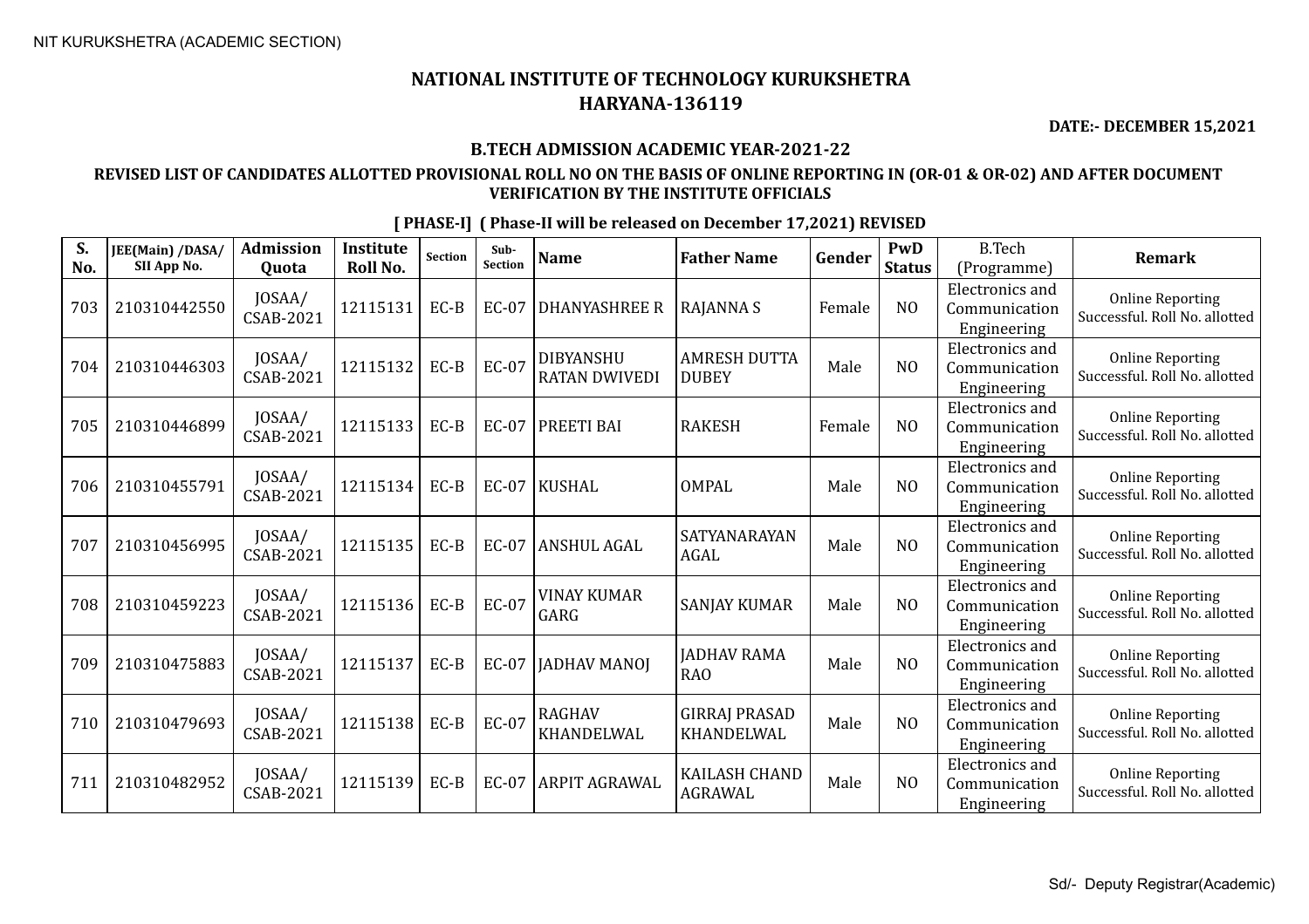NIT KURUKSHETRA (ACADEMIC SECTION)

# NATIONAL INSTITUTE OF TECHNOLOGY KURUKSHETRA
## HARYANA-136119

**DATE:- DECEMBER 15,2021**

### B.TECH ADMISSION ACADEMIC YEAR-2021-22

**REVISED LIST OF CANDIDATES ALLOTTED PROVISIONAL ROLL NO ON THE BASIS OF ONLINE REPORTING IN (OR-01 & OR-02) AND AFTER DOCUMENT VERIFICATION BY THE INSTITUTE OFFICIALS**

**[ PHASE-I] ( Phase-II will be released on December 17,2021) REVISED**

| S. No. | JEE(Main) /DASA/ SII App No. | Admission Quota | Institute Roll No. | Section | Sub-Section | Name | Father Name | Gender | PwD Status | B.Tech (Programme) | Remark |
|---|---|---|---|---|---|---|---|---|---|---|---|
| 703 | 210310442550 | JOSAA/ CSAB-2021 | 12115131 | EC-B | EC-07 | DHANYASHREE R | RAJANNA S | Female | NO | Electronics and Communication Engineering | Online Reporting Successful. Roll No. allotted |
| 704 | 210310446303 | JOSAA/ CSAB-2021 | 12115132 | EC-B | EC-07 | DIBYANSHU RATAN DWIVEDI | AMRESH DUTTA DUBEY | Male | NO | Electronics and Communication Engineering | Online Reporting Successful. Roll No. allotted |
| 705 | 210310446899 | JOSAA/ CSAB-2021 | 12115133 | EC-B | EC-07 | PREETI BAI | RAKESH | Female | NO | Electronics and Communication Engineering | Online Reporting Successful. Roll No. allotted |
| 706 | 210310455791 | JOSAA/ CSAB-2021 | 12115134 | EC-B | EC-07 | KUSHAL | OMPAL | Male | NO | Electronics and Communication Engineering | Online Reporting Successful. Roll No. allotted |
| 707 | 210310456995 | JOSAA/ CSAB-2021 | 12115135 | EC-B | EC-07 | ANSHUL AGAL | SATYANARAYAN AGAL | Male | NO | Electronics and Communication Engineering | Online Reporting Successful. Roll No. allotted |
| 708 | 210310459223 | JOSAA/ CSAB-2021 | 12115136 | EC-B | EC-07 | VINAY KUMAR GARG | SANJAY KUMAR | Male | NO | Electronics and Communication Engineering | Online Reporting Successful. Roll No. allotted |
| 709 | 210310475883 | JOSAA/ CSAB-2021 | 12115137 | EC-B | EC-07 | JADHAV MANOJ | JADHAV RAMA RAO | Male | NO | Electronics and Communication Engineering | Online Reporting Successful. Roll No. allotted |
| 710 | 210310479693 | JOSAA/ CSAB-2021 | 12115138 | EC-B | EC-07 | RAGHAV KHANDELWAL | GIRRAJ PRASAD KHANDELWAL | Male | NO | Electronics and Communication Engineering | Online Reporting Successful. Roll No. allotted |
| 711 | 210310482952 | JOSAA/ CSAB-2021 | 12115139 | EC-B | EC-07 | ARPIT AGRAWAL | KAILASH CHAND AGRAWAL | Male | NO | Electronics and Communication Engineering | Online Reporting Successful. Roll No. allotted |

Sd/- Deputy Registrar(Academic)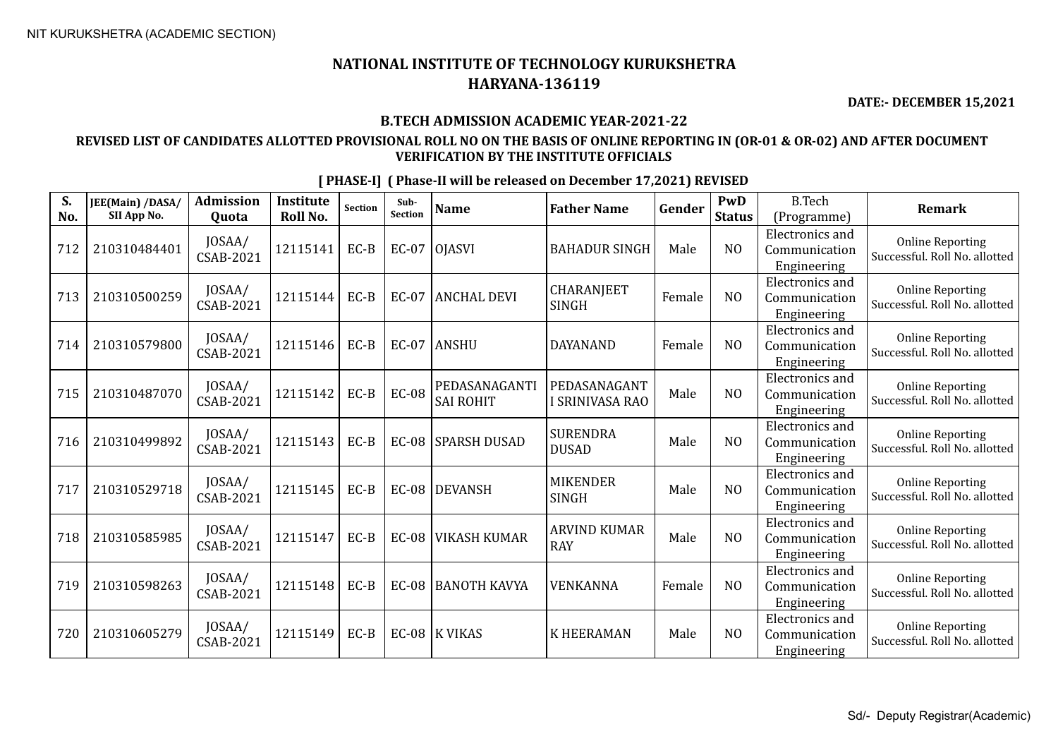# NATIONAL INSTITUTE OF TECHNOLOGY KURUKSHETRA
# HARYANA-136119

**DATE:- DECEMBER 15,2021**

### B.TECH ADMISSION ACADEMIC YEAR-2021-22

### REVISED LIST OF CANDIDATES ALLOTTED PROVISIONAL ROLL NO ON THE BASIS OF ONLINE REPORTING IN (OR-01 & OR-02) AND AFTER DOCUMENT VERIFICATION BY THE INSTITUTE OFFICIALS

**[ PHASE-I] ( Phase-II will be released on December 17,2021) REVISED**

| S. No. | JEE(Main) /DASA/ SII App No. | Admission Quota | Institute Roll No. | Section | Sub-Section | Name | Father Name | Gender | PwD Status | B.Tech (Programme) | Remark |
|---|---|---|---|---|---|---|---|---|---|---|---|
| 712 | 210310484401 | JOSAA/ CSAB-2021 | 12115141 | EC-B | EC-07 | OJASVI | BAHADUR SINGH | Male | NO | Electronics and Communication Engineering | Online Reporting Successful. Roll No. allotted |
| 713 | 210310500259 | JOSAA/ CSAB-2021 | 12115144 | EC-B | EC-07 | ANCHAL DEVI | CHARANJEET SINGH | Female | NO | Electronics and Communication Engineering | Online Reporting Successful. Roll No. allotted |
| 714 | 210310579800 | JOSAA/ CSAB-2021 | 12115146 | EC-B | EC-07 | ANSHU | DAYANAND | Female | NO | Electronics and Communication Engineering | Online Reporting Successful. Roll No. allotted |
| 715 | 210310487070 | JOSAA/ CSAB-2021 | 12115142 | EC-B | EC-08 | PEDASANAGANTI SAI ROHIT | PEDASANAGANT I SRINIVASA RAO | Male | NO | Electronics and Communication Engineering | Online Reporting Successful. Roll No. allotted |
| 716 | 210310499892 | JOSAA/ CSAB-2021 | 12115143 | EC-B | EC-08 | SPARSH DUSAD | SURENDRA DUSAD | Male | NO | Electronics and Communication Engineering | Online Reporting Successful. Roll No. allotted |
| 717 | 210310529718 | JOSAA/ CSAB-2021 | 12115145 | EC-B | EC-08 | DEVANSH | MIKENDER SINGH | Male | NO | Electronics and Communication Engineering | Online Reporting Successful. Roll No. allotted |
| 718 | 210310585985 | JOSAA/ CSAB-2021 | 12115147 | EC-B | EC-08 | VIKASH KUMAR | ARVIND KUMAR RAY | Male | NO | Electronics and Communication Engineering | Online Reporting Successful. Roll No. allotted |
| 719 | 210310598263 | JOSAA/ CSAB-2021 | 12115148 | EC-B | EC-08 | BANOTH KAVYA | VENKANNA | Female | NO | Electronics and Communication Engineering | Online Reporting Successful. Roll No. allotted |
| 720 | 210310605279 | JOSAA/ CSAB-2021 | 12115149 | EC-B | EC-08 | K VIKAS | K HEERAMAN | Male | NO | Electronics and Communication Engineering | Online Reporting Successful. Roll No. allotted |

Sd/- Deputy Registrar(Academic)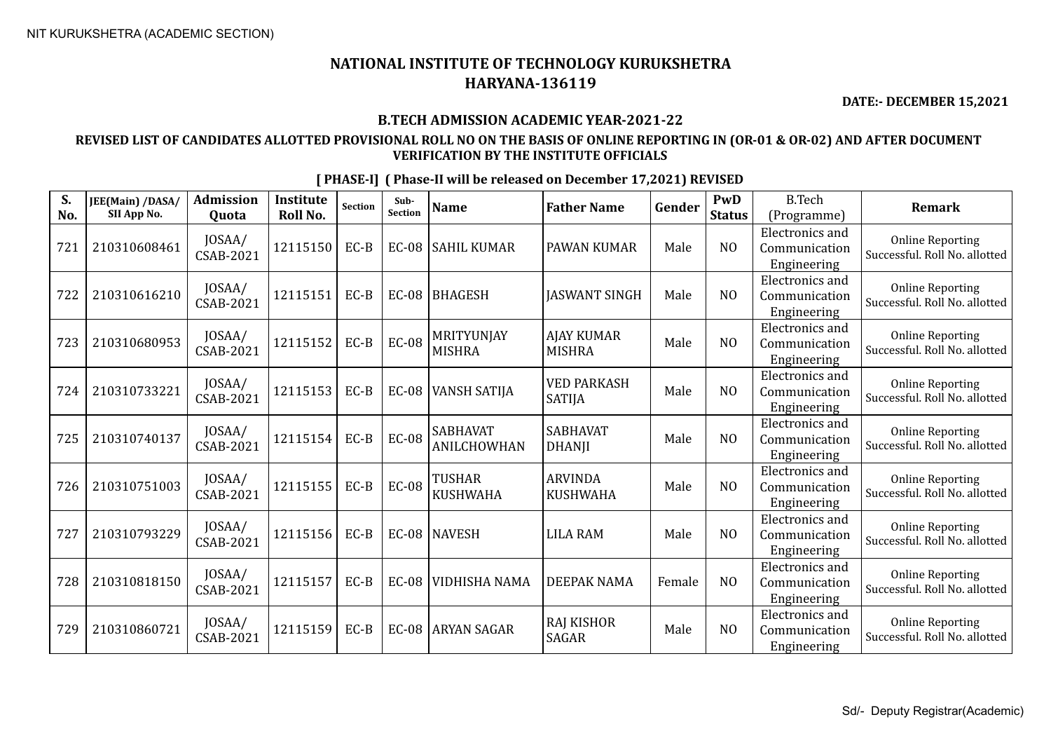NIT KURUKSHETRA (ACADEMIC SECTION)

# NATIONAL INSTITUTE OF TECHNOLOGY KURUKSHETRA
## HARYANA-136119

**DATE:- DECEMBER 15,2021**

### B.TECH ADMISSION ACADEMIC YEAR-2021-22

### REVISED LIST OF CANDIDATES ALLOTTED PROVISIONAL ROLL NO ON THE BASIS OF ONLINE REPORTING IN (OR-01 & OR-02) AND AFTER DOCUMENT VERIFICATION BY THE INSTITUTE OFFICIALS

**[ PHASE-I] ( Phase-II will be released on December 17,2021) REVISED**

| S. No. | JEE(Main) /DASA/ SII App No. | Admission Quota | Institute Roll No. | Section | Sub-Section | Name | Father Name | Gender | PwD Status | B.Tech (Programme) | Remark |
|---|---|---|---|---|---|---|---|---|---|---|---|
| 721 | 210310608461 | JOSAA/ CSAB-2021 | 12115150 | EC-B | EC-08 | SAHIL KUMAR | PAWAN KUMAR | Male | NO | Electronics and Communication Engineering | Online Reporting Successful. Roll No. allotted |
| 722 | 210310616210 | JOSAA/ CSAB-2021 | 12115151 | EC-B | EC-08 | BHAGESH | JASWANT SINGH | Male | NO | Electronics and Communication Engineering | Online Reporting Successful. Roll No. allotted |
| 723 | 210310680953 | JOSAA/ CSAB-2021 | 12115152 | EC-B | EC-08 | MRITYUNJAY MISHRA | AJAY KUMAR MISHRA | Male | NO | Electronics and Communication Engineering | Online Reporting Successful. Roll No. allotted |
| 724 | 210310733221 | JOSAA/ CSAB-2021 | 12115153 | EC-B | EC-08 | VANSH SATIJA | VED PARKASH SATIJA | Male | NO | Electronics and Communication Engineering | Online Reporting Successful. Roll No. allotted |
| 725 | 210310740137 | JOSAA/ CSAB-2021 | 12115154 | EC-B | EC-08 | SABHAVAT ANILCHOWHAN | SABHAVAT DHANJI | Male | NO | Electronics and Communication Engineering | Online Reporting Successful. Roll No. allotted |
| 726 | 210310751003 | JOSAA/ CSAB-2021 | 12115155 | EC-B | EC-08 | TUSHAR KUSHWAHA | ARVINDA KUSHWAHA | Male | NO | Electronics and Communication Engineering | Online Reporting Successful. Roll No. allotted |
| 727 | 210310793229 | JOSAA/ CSAB-2021 | 12115156 | EC-B | EC-08 | NAVESH | LILA RAM | Male | NO | Electronics and Communication Engineering | Online Reporting Successful. Roll No. allotted |
| 728 | 210310818150 | JOSAA/ CSAB-2021 | 12115157 | EC-B | EC-08 | VIDHISHA NAMA | DEEPAK NAMA | Female | NO | Electronics and Communication Engineering | Online Reporting Successful. Roll No. allotted |
| 729 | 210310860721 | JOSAA/ CSAB-2021 | 12115159 | EC-B | EC-08 | ARYAN SAGAR | RAJ KISHOR SAGAR | Male | NO | Electronics and Communication Engineering | Online Reporting Successful. Roll No. allotted |

Sd/- Deputy Registrar(Academic)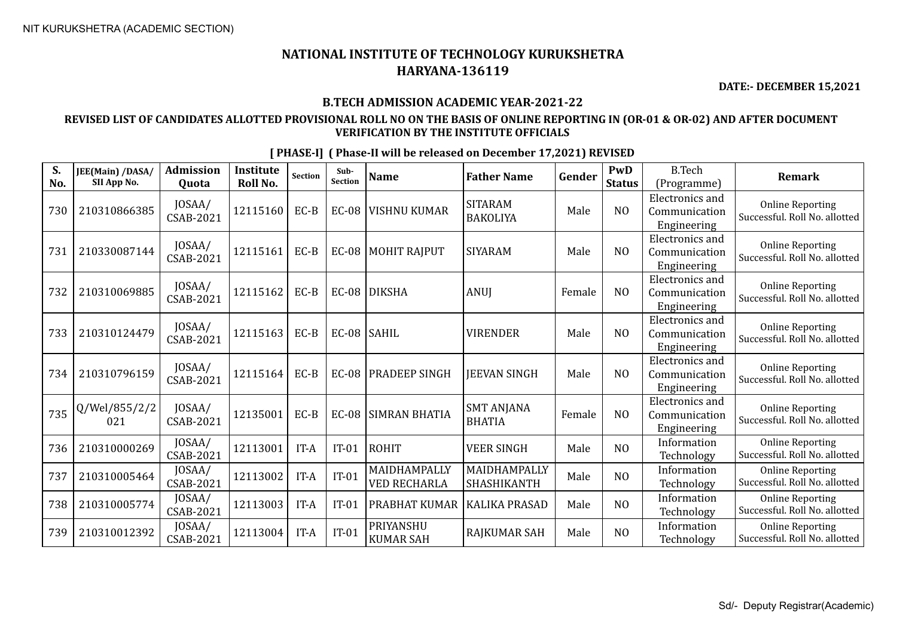NIT KURUKSHETRA (ACADEMIC SECTION)

# NATIONAL INSTITUTE OF TECHNOLOGY KURUKSHETRA
## HARYANA-136119

**DATE:- DECEMBER 15,2021**

### B.TECH ADMISSION ACADEMIC YEAR-2021-22

### REVISED LIST OF CANDIDATES ALLOTTED PROVISIONAL ROLL NO ON THE BASIS OF ONLINE REPORTING IN (OR-01 & OR-02) AND AFTER DOCUMENT VERIFICATION BY THE INSTITUTE OFFICIALS

**[ PHASE-I] ( Phase-II will be released on December 17,2021) REVISED**

| S. No. | JEE(Main) /DASA/ SII App No. | Admission Quota | Institute Roll No. | Section | Sub-Section | Name | Father Name | Gender | PwD Status | B.Tech (Programme) | Remark |
|---|---|---|---|---|---|---|---|---|---|---|---|
| 730 | 210310866385 | JOSAA/ CSAB-2021 | 12115160 | EC-B | EC-08 | VISHNU KUMAR | SITARAM BAKOLIYA | Male | NO | Electronics and Communication Engineering | Online Reporting Successful. Roll No. allotted |
| 731 | 210330087144 | JOSAA/ CSAB-2021 | 12115161 | EC-B | EC-08 | MOHIT RAJPUT | SIYARAM | Male | NO | Electronics and Communication Engineering | Online Reporting Successful. Roll No. allotted |
| 732 | 210310069885 | JOSAA/ CSAB-2021 | 12115162 | EC-B | EC-08 | DIKSHA | ANUJ | Female | NO | Electronics and Communication Engineering | Online Reporting Successful. Roll No. allotted |
| 733 | 210310124479 | JOSAA/ CSAB-2021 | 12115163 | EC-B | EC-08 | SAHIL | VIRENDER | Male | NO | Electronics and Communication Engineering | Online Reporting Successful. Roll No. allotted |
| 734 | 210310796159 | JOSAA/ CSAB-2021 | 12115164 | EC-B | EC-08 | PRADEEP SINGH | JEEVAN SINGH | Male | NO | Electronics and Communication Engineering | Online Reporting Successful. Roll No. allotted |
| 735 | Q/Wel/855/2/2021 | JOSAA/ CSAB-2021 | 12135001 | EC-B | EC-08 | SIMRAN BHATIA | SMT ANJANA BHATIA | Female | NO | Electronics and Communication Engineering | Online Reporting Successful. Roll No. allotted |
| 736 | 210310000269 | JOSAA/ CSAB-2021 | 12113001 | IT-A | IT-01 | ROHIT | VEER SINGH | Male | NO | Information Technology | Online Reporting Successful. Roll No. allotted |
| 737 | 210310005464 | JOSAA/ CSAB-2021 | 12113002 | IT-A | IT-01 | MAIDHAMPALLY VED RECHARLA | MAIDHAMPALLY SHASHIKANTH | Male | NO | Information Technology | Online Reporting Successful. Roll No. allotted |
| 738 | 210310005774 | JOSAA/ CSAB-2021 | 12113003 | IT-A | IT-01 | PRABHAT KUMAR | KALIKA PRASAD | Male | NO | Information Technology | Online Reporting Successful. Roll No. allotted |
| 739 | 210310012392 | JOSAA/ CSAB-2021 | 12113004 | IT-A | IT-01 | PRIYANSHU KUMAR SAH | RAJKUMAR SAH | Male | NO | Information Technology | Online Reporting Successful. Roll No. allotted |

Sd/- Deputy Registrar(Academic)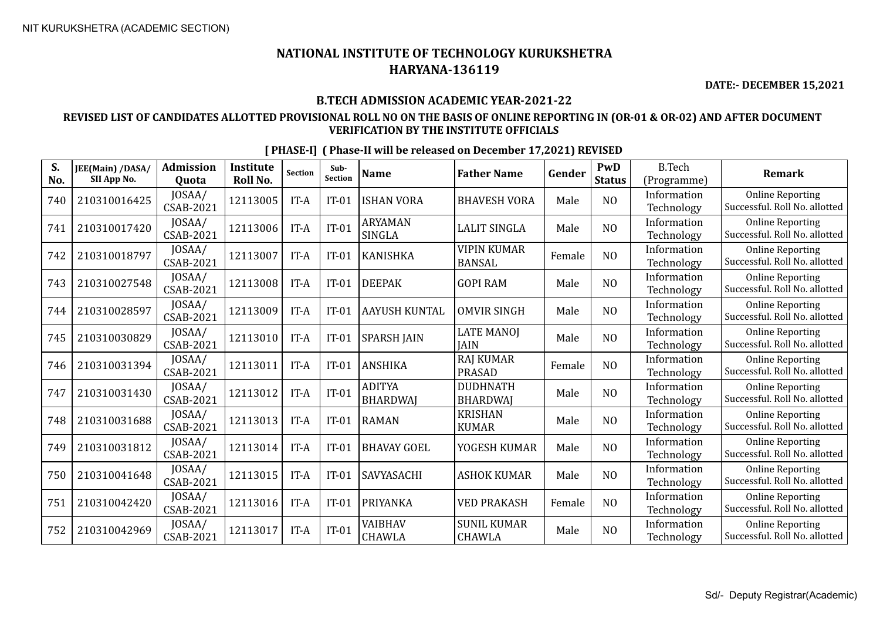NIT KURUKSHETRA (ACADEMIC SECTION)

# NATIONAL INSTITUTE OF TECHNOLOGY KURUKSHETRA
## HARYANA-136119

**DATE:- DECEMBER 15,2021**

### B.TECH ADMISSION ACADEMIC YEAR-2021-22

### REVISED LIST OF CANDIDATES ALLOTTED PROVISIONAL ROLL NO ON THE BASIS OF ONLINE REPORTING IN (OR-01 & OR-02) AND AFTER DOCUMENT VERIFICATION BY THE INSTITUTE OFFICIALS

**[ PHASE-I] ( Phase-II will be released on December 17,2021) REVISED**

| S. No. | JEE(Main) /DASA/ SII App No. | Admission Quota | Institute Roll No. | Section | Sub-Section | Name | Father Name | Gender | PwD Status | B.Tech (Programme) | Remark |
|---|---|---|---|---|---|---|---|---|---|---|---|
| 740 | 210310016425 | JOSAA/ CSAB-2021 | 12113005 | IT-A | IT-01 | ISHAN VORA | BHAVESH VORA | Male | NO | Information Technology | Online Reporting Successful. Roll No. allotted |
| 741 | 210310017420 | JOSAA/ CSAB-2021 | 12113006 | IT-A | IT-01 | ARYAMAN SINGLA | LALIT SINGLA | Male | NO | Information Technology | Online Reporting Successful. Roll No. allotted |
| 742 | 210310018797 | JOSAA/ CSAB-2021 | 12113007 | IT-A | IT-01 | KANISHKA | VIPIN KUMAR BANSAL | Female | NO | Information Technology | Online Reporting Successful. Roll No. allotted |
| 743 | 210310027548 | JOSAA/ CSAB-2021 | 12113008 | IT-A | IT-01 | DEEPAK | GOPI RAM | Male | NO | Information Technology | Online Reporting Successful. Roll No. allotted |
| 744 | 210310028597 | JOSAA/ CSAB-2021 | 12113009 | IT-A | IT-01 | AAYUSH KUNTAL | OMVIR SINGH | Male | NO | Information Technology | Online Reporting Successful. Roll No. allotted |
| 745 | 210310030829 | JOSAA/ CSAB-2021 | 12113010 | IT-A | IT-01 | SPARSH JAIN | LATE MANOJ JAIN | Male | NO | Information Technology | Online Reporting Successful. Roll No. allotted |
| 746 | 210310031394 | JOSAA/ CSAB-2021 | 12113011 | IT-A | IT-01 | ANSHIKA | RAJ KUMAR PRASAD | Female | NO | Information Technology | Online Reporting Successful. Roll No. allotted |
| 747 | 210310031430 | JOSAA/ CSAB-2021 | 12113012 | IT-A | IT-01 | ADITYA BHARDWAJ | DUDHNATH BHARDWAJ | Male | NO | Information Technology | Online Reporting Successful. Roll No. allotted |
| 748 | 210310031688 | JOSAA/ CSAB-2021 | 12113013 | IT-A | IT-01 | RAMAN | KRISHAN KUMAR | Male | NO | Information Technology | Online Reporting Successful. Roll No. allotted |
| 749 | 210310031812 | JOSAA/ CSAB-2021 | 12113014 | IT-A | IT-01 | BHAVAY GOEL | YOGESH KUMAR | Male | NO | Information Technology | Online Reporting Successful. Roll No. allotted |
| 750 | 210310041648 | JOSAA/ CSAB-2021 | 12113015 | IT-A | IT-01 | SAVYASACHI | ASHOK KUMAR | Male | NO | Information Technology | Online Reporting Successful. Roll No. allotted |
| 751 | 210310042420 | JOSAA/ CSAB-2021 | 12113016 | IT-A | IT-01 | PRIYANKA | VED PRAKASH | Female | NO | Information Technology | Online Reporting Successful. Roll No. allotted |
| 752 | 210310042969 | JOSAA/ CSAB-2021 | 12113017 | IT-A | IT-01 | VAIBHAV CHAWLA | SUNIL KUMAR CHAWLA | Male | NO | Information Technology | Online Reporting Successful. Roll No. allotted |

Sd/- Deputy Registrar(Academic)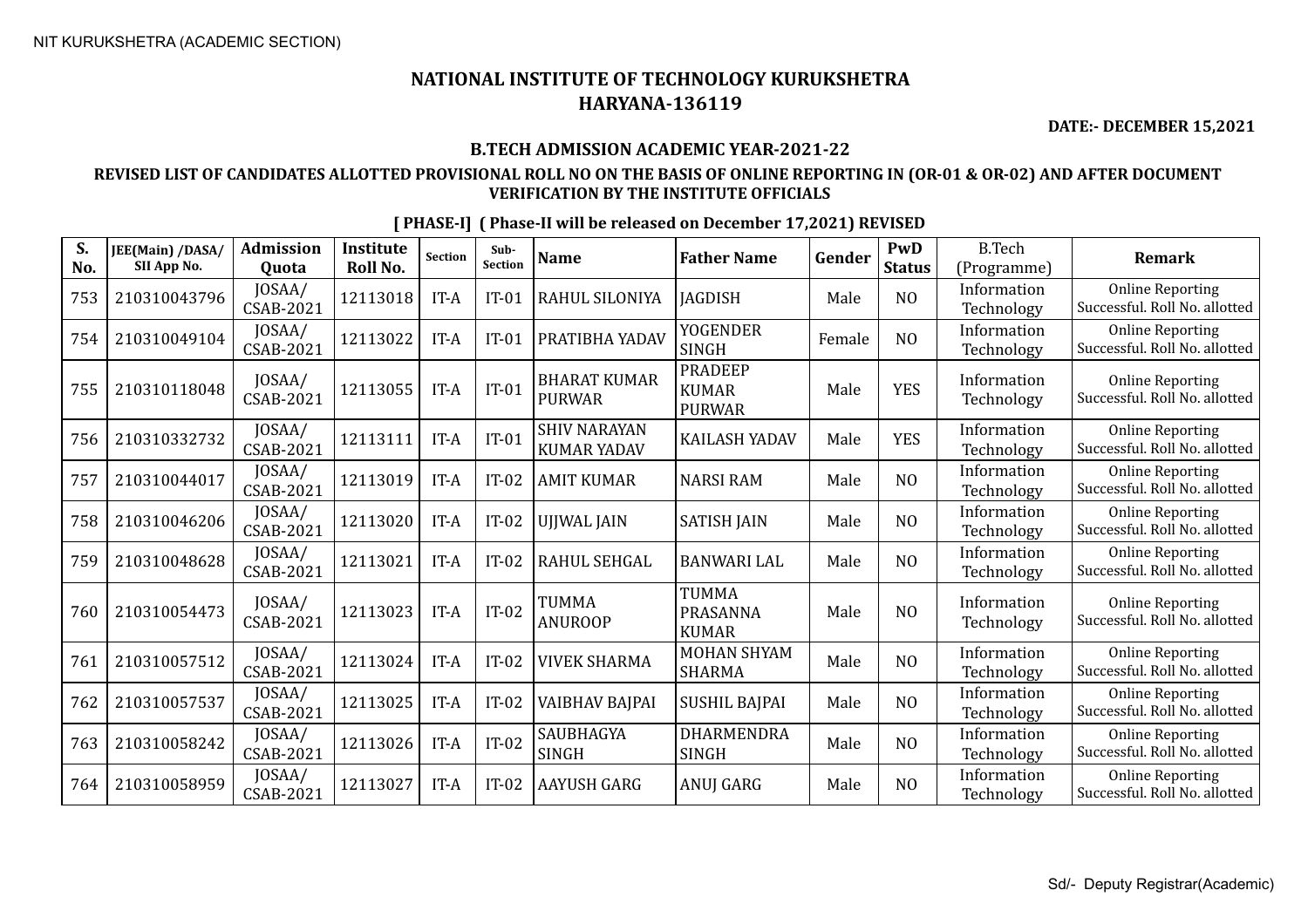NIT KURUKSHETRA (ACADEMIC SECTION)

# NATIONAL INSTITUTE OF TECHNOLOGY KURUKSHETRA
# HARYANA-136119

**DATE:- DECEMBER 15,2021**

## B.TECH ADMISSION ACADEMIC YEAR-2021-22

### REVISED LIST OF CANDIDATES ALLOTTED PROVISIONAL ROLL NO ON THE BASIS OF ONLINE REPORTING IN (OR-01 & OR-02) AND AFTER DOCUMENT VERIFICATION BY THE INSTITUTE OFFICIALS

**[ PHASE-I] ( Phase-II will be released on December 17,2021) REVISED**

| S. No. | JEE(Main) /DASA/ SII App No. | Admission Quota | Institute Roll No. | Section | Sub-Section | Name | Father Name | Gender | PwD Status | B.Tech (Programme) | Remark |
|---|---|---|---|---|---|---|---|---|---|---|---|
| 753 | 210310043796 | JOSAA/ CSAB-2021 | 12113018 | IT-A | IT-01 | RAHUL SILONIYA | JAGDISH | Male | NO | Information Technology | Online Reporting Successful. Roll No. allotted |
| 754 | 210310049104 | JOSAA/ CSAB-2021 | 12113022 | IT-A | IT-01 | PRATIBHA YADAV | YOGENDER SINGH | Female | NO | Information Technology | Online Reporting Successful. Roll No. allotted |
| 755 | 210310118048 | JOSAA/ CSAB-2021 | 12113055 | IT-A | IT-01 | BHARAT KUMAR PURWAR | PRADEEP KUMAR PURWAR | Male | YES | Information Technology | Online Reporting Successful. Roll No. allotted |
| 756 | 210310332732 | JOSAA/ CSAB-2021 | 12113111 | IT-A | IT-01 | SHIV NARAYAN KUMAR YADAV | KAILASH YADAV | Male | YES | Information Technology | Online Reporting Successful. Roll No. allotted |
| 757 | 210310044017 | JOSAA/ CSAB-2021 | 12113019 | IT-A | IT-02 | AMIT KUMAR | NARSI RAM | Male | NO | Information Technology | Online Reporting Successful. Roll No. allotted |
| 758 | 210310046206 | JOSAA/ CSAB-2021 | 12113020 | IT-A | IT-02 | UJJWAL JAIN | SATISH JAIN | Male | NO | Information Technology | Online Reporting Successful. Roll No. allotted |
| 759 | 210310048628 | JOSAA/ CSAB-2021 | 12113021 | IT-A | IT-02 | RAHUL SEHGAL | BANWARI LAL | Male | NO | Information Technology | Online Reporting Successful. Roll No. allotted |
| 760 | 210310054473 | JOSAA/ CSAB-2021 | 12113023 | IT-A | IT-02 | TUMMA ANUROOP | TUMMA PRASANNA KUMAR | Male | NO | Information Technology | Online Reporting Successful. Roll No. allotted |
| 761 | 210310057512 | JOSAA/ CSAB-2021 | 12113024 | IT-A | IT-02 | VIVEK SHARMA | MOHAN SHYAM SHARMA | Male | NO | Information Technology | Online Reporting Successful. Roll No. allotted |
| 762 | 210310057537 | JOSAA/ CSAB-2021 | 12113025 | IT-A | IT-02 | VAIBHAV BAJPAI | SUSHIL BAJPAI | Male | NO | Information Technology | Online Reporting Successful. Roll No. allotted |
| 763 | 210310058242 | JOSAA/ CSAB-2021 | 12113026 | IT-A | IT-02 | SAUBHAGYA SINGH | DHARMENDRA SINGH | Male | NO | Information Technology | Online Reporting Successful. Roll No. allotted |
| 764 | 210310058959 | JOSAA/ CSAB-2021 | 12113027 | IT-A | IT-02 | AAYUSH GARG | ANUJ GARG | Male | NO | Information Technology | Online Reporting Successful. Roll No. allotted |

Sd/- Deputy Registrar(Academic)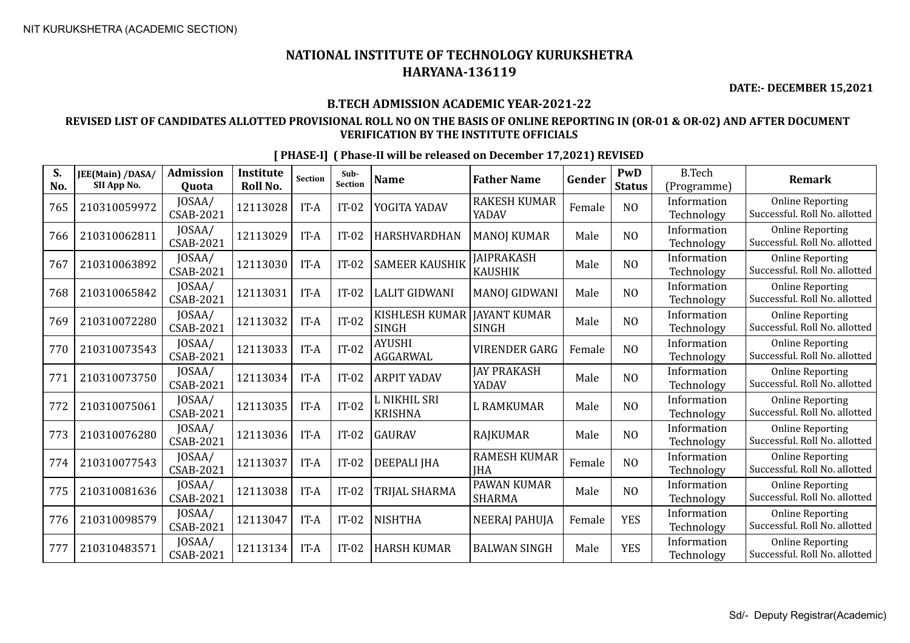NIT KURUKSHETRA (ACADEMIC SECTION)

# NATIONAL INSTITUTE OF TECHNOLOGY KURUKSHETRA
## HARYANA-136119

**DATE:- DECEMBER 15,2021**

### B.TECH ADMISSION ACADEMIC YEAR-2021-22

**REVISED LIST OF CANDIDATES ALLOTTED PROVISIONAL ROLL NO ON THE BASIS OF ONLINE REPORTING IN (OR-01 & OR-02) AND AFTER DOCUMENT VERIFICATION BY THE INSTITUTE OFFICIALS**

**[ PHASE-I] ( Phase-II will be released on December 17,2021) REVISED**

| S. No. | JEE(Main) /DASA/ SII App No. | Admission Quota | Institute Roll No. | Section | Sub-Section | Name | Father Name | Gender | PwD Status | B.Tech (Programme) | Remark |
|---|---|---|---|---|---|---|---|---|---|---|---|
| 765 | 210310059972 | JOSAA/ CSAB-2021 | 12113028 | IT-A | IT-02 | YOGITA YADAV | RAKESH KUMAR YADAV | Female | NO | Information Technology | Online Reporting Successful. Roll No. allotted |
| 766 | 210310062811 | JOSAA/ CSAB-2021 | 12113029 | IT-A | IT-02 | HARSHVARDHAN | MANOJ KUMAR | Male | NO | Information Technology | Online Reporting Successful. Roll No. allotted |
| 767 | 210310063892 | JOSAA/ CSAB-2021 | 12113030 | IT-A | IT-02 | SAMEER KAUSHIK | JAIPRAKASH KAUSHIK | Male | NO | Information Technology | Online Reporting Successful. Roll No. allotted |
| 768 | 210310065842 | JOSAA/ CSAB-2021 | 12113031 | IT-A | IT-02 | LALIT GIDWANI | MANOJ GIDWANI | Male | NO | Information Technology | Online Reporting Successful. Roll No. allotted |
| 769 | 210310072280 | JOSAA/ CSAB-2021 | 12113032 | IT-A | IT-02 | KISHLESH KUMAR SINGH | JAYANT KUMAR SINGH | Male | NO | Information Technology | Online Reporting Successful. Roll No. allotted |
| 770 | 210310073543 | JOSAA/ CSAB-2021 | 12113033 | IT-A | IT-02 | AYUSHI AGGARWAL | VIRENDER GARG | Female | NO | Information Technology | Online Reporting Successful. Roll No. allotted |
| 771 | 210310073750 | JOSAA/ CSAB-2021 | 12113034 | IT-A | IT-02 | ARPIT YADAV | JAY PRAKASH YADAV | Male | NO | Information Technology | Online Reporting Successful. Roll No. allotted |
| 772 | 210310075061 | JOSAA/ CSAB-2021 | 12113035 | IT-A | IT-02 | L NIKHIL SRI KRISHNA | L RAMKUMAR | Male | NO | Information Technology | Online Reporting Successful. Roll No. allotted |
| 773 | 210310076280 | JOSAA/ CSAB-2021 | 12113036 | IT-A | IT-02 | GAURAV | RAJKUMAR | Male | NO | Information Technology | Online Reporting Successful. Roll No. allotted |
| 774 | 210310077543 | JOSAA/ CSAB-2021 | 12113037 | IT-A | IT-02 | DEEPALI JHA | RAMESH KUMAR JHA | Female | NO | Information Technology | Online Reporting Successful. Roll No. allotted |
| 775 | 210310081636 | JOSAA/ CSAB-2021 | 12113038 | IT-A | IT-02 | TRIJAL SHARMA | PAWAN KUMAR SHARMA | Male | NO | Information Technology | Online Reporting Successful. Roll No. allotted |
| 776 | 210310098579 | JOSAA/ CSAB-2021 | 12113047 | IT-A | IT-02 | NISHTHA | NEERAJ PAHUJA | Female | YES | Information Technology | Online Reporting Successful. Roll No. allotted |
| 777 | 210310483571 | JOSAA/ CSAB-2021 | 12113134 | IT-A | IT-02 | HARSH KUMAR | BALWAN SINGH | Male | YES | Information Technology | Online Reporting Successful. Roll No. allotted |

Sd/- Deputy Registrar(Academic)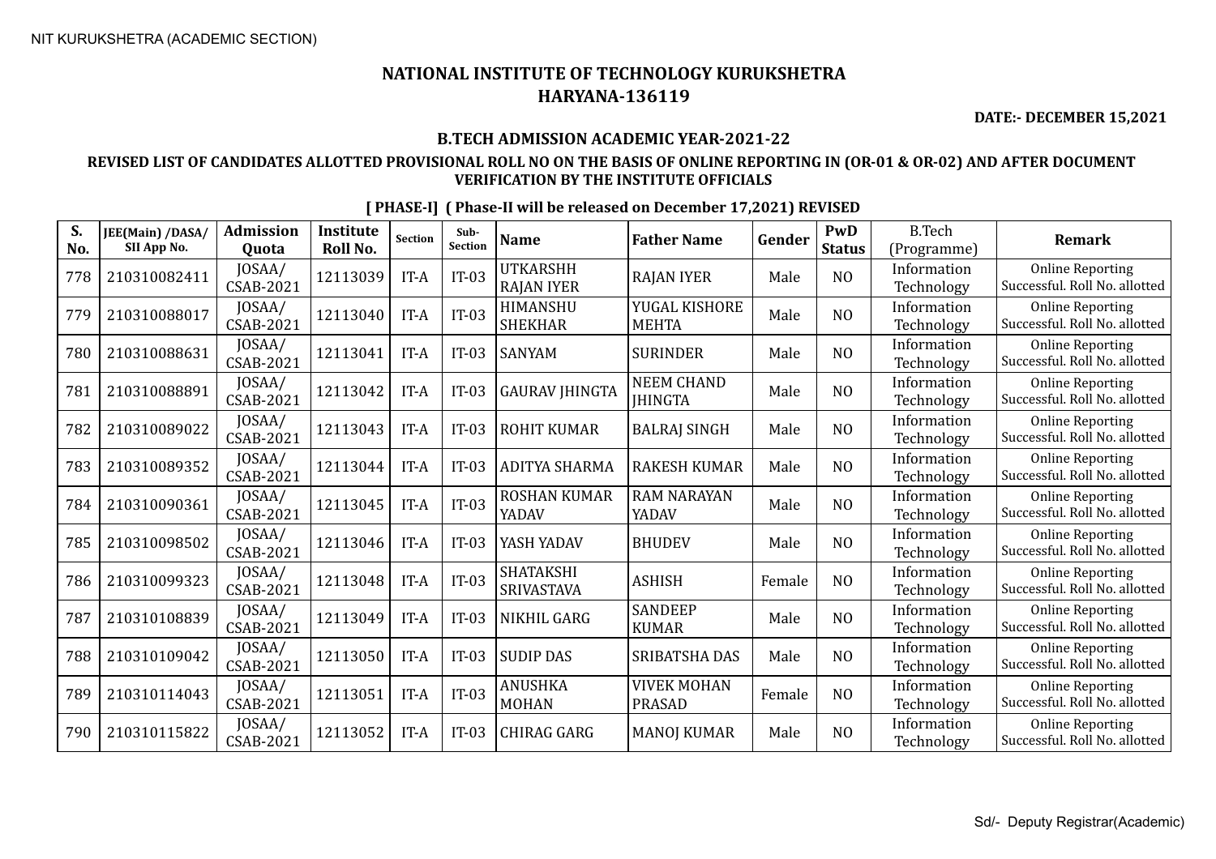NIT KURUKSHETRA (ACADEMIC SECTION)

# NATIONAL INSTITUTE OF TECHNOLOGY KURUKSHETRA
# HARYANA-136119

**DATE:- DECEMBER 15,2021**

### B.TECH ADMISSION ACADEMIC YEAR-2021-22

### REVISED LIST OF CANDIDATES ALLOTTED PROVISIONAL ROLL NO ON THE BASIS OF ONLINE REPORTING IN (OR-01 & OR-02) AND AFTER DOCUMENT VERIFICATION BY THE INSTITUTE OFFICIALS

**[ PHASE-I] ( Phase-II will be released on December 17,2021) REVISED**

| S. No. | JEE(Main) /DASA/ SII App No. | Admission Quota | Institute Roll No. | Section | Sub-Section | Name | Father Name | Gender | PwD Status | B.Tech (Programme) | Remark |
|---|---|---|---|---|---|---|---|---|---|---|---|
| 778 | 210310082411 | JOSAA/ CSAB-2021 | 12113039 | IT-A | IT-03 | UTKARSHH RAJAN IYER | RAJAN IYER | Male | NO | Information Technology | Online Reporting Successful. Roll No. allotted |
| 779 | 210310088017 | JOSAA/ CSAB-2021 | 12113040 | IT-A | IT-03 | HIMANSHU SHEKHAR | YUGAL KISHORE MEHTA | Male | NO | Information Technology | Online Reporting Successful. Roll No. allotted |
| 780 | 210310088631 | JOSAA/ CSAB-2021 | 12113041 | IT-A | IT-03 | SANYAM | SURINDER | Male | NO | Information Technology | Online Reporting Successful. Roll No. allotted |
| 781 | 210310088891 | JOSAA/ CSAB-2021 | 12113042 | IT-A | IT-03 | GAURAV JHINGTA | NEEM CHAND JHINGTA | Male | NO | Information Technology | Online Reporting Successful. Roll No. allotted |
| 782 | 210310089022 | JOSAA/ CSAB-2021 | 12113043 | IT-A | IT-03 | ROHIT KUMAR | BALRAJ SINGH | Male | NO | Information Technology | Online Reporting Successful. Roll No. allotted |
| 783 | 210310089352 | JOSAA/ CSAB-2021 | 12113044 | IT-A | IT-03 | ADITYA SHARMA | RAKESH KUMAR | Male | NO | Information Technology | Online Reporting Successful. Roll No. allotted |
| 784 | 210310090361 | JOSAA/ CSAB-2021 | 12113045 | IT-A | IT-03 | ROSHAN KUMAR YADAV | RAM NARAYAN YADAV | Male | NO | Information Technology | Online Reporting Successful. Roll No. allotted |
| 785 | 210310098502 | JOSAA/ CSAB-2021 | 12113046 | IT-A | IT-03 | YASH YADAV | BHUDEV | Male | NO | Information Technology | Online Reporting Successful. Roll No. allotted |
| 786 | 210310099323 | JOSAA/ CSAB-2021 | 12113048 | IT-A | IT-03 | SHATAKSHI SRIVASTAVA | ASHISH | Female | NO | Information Technology | Online Reporting Successful. Roll No. allotted |
| 787 | 210310108839 | JOSAA/ CSAB-2021 | 12113049 | IT-A | IT-03 | NIKHIL GARG | SANDEEP KUMAR | Male | NO | Information Technology | Online Reporting Successful. Roll No. allotted |
| 788 | 210310109042 | JOSAA/ CSAB-2021 | 12113050 | IT-A | IT-03 | SUDIP DAS | SRIBATSHA DAS | Male | NO | Information Technology | Online Reporting Successful. Roll No. allotted |
| 789 | 210310114043 | JOSAA/ CSAB-2021 | 12113051 | IT-A | IT-03 | ANUSHKA MOHAN | VIVEK MOHAN PRASAD | Female | NO | Information Technology | Online Reporting Successful. Roll No. allotted |
| 790 | 210310115822 | JOSAA/ CSAB-2021 | 12113052 | IT-A | IT-03 | CHIRAG GARG | MANOJ KUMAR | Male | NO | Information Technology | Online Reporting Successful. Roll No. allotted |

Sd/- Deputy Registrar(Academic)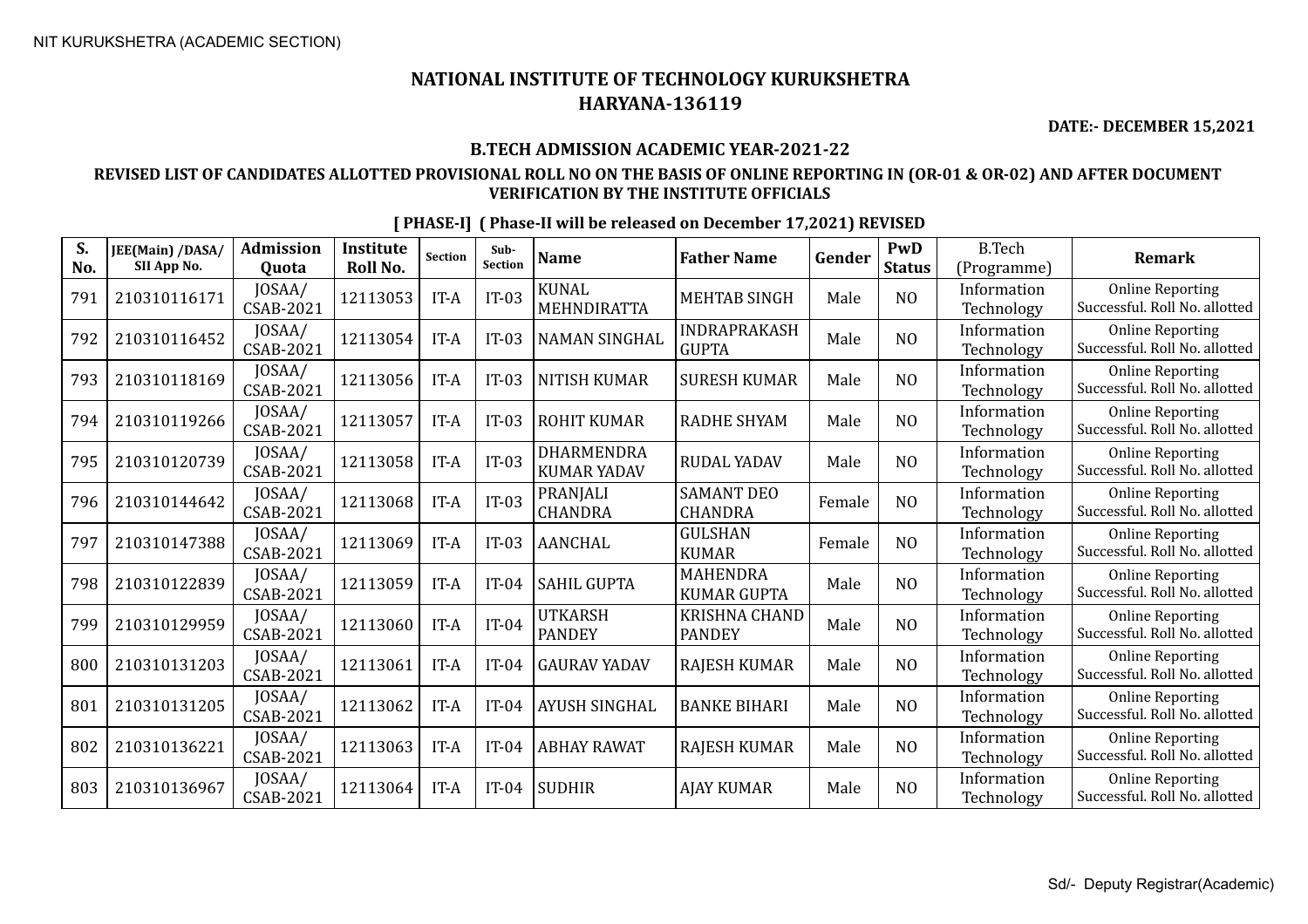NIT KURUKSHETRA (ACADEMIC SECTION)

# NATIONAL INSTITUTE OF TECHNOLOGY KURUKSHETRA
# HARYANA-136119

**DATE:- DECEMBER 15,2021**

## B.TECH ADMISSION ACADEMIC YEAR-2021-22

### REVISED LIST OF CANDIDATES ALLOTTED PROVISIONAL ROLL NO ON THE BASIS OF ONLINE REPORTING IN (OR-01 & OR-02) AND AFTER DOCUMENT VERIFICATION BY THE INSTITUTE OFFICIALS

**[ PHASE-I] ( Phase-II will be released on December 17,2021) REVISED**

| S. No. | JEE(Main) /DASA/ SII App No. | Admission Quota | Institute Roll No. | Section | Sub-Section | Name | Father Name | Gender | PwD Status | B.Tech (Programme) | Remark |
|---|---|---|---|---|---|---|---|---|---|---|---|
| 791 | 210310116171 | JOSAA/ CSAB-2021 | 12113053 | IT-A | IT-03 | KUNAL MEHNDIRATTA | MEHTAB SINGH | Male | NO | Information Technology | Online Reporting Successful. Roll No. allotted |
| 792 | 210310116452 | JOSAA/ CSAB-2021 | 12113054 | IT-A | IT-03 | NAMAN SINGHAL | INDRAPRAKASH GUPTA | Male | NO | Information Technology | Online Reporting Successful. Roll No. allotted |
| 793 | 210310118169 | JOSAA/ CSAB-2021 | 12113056 | IT-A | IT-03 | NITISH KUMAR | SURESH KUMAR | Male | NO | Information Technology | Online Reporting Successful. Roll No. allotted |
| 794 | 210310119266 | JOSAA/ CSAB-2021 | 12113057 | IT-A | IT-03 | ROHIT KUMAR | RADHE SHYAM | Male | NO | Information Technology | Online Reporting Successful. Roll No. allotted |
| 795 | 210310120739 | JOSAA/ CSAB-2021 | 12113058 | IT-A | IT-03 | DHARMENDRA KUMAR YADAV | RUDAL YADAV | Male | NO | Information Technology | Online Reporting Successful. Roll No. allotted |
| 796 | 210310144642 | JOSAA/ CSAB-2021 | 12113068 | IT-A | IT-03 | PRANJALI CHANDRA | SAMANT DEO CHANDRA | Female | NO | Information Technology | Online Reporting Successful. Roll No. allotted |
| 797 | 210310147388 | JOSAA/ CSAB-2021 | 12113069 | IT-A | IT-03 | AANCHAL | GULSHAN KUMAR | Female | NO | Information Technology | Online Reporting Successful. Roll No. allotted |
| 798 | 210310122839 | JOSAA/ CSAB-2021 | 12113059 | IT-A | IT-04 | SAHIL GUPTA | MAHENDRA KUMAR GUPTA | Male | NO | Information Technology | Online Reporting Successful. Roll No. allotted |
| 799 | 210310129959 | JOSAA/ CSAB-2021 | 12113060 | IT-A | IT-04 | UTKARSH PANDEY | KRISHNA CHAND PANDEY | Male | NO | Information Technology | Online Reporting Successful. Roll No. allotted |
| 800 | 210310131203 | JOSAA/ CSAB-2021 | 12113061 | IT-A | IT-04 | GAURAV YADAV | RAJESH KUMAR | Male | NO | Information Technology | Online Reporting Successful. Roll No. allotted |
| 801 | 210310131205 | JOSAA/ CSAB-2021 | 12113062 | IT-A | IT-04 | AYUSH SINGHAL | BANKE BIHARI | Male | NO | Information Technology | Online Reporting Successful. Roll No. allotted |
| 802 | 210310136221 | JOSAA/ CSAB-2021 | 12113063 | IT-A | IT-04 | ABHAY RAWAT | RAJESH KUMAR | Male | NO | Information Technology | Online Reporting Successful. Roll No. allotted |
| 803 | 210310136967 | JOSAA/ CSAB-2021 | 12113064 | IT-A | IT-04 | SUDHIR | AJAY KUMAR | Male | NO | Information Technology | Online Reporting Successful. Roll No. allotted |

Sd/- Deputy Registrar(Academic)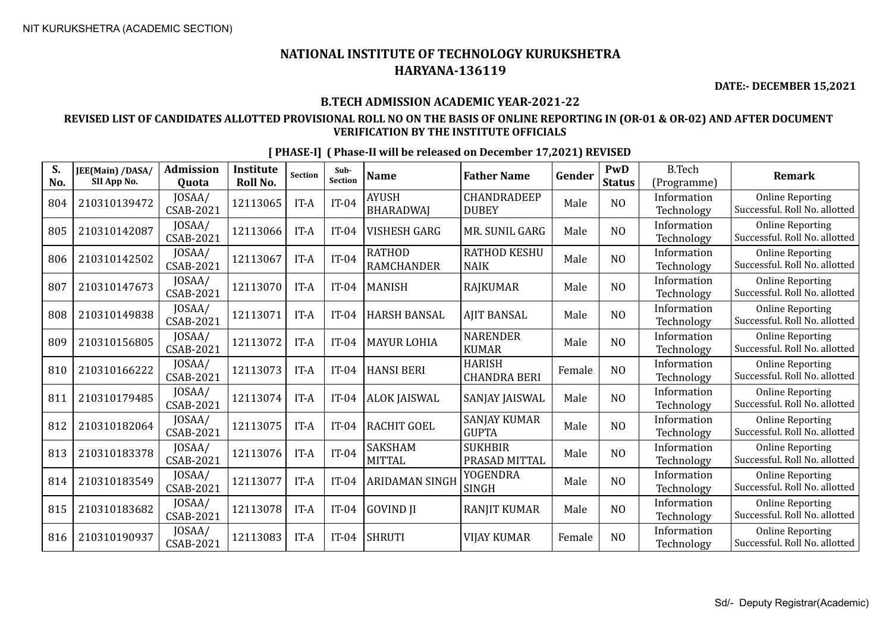NIT KURUKSHETRA (ACADEMIC SECTION)

# NATIONAL INSTITUTE OF TECHNOLOGY KURUKSHETRA
# HARYANA-136119

**DATE:- DECEMBER 15,2021**

**B.TECH ADMISSION ACADEMIC YEAR-2021-22**

**REVISED LIST OF CANDIDATES ALLOTTED PROVISIONAL ROLL NO ON THE BASIS OF ONLINE REPORTING IN (OR-01 & OR-02) AND AFTER DOCUMENT VERIFICATION BY THE INSTITUTE OFFICIALS**

**[ PHASE-I] ( Phase-II will be released on December 17,2021) REVISED**

| S. No. | JEE(Main) /DASA/ SII App No. | Admission Quota | Institute Roll No. | Section | Sub-Section | Name | Father Name | Gender | PwD Status | B.Tech (Programme) | Remark |
|---|---|---|---|---|---|---|---|---|---|---|---|
| 804 | 210310139472 | JOSAA/ CSAB-2021 | 12113065 | IT-A | IT-04 | AYUSH BHARADWAJ | CHANDRADEEP DUBEY | Male | NO | Information Technology | Online Reporting Successful. Roll No. allotted |
| 805 | 210310142087 | JOSAA/ CSAB-2021 | 12113066 | IT-A | IT-04 | VISHESH GARG | MR. SUNIL GARG | Male | NO | Information Technology | Online Reporting Successful. Roll No. allotted |
| 806 | 210310142502 | JOSAA/ CSAB-2021 | 12113067 | IT-A | IT-04 | RATHOD RAMCHANDER | RATHOD KESHU NAIK | Male | NO | Information Technology | Online Reporting Successful. Roll No. allotted |
| 807 | 210310147673 | JOSAA/ CSAB-2021 | 12113070 | IT-A | IT-04 | MANISH | RAJKUMAR | Male | NO | Information Technology | Online Reporting Successful. Roll No. allotted |
| 808 | 210310149838 | JOSAA/ CSAB-2021 | 12113071 | IT-A | IT-04 | HARSH BANSAL | AJIT BANSAL | Male | NO | Information Technology | Online Reporting Successful. Roll No. allotted |
| 809 | 210310156805 | JOSAA/ CSAB-2021 | 12113072 | IT-A | IT-04 | MAYUR LOHIA | NARENDER KUMAR | Male | NO | Information Technology | Online Reporting Successful. Roll No. allotted |
| 810 | 210310166222 | JOSAA/ CSAB-2021 | 12113073 | IT-A | IT-04 | HANSI BERI | HARISH CHANDRA BERI | Female | NO | Information Technology | Online Reporting Successful. Roll No. allotted |
| 811 | 210310179485 | JOSAA/ CSAB-2021 | 12113074 | IT-A | IT-04 | ALOK JAISWAL | SANJAY JAISWAL | Male | NO | Information Technology | Online Reporting Successful. Roll No. allotted |
| 812 | 210310182064 | JOSAA/ CSAB-2021 | 12113075 | IT-A | IT-04 | RACHIT GOEL | SANJAY KUMAR GUPTA | Male | NO | Information Technology | Online Reporting Successful. Roll No. allotted |
| 813 | 210310183378 | JOSAA/ CSAB-2021 | 12113076 | IT-A | IT-04 | SAKSHAM MITTAL | SUKHBIR PRASAD MITTAL | Male | NO | Information Technology | Online Reporting Successful. Roll No. allotted |
| 814 | 210310183549 | JOSAA/ CSAB-2021 | 12113077 | IT-A | IT-04 | ARIDAMAN SINGH | YOGENDRA SINGH | Male | NO | Information Technology | Online Reporting Successful. Roll No. allotted |
| 815 | 210310183682 | JOSAA/ CSAB-2021 | 12113078 | IT-A | IT-04 | GOVIND JI | RANJIT KUMAR | Male | NO | Information Technology | Online Reporting Successful. Roll No. allotted |
| 816 | 210310190937 | JOSAA/ CSAB-2021 | 12113083 | IT-A | IT-04 | SHRUTI | VIJAY KUMAR | Female | NO | Information Technology | Online Reporting Successful. Roll No. allotted |

Sd/- Deputy Registrar(Academic)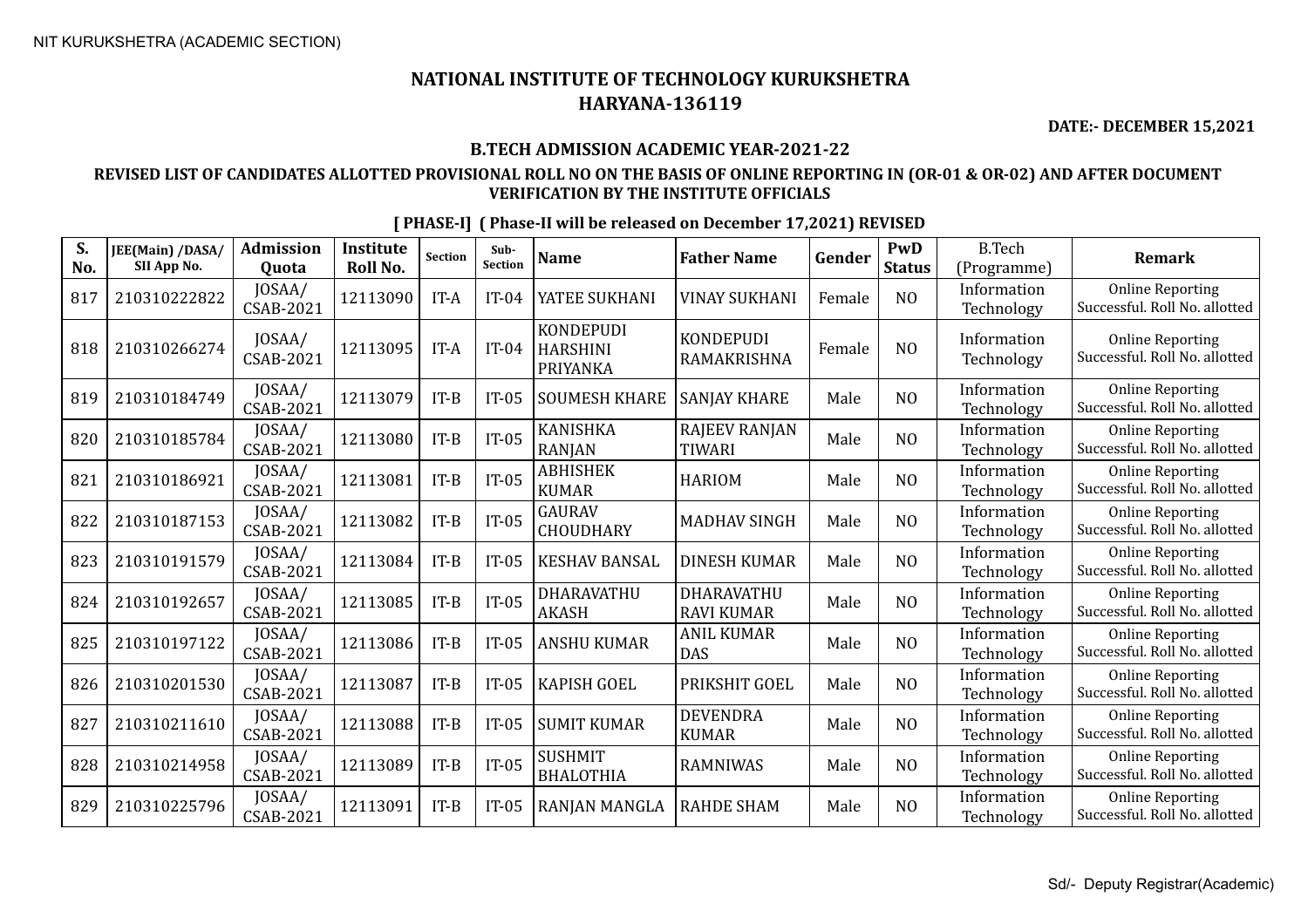NIT KURUKSHETRA (ACADEMIC SECTION)

# NATIONAL INSTITUTE OF TECHNOLOGY KURUKSHETRA
## HARYANA-136119

**DATE:- DECEMBER 15,2021**

### B.TECH ADMISSION ACADEMIC YEAR-2021-22

### REVISED LIST OF CANDIDATES ALLOTTED PROVISIONAL ROLL NO ON THE BASIS OF ONLINE REPORTING IN (OR-01 & OR-02) AND AFTER DOCUMENT VERIFICATION BY THE INSTITUTE OFFICIALS

**[ PHASE-I] ( Phase-II will be released on December 17,2021) REVISED**

| S. No. | JEE(Main) /DASA/ SII App No. | Admission Quota | Institute Roll No. | Section | Sub-Section | Name | Father Name | Gender | PwD Status | B.Tech (Programme) | Remark |
|---|---|---|---|---|---|---|---|---|---|---|---|
| 817 | 210310222822 | JOSAA/ CSAB-2021 | 12113090 | IT-A | IT-04 | YATEE SUKHANI | VINAY SUKHANI | Female | NO | Information Technology | Online Reporting Successful. Roll No. allotted |
| 818 | 210310266274 | JOSAA/ CSAB-2021 | 12113095 | IT-A | IT-04 | KONDEPUDI HARSHINI PRIYANKA | KONDEPUDI RAMAKRISHNA | Female | NO | Information Technology | Online Reporting Successful. Roll No. allotted |
| 819 | 210310184749 | JOSAA/ CSAB-2021 | 12113079 | IT-B | IT-05 | SOUMESH KHARE | SANJAY KHARE | Male | NO | Information Technology | Online Reporting Successful. Roll No. allotted |
| 820 | 210310185784 | JOSAA/ CSAB-2021 | 12113080 | IT-B | IT-05 | KANISHKA RANJAN | RAJEEV RANJAN TIWARI | Male | NO | Information Technology | Online Reporting Successful. Roll No. allotted |
| 821 | 210310186921 | JOSAA/ CSAB-2021 | 12113081 | IT-B | IT-05 | ABHISHEK KUMAR | HARIOM | Male | NO | Information Technology | Online Reporting Successful. Roll No. allotted |
| 822 | 210310187153 | JOSAA/ CSAB-2021 | 12113082 | IT-B | IT-05 | GAURAV CHOUDHARY | MADHAV SINGH | Male | NO | Information Technology | Online Reporting Successful. Roll No. allotted |
| 823 | 210310191579 | JOSAA/ CSAB-2021 | 12113084 | IT-B | IT-05 | KESHAV BANSAL | DINESH KUMAR | Male | NO | Information Technology | Online Reporting Successful. Roll No. allotted |
| 824 | 210310192657 | JOSAA/ CSAB-2021 | 12113085 | IT-B | IT-05 | DHARAVATHU AKASH | DHARAVATHU RAVI KUMAR | Male | NO | Information Technology | Online Reporting Successful. Roll No. allotted |
| 825 | 210310197122 | JOSAA/ CSAB-2021 | 12113086 | IT-B | IT-05 | ANSHU KUMAR | ANIL KUMAR DAS | Male | NO | Information Technology | Online Reporting Successful. Roll No. allotted |
| 826 | 210310201530 | JOSAA/ CSAB-2021 | 12113087 | IT-B | IT-05 | KAPISH GOEL | PRIKSHIT GOEL | Male | NO | Information Technology | Online Reporting Successful. Roll No. allotted |
| 827 | 210310211610 | JOSAA/ CSAB-2021 | 12113088 | IT-B | IT-05 | SUMIT KUMAR | DEVENDRA KUMAR | Male | NO | Information Technology | Online Reporting Successful. Roll No. allotted |
| 828 | 210310214958 | JOSAA/ CSAB-2021 | 12113089 | IT-B | IT-05 | SUSHMIT BHALOTHIA | RAMNIWAS | Male | NO | Information Technology | Online Reporting Successful. Roll No. allotted |
| 829 | 210310225796 | JOSAA/ CSAB-2021 | 12113091 | IT-B | IT-05 | RANJAN MANGLA | RAHDE SHAM | Male | NO | Information Technology | Online Reporting Successful. Roll No. allotted |

Sd/- Deputy Registrar(Academic)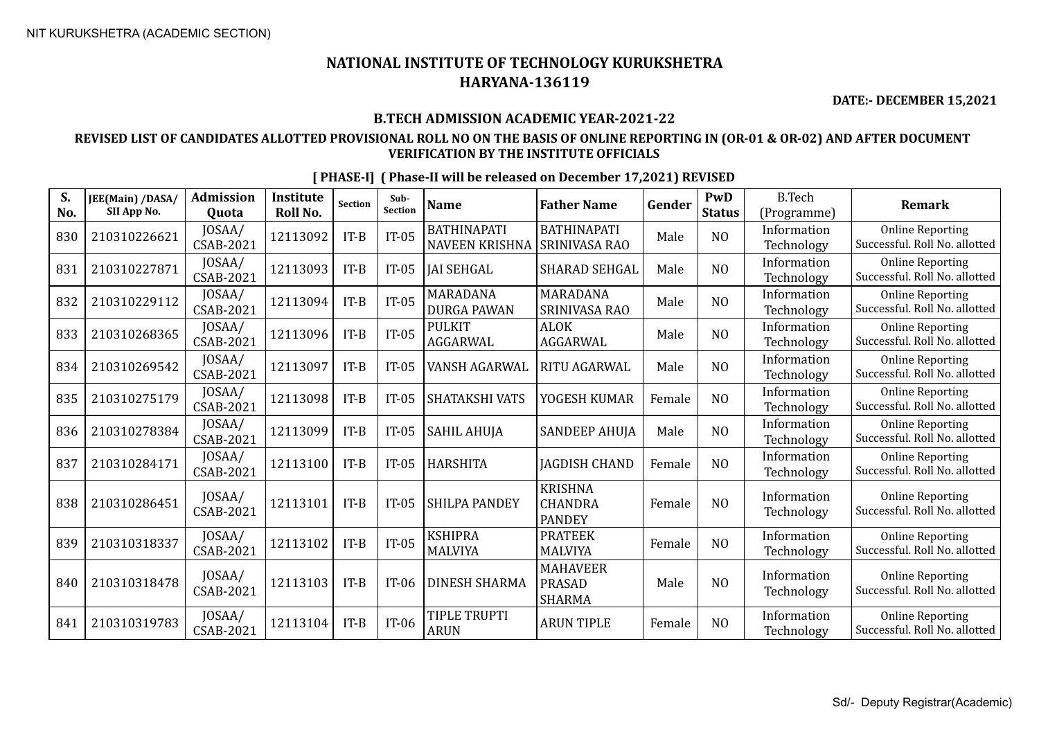NIT KURUKSHETRA (ACADEMIC SECTION)

# NATIONAL INSTITUTE OF TECHNOLOGY KURUKSHETRA
## HARYANA-136119

**DATE:- DECEMBER 15,2021**

### B.TECH ADMISSION ACADEMIC YEAR-2021-22

**REVISED LIST OF CANDIDATES ALLOTTED PROVISIONAL ROLL NO ON THE BASIS OF ONLINE REPORTING IN (OR-01 & OR-02) AND AFTER DOCUMENT VERIFICATION BY THE INSTITUTE OFFICIALS**

**[ PHASE-I] ( Phase-II will be released on December 17,2021) REVISED**

| S. No. | JEE(Main) /DASA/ SII App No. | Admission Quota | Institute Roll No. | Section | Sub-Section | Name | Father Name | Gender | PwD Status | B.Tech (Programme) | Remark |
|---|---|---|---|---|---|---|---|---|---|---|---|
| 830 | 210310226621 | JOSAA/ CSAB-2021 | 12113092 | IT-B | IT-05 | BATHINAPATI NAVEEN KRISHNA | BATHINAPATI SRINIVASA RAO | Male | NO | Information Technology | Online Reporting Successful. Roll No. allotted |
| 831 | 210310227871 | JOSAA/ CSAB-2021 | 12113093 | IT-B | IT-05 | JAI SEHGAL | SHARAD SEHGAL | Male | NO | Information Technology | Online Reporting Successful. Roll No. allotted |
| 832 | 210310229112 | JOSAA/ CSAB-2021 | 12113094 | IT-B | IT-05 | MARADANA DURGA PAWAN | MARADANA SRINIVASA RAO | Male | NO | Information Technology | Online Reporting Successful. Roll No. allotted |
| 833 | 210310268365 | JOSAA/ CSAB-2021 | 12113096 | IT-B | IT-05 | PULKIT AGGARWAL | ALOK AGGARWAL | Male | NO | Information Technology | Online Reporting Successful. Roll No. allotted |
| 834 | 210310269542 | JOSAA/ CSAB-2021 | 12113097 | IT-B | IT-05 | VANSH AGARWAL | RITU AGARWAL | Male | NO | Information Technology | Online Reporting Successful. Roll No. allotted |
| 835 | 210310275179 | JOSAA/ CSAB-2021 | 12113098 | IT-B | IT-05 | SHATAKSHI VATS | YOGESH KUMAR | Female | NO | Information Technology | Online Reporting Successful. Roll No. allotted |
| 836 | 210310278384 | JOSAA/ CSAB-2021 | 12113099 | IT-B | IT-05 | SAHIL AHUJA | SANDEEP AHUJA | Male | NO | Information Technology | Online Reporting Successful. Roll No. allotted |
| 837 | 210310284171 | JOSAA/ CSAB-2021 | 12113100 | IT-B | IT-05 | HARSHITA | JAGDISH CHAND | Female | NO | Information Technology | Online Reporting Successful. Roll No. allotted |
| 838 | 210310286451 | JOSAA/ CSAB-2021 | 12113101 | IT-B | IT-05 | SHILPA PANDEY | KRISHNA CHANDRA PANDEY | Female | NO | Information Technology | Online Reporting Successful. Roll No. allotted |
| 839 | 210310318337 | JOSAA/ CSAB-2021 | 12113102 | IT-B | IT-05 | KSHIPRA MALVIYA | PRATEEK MALVIYA | Female | NO | Information Technology | Online Reporting Successful. Roll No. allotted |
| 840 | 210310318478 | JOSAA/ CSAB-2021 | 12113103 | IT-B | IT-06 | DINESH SHARMA | MAHAVEER PRASAD SHARMA | Male | NO | Information Technology | Online Reporting Successful. Roll No. allotted |
| 841 | 210310319783 | JOSAA/ CSAB-2021 | 12113104 | IT-B | IT-06 | TIPLE TRUPTI ARUN | ARUN TIPLE | Female | NO | Information Technology | Online Reporting Successful. Roll No. allotted |

Sd/- Deputy Registrar(Academic)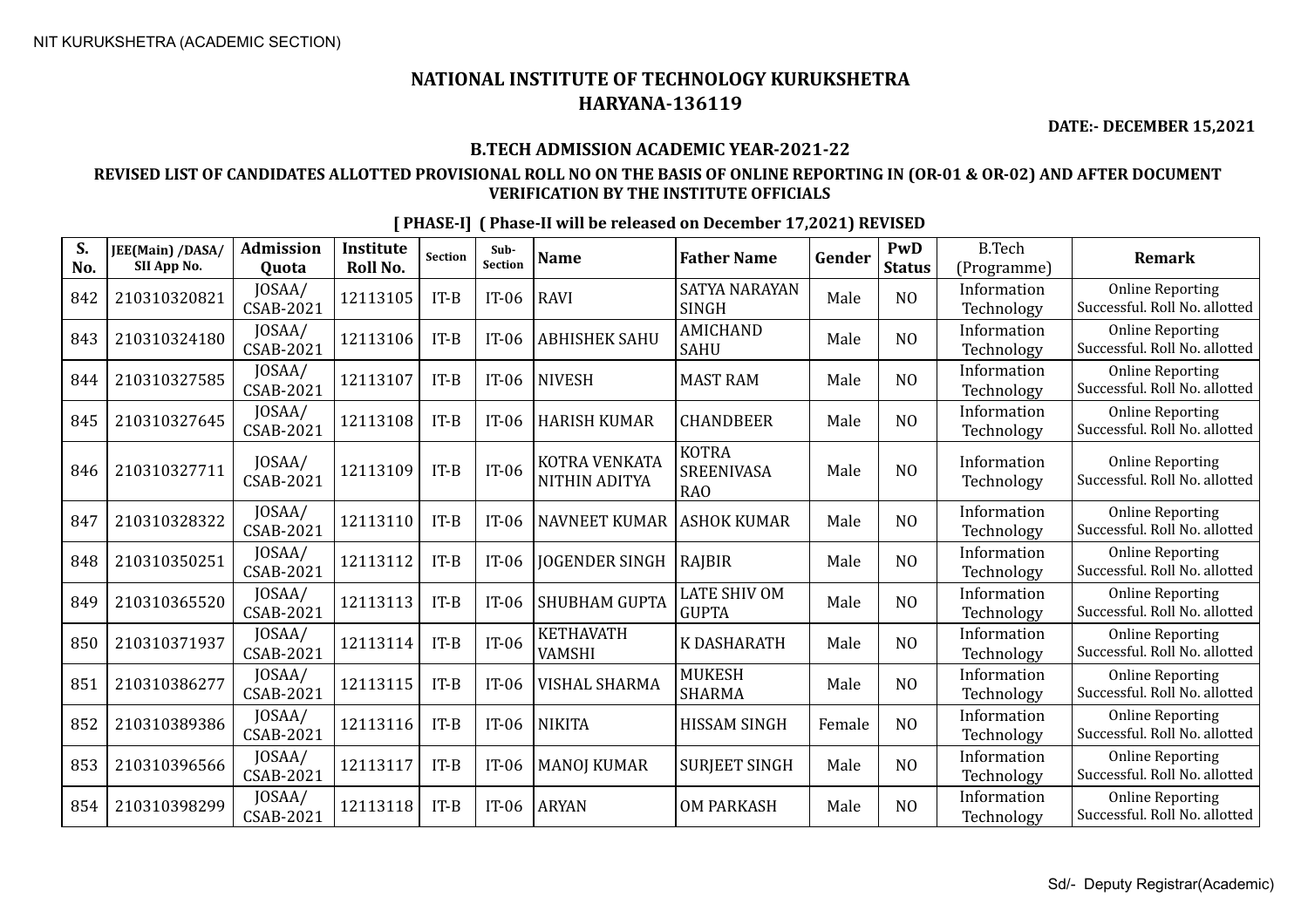NIT KURUKSHETRA (ACADEMIC SECTION)

# NATIONAL INSTITUTE OF TECHNOLOGY KURUKSHETRA
# HARYANA-136119

**DATE:- DECEMBER 15,2021**

### B.TECH ADMISSION ACADEMIC YEAR-2021-22

### REVISED LIST OF CANDIDATES ALLOTTED PROVISIONAL ROLL NO ON THE BASIS OF ONLINE REPORTING IN (OR-01 & OR-02) AND AFTER DOCUMENT VERIFICATION BY THE INSTITUTE OFFICIALS

**[ PHASE-I] ( Phase-II will be released on December 17,2021) REVISED**

| S. No. | JEE(Main) /DASA/ SII App No. | Admission Quota | Institute Roll No. | Section | Sub-Section | Name | Father Name | Gender | PwD Status | B.Tech (Programme) | Remark |
|---|---|---|---|---|---|---|---|---|---|---|---|
| 842 | 210310320821 | JOSAA/ CSAB-2021 | 12113105 | IT-B | IT-06 | RAVI | SATYA NARAYAN SINGH | Male | NO | Information Technology | Online Reporting Successful. Roll No. allotted |
| 843 | 210310324180 | JOSAA/ CSAB-2021 | 12113106 | IT-B | IT-06 | ABHISHEK SAHU | AMICHAND SAHU | Male | NO | Information Technology | Online Reporting Successful. Roll No. allotted |
| 844 | 210310327585 | JOSAA/ CSAB-2021 | 12113107 | IT-B | IT-06 | NIVESH | MAST RAM | Male | NO | Information Technology | Online Reporting Successful. Roll No. allotted |
| 845 | 210310327645 | JOSAA/ CSAB-2021 | 12113108 | IT-B | IT-06 | HARISH KUMAR | CHANDBEER | Male | NO | Information Technology | Online Reporting Successful. Roll No. allotted |
| 846 | 210310327711 | JOSAA/ CSAB-2021 | 12113109 | IT-B | IT-06 | KOTRA VENKATA NITHIN ADITYA | KOTRA SREENIVASA RAO | Male | NO | Information Technology | Online Reporting Successful. Roll No. allotted |
| 847 | 210310328322 | JOSAA/ CSAB-2021 | 12113110 | IT-B | IT-06 | NAVNEET KUMAR | ASHOK KUMAR | Male | NO | Information Technology | Online Reporting Successful. Roll No. allotted |
| 848 | 210310350251 | JOSAA/ CSAB-2021 | 12113112 | IT-B | IT-06 | JOGENDER SINGH | RAJBIR | Male | NO | Information Technology | Online Reporting Successful. Roll No. allotted |
| 849 | 210310365520 | JOSAA/ CSAB-2021 | 12113113 | IT-B | IT-06 | SHUBHAM GUPTA | LATE SHIV OM GUPTA | Male | NO | Information Technology | Online Reporting Successful. Roll No. allotted |
| 850 | 210310371937 | JOSAA/ CSAB-2021 | 12113114 | IT-B | IT-06 | KETHAVATH VAMSHI | K DASHARATH | Male | NO | Information Technology | Online Reporting Successful. Roll No. allotted |
| 851 | 210310386277 | JOSAA/ CSAB-2021 | 12113115 | IT-B | IT-06 | VISHAL SHARMA | MUKESH SHARMA | Male | NO | Information Technology | Online Reporting Successful. Roll No. allotted |
| 852 | 210310389386 | JOSAA/ CSAB-2021 | 12113116 | IT-B | IT-06 | NIKITA | HISSAM SINGH | Female | NO | Information Technology | Online Reporting Successful. Roll No. allotted |
| 853 | 210310396566 | JOSAA/ CSAB-2021 | 12113117 | IT-B | IT-06 | MANOJ KUMAR | SURJEET SINGH | Male | NO | Information Technology | Online Reporting Successful. Roll No. allotted |
| 854 | 210310398299 | JOSAA/ CSAB-2021 | 12113118 | IT-B | IT-06 | ARYAN | OM PARKASH | Male | NO | Information Technology | Online Reporting Successful. Roll No. allotted |

Sd/- Deputy Registrar(Academic)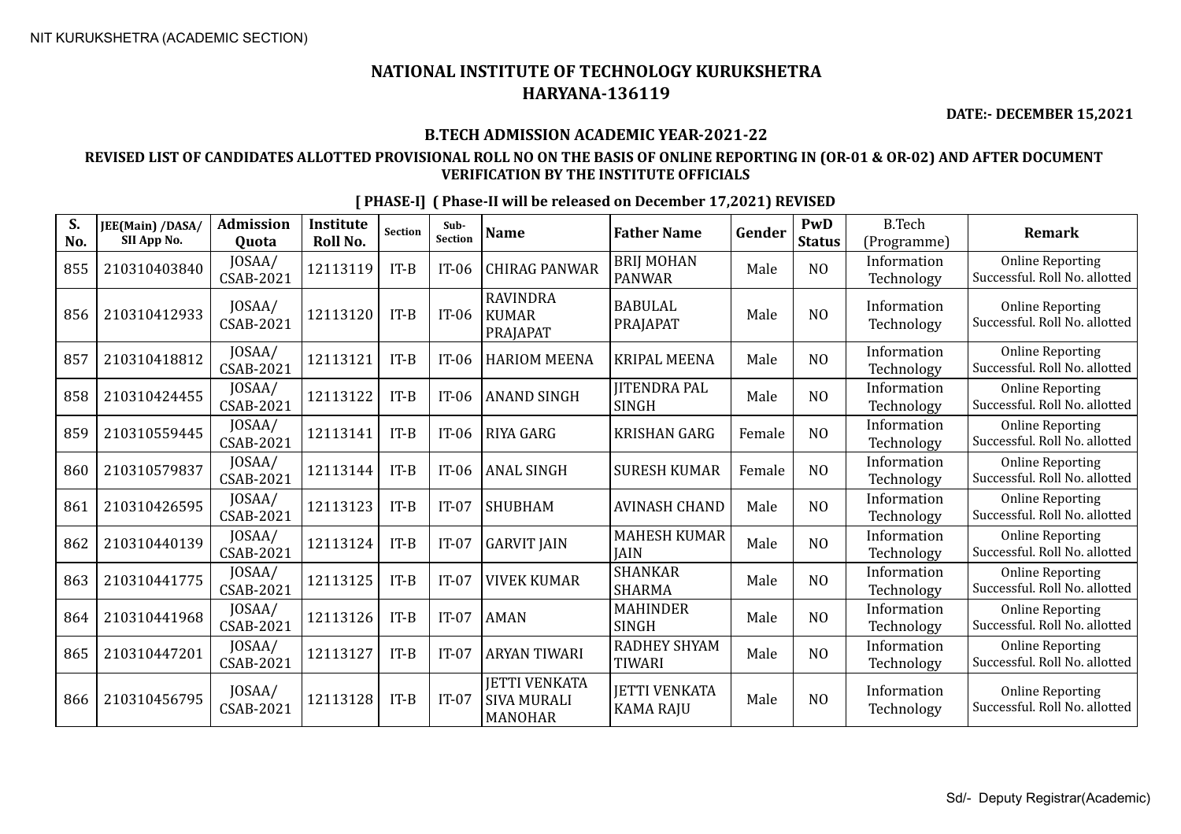NIT KURUKSHETRA (ACADEMIC SECTION)

# NATIONAL INSTITUTE OF TECHNOLOGY KURUKSHETRA
## HARYANA-136119

**DATE:- DECEMBER 15,2021**

### B.TECH ADMISSION ACADEMIC YEAR-2021-22

### REVISED LIST OF CANDIDATES ALLOTTED PROVISIONAL ROLL NO ON THE BASIS OF ONLINE REPORTING IN (OR-01 & OR-02) AND AFTER DOCUMENT VERIFICATION BY THE INSTITUTE OFFICIALS

**[ PHASE-I] ( Phase-II will be released on December 17,2021) REVISED**

| S. No. | JEE(Main) /DASA/ SII App No. | Admission Quota | Institute Roll No. | Section | Sub-Section | Name | Father Name | Gender | PwD Status | B.Tech (Programme) | Remark |
|---|---|---|---|---|---|---|---|---|---|---|---|
| 855 | 210310403840 | JOSAA/ CSAB-2021 | 12113119 | IT-B | IT-06 | CHIRAG PANWAR | BRIJ MOHAN PANWAR | Male | NO | Information Technology | Online Reporting Successful. Roll No. allotted |
| 856 | 210310412933 | JOSAA/ CSAB-2021 | 12113120 | IT-B | IT-06 | RAVINDRA KUMAR PRAJAPAT | BABULAL PRAJAPAT | Male | NO | Information Technology | Online Reporting Successful. Roll No. allotted |
| 857 | 210310418812 | JOSAA/ CSAB-2021 | 12113121 | IT-B | IT-06 | HARIOM MEENA | KRIPAL MEENA | Male | NO | Information Technology | Online Reporting Successful. Roll No. allotted |
| 858 | 210310424455 | JOSAA/ CSAB-2021 | 12113122 | IT-B | IT-06 | ANAND SINGH | JITENDRA PAL SINGH | Male | NO | Information Technology | Online Reporting Successful. Roll No. allotted |
| 859 | 210310559445 | JOSAA/ CSAB-2021 | 12113141 | IT-B | IT-06 | RIYA GARG | KRISHAN GARG | Female | NO | Information Technology | Online Reporting Successful. Roll No. allotted |
| 860 | 210310579837 | JOSAA/ CSAB-2021 | 12113144 | IT-B | IT-06 | ANAL SINGH | SURESH KUMAR | Female | NO | Information Technology | Online Reporting Successful. Roll No. allotted |
| 861 | 210310426595 | JOSAA/ CSAB-2021 | 12113123 | IT-B | IT-07 | SHUBHAM | AVINASH CHAND | Male | NO | Information Technology | Online Reporting Successful. Roll No. allotted |
| 862 | 210310440139 | JOSAA/ CSAB-2021 | 12113124 | IT-B | IT-07 | GARVIT JAIN | MAHESH KUMAR JAIN | Male | NO | Information Technology | Online Reporting Successful. Roll No. allotted |
| 863 | 210310441775 | JOSAA/ CSAB-2021 | 12113125 | IT-B | IT-07 | VIVEK KUMAR | SHANKAR SHARMA | Male | NO | Information Technology | Online Reporting Successful. Roll No. allotted |
| 864 | 210310441968 | JOSAA/ CSAB-2021 | 12113126 | IT-B | IT-07 | AMAN | MAHINDER SINGH | Male | NO | Information Technology | Online Reporting Successful. Roll No. allotted |
| 865 | 210310447201 | JOSAA/ CSAB-2021 | 12113127 | IT-B | IT-07 | ARYAN TIWARI | RADHEY SHYAM TIWARI | Male | NO | Information Technology | Online Reporting Successful. Roll No. allotted |
| 866 | 210310456795 | JOSAA/ CSAB-2021 | 12113128 | IT-B | IT-07 | JETTI VENKATA SIVA MURALI MANOHAR | JETTI VENKATA KAMA RAJU | Male | NO | Information Technology | Online Reporting Successful. Roll No. allotted |

Sd/- Deputy Registrar(Academic)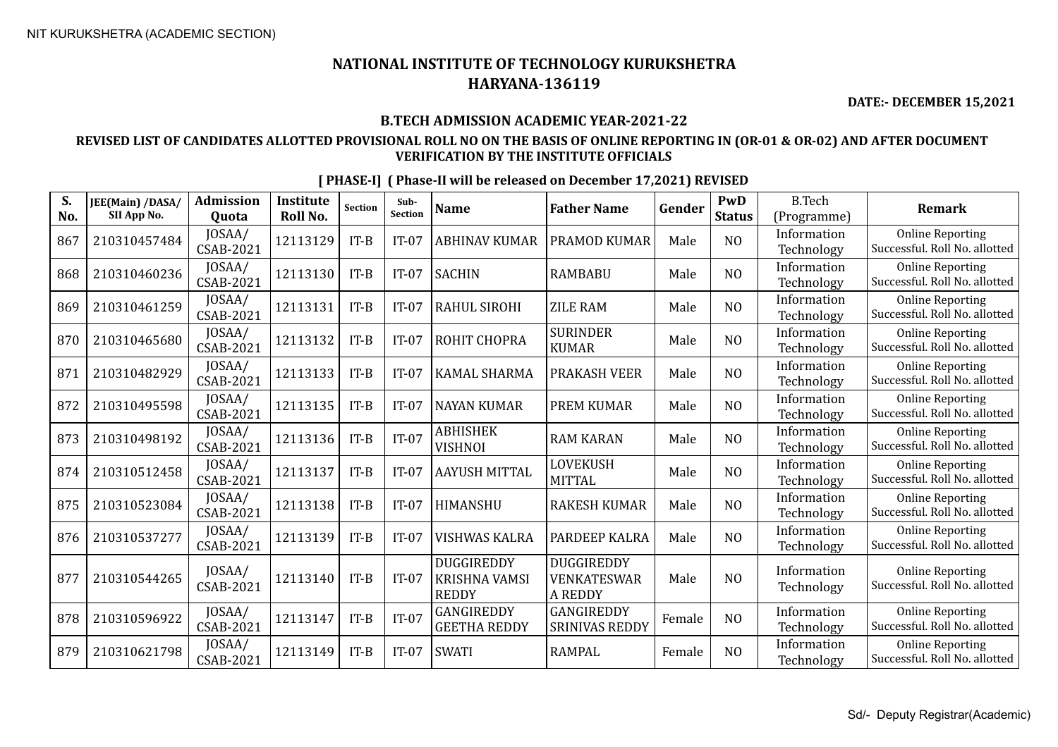# NATIONAL INSTITUTE OF TECHNOLOGY KURUKSHETRA
# HARYANA-136119

**DATE:- DECEMBER 15,2021**

### B.TECH ADMISSION ACADEMIC YEAR-2021-22

### REVISED LIST OF CANDIDATES ALLOTTED PROVISIONAL ROLL NO ON THE BASIS OF ONLINE REPORTING IN (OR-01 & OR-02) AND AFTER DOCUMENT VERIFICATION BY THE INSTITUTE OFFICIALS

**[ PHASE-I] ( Phase-II will be released on December 17,2021) REVISED**

| S. No. | JEE(Main) /DASA/ SII App No. | Admission Quota | Institute Roll No. | Section | Sub-Section | Name | Father Name | Gender | PwD Status | B.Tech (Programme) | Remark |
|---|---|---|---|---|---|---|---|---|---|---|---|
| 867 | 210310457484 | JOSAA/ CSAB-2021 | 12113129 | IT-B | IT-07 | ABHINAV KUMAR | PRAMOD KUMAR | Male | NO | Information Technology | Online Reporting Successful. Roll No. allotted |
| 868 | 210310460236 | JOSAA/ CSAB-2021 | 12113130 | IT-B | IT-07 | SACHIN | RAMBABU | Male | NO | Information Technology | Online Reporting Successful. Roll No. allotted |
| 869 | 210310461259 | JOSAA/ CSAB-2021 | 12113131 | IT-B | IT-07 | RAHUL SIROHI | ZILE RAM | Male | NO | Information Technology | Online Reporting Successful. Roll No. allotted |
| 870 | 210310465680 | JOSAA/ CSAB-2021 | 12113132 | IT-B | IT-07 | ROHIT CHOPRA | SURINDER KUMAR | Male | NO | Information Technology | Online Reporting Successful. Roll No. allotted |
| 871 | 210310482929 | JOSAA/ CSAB-2021 | 12113133 | IT-B | IT-07 | KAMAL SHARMA | PRAKASH VEER | Male | NO | Information Technology | Online Reporting Successful. Roll No. allotted |
| 872 | 210310495598 | JOSAA/ CSAB-2021 | 12113135 | IT-B | IT-07 | NAYAN KUMAR | PREM KUMAR | Male | NO | Information Technology | Online Reporting Successful. Roll No. allotted |
| 873 | 210310498192 | JOSAA/ CSAB-2021 | 12113136 | IT-B | IT-07 | ABHISHEK VISHNOI | RAM KARAN | Male | NO | Information Technology | Online Reporting Successful. Roll No. allotted |
| 874 | 210310512458 | JOSAA/ CSAB-2021 | 12113137 | IT-B | IT-07 | AAYUSH MITTAL | LOVEKUSH MITTAL | Male | NO | Information Technology | Online Reporting Successful. Roll No. allotted |
| 875 | 210310523084 | JOSAA/ CSAB-2021 | 12113138 | IT-B | IT-07 | HIMANSHU | RAKESH KUMAR | Male | NO | Information Technology | Online Reporting Successful. Roll No. allotted |
| 876 | 210310537277 | JOSAA/ CSAB-2021 | 12113139 | IT-B | IT-07 | VISHWAS KALRA | PARDEEP KALRA | Male | NO | Information Technology | Online Reporting Successful. Roll No. allotted |
| 877 | 210310544265 | JOSAA/ CSAB-2021 | 12113140 | IT-B | IT-07 | DUGGIREDDY KRISHNA VAMSI REDDY | DUGGIREDDY VENKATESWAR A REDDY | Male | NO | Information Technology | Online Reporting Successful. Roll No. allotted |
| 878 | 210310596922 | JOSAA/ CSAB-2021 | 12113147 | IT-B | IT-07 | GANGIREDDY GEETHA REDDY | GANGIREDDY SRINIVAS REDDY | Female | NO | Information Technology | Online Reporting Successful. Roll No. allotted |
| 879 | 210310621798 | JOSAA/ CSAB-2021 | 12113149 | IT-B | IT-07 | SWATI | RAMPAL | Female | NO | Information Technology | Online Reporting Successful. Roll No. allotted |

Sd/- Deputy Registrar(Academic)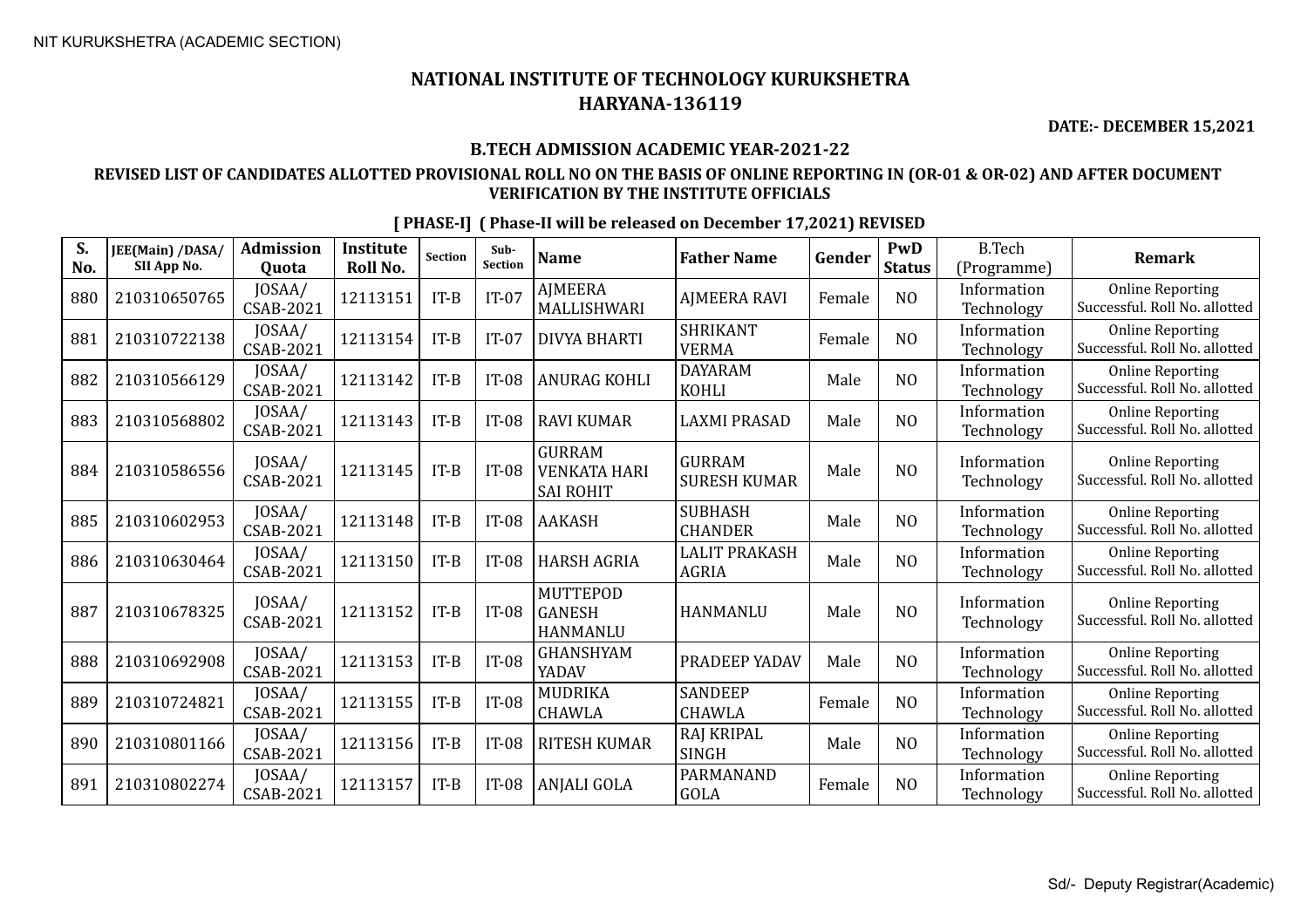NIT KURUKSHETRA (ACADEMIC SECTION)

# NATIONAL INSTITUTE OF TECHNOLOGY KURUKSHETRA
# HARYANA-136119

**DATE:- DECEMBER 15,2021**

### B.TECH ADMISSION ACADEMIC YEAR-2021-22

### REVISED LIST OF CANDIDATES ALLOTTED PROVISIONAL ROLL NO ON THE BASIS OF ONLINE REPORTING IN (OR-01 & OR-02) AND AFTER DOCUMENT VERIFICATION BY THE INSTITUTE OFFICIALS

**[ PHASE-I] ( Phase-II will be released on December 17,2021) REVISED**

| S. No. | JEE(Main) /DASA/ SII App No. | Admission Quota | Institute Roll No. | Section | Sub-Section | Name | Father Name | Gender | PwD Status | B.Tech (Programme) | Remark |
|---|---|---|---|---|---|---|---|---|---|---|---|
| 880 | 210310650765 | JOSAA/ CSAB-2021 | 12113151 | IT-B | IT-07 | AJMEERA MALLISHWARI | AJMEERA RAVI | Female | NO | Information Technology | Online Reporting Successful. Roll No. allotted |
| 881 | 210310722138 | JOSAA/ CSAB-2021 | 12113154 | IT-B | IT-07 | DIVYA BHARTI | SHRIKANT VERMA | Female | NO | Information Technology | Online Reporting Successful. Roll No. allotted |
| 882 | 210310566129 | JOSAA/ CSAB-2021 | 12113142 | IT-B | IT-08 | ANURAG KOHLI | DAYARAM KOHLI | Male | NO | Information Technology | Online Reporting Successful. Roll No. allotted |
| 883 | 210310568802 | JOSAA/ CSAB-2021 | 12113143 | IT-B | IT-08 | RAVI KUMAR | LAXMI PRASAD | Male | NO | Information Technology | Online Reporting Successful. Roll No. allotted |
| 884 | 210310586556 | JOSAA/ CSAB-2021 | 12113145 | IT-B | IT-08 | GURRAM VENKATA HARI SAI ROHIT | GURRAM SURESH KUMAR | Male | NO | Information Technology | Online Reporting Successful. Roll No. allotted |
| 885 | 210310602953 | JOSAA/ CSAB-2021 | 12113148 | IT-B | IT-08 | AAKASH | SUBHASH CHANDER | Male | NO | Information Technology | Online Reporting Successful. Roll No. allotted |
| 886 | 210310630464 | JOSAA/ CSAB-2021 | 12113150 | IT-B | IT-08 | HARSH AGRIA | LALIT PRAKASH AGRIA | Male | NO | Information Technology | Online Reporting Successful. Roll No. allotted |
| 887 | 210310678325 | JOSAA/ CSAB-2021 | 12113152 | IT-B | IT-08 | MUTTEPOD GANESH HANMANLU | HANMANLU | Male | NO | Information Technology | Online Reporting Successful. Roll No. allotted |
| 888 | 210310692908 | JOSAA/ CSAB-2021 | 12113153 | IT-B | IT-08 | GHANSHYAM YADAV | PRADEEP YADAV | Male | NO | Information Technology | Online Reporting Successful. Roll No. allotted |
| 889 | 210310724821 | JOSAA/ CSAB-2021 | 12113155 | IT-B | IT-08 | MUDRIKA CHAWLA | SANDEEP CHAWLA | Female | NO | Information Technology | Online Reporting Successful. Roll No. allotted |
| 890 | 210310801166 | JOSAA/ CSAB-2021 | 12113156 | IT-B | IT-08 | RITESH KUMAR | RAJ KRIPAL SINGH | Male | NO | Information Technology | Online Reporting Successful. Roll No. allotted |
| 891 | 210310802274 | JOSAA/ CSAB-2021 | 12113157 | IT-B | IT-08 | ANJALI GOLA | PARMANAND GOLA | Female | NO | Information Technology | Online Reporting Successful. Roll No. allotted |

Sd/- Deputy Registrar(Academic)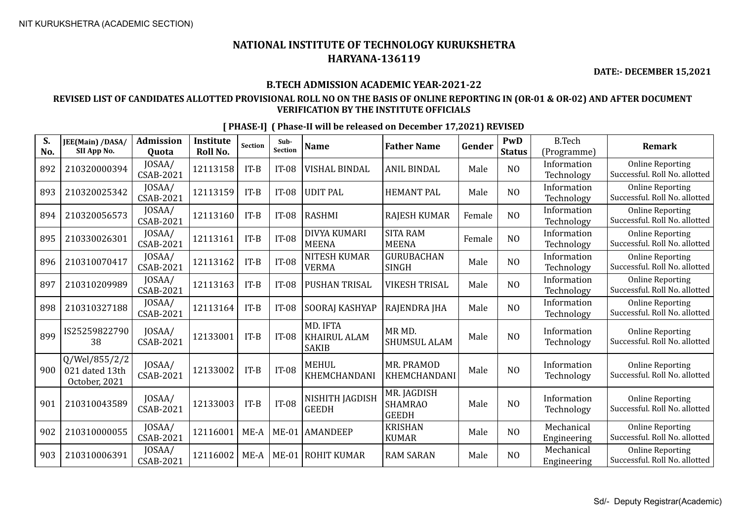NIT KURUKSHETRA (ACADEMIC SECTION)

# NATIONAL INSTITUTE OF TECHNOLOGY KURUKSHETRA
## HARYANA-136119

**DATE:- DECEMBER 15,2021**

### B.TECH ADMISSION ACADEMIC YEAR-2021-22

### REVISED LIST OF CANDIDATES ALLOTTED PROVISIONAL ROLL NO ON THE BASIS OF ONLINE REPORTING IN (OR-01 & OR-02) AND AFTER DOCUMENT VERIFICATION BY THE INSTITUTE OFFICIALS

**[ PHASE-I] ( Phase-II will be released on December 17,2021) REVISED**

| S. No. | JEE(Main) /DASA/ SII App No. | Admission Quota | Institute Roll No. | Section | Sub-Section | Name | Father Name | Gender | PwD Status | B.Tech (Programme) | Remark |
|---|---|---|---|---|---|---|---|---|---|---|---|
| 892 | 210320000394 | JOSAA/ CSAB-2021 | 12113158 | IT-B | IT-08 | VISHAL BINDAL | ANIL BINDAL | Male | NO | Information Technology | Online Reporting Successful. Roll No. allotted |
| 893 | 210320025342 | JOSAA/ CSAB-2021 | 12113159 | IT-B | IT-08 | UDIT PAL | HEMANT PAL | Male | NO | Information Technology | Online Reporting Successful. Roll No. allotted |
| 894 | 210320056573 | JOSAA/ CSAB-2021 | 12113160 | IT-B | IT-08 | RASHMI | RAJESH KUMAR | Female | NO | Information Technology | Online Reporting Successful. Roll No. allotted |
| 895 | 210330026301 | JOSAA/ CSAB-2021 | 12113161 | IT-B | IT-08 | DIVYA KUMARI MEENA | SITA RAM MEENA | Female | NO | Information Technology | Online Reporting Successful. Roll No. allotted |
| 896 | 210310070417 | JOSAA/ CSAB-2021 | 12113162 | IT-B | IT-08 | NITESH KUMAR VERMA | GURUBACHAN SINGH | Male | NO | Information Technology | Online Reporting Successful. Roll No. allotted |
| 897 | 210310209989 | JOSAA/ CSAB-2021 | 12113163 | IT-B | IT-08 | PUSHAN TRISAL | VIKESH TRISAL | Male | NO | Information Technology | Online Reporting Successful. Roll No. allotted |
| 898 | 210310327188 | JOSAA/ CSAB-2021 | 12113164 | IT-B | IT-08 | SOORAJ KASHYAP | RAJENDRA JHA | Male | NO | Information Technology | Online Reporting Successful. Roll No. allotted |
| 899 | IS2525982279038 | JOSAA/ CSAB-2021 | 12133001 | IT-B | IT-08 | MD. IFTA KHAIRUL ALAM SAKIB | MR MD. SHUMSUL ALAM | Male | NO | Information Technology | Online Reporting Successful. Roll No. allotted |
| 900 | Q/Wel/855/2/2021 dated 13th October, 2021 | JOSAA/ CSAB-2021 | 12133002 | IT-B | IT-08 | MEHUL KHEMCHANDANI | MR. PRAMOD KHEMCHANDANI | Male | NO | Information Technology | Online Reporting Successful. Roll No. allotted |
| 901 | 210310043589 | JOSAA/ CSAB-2021 | 12133003 | IT-B | IT-08 | NISHITH JAGDISH GEEDH | MR. JAGDISH SHAMRAO GEEDH | Male | NO | Information Technology | Online Reporting Successful. Roll No. allotted |
| 902 | 210310000055 | JOSAA/ CSAB-2021 | 12116001 | ME-A | ME-01 | AMANDEEP | KRISHAN KUMAR | Male | NO | Mechanical Engineering | Online Reporting Successful. Roll No. allotted |
| 903 | 210310006391 | JOSAA/ CSAB-2021 | 12116002 | ME-A | ME-01 | ROHIT KUMAR | RAM SARAN | Male | NO | Mechanical Engineering | Online Reporting Successful. Roll No. allotted |

Sd/- Deputy Registrar(Academic)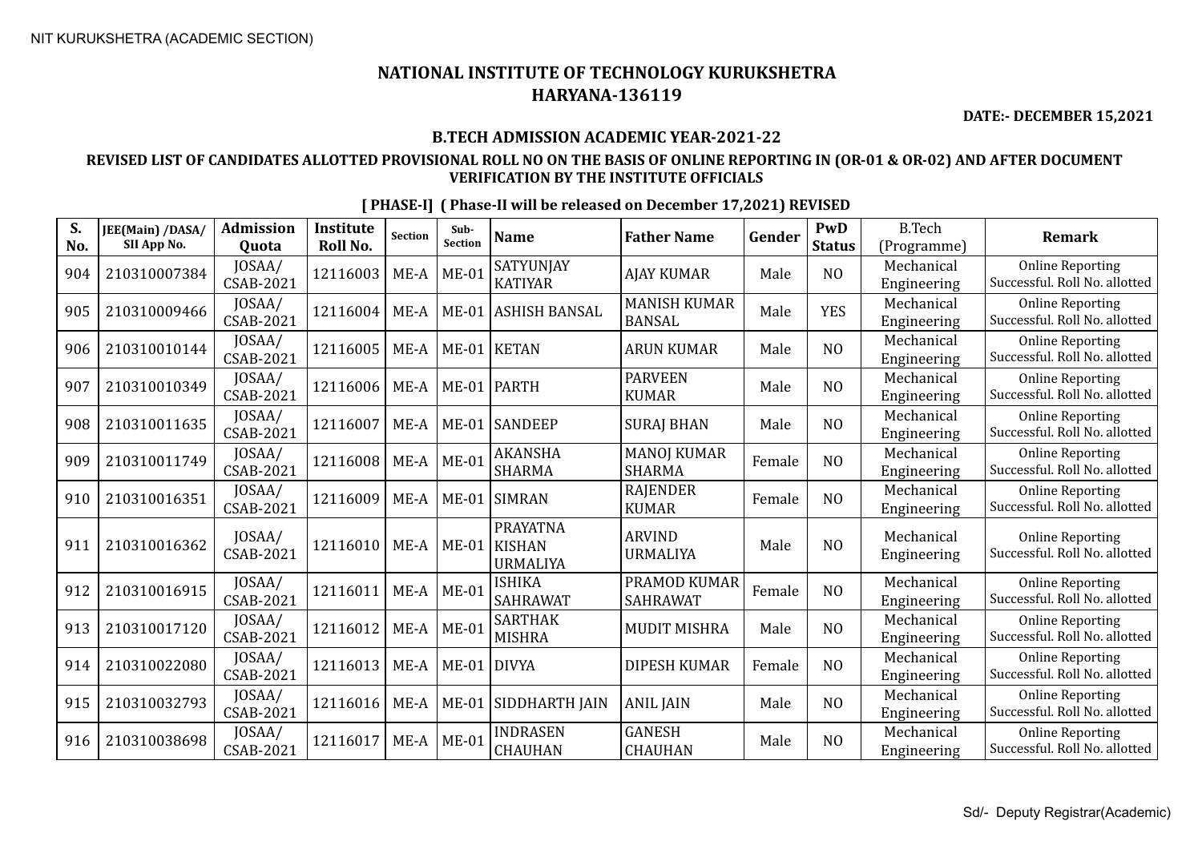NIT KURUKSHETRA (ACADEMIC SECTION)

# NATIONAL INSTITUTE OF TECHNOLOGY KURUKSHETRA
# HARYANA-136119

**DATE:- DECEMBER 15,2021**

## B.TECH ADMISSION ACADEMIC YEAR-2021-22

### REVISED LIST OF CANDIDATES ALLOTTED PROVISIONAL ROLL NO ON THE BASIS OF ONLINE REPORTING IN (OR-01 & OR-02) AND AFTER DOCUMENT VERIFICATION BY THE INSTITUTE OFFICIALS

**[ PHASE-I] ( Phase-II will be released on December 17,2021) REVISED**

| S. No. | JEE(Main) /DASA/ SII App No. | Admission Quota | Institute Roll No. | Section | Sub-Section | Name | Father Name | Gender | PwD Status | B.Tech (Programme) | Remark |
|---|---|---|---|---|---|---|---|---|---|---|---|
| 904 | 210310007384 | JOSAA/ CSAB-2021 | 12116003 | ME-A | ME-01 | SATYUNJAY KATIYAR | AJAY KUMAR | Male | NO | Mechanical Engineering | Online Reporting Successful. Roll No. allotted |
| 905 | 210310009466 | JOSAA/ CSAB-2021 | 12116004 | ME-A | ME-01 | ASHISH BANSAL | MANISH KUMAR BANSAL | Male | YES | Mechanical Engineering | Online Reporting Successful. Roll No. allotted |
| 906 | 210310010144 | JOSAA/ CSAB-2021 | 12116005 | ME-A | ME-01 | KETAN | ARUN KUMAR | Male | NO | Mechanical Engineering | Online Reporting Successful. Roll No. allotted |
| 907 | 210310010349 | JOSAA/ CSAB-2021 | 12116006 | ME-A | ME-01 | PARTH | PARVEEN KUMAR | Male | NO | Mechanical Engineering | Online Reporting Successful. Roll No. allotted |
| 908 | 210310011635 | JOSAA/ CSAB-2021 | 12116007 | ME-A | ME-01 | SANDEEP | SURAJ BHAN | Male | NO | Mechanical Engineering | Online Reporting Successful. Roll No. allotted |
| 909 | 210310011749 | JOSAA/ CSAB-2021 | 12116008 | ME-A | ME-01 | AKANSHA SHARMA | MANOJ KUMAR SHARMA | Female | NO | Mechanical Engineering | Online Reporting Successful. Roll No. allotted |
| 910 | 210310016351 | JOSAA/ CSAB-2021 | 12116009 | ME-A | ME-01 | SIMRAN | RAJENDER KUMAR | Female | NO | Mechanical Engineering | Online Reporting Successful. Roll No. allotted |
| 911 | 210310016362 | JOSAA/ CSAB-2021 | 12116010 | ME-A | ME-01 | PRAYATNA KISHAN URMALIYA | ARVIND URMALIYA | Male | NO | Mechanical Engineering | Online Reporting Successful. Roll No. allotted |
| 912 | 210310016915 | JOSAA/ CSAB-2021 | 12116011 | ME-A | ME-01 | ISHIKA SAHRAWAT | PRAMOD KUMAR SAHRAWAT | Female | NO | Mechanical Engineering | Online Reporting Successful. Roll No. allotted |
| 913 | 210310017120 | JOSAA/ CSAB-2021 | 12116012 | ME-A | ME-01 | SARTHAK MISHRA | MUDIT MISHRA | Male | NO | Mechanical Engineering | Online Reporting Successful. Roll No. allotted |
| 914 | 210310022080 | JOSAA/ CSAB-2021 | 12116013 | ME-A | ME-01 | DIVYA | DIPESH KUMAR | Female | NO | Mechanical Engineering | Online Reporting Successful. Roll No. allotted |
| 915 | 210310032793 | JOSAA/ CSAB-2021 | 12116016 | ME-A | ME-01 | SIDDHARTH JAIN | ANIL JAIN | Male | NO | Mechanical Engineering | Online Reporting Successful. Roll No. allotted |
| 916 | 210310038698 | JOSAA/ CSAB-2021 | 12116017 | ME-A | ME-01 | INDRASEN CHAUHAN | GANESH CHAUHAN | Male | NO | Mechanical Engineering | Online Reporting Successful. Roll No. allotted |

Sd/- Deputy Registrar(Academic)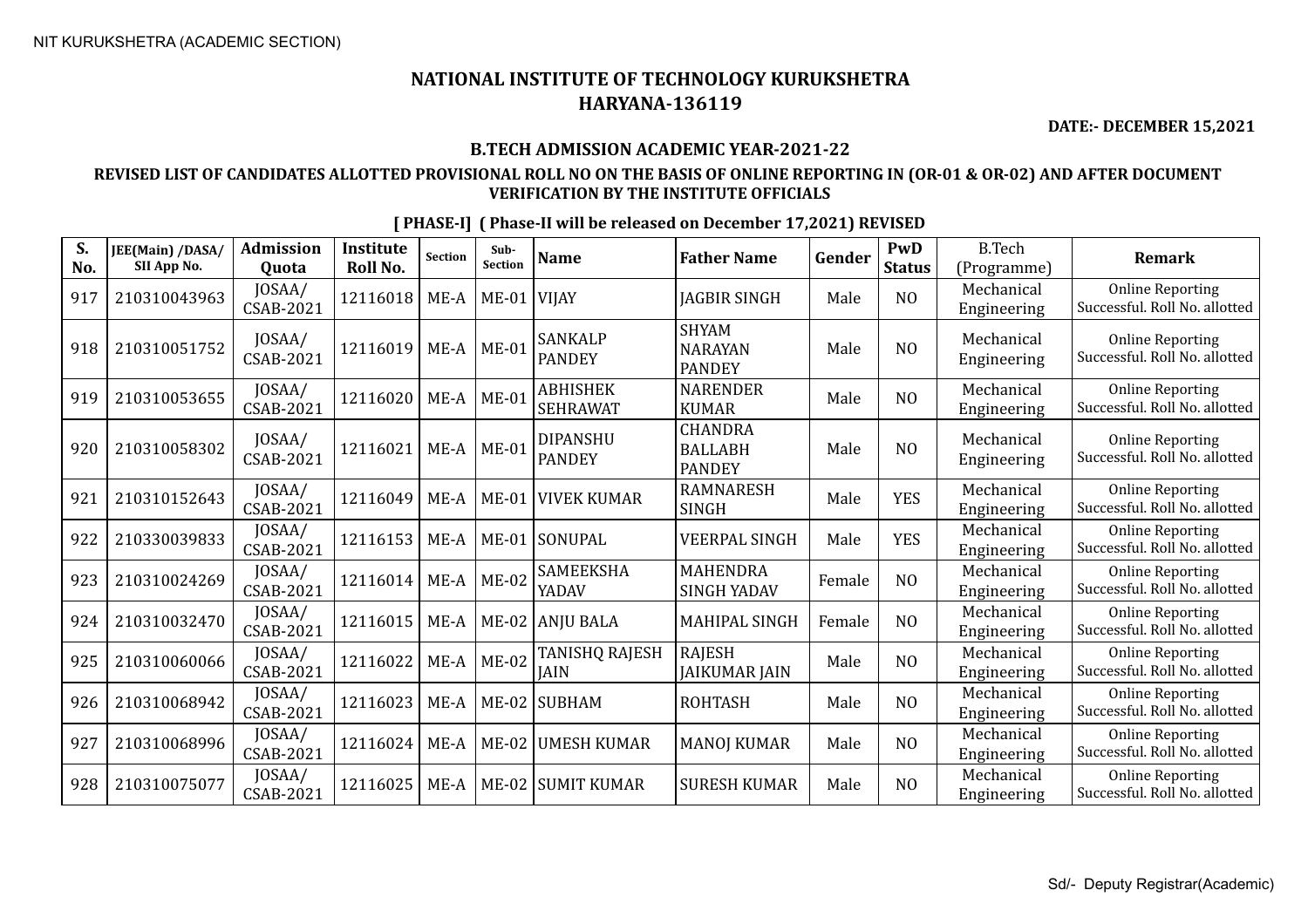NIT KURUKSHETRA (ACADEMIC SECTION)

# NATIONAL INSTITUTE OF TECHNOLOGY KURUKSHETRA
# HARYANA-136119

**DATE:- DECEMBER 15,2021**

### B.TECH ADMISSION ACADEMIC YEAR-2021-22

### REVISED LIST OF CANDIDATES ALLOTTED PROVISIONAL ROLL NO ON THE BASIS OF ONLINE REPORTING IN (OR-01 & OR-02) AND AFTER DOCUMENT VERIFICATION BY THE INSTITUTE OFFICIALS

**[ PHASE-I] ( Phase-II will be released on December 17,2021) REVISED**

| S. No. | JEE(Main) /DASA/ SII App No. | Admission Quota | Institute Roll No. | Section | Sub-Section | Name | Father Name | Gender | PwD Status | B.Tech (Programme) | Remark |
|---|---|---|---|---|---|---|---|---|---|---|---|
| 917 | 210310043963 | JOSAA/ CSAB-2021 | 12116018 | ME-A | ME-01 | VIJAY | JAGBIR SINGH | Male | NO | Mechanical Engineering | Online Reporting Successful. Roll No. allotted |
| 918 | 210310051752 | JOSAA/ CSAB-2021 | 12116019 | ME-A | ME-01 | SANKALP PANDEY | SHYAM NARAYAN PANDEY | Male | NO | Mechanical Engineering | Online Reporting Successful. Roll No. allotted |
| 919 | 210310053655 | JOSAA/ CSAB-2021 | 12116020 | ME-A | ME-01 | ABHISHEK SEHRAWAT | NARENDER KUMAR | Male | NO | Mechanical Engineering | Online Reporting Successful. Roll No. allotted |
| 920 | 210310058302 | JOSAA/ CSAB-2021 | 12116021 | ME-A | ME-01 | DIPANSHU PANDEY | CHANDRA BALLABH PANDEY | Male | NO | Mechanical Engineering | Online Reporting Successful. Roll No. allotted |
| 921 | 210310152643 | JOSAA/ CSAB-2021 | 12116049 | ME-A | ME-01 | VIVEK KUMAR | RAMNARESH SINGH | Male | YES | Mechanical Engineering | Online Reporting Successful. Roll No. allotted |
| 922 | 210330039833 | JOSAA/ CSAB-2021 | 12116153 | ME-A | ME-01 | SONUPAL | VEERPAL SINGH | Male | YES | Mechanical Engineering | Online Reporting Successful. Roll No. allotted |
| 923 | 210310024269 | JOSAA/ CSAB-2021 | 12116014 | ME-A | ME-02 | SAMEEKSHA YADAV | MAHENDRA SINGH YADAV | Female | NO | Mechanical Engineering | Online Reporting Successful. Roll No. allotted |
| 924 | 210310032470 | JOSAA/ CSAB-2021 | 12116015 | ME-A | ME-02 | ANJU BALA | MAHIPAL SINGH | Female | NO | Mechanical Engineering | Online Reporting Successful. Roll No. allotted |
| 925 | 210310060066 | JOSAA/ CSAB-2021 | 12116022 | ME-A | ME-02 | TANISHQ RAJESH JAIN | RAJESH JAIKUMAR JAIN | Male | NO | Mechanical Engineering | Online Reporting Successful. Roll No. allotted |
| 926 | 210310068942 | JOSAA/ CSAB-2021 | 12116023 | ME-A | ME-02 | SUBHAM | ROHTASH | Male | NO | Mechanical Engineering | Online Reporting Successful. Roll No. allotted |
| 927 | 210310068996 | JOSAA/ CSAB-2021 | 12116024 | ME-A | ME-02 | UMESH KUMAR | MANOJ KUMAR | Male | NO | Mechanical Engineering | Online Reporting Successful. Roll No. allotted |
| 928 | 210310075077 | JOSAA/ CSAB-2021 | 12116025 | ME-A | ME-02 | SUMIT KUMAR | SURESH KUMAR | Male | NO | Mechanical Engineering | Online Reporting Successful. Roll No. allotted |

Sd/- Deputy Registrar(Academic)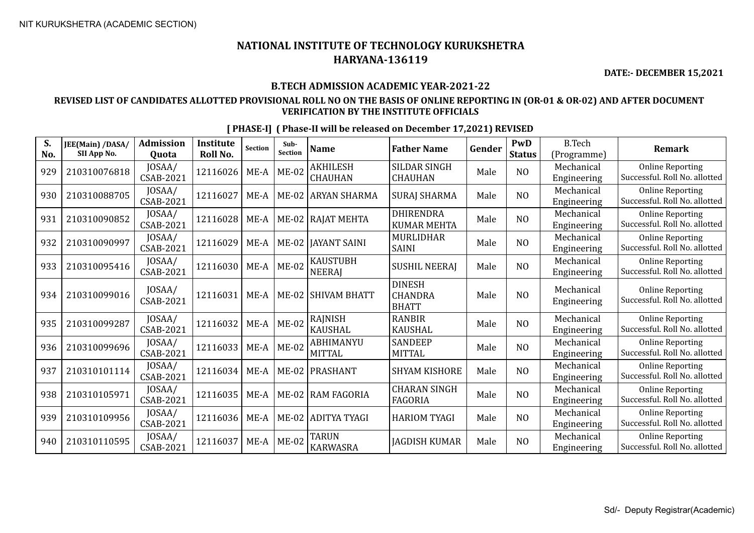NIT KURUKSHETRA (ACADEMIC SECTION)

# NATIONAL INSTITUTE OF TECHNOLOGY KURUKSHETRA
# HARYANA-136119

**DATE:- DECEMBER 15,2021**

## B.TECH ADMISSION ACADEMIC YEAR-2021-22

### REVISED LIST OF CANDIDATES ALLOTTED PROVISIONAL ROLL NO ON THE BASIS OF ONLINE REPORTING IN (OR-01 & OR-02) AND AFTER DOCUMENT VERIFICATION BY THE INSTITUTE OFFICIALS

**[ PHASE-I] ( Phase-II will be released on December 17,2021) REVISED**

| S. No. | JEE(Main) /DASA/ SII App No. | Admission Quota | Institute Roll No. | Section | Sub-Section | Name | Father Name | Gender | PwD Status | B.Tech (Programme) | Remark |
|---|---|---|---|---|---|---|---|---|---|---|---|
| 929 | 210310076818 | JOSAA/ CSAB-2021 | 12116026 | ME-A | ME-02 | AKHILESH CHAUHAN | SILDAR SINGH CHAUHAN | Male | NO | Mechanical Engineering | Online Reporting Successful. Roll No. allotted |
| 930 | 210310088705 | JOSAA/ CSAB-2021 | 12116027 | ME-A | ME-02 | ARYAN SHARMA | SURAJ SHARMA | Male | NO | Mechanical Engineering | Online Reporting Successful. Roll No. allotted |
| 931 | 210310090852 | JOSAA/ CSAB-2021 | 12116028 | ME-A | ME-02 | RAJAT MEHTA | DHIRENDRA KUMAR MEHTA | Male | NO | Mechanical Engineering | Online Reporting Successful. Roll No. allotted |
| 932 | 210310090997 | JOSAA/ CSAB-2021 | 12116029 | ME-A | ME-02 | JAYANT SAINI | MURLIDHAR SAINI | Male | NO | Mechanical Engineering | Online Reporting Successful. Roll No. allotted |
| 933 | 210310095416 | JOSAA/ CSAB-2021 | 12116030 | ME-A | ME-02 | KAUSTUBH NEERAJ | SUSHIL NEERAJ | Male | NO | Mechanical Engineering | Online Reporting Successful. Roll No. allotted |
| 934 | 210310099016 | JOSAA/ CSAB-2021 | 12116031 | ME-A | ME-02 | SHIVAM BHATT | DINESH CHANDRA BHATT | Male | NO | Mechanical Engineering | Online Reporting Successful. Roll No. allotted |
| 935 | 210310099287 | JOSAA/ CSAB-2021 | 12116032 | ME-A | ME-02 | RAJNISH KAUSHAL | RANBIR KAUSHAL | Male | NO | Mechanical Engineering | Online Reporting Successful. Roll No. allotted |
| 936 | 210310099696 | JOSAA/ CSAB-2021 | 12116033 | ME-A | ME-02 | ABHIMANYU MITTAL | SANDEEP MITTAL | Male | NO | Mechanical Engineering | Online Reporting Successful. Roll No. allotted |
| 937 | 210310101114 | JOSAA/ CSAB-2021 | 12116034 | ME-A | ME-02 | PRASHANT | SHYAM KISHORE | Male | NO | Mechanical Engineering | Online Reporting Successful. Roll No. allotted |
| 938 | 210310105971 | JOSAA/ CSAB-2021 | 12116035 | ME-A | ME-02 | RAM FAGORIA | CHARAN SINGH FAGORIA | Male | NO | Mechanical Engineering | Online Reporting Successful. Roll No. allotted |
| 939 | 210310109956 | JOSAA/ CSAB-2021 | 12116036 | ME-A | ME-02 | ADITYA TYAGI | HARIOM TYAGI | Male | NO | Mechanical Engineering | Online Reporting Successful. Roll No. allotted |
| 940 | 210310110595 | JOSAA/ CSAB-2021 | 12116037 | ME-A | ME-02 | TARUN KARWASRA | JAGDISH KUMAR | Male | NO | Mechanical Engineering | Online Reporting Successful. Roll No. allotted |

Sd/- Deputy Registrar(Academic)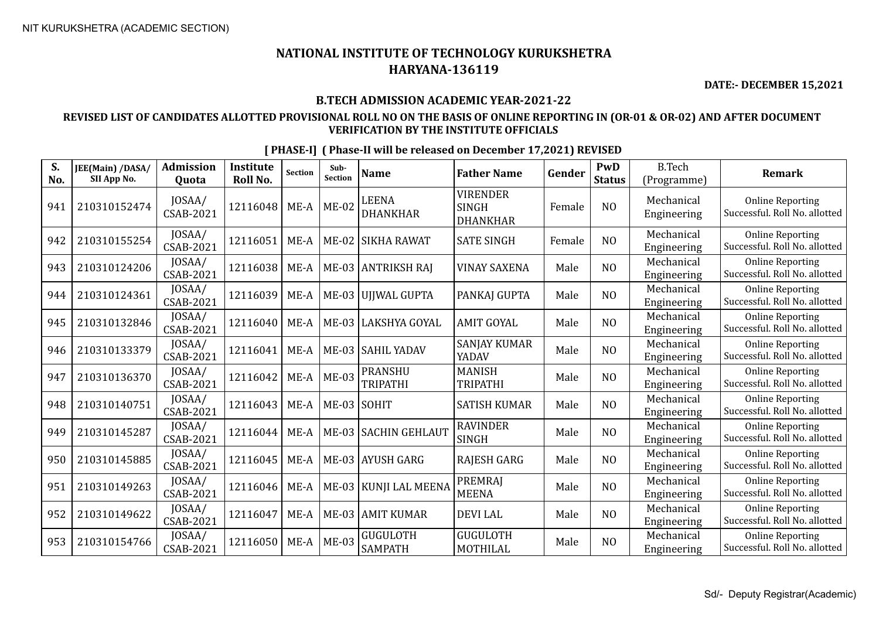NIT KURUKSHETRA (ACADEMIC SECTION)

# NATIONAL INSTITUTE OF TECHNOLOGY KURUKSHETRA
# HARYANA-136119

**DATE:- DECEMBER 15,2021**

## B.TECH ADMISSION ACADEMIC YEAR-2021-22

### REVISED LIST OF CANDIDATES ALLOTTED PROVISIONAL ROLL NO ON THE BASIS OF ONLINE REPORTING IN (OR-01 & OR-02) AND AFTER DOCUMENT VERIFICATION BY THE INSTITUTE OFFICIALS

**[ PHASE-I] ( Phase-II will be released on December 17,2021) REVISED**

| S. No. | JEE(Main) /DASA/ SII App No. | Admission Quota | Institute Roll No. | Section | Sub-Section | Name | Father Name | Gender | PwD Status | B.Tech (Programme) | Remark |
|---|---|---|---|---|---|---|---|---|---|---|---|
| 941 | 210310152474 | JOSAA/ CSAB-2021 | 12116048 | ME-A | ME-02 | LEENA DHANKHAR | VIRENDER SINGH DHANKHAR | Female | NO | Mechanical Engineering | Online Reporting Successful. Roll No. allotted |
| 942 | 210310155254 | JOSAA/ CSAB-2021 | 12116051 | ME-A | ME-02 | SIKHA RAWAT | SATE SINGH | Female | NO | Mechanical Engineering | Online Reporting Successful. Roll No. allotted |
| 943 | 210310124206 | JOSAA/ CSAB-2021 | 12116038 | ME-A | ME-03 | ANTRIKSH RAJ | VINAY SAXENA | Male | NO | Mechanical Engineering | Online Reporting Successful. Roll No. allotted |
| 944 | 210310124361 | JOSAA/ CSAB-2021 | 12116039 | ME-A | ME-03 | UJJWAL GUPTA | PANKAJ GUPTA | Male | NO | Mechanical Engineering | Online Reporting Successful. Roll No. allotted |
| 945 | 210310132846 | JOSAA/ CSAB-2021 | 12116040 | ME-A | ME-03 | LAKSHYA GOYAL | AMIT GOYAL | Male | NO | Mechanical Engineering | Online Reporting Successful. Roll No. allotted |
| 946 | 210310133379 | JOSAA/ CSAB-2021 | 12116041 | ME-A | ME-03 | SAHIL YADAV | SANJAY KUMAR YADAV | Male | NO | Mechanical Engineering | Online Reporting Successful. Roll No. allotted |
| 947 | 210310136370 | JOSAA/ CSAB-2021 | 12116042 | ME-A | ME-03 | PRANSHU TRIPATHI | MANISH TRIPATHI | Male | NO | Mechanical Engineering | Online Reporting Successful. Roll No. allotted |
| 948 | 210310140751 | JOSAA/ CSAB-2021 | 12116043 | ME-A | ME-03 | SOHIT | SATISH KUMAR | Male | NO | Mechanical Engineering | Online Reporting Successful. Roll No. allotted |
| 949 | 210310145287 | JOSAA/ CSAB-2021 | 12116044 | ME-A | ME-03 | SACHIN GEHLAUT | RAVINDER SINGH | Male | NO | Mechanical Engineering | Online Reporting Successful. Roll No. allotted |
| 950 | 210310145885 | JOSAA/ CSAB-2021 | 12116045 | ME-A | ME-03 | AYUSH GARG | RAJESH GARG | Male | NO | Mechanical Engineering | Online Reporting Successful. Roll No. allotted |
| 951 | 210310149263 | JOSAA/ CSAB-2021 | 12116046 | ME-A | ME-03 | KUNJI LAL MEENA | PREMRAJ MEENA | Male | NO | Mechanical Engineering | Online Reporting Successful. Roll No. allotted |
| 952 | 210310149622 | JOSAA/ CSAB-2021 | 12116047 | ME-A | ME-03 | AMIT KUMAR | DEVI LAL | Male | NO | Mechanical Engineering | Online Reporting Successful. Roll No. allotted |
| 953 | 210310154766 | JOSAA/ CSAB-2021 | 12116050 | ME-A | ME-03 | GUGULOTH SAMPATH | GUGULOTH MOTHILAL | Male | NO | Mechanical Engineering | Online Reporting Successful. Roll No. allotted |

Sd/- Deputy Registrar(Academic)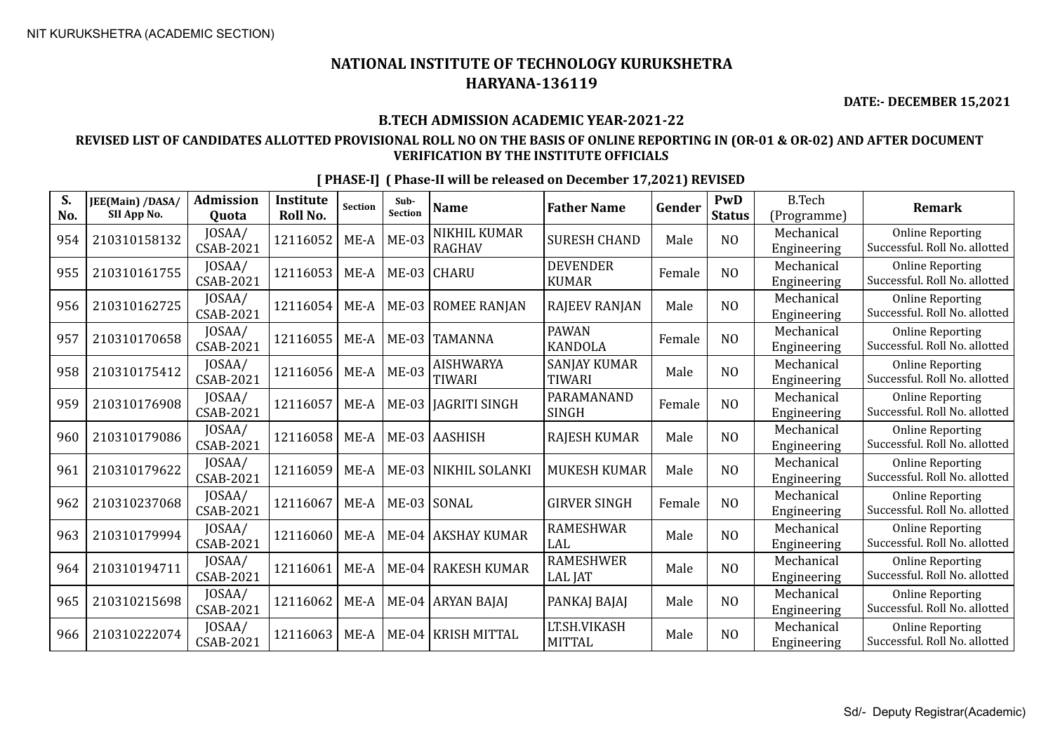NIT KURUKSHETRA (ACADEMIC SECTION)

# NATIONAL INSTITUTE OF TECHNOLOGY KURUKSHETRA
# HARYANA-136119

**DATE:- DECEMBER 15,2021**

## B.TECH ADMISSION ACADEMIC YEAR-2021-22

### REVISED LIST OF CANDIDATES ALLOTTED PROVISIONAL ROLL NO ON THE BASIS OF ONLINE REPORTING IN (OR-01 & OR-02) AND AFTER DOCUMENT VERIFICATION BY THE INSTITUTE OFFICIALS

**[ PHASE-I] ( Phase-II will be released on December 17,2021) REVISED**

| S. No. | JEE(Main) /DASA/ SII App No. | Admission Quota | Institute Roll No. | Section | Sub-Section | Name | Father Name | Gender | PwD Status | B.Tech (Programme) | Remark |
|---|---|---|---|---|---|---|---|---|---|---|---|
| 954 | 210310158132 | JOSAA/ CSAB-2021 | 12116052 | ME-A | ME-03 | NIKHIL KUMAR RAGHAV | SURESH CHAND | Male | NO | Mechanical Engineering | Online Reporting Successful. Roll No. allotted |
| 955 | 210310161755 | JOSAA/ CSAB-2021 | 12116053 | ME-A | ME-03 | CHARU | DEVENDER KUMAR | Female | NO | Mechanical Engineering | Online Reporting Successful. Roll No. allotted |
| 956 | 210310162725 | JOSAA/ CSAB-2021 | 12116054 | ME-A | ME-03 | ROMEE RANJAN | RAJEEV RANJAN | Male | NO | Mechanical Engineering | Online Reporting Successful. Roll No. allotted |
| 957 | 210310170658 | JOSAA/ CSAB-2021 | 12116055 | ME-A | ME-03 | TAMANNA | PAWAN KANDOLA | Female | NO | Mechanical Engineering | Online Reporting Successful. Roll No. allotted |
| 958 | 210310175412 | JOSAA/ CSAB-2021 | 12116056 | ME-A | ME-03 | AISHWARYA TIWARI | SANJAY KUMAR TIWARI | Male | NO | Mechanical Engineering | Online Reporting Successful. Roll No. allotted |
| 959 | 210310176908 | JOSAA/ CSAB-2021 | 12116057 | ME-A | ME-03 | JAGRITI SINGH | PARAMANAND SINGH | Female | NO | Mechanical Engineering | Online Reporting Successful. Roll No. allotted |
| 960 | 210310179086 | JOSAA/ CSAB-2021 | 12116058 | ME-A | ME-03 | AASHISH | RAJESH KUMAR | Male | NO | Mechanical Engineering | Online Reporting Successful. Roll No. allotted |
| 961 | 210310179622 | JOSAA/ CSAB-2021 | 12116059 | ME-A | ME-03 | NIKHIL SOLANKI | MUKESH KUMAR | Male | NO | Mechanical Engineering | Online Reporting Successful. Roll No. allotted |
| 962 | 210310237068 | JOSAA/ CSAB-2021 | 12116067 | ME-A | ME-03 | SONAL | GIRVER SINGH | Female | NO | Mechanical Engineering | Online Reporting Successful. Roll No. allotted |
| 963 | 210310179994 | JOSAA/ CSAB-2021 | 12116060 | ME-A | ME-04 | AKSHAY KUMAR | RAMESHWAR LAL | Male | NO | Mechanical Engineering | Online Reporting Successful. Roll No. allotted |
| 964 | 210310194711 | JOSAA/ CSAB-2021 | 12116061 | ME-A | ME-04 | RAKESH KUMAR | RAMESHWER LAL JAT | Male | NO | Mechanical Engineering | Online Reporting Successful. Roll No. allotted |
| 965 | 210310215698 | JOSAA/ CSAB-2021 | 12116062 | ME-A | ME-04 | ARYAN BAJAJ | PANKAJ BAJAJ | Male | NO | Mechanical Engineering | Online Reporting Successful. Roll No. allotted |
| 966 | 210310222074 | JOSAA/ CSAB-2021 | 12116063 | ME-A | ME-04 | KRISH MITTAL | LT.SH.VIKASH MITTAL | Male | NO | Mechanical Engineering | Online Reporting Successful. Roll No. allotted |

Sd/- Deputy Registrar(Academic)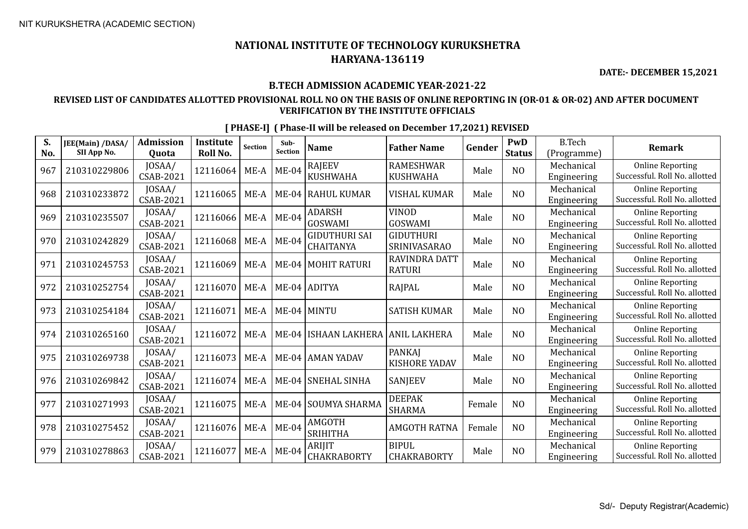NIT KURUKSHETRA (ACADEMIC SECTION)

# NATIONAL INSTITUTE OF TECHNOLOGY KURUKSHETRA
## HARYANA-136119

**DATE:- DECEMBER 15,2021**

### B.TECH ADMISSION ACADEMIC YEAR-2021-22

### REVISED LIST OF CANDIDATES ALLOTTED PROVISIONAL ROLL NO ON THE BASIS OF ONLINE REPORTING IN (OR-01 & OR-02) AND AFTER DOCUMENT VERIFICATION BY THE INSTITUTE OFFICIALS

**[ PHASE-I] ( Phase-II will be released on December 17,2021) REVISED**

| S. No. | JEE(Main) /DASA/ SII App No. | Admission Quota | Institute Roll No. | Section | Sub-Section | Name | Father Name | Gender | PwD Status | B.Tech (Programme) | Remark |
|---|---|---|---|---|---|---|---|---|---|---|---|
| 967 | 210310229806 | JOSAA/ CSAB-2021 | 12116064 | ME-A | ME-04 | RAJEEV KUSHWAHA | RAMESHWAR KUSHWAHA | Male | NO | Mechanical Engineering | Online Reporting Successful. Roll No. allotted |
| 968 | 210310233872 | JOSAA/ CSAB-2021 | 12116065 | ME-A | ME-04 | RAHUL KUMAR | VISHAL KUMAR | Male | NO | Mechanical Engineering | Online Reporting Successful. Roll No. allotted |
| 969 | 210310235507 | JOSAA/ CSAB-2021 | 12116066 | ME-A | ME-04 | ADARSH GOSWAMI | VINOD GOSWAMI | Male | NO | Mechanical Engineering | Online Reporting Successful. Roll No. allotted |
| 970 | 210310242829 | JOSAA/ CSAB-2021 | 12116068 | ME-A | ME-04 | GIDUTHURI SAI CHAITANYA | GIDUTHURI SRINIVASARAO | Male | NO | Mechanical Engineering | Online Reporting Successful. Roll No. allotted |
| 971 | 210310245753 | JOSAA/ CSAB-2021 | 12116069 | ME-A | ME-04 | MOHIT RATURI | RAVINDRA DATT RATURI | Male | NO | Mechanical Engineering | Online Reporting Successful. Roll No. allotted |
| 972 | 210310252754 | JOSAA/ CSAB-2021 | 12116070 | ME-A | ME-04 | ADITYA | RAJPAL | Male | NO | Mechanical Engineering | Online Reporting Successful. Roll No. allotted |
| 973 | 210310254184 | JOSAA/ CSAB-2021 | 12116071 | ME-A | ME-04 | MINTU | SATISH KUMAR | Male | NO | Mechanical Engineering | Online Reporting Successful. Roll No. allotted |
| 974 | 210310265160 | JOSAA/ CSAB-2021 | 12116072 | ME-A | ME-04 | ISHAAN LAKHERA | ANIL LAKHERA | Male | NO | Mechanical Engineering | Online Reporting Successful. Roll No. allotted |
| 975 | 210310269738 | JOSAA/ CSAB-2021 | 12116073 | ME-A | ME-04 | AMAN YADAV | PANKAJ KISHORE YADAV | Male | NO | Mechanical Engineering | Online Reporting Successful. Roll No. allotted |
| 976 | 210310269842 | JOSAA/ CSAB-2021 | 12116074 | ME-A | ME-04 | SNEHAL SINHA | SANJEEV | Male | NO | Mechanical Engineering | Online Reporting Successful. Roll No. allotted |
| 977 | 210310271993 | JOSAA/ CSAB-2021 | 12116075 | ME-A | ME-04 | SOUMYA SHARMA | DEEPAK SHARMA | Female | NO | Mechanical Engineering | Online Reporting Successful. Roll No. allotted |
| 978 | 210310275452 | JOSAA/ CSAB-2021 | 12116076 | ME-A | ME-04 | AMGOTH SRIHITHA | AMGOTH RATNA | Female | NO | Mechanical Engineering | Online Reporting Successful. Roll No. allotted |
| 979 | 210310278863 | JOSAA/ CSAB-2021 | 12116077 | ME-A | ME-04 | ARIJIT CHAKRABORTY | BIPUL CHAKRABORTY | Male | NO | Mechanical Engineering | Online Reporting Successful. Roll No. allotted |

Sd/- Deputy Registrar(Academic)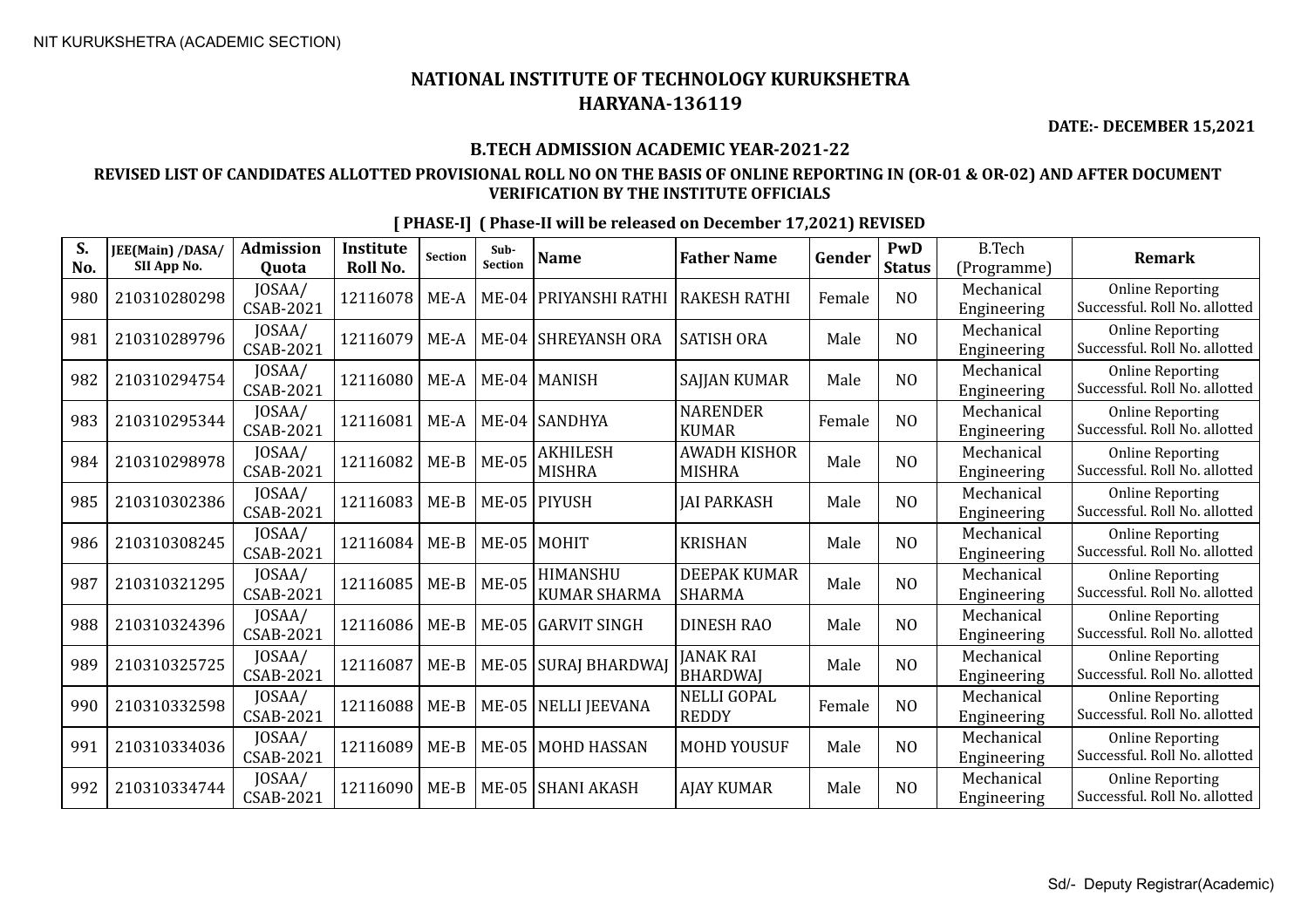# NATIONAL INSTITUTE OF TECHNOLOGY KURUKSHETRA
# HARYANA-136119

**DATE:- DECEMBER 15,2021**

### B.TECH ADMISSION ACADEMIC YEAR-2021-22

**REVISED LIST OF CANDIDATES ALLOTTED PROVISIONAL ROLL NO ON THE BASIS OF ONLINE REPORTING IN (OR-01 & OR-02) AND AFTER DOCUMENT VERIFICATION BY THE INSTITUTE OFFICIALS**

**[ PHASE-I] ( Phase-II will be released on December 17,2021) REVISED**

| S. No. | JEE(Main) /DASA/ SII App No. | Admission Quota | Institute Roll No. | Section | Sub-Section | Name | Father Name | Gender | PwD Status | B.Tech (Programme) | Remark |
|---|---|---|---|---|---|---|---|---|---|---|---|
| 980 | 210310280298 | JOSAA/ CSAB-2021 | 12116078 | ME-A | ME-04 | PRIYANSHI RATHI | RAKESH RATHI | Female | NO | Mechanical Engineering | Online Reporting Successful. Roll No. allotted |
| 981 | 210310289796 | JOSAA/ CSAB-2021 | 12116079 | ME-A | ME-04 | SHREYANSH ORA | SATISH ORA | Male | NO | Mechanical Engineering | Online Reporting Successful. Roll No. allotted |
| 982 | 210310294754 | JOSAA/ CSAB-2021 | 12116080 | ME-A | ME-04 | MANISH | SAJJAN KUMAR | Male | NO | Mechanical Engineering | Online Reporting Successful. Roll No. allotted |
| 983 | 210310295344 | JOSAA/ CSAB-2021 | 12116081 | ME-A | ME-04 | SANDHYA | NARENDER KUMAR | Female | NO | Mechanical Engineering | Online Reporting Successful. Roll No. allotted |
| 984 | 210310298978 | JOSAA/ CSAB-2021 | 12116082 | ME-B | ME-05 | AKHILESH MISHRA | AWADH KISHOR MISHRA | Male | NO | Mechanical Engineering | Online Reporting Successful. Roll No. allotted |
| 985 | 210310302386 | JOSAA/ CSAB-2021 | 12116083 | ME-B | ME-05 | PIYUSH | JAI PARKASH | Male | NO | Mechanical Engineering | Online Reporting Successful. Roll No. allotted |
| 986 | 210310308245 | JOSAA/ CSAB-2021 | 12116084 | ME-B | ME-05 | MOHIT | KRISHAN | Male | NO | Mechanical Engineering | Online Reporting Successful. Roll No. allotted |
| 987 | 210310321295 | JOSAA/ CSAB-2021 | 12116085 | ME-B | ME-05 | HIMANSHU KUMAR SHARMA | DEEPAK KUMAR SHARMA | Male | NO | Mechanical Engineering | Online Reporting Successful. Roll No. allotted |
| 988 | 210310324396 | JOSAA/ CSAB-2021 | 12116086 | ME-B | ME-05 | GARVIT SINGH | DINESH RAO | Male | NO | Mechanical Engineering | Online Reporting Successful. Roll No. allotted |
| 989 | 210310325725 | JOSAA/ CSAB-2021 | 12116087 | ME-B | ME-05 | SURAJ BHARDWAJ | JANAK RAI BHARDWAJ | Male | NO | Mechanical Engineering | Online Reporting Successful. Roll No. allotted |
| 990 | 210310332598 | JOSAA/ CSAB-2021 | 12116088 | ME-B | ME-05 | NELLI JEEVANA | NELLI GOPAL REDDY | Female | NO | Mechanical Engineering | Online Reporting Successful. Roll No. allotted |
| 991 | 210310334036 | JOSAA/ CSAB-2021 | 12116089 | ME-B | ME-05 | MOHD HASSAN | MOHD YOUSUF | Male | NO | Mechanical Engineering | Online Reporting Successful. Roll No. allotted |
| 992 | 210310334744 | JOSAA/ CSAB-2021 | 12116090 | ME-B | ME-05 | SHANI AKASH | AJAY KUMAR | Male | NO | Mechanical Engineering | Online Reporting Successful. Roll No. allotted |

Sd/- Deputy Registrar(Academic)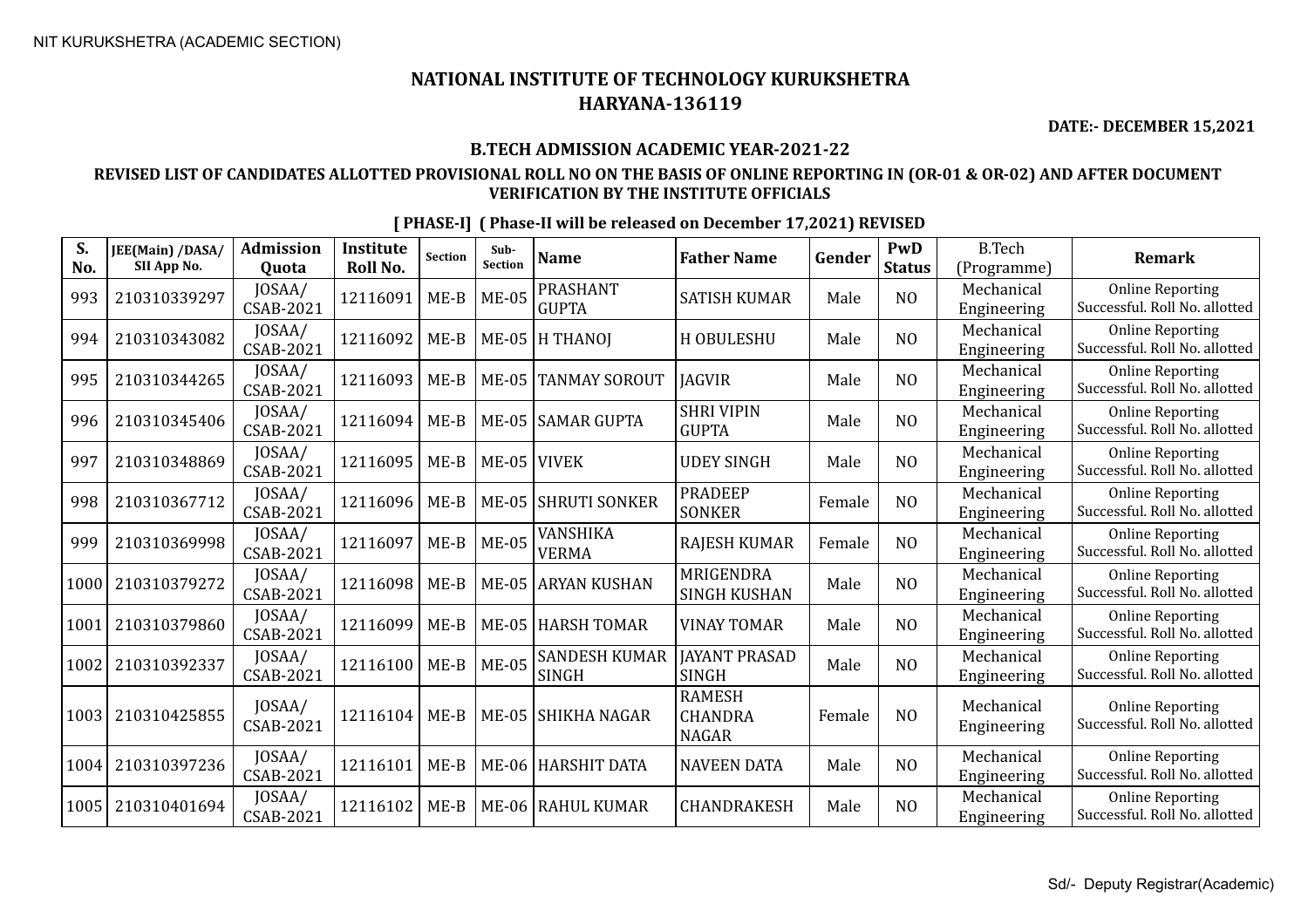NIT KURUKSHETRA (ACADEMIC SECTION)

# NATIONAL INSTITUTE OF TECHNOLOGY KURUKSHETRA
## HARYANA-136119

**DATE:- DECEMBER 15,2021**

### B.TECH ADMISSION ACADEMIC YEAR-2021-22

### REVISED LIST OF CANDIDATES ALLOTTED PROVISIONAL ROLL NO ON THE BASIS OF ONLINE REPORTING IN (OR-01 & OR-02) AND AFTER DOCUMENT VERIFICATION BY THE INSTITUTE OFFICIALS

**[ PHASE-I] ( Phase-II will be released on December 17,2021) REVISED**

| S. No. | JEE(Main) /DASA/ SII App No. | Admission Quota | Institute Roll No. | Section | Sub-Section | Name | Father Name | Gender | PwD Status | B.Tech (Programme) | Remark |
|---|---|---|---|---|---|---|---|---|---|---|---|
| 993 | 210310339297 | JOSAA/ CSAB-2021 | 12116091 | ME-B | ME-05 | PRASHANT GUPTA | SATISH KUMAR | Male | NO | Mechanical Engineering | Online Reporting Successful. Roll No. allotted |
| 994 | 210310343082 | JOSAA/ CSAB-2021 | 12116092 | ME-B | ME-05 | H THANOJ | H OBULESHU | Male | NO | Mechanical Engineering | Online Reporting Successful. Roll No. allotted |
| 995 | 210310344265 | JOSAA/ CSAB-2021 | 12116093 | ME-B | ME-05 | TANMAY SOROUT | JAGVIR | Male | NO | Mechanical Engineering | Online Reporting Successful. Roll No. allotted |
| 996 | 210310345406 | JOSAA/ CSAB-2021 | 12116094 | ME-B | ME-05 | SAMAR GUPTA | SHRI VIPIN GUPTA | Male | NO | Mechanical Engineering | Online Reporting Successful. Roll No. allotted |
| 997 | 210310348869 | JOSAA/ CSAB-2021 | 12116095 | ME-B | ME-05 | VIVEK | UDEY SINGH | Male | NO | Mechanical Engineering | Online Reporting Successful. Roll No. allotted |
| 998 | 210310367712 | JOSAA/ CSAB-2021 | 12116096 | ME-B | ME-05 | SHRUTI SONKER | PRADEEP SONKER | Female | NO | Mechanical Engineering | Online Reporting Successful. Roll No. allotted |
| 999 | 210310369998 | JOSAA/ CSAB-2021 | 12116097 | ME-B | ME-05 | VANSHIKA VERMA | RAJESH KUMAR | Female | NO | Mechanical Engineering | Online Reporting Successful. Roll No. allotted |
| 1000 | 210310379272 | JOSAA/ CSAB-2021 | 12116098 | ME-B | ME-05 | ARYAN KUSHAN | MRIGENDRA SINGH KUSHAN | Male | NO | Mechanical Engineering | Online Reporting Successful. Roll No. allotted |
| 1001 | 210310379860 | JOSAA/ CSAB-2021 | 12116099 | ME-B | ME-05 | HARSH TOMAR | VINAY TOMAR | Male | NO | Mechanical Engineering | Online Reporting Successful. Roll No. allotted |
| 1002 | 210310392337 | JOSAA/ CSAB-2021 | 12116100 | ME-B | ME-05 | SANDESH KUMAR SINGH | JAYANT PRASAD SINGH | Male | NO | Mechanical Engineering | Online Reporting Successful. Roll No. allotted |
| 1003 | 210310425855 | JOSAA/ CSAB-2021 | 12116104 | ME-B | ME-05 | SHIKHA NAGAR | RAMESH CHANDRA NAGAR | Female | NO | Mechanical Engineering | Online Reporting Successful. Roll No. allotted |
| 1004 | 210310397236 | JOSAA/ CSAB-2021 | 12116101 | ME-B | ME-06 | HARSHIT DATA | NAVEEN DATA | Male | NO | Mechanical Engineering | Online Reporting Successful. Roll No. allotted |
| 1005 | 210310401694 | JOSAA/ CSAB-2021 | 12116102 | ME-B | ME-06 | RAHUL KUMAR | CHANDRAKESH | Male | NO | Mechanical Engineering | Online Reporting Successful. Roll No. allotted |

Sd/- Deputy Registrar(Academic)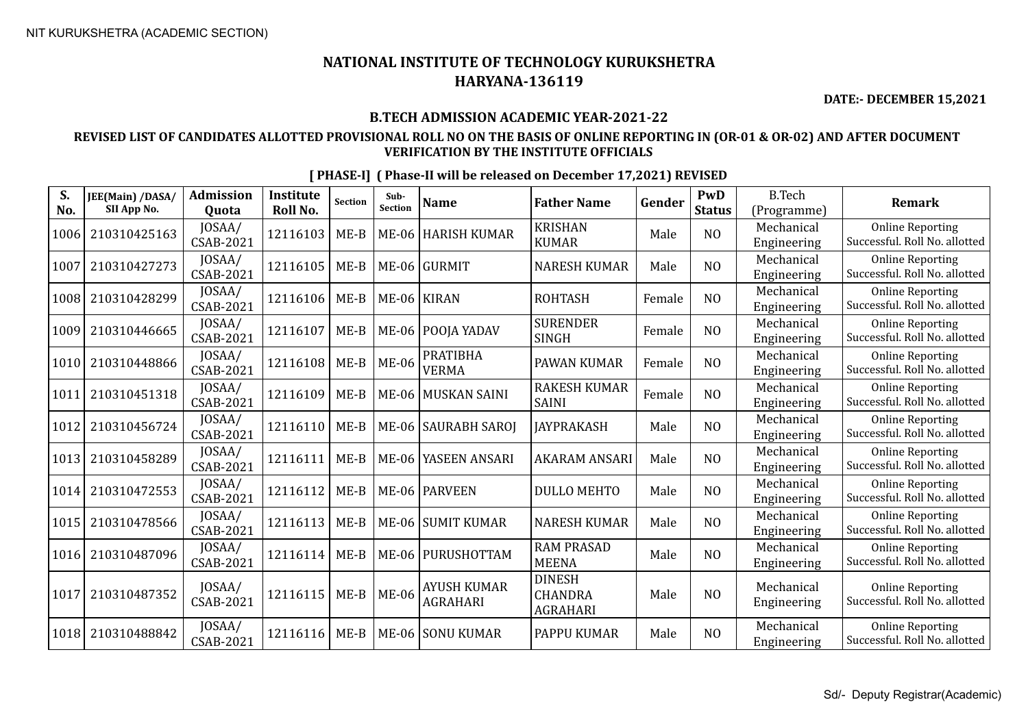NIT KURUKSHETRA (ACADEMIC SECTION)

# NATIONAL INSTITUTE OF TECHNOLOGY KURUKSHETRA
## HARYANA-136119

**DATE:- DECEMBER 15,2021**

### B.TECH ADMISSION ACADEMIC YEAR-2021-22

### REVISED LIST OF CANDIDATES ALLOTTED PROVISIONAL ROLL NO ON THE BASIS OF ONLINE REPORTING IN (OR-01 & OR-02) AND AFTER DOCUMENT VERIFICATION BY THE INSTITUTE OFFICIALS

**[ PHASE-I] ( Phase-II will be released on December 17,2021) REVISED**

| S. No. | JEE(Main) /DASA/ SII App No. | Admission Quota | Institute Roll No. | Section | Sub-Section | Name | Father Name | Gender | PwD Status | B.Tech (Programme) | Remark |
|---|---|---|---|---|---|---|---|---|---|---|---|
| 1006 | 210310425163 | JOSAA/ CSAB-2021 | 12116103 | ME-B | ME-06 | HARISH KUMAR | KRISHAN KUMAR | Male | NO | Mechanical Engineering | Online Reporting Successful. Roll No. allotted |
| 1007 | 210310427273 | JOSAA/ CSAB-2021 | 12116105 | ME-B | ME-06 | GURMIT | NARESH KUMAR | Male | NO | Mechanical Engineering | Online Reporting Successful. Roll No. allotted |
| 1008 | 210310428299 | JOSAA/ CSAB-2021 | 12116106 | ME-B | ME-06 | KIRAN | ROHTASH | Female | NO | Mechanical Engineering | Online Reporting Successful. Roll No. allotted |
| 1009 | 210310446665 | JOSAA/ CSAB-2021 | 12116107 | ME-B | ME-06 | POOJA YADAV | SURENDER SINGH | Female | NO | Mechanical Engineering | Online Reporting Successful. Roll No. allotted |
| 1010 | 210310448866 | JOSAA/ CSAB-2021 | 12116108 | ME-B | ME-06 | PRATIBHA VERMA | PAWAN KUMAR | Female | NO | Mechanical Engineering | Online Reporting Successful. Roll No. allotted |
| 1011 | 210310451318 | JOSAA/ CSAB-2021 | 12116109 | ME-B | ME-06 | MUSKAN SAINI | RAKESH KUMAR SAINI | Female | NO | Mechanical Engineering | Online Reporting Successful. Roll No. allotted |
| 1012 | 210310456724 | JOSAA/ CSAB-2021 | 12116110 | ME-B | ME-06 | SAURABH SAROJ | JAYPRAKASH | Male | NO | Mechanical Engineering | Online Reporting Successful. Roll No. allotted |
| 1013 | 210310458289 | JOSAA/ CSAB-2021 | 12116111 | ME-B | ME-06 | YASEEN ANSARI | AKARAM ANSARI | Male | NO | Mechanical Engineering | Online Reporting Successful. Roll No. allotted |
| 1014 | 210310472553 | JOSAA/ CSAB-2021 | 12116112 | ME-B | ME-06 | PARVEEN | DULLO MEHTO | Male | NO | Mechanical Engineering | Online Reporting Successful. Roll No. allotted |
| 1015 | 210310478566 | JOSAA/ CSAB-2021 | 12116113 | ME-B | ME-06 | SUMIT KUMAR | NARESH KUMAR | Male | NO | Mechanical Engineering | Online Reporting Successful. Roll No. allotted |
| 1016 | 210310487096 | JOSAA/ CSAB-2021 | 12116114 | ME-B | ME-06 | PURUSHOTTAM | RAM PRASAD MEENA | Male | NO | Mechanical Engineering | Online Reporting Successful. Roll No. allotted |
| 1017 | 210310487352 | JOSAA/ CSAB-2021 | 12116115 | ME-B | ME-06 | AYUSH KUMAR AGRAHARI | DINESH CHANDRA AGRAHARI | Male | NO | Mechanical Engineering | Online Reporting Successful. Roll No. allotted |
| 1018 | 210310488842 | JOSAA/ CSAB-2021 | 12116116 | ME-B | ME-06 | SONU KUMAR | PAPPU KUMAR | Male | NO | Mechanical Engineering | Online Reporting Successful. Roll No. allotted |

Sd/- Deputy Registrar(Academic)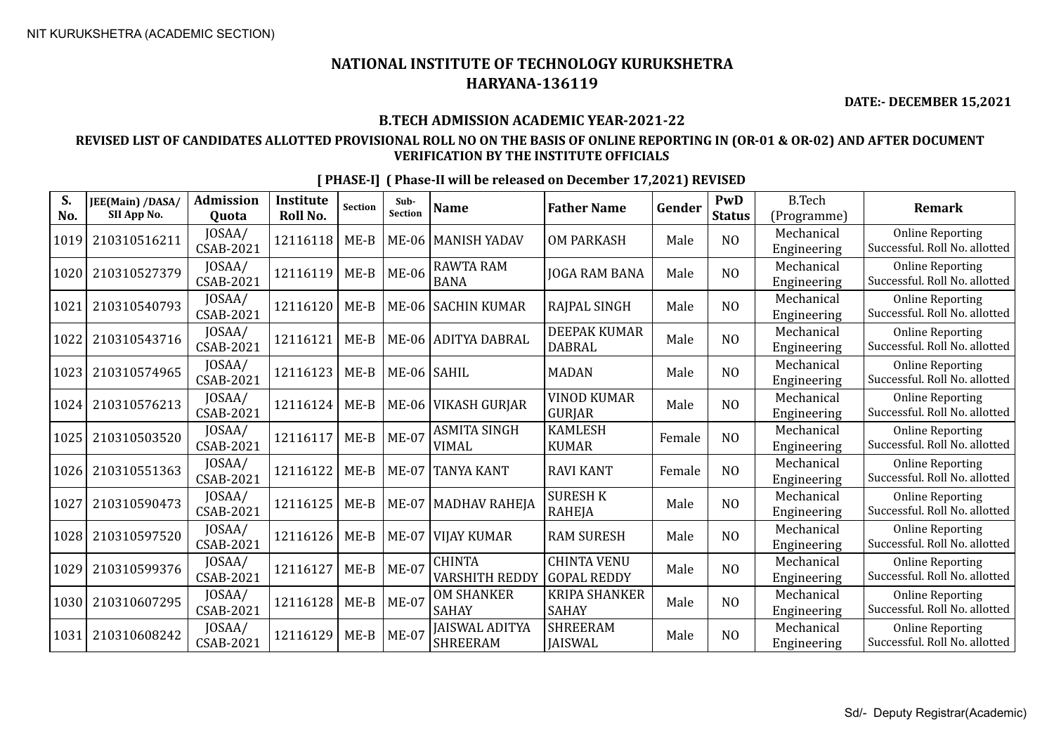NIT KURUKSHETRA (ACADEMIC SECTION)

# NATIONAL INSTITUTE OF TECHNOLOGY KURUKSHETRA
# HARYANA-136119

**DATE:- DECEMBER 15,2021**

### B.TECH ADMISSION ACADEMIC YEAR-2021-22

### REVISED LIST OF CANDIDATES ALLOTTED PROVISIONAL ROLL NO ON THE BASIS OF ONLINE REPORTING IN (OR-01 & OR-02) AND AFTER DOCUMENT VERIFICATION BY THE INSTITUTE OFFICIALS

**[ PHASE-I] ( Phase-II will be released on December 17,2021) REVISED**

| S. No. | JEE(Main) /DASA/ SII App No. | Admission Quota | Institute Roll No. | Section | Sub-Section | Name | Father Name | Gender | PwD Status | B.Tech (Programme) | Remark |
|---|---|---|---|---|---|---|---|---|---|---|---|
| 1019 | 210310516211 | JOSAA/ CSAB-2021 | 12116118 | ME-B | ME-06 | MANISH YADAV | OM PARKASH | Male | NO | Mechanical Engineering | Online Reporting Successful. Roll No. allotted |
| 1020 | 210310527379 | JOSAA/ CSAB-2021 | 12116119 | ME-B | ME-06 | RAWTA RAM BANA | JOGA RAM BANA | Male | NO | Mechanical Engineering | Online Reporting Successful. Roll No. allotted |
| 1021 | 210310540793 | JOSAA/ CSAB-2021 | 12116120 | ME-B | ME-06 | SACHIN KUMAR | RAJPAL SINGH | Male | NO | Mechanical Engineering | Online Reporting Successful. Roll No. allotted |
| 1022 | 210310543716 | JOSAA/ CSAB-2021 | 12116121 | ME-B | ME-06 | ADITYA DABRAL | DEEPAK KUMAR DABRAL | Male | NO | Mechanical Engineering | Online Reporting Successful. Roll No. allotted |
| 1023 | 210310574965 | JOSAA/ CSAB-2021 | 12116123 | ME-B | ME-06 | SAHIL | MADAN | Male | NO | Mechanical Engineering | Online Reporting Successful. Roll No. allotted |
| 1024 | 210310576213 | JOSAA/ CSAB-2021 | 12116124 | ME-B | ME-06 | VIKASH GURJAR | VINOD KUMAR GURJAR | Male | NO | Mechanical Engineering | Online Reporting Successful. Roll No. allotted |
| 1025 | 210310503520 | JOSAA/ CSAB-2021 | 12116117 | ME-B | ME-07 | ASMITA SINGH VIMAL | KAMLESH KUMAR | Female | NO | Mechanical Engineering | Online Reporting Successful. Roll No. allotted |
| 1026 | 210310551363 | JOSAA/ CSAB-2021 | 12116122 | ME-B | ME-07 | TANYA KANT | RAVI KANT | Female | NO | Mechanical Engineering | Online Reporting Successful. Roll No. allotted |
| 1027 | 210310590473 | JOSAA/ CSAB-2021 | 12116125 | ME-B | ME-07 | MADHAV RAHEJA | SURESH K RAHEJA | Male | NO | Mechanical Engineering | Online Reporting Successful. Roll No. allotted |
| 1028 | 210310597520 | JOSAA/ CSAB-2021 | 12116126 | ME-B | ME-07 | VIJAY KUMAR | RAM SURESH | Male | NO | Mechanical Engineering | Online Reporting Successful. Roll No. allotted |
| 1029 | 210310599376 | JOSAA/ CSAB-2021 | 12116127 | ME-B | ME-07 | CHINTA VARSHITH REDDY | CHINTA VENU GOPAL REDDY | Male | NO | Mechanical Engineering | Online Reporting Successful. Roll No. allotted |
| 1030 | 210310607295 | JOSAA/ CSAB-2021 | 12116128 | ME-B | ME-07 | OM SHANKER SAHAY | KRIPA SHANKER SAHAY | Male | NO | Mechanical Engineering | Online Reporting Successful. Roll No. allotted |
| 1031 | 210310608242 | JOSAA/ CSAB-2021 | 12116129 | ME-B | ME-07 | JAISWAL ADITYA SHREERAM | SHREERAM JAISWAL | Male | NO | Mechanical Engineering | Online Reporting Successful. Roll No. allotted |

Sd/- Deputy Registrar(Academic)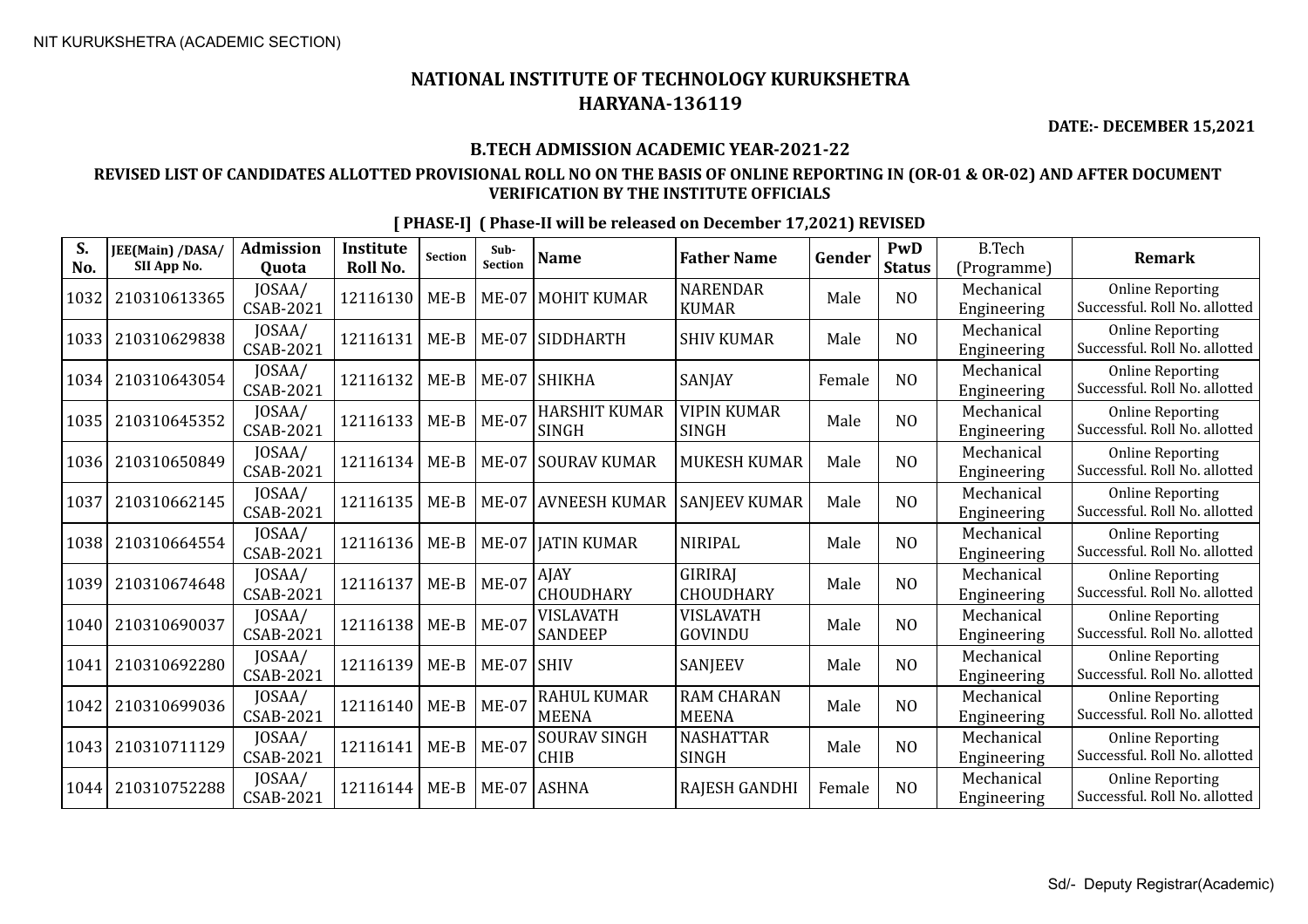NIT KURUKSHETRA (ACADEMIC SECTION)

# NATIONAL INSTITUTE OF TECHNOLOGY KURUKSHETRA
## HARYANA-136119

**DATE:- DECEMBER 15,2021**

### B.TECH ADMISSION ACADEMIC YEAR-2021-22

### REVISED LIST OF CANDIDATES ALLOTTED PROVISIONAL ROLL NO ON THE BASIS OF ONLINE REPORTING IN (OR-01 & OR-02) AND AFTER DOCUMENT VERIFICATION BY THE INSTITUTE OFFICIALS

**[ PHASE-I] ( Phase-II will be released on December 17,2021) REVISED**

| S. No. | JEE(Main) /DASA/ SII App No. | Admission Quota | Institute Roll No. | Section | Sub-Section | Name | Father Name | Gender | PwD Status | B.Tech (Programme) | Remark |
|---|---|---|---|---|---|---|---|---|---|---|---|
| 1032 | 210310613365 | JOSAA/ CSAB-2021 | 12116130 | ME-B | ME-07 | MOHIT KUMAR | NARENDAR KUMAR | Male | NO | Mechanical Engineering | Online Reporting Successful. Roll No. allotted |
| 1033 | 210310629838 | JOSAA/ CSAB-2021 | 12116131 | ME-B | ME-07 | SIDDHARTH | SHIV KUMAR | Male | NO | Mechanical Engineering | Online Reporting Successful. Roll No. allotted |
| 1034 | 210310643054 | JOSAA/ CSAB-2021 | 12116132 | ME-B | ME-07 | SHIKHA | SANJAY | Female | NO | Mechanical Engineering | Online Reporting Successful. Roll No. allotted |
| 1035 | 210310645352 | JOSAA/ CSAB-2021 | 12116133 | ME-B | ME-07 | HARSHIT KUMAR SINGH | VIPIN KUMAR SINGH | Male | NO | Mechanical Engineering | Online Reporting Successful. Roll No. allotted |
| 1036 | 210310650849 | JOSAA/ CSAB-2021 | 12116134 | ME-B | ME-07 | SOURAV KUMAR | MUKESH KUMAR | Male | NO | Mechanical Engineering | Online Reporting Successful. Roll No. allotted |
| 1037 | 210310662145 | JOSAA/ CSAB-2021 | 12116135 | ME-B | ME-07 | AVNEESH KUMAR | SANJEEV KUMAR | Male | NO | Mechanical Engineering | Online Reporting Successful. Roll No. allotted |
| 1038 | 210310664554 | JOSAA/ CSAB-2021 | 12116136 | ME-B | ME-07 | JATIN KUMAR | NIRIPAL | Male | NO | Mechanical Engineering | Online Reporting Successful. Roll No. allotted |
| 1039 | 210310674648 | JOSAA/ CSAB-2021 | 12116137 | ME-B | ME-07 | AJAY CHOUDHARY | GIRIRAJ CHOUDHARY | Male | NO | Mechanical Engineering | Online Reporting Successful. Roll No. allotted |
| 1040 | 210310690037 | JOSAA/ CSAB-2021 | 12116138 | ME-B | ME-07 | VISLAVATH SANDEEP | VISLAVATH GOVINDU | Male | NO | Mechanical Engineering | Online Reporting Successful. Roll No. allotted |
| 1041 | 210310692280 | JOSAA/ CSAB-2021 | 12116139 | ME-B | ME-07 | SHIV | SANJEEV | Male | NO | Mechanical Engineering | Online Reporting Successful. Roll No. allotted |
| 1042 | 210310699036 | JOSAA/ CSAB-2021 | 12116140 | ME-B | ME-07 | RAHUL KUMAR MEENA | RAM CHARAN MEENA | Male | NO | Mechanical Engineering | Online Reporting Successful. Roll No. allotted |
| 1043 | 210310711129 | JOSAA/ CSAB-2021 | 12116141 | ME-B | ME-07 | SOURAV SINGH CHIB | NASHATTAR SINGH | Male | NO | Mechanical Engineering | Online Reporting Successful. Roll No. allotted |
| 1044 | 210310752288 | JOSAA/ CSAB-2021 | 12116144 | ME-B | ME-07 | ASHNA | RAJESH GANDHI | Female | NO | Mechanical Engineering | Online Reporting Successful. Roll No. allotted |

Sd/- Deputy Registrar(Academic)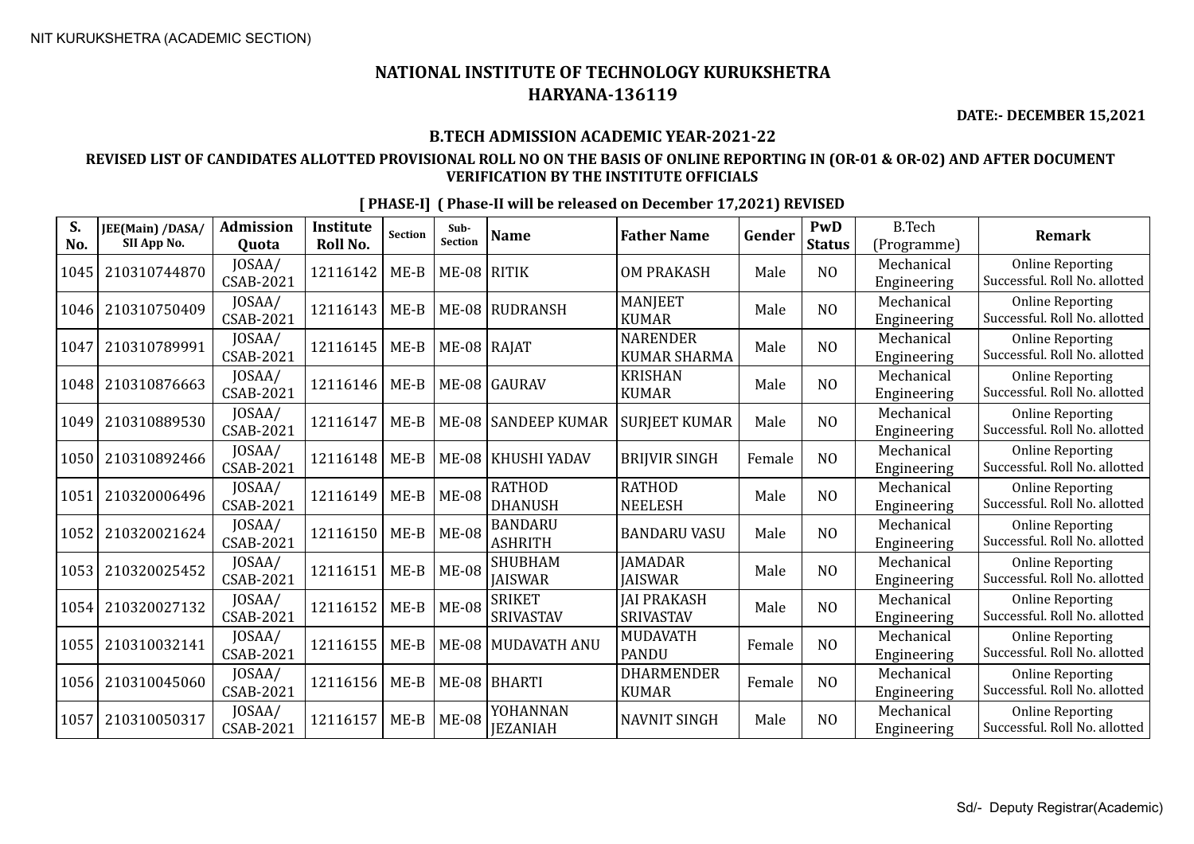NIT KURUKSHETRA (ACADEMIC SECTION)

# NATIONAL INSTITUTE OF TECHNOLOGY KURUKSHETRA
## HARYANA-136119

**DATE:- DECEMBER 15,2021**

### B.TECH ADMISSION ACADEMIC YEAR-2021-22

### REVISED LIST OF CANDIDATES ALLOTTED PROVISIONAL ROLL NO ON THE BASIS OF ONLINE REPORTING IN (OR-01 & OR-02) AND AFTER DOCUMENT VERIFICATION BY THE INSTITUTE OFFICIALS

**[ PHASE-I] ( Phase-II will be released on December 17,2021) REVISED**

| S. No. | JEE(Main) /DASA/ SII App No. | Admission Quota | Institute Roll No. | Section | Sub-Section | Name | Father Name | Gender | PwD Status | B.Tech (Programme) | Remark |
|---|---|---|---|---|---|---|---|---|---|---|---|
| 1045 | 210310744870 | JOSAA/ CSAB-2021 | 12116142 | ME-B | ME-08 | RITIK | OM PRAKASH | Male | NO | Mechanical Engineering | Online Reporting Successful. Roll No. allotted |
| 1046 | 210310750409 | JOSAA/ CSAB-2021 | 12116143 | ME-B | ME-08 | RUDRANSH | MANJEET KUMAR | Male | NO | Mechanical Engineering | Online Reporting Successful. Roll No. allotted |
| 1047 | 210310789991 | JOSAA/ CSAB-2021 | 12116145 | ME-B | ME-08 | RAJAT | NARENDER KUMAR SHARMA | Male | NO | Mechanical Engineering | Online Reporting Successful. Roll No. allotted |
| 1048 | 210310876663 | JOSAA/ CSAB-2021 | 12116146 | ME-B | ME-08 | GAURAV | KRISHAN KUMAR | Male | NO | Mechanical Engineering | Online Reporting Successful. Roll No. allotted |
| 1049 | 210310889530 | JOSAA/ CSAB-2021 | 12116147 | ME-B | ME-08 | SANDEEP KUMAR | SURJEET KUMAR | Male | NO | Mechanical Engineering | Online Reporting Successful. Roll No. allotted |
| 1050 | 210310892466 | JOSAA/ CSAB-2021 | 12116148 | ME-B | ME-08 | KHUSHI YADAV | BRIJVIR SINGH | Female | NO | Mechanical Engineering | Online Reporting Successful. Roll No. allotted |
| 1051 | 210320006496 | JOSAA/ CSAB-2021 | 12116149 | ME-B | ME-08 | RATHOD DHANUSH | RATHOD NEELESH | Male | NO | Mechanical Engineering | Online Reporting Successful. Roll No. allotted |
| 1052 | 210320021624 | JOSAA/ CSAB-2021 | 12116150 | ME-B | ME-08 | BANDARU ASHRITH | BANDARU VASU | Male | NO | Mechanical Engineering | Online Reporting Successful. Roll No. allotted |
| 1053 | 210320025452 | JOSAA/ CSAB-2021 | 12116151 | ME-B | ME-08 | SHUBHAM JAISWAR | JAMADAR JAISWAR | Male | NO | Mechanical Engineering | Online Reporting Successful. Roll No. allotted |
| 1054 | 210320027132 | JOSAA/ CSAB-2021 | 12116152 | ME-B | ME-08 | SRIKET SRIVASTAV | JAI PRAKASH SRIVASTAV | Male | NO | Mechanical Engineering | Online Reporting Successful. Roll No. allotted |
| 1055 | 210310032141 | JOSAA/ CSAB-2021 | 12116155 | ME-B | ME-08 | MUDAVATH ANU | MUDAVATH PANDU | Female | NO | Mechanical Engineering | Online Reporting Successful. Roll No. allotted |
| 1056 | 210310045060 | JOSAA/ CSAB-2021 | 12116156 | ME-B | ME-08 | BHARTI | DHARMENDER KUMAR | Female | NO | Mechanical Engineering | Online Reporting Successful. Roll No. allotted |
| 1057 | 210310050317 | JOSAA/ CSAB-2021 | 12116157 | ME-B | ME-08 | YOHANNAN JEZANIAH | NAVNIT SINGH | Male | NO | Mechanical Engineering | Online Reporting Successful. Roll No. allotted |

Sd/- Deputy Registrar(Academic)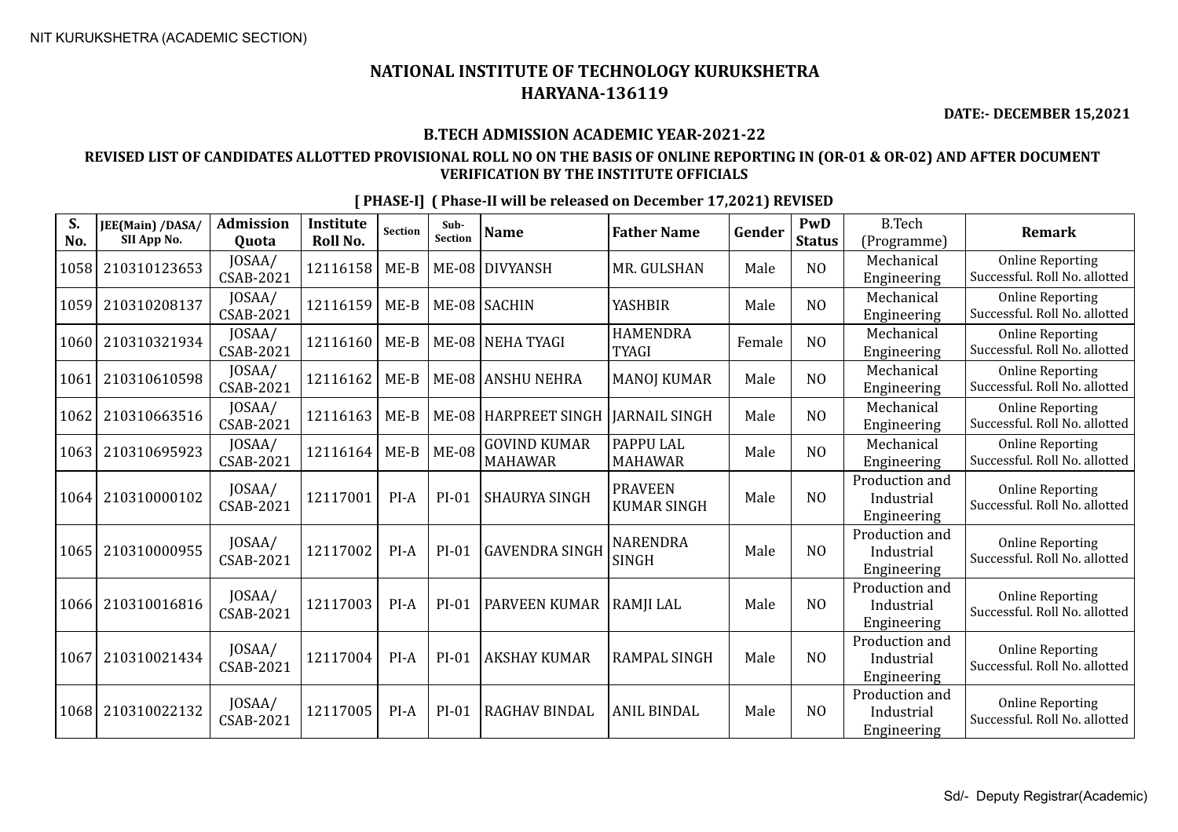NIT KURUKSHETRA (ACADEMIC SECTION)

# NATIONAL INSTITUTE OF TECHNOLOGY KURUKSHETRA
## HARYANA-136119

**DATE:- DECEMBER 15,2021**

### B.TECH ADMISSION ACADEMIC YEAR-2021-22

### REVISED LIST OF CANDIDATES ALLOTTED PROVISIONAL ROLL NO ON THE BASIS OF ONLINE REPORTING IN (OR-01 & OR-02) AND AFTER DOCUMENT VERIFICATION BY THE INSTITUTE OFFICIALS

**[ PHASE-I] ( Phase-II will be released on December 17,2021) REVISED**

| S. No. | JEE(Main) /DASA/ SII App No. | Admission Quota | Institute Roll No. | Section | Sub-Section | Name | Father Name | Gender | PwD Status | B.Tech (Programme) | Remark |
|---|---|---|---|---|---|---|---|---|---|---|---|
| 1058 | 210310123653 | JOSAA/ CSAB-2021 | 12116158 | ME-B | ME-08 | DIVYANSH | MR. GULSHAN | Male | NO | Mechanical Engineering | Online Reporting Successful. Roll No. allotted |
| 1059 | 210310208137 | JOSAA/ CSAB-2021 | 12116159 | ME-B | ME-08 | SACHIN | YASHBIR | Male | NO | Mechanical Engineering | Online Reporting Successful. Roll No. allotted |
| 1060 | 210310321934 | JOSAA/ CSAB-2021 | 12116160 | ME-B | ME-08 | NEHA TYAGI | HAMENDRA TYAGI | Female | NO | Mechanical Engineering | Online Reporting Successful. Roll No. allotted |
| 1061 | 210310610598 | JOSAA/ CSAB-2021 | 12116162 | ME-B | ME-08 | ANSHU NEHRA | MANOJ KUMAR | Male | NO | Mechanical Engineering | Online Reporting Successful. Roll No. allotted |
| 1062 | 210310663516 | JOSAA/ CSAB-2021 | 12116163 | ME-B | ME-08 | HARPREET SINGH | JARNAIL SINGH | Male | NO | Mechanical Engineering | Online Reporting Successful. Roll No. allotted |
| 1063 | 210310695923 | JOSAA/ CSAB-2021 | 12116164 | ME-B | ME-08 | GOVIND KUMAR MAHAWAR | PAPPU LAL MAHAWAR | Male | NO | Mechanical Engineering | Online Reporting Successful. Roll No. allotted |
| 1064 | 210310000102 | JOSAA/ CSAB-2021 | 12117001 | PI-A | PI-01 | SHAURYA SINGH | PRAVEEN KUMAR SINGH | Male | NO | Production and Industrial Engineering | Online Reporting Successful. Roll No. allotted |
| 1065 | 210310000955 | JOSAA/ CSAB-2021 | 12117002 | PI-A | PI-01 | GAVENDRA SINGH | NARENDRA SINGH | Male | NO | Production and Industrial Engineering | Online Reporting Successful. Roll No. allotted |
| 1066 | 210310016816 | JOSAA/ CSAB-2021 | 12117003 | PI-A | PI-01 | PARVEEN KUMAR | RAMJI LAL | Male | NO | Production and Industrial Engineering | Online Reporting Successful. Roll No. allotted |
| 1067 | 210310021434 | JOSAA/ CSAB-2021 | 12117004 | PI-A | PI-01 | AKSHAY KUMAR | RAMPAL SINGH | Male | NO | Production and Industrial Engineering | Online Reporting Successful. Roll No. allotted |
| 1068 | 210310022132 | JOSAA/ CSAB-2021 | 12117005 | PI-A | PI-01 | RAGHAV BINDAL | ANIL BINDAL | Male | NO | Production and Industrial Engineering | Online Reporting Successful. Roll No. allotted |

Sd/- Deputy Registrar(Academic)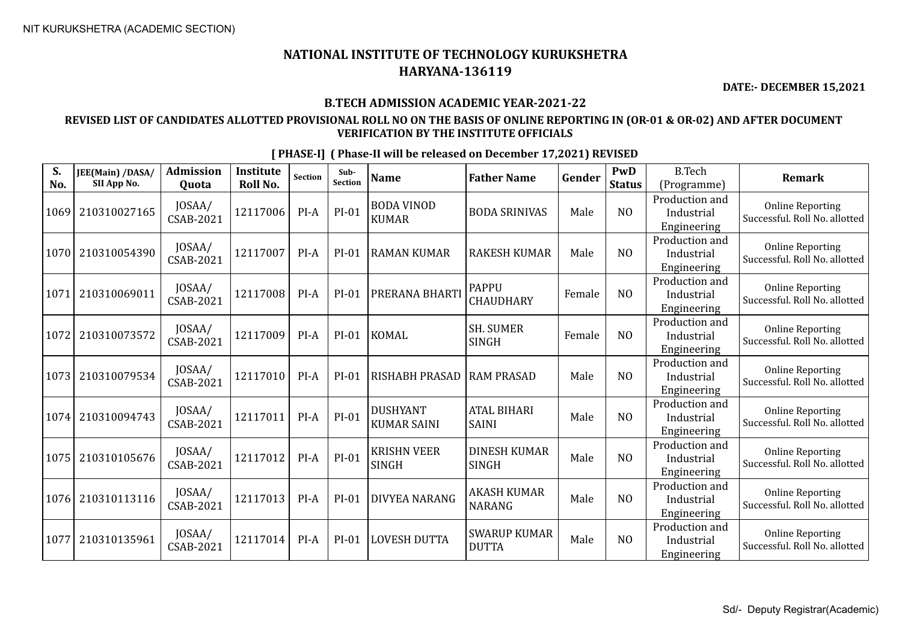NIT KURUKSHETRA (ACADEMIC SECTION)

# NATIONAL INSTITUTE OF TECHNOLOGY KURUKSHETRA
## HARYANA-136119

**DATE:- DECEMBER 15,2021**

### B.TECH ADMISSION ACADEMIC YEAR-2021-22

**REVISED LIST OF CANDIDATES ALLOTTED PROVISIONAL ROLL NO ON THE BASIS OF ONLINE REPORTING IN (OR-01 & OR-02) AND AFTER DOCUMENT VERIFICATION BY THE INSTITUTE OFFICIALS**

**[ PHASE-I] ( Phase-II will be released on December 17,2021) REVISED**

| S. No. | JEE(Main) /DASA/ SII App No. | Admission Quota | Institute Roll No. | Section | Sub-Section | Name | Father Name | Gender | PwD Status | B.Tech (Programme) | Remark |
|---|---|---|---|---|---|---|---|---|---|---|---|
| 1069 | 210310027165 | JOSAA/ CSAB-2021 | 12117006 | PI-A | PI-01 | BODA VINOD KUMAR | BODA SRINIVAS | Male | NO | Production and Industrial Engineering | Online Reporting Successful. Roll No. allotted |
| 1070 | 210310054390 | JOSAA/ CSAB-2021 | 12117007 | PI-A | PI-01 | RAMAN KUMAR | RAKESH KUMAR | Male | NO | Production and Industrial Engineering | Online Reporting Successful. Roll No. allotted |
| 1071 | 210310069011 | JOSAA/ CSAB-2021 | 12117008 | PI-A | PI-01 | PRERANA BHARTI | PAPPU CHAUDHARY | Female | NO | Production and Industrial Engineering | Online Reporting Successful. Roll No. allotted |
| 1072 | 210310073572 | JOSAA/ CSAB-2021 | 12117009 | PI-A | PI-01 | KOMAL | SH. SUMER SINGH | Female | NO | Production and Industrial Engineering | Online Reporting Successful. Roll No. allotted |
| 1073 | 210310079534 | JOSAA/ CSAB-2021 | 12117010 | PI-A | PI-01 | RISHABH PRASAD | RAM PRASAD | Male | NO | Production and Industrial Engineering | Online Reporting Successful. Roll No. allotted |
| 1074 | 210310094743 | JOSAA/ CSAB-2021 | 12117011 | PI-A | PI-01 | DUSHYANT KUMAR SAINI | ATAL BIHARI SAINI | Male | NO | Production and Industrial Engineering | Online Reporting Successful. Roll No. allotted |
| 1075 | 210310105676 | JOSAA/ CSAB-2021 | 12117012 | PI-A | PI-01 | KRISHN VEER SINGH | DINESH KUMAR SINGH | Male | NO | Production and Industrial Engineering | Online Reporting Successful. Roll No. allotted |
| 1076 | 210310113116 | JOSAA/ CSAB-2021 | 12117013 | PI-A | PI-01 | DIVYEA NARANG | AKASH KUMAR NARANG | Male | NO | Production and Industrial Engineering | Online Reporting Successful. Roll No. allotted |
| 1077 | 210310135961 | JOSAA/ CSAB-2021 | 12117014 | PI-A | PI-01 | LOVESH DUTTA | SWARUP KUMAR DUTTA | Male | NO | Production and Industrial Engineering | Online Reporting Successful. Roll No. allotted |

Sd/- Deputy Registrar(Academic)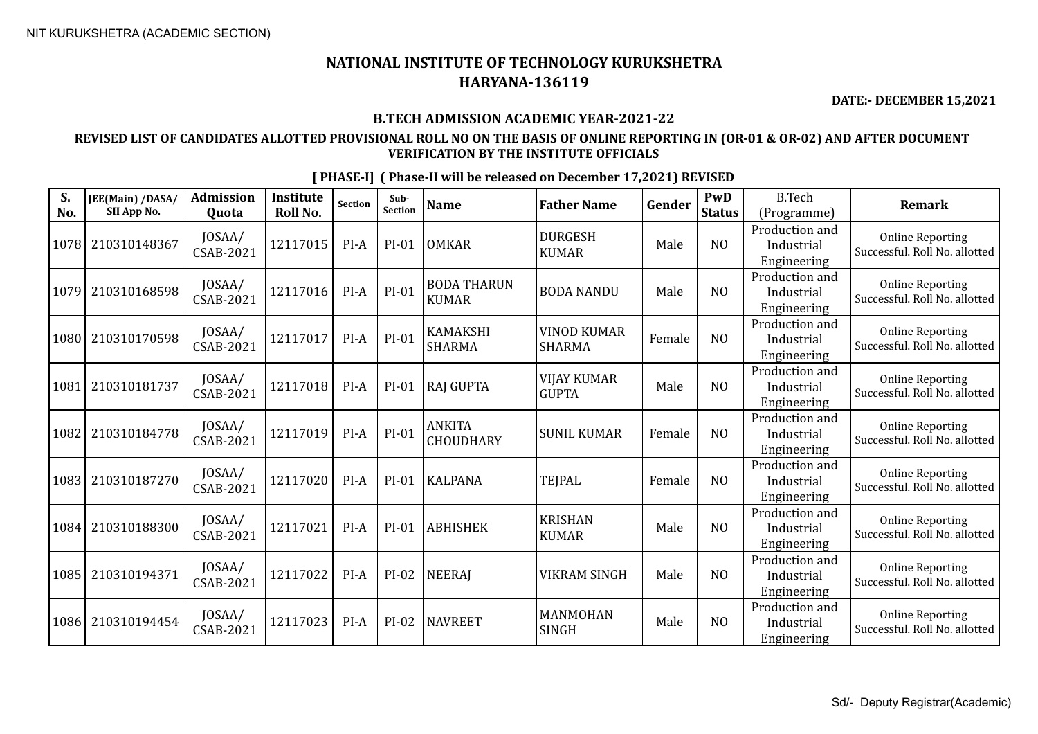NIT KURUKSHETRA (ACADEMIC SECTION)

# NATIONAL INSTITUTE OF TECHNOLOGY KURUKSHETRA
## HARYANA-136119

**DATE:- DECEMBER 15,2021**

### B.TECH ADMISSION ACADEMIC YEAR-2021-22

**REVISED LIST OF CANDIDATES ALLOTTED PROVISIONAL ROLL NO ON THE BASIS OF ONLINE REPORTING IN (OR-01 & OR-02) AND AFTER DOCUMENT VERIFICATION BY THE INSTITUTE OFFICIALS**

**[ PHASE-I] ( Phase-II will be released on December 17,2021) REVISED**

| S. No. | JEE(Main) /DASA/ SII App No. | Admission Quota | Institute Roll No. | Section | Sub-Section | Name | Father Name | Gender | PwD Status | B.Tech (Programme) | Remark |
|---|---|---|---|---|---|---|---|---|---|---|---|
| 1078 | 210310148367 | JOSAA/ CSAB-2021 | 12117015 | PI-A | PI-01 | OMKAR | DURGESH KUMAR | Male | NO | Production and Industrial Engineering | Online Reporting Successful. Roll No. allotted |
| 1079 | 210310168598 | JOSAA/ CSAB-2021 | 12117016 | PI-A | PI-01 | BODA THARUN KUMAR | BODA NANDU | Male | NO | Production and Industrial Engineering | Online Reporting Successful. Roll No. allotted |
| 1080 | 210310170598 | JOSAA/ CSAB-2021 | 12117017 | PI-A | PI-01 | KAMAKSHI SHARMA | VINOD KUMAR SHARMA | Female | NO | Production and Industrial Engineering | Online Reporting Successful. Roll No. allotted |
| 1081 | 210310181737 | JOSAA/ CSAB-2021 | 12117018 | PI-A | PI-01 | RAJ GUPTA | VIJAY KUMAR GUPTA | Male | NO | Production and Industrial Engineering | Online Reporting Successful. Roll No. allotted |
| 1082 | 210310184778 | JOSAA/ CSAB-2021 | 12117019 | PI-A | PI-01 | ANKITA CHOUDHARY | SUNIL KUMAR | Female | NO | Production and Industrial Engineering | Online Reporting Successful. Roll No. allotted |
| 1083 | 210310187270 | JOSAA/ CSAB-2021 | 12117020 | PI-A | PI-01 | KALPANA | TEJPAL | Female | NO | Production and Industrial Engineering | Online Reporting Successful. Roll No. allotted |
| 1084 | 210310188300 | JOSAA/ CSAB-2021 | 12117021 | PI-A | PI-01 | ABHISHEK | KRISHAN KUMAR | Male | NO | Production and Industrial Engineering | Online Reporting Successful. Roll No. allotted |
| 1085 | 210310194371 | JOSAA/ CSAB-2021 | 12117022 | PI-A | PI-02 | NEERAJ | VIKRAM SINGH | Male | NO | Production and Industrial Engineering | Online Reporting Successful. Roll No. allotted |
| 1086 | 210310194454 | JOSAA/ CSAB-2021 | 12117023 | PI-A | PI-02 | NAVREET | MANMOHAN SINGH | Male | NO | Production and Industrial Engineering | Online Reporting Successful. Roll No. allotted |

Sd/- Deputy Registrar(Academic)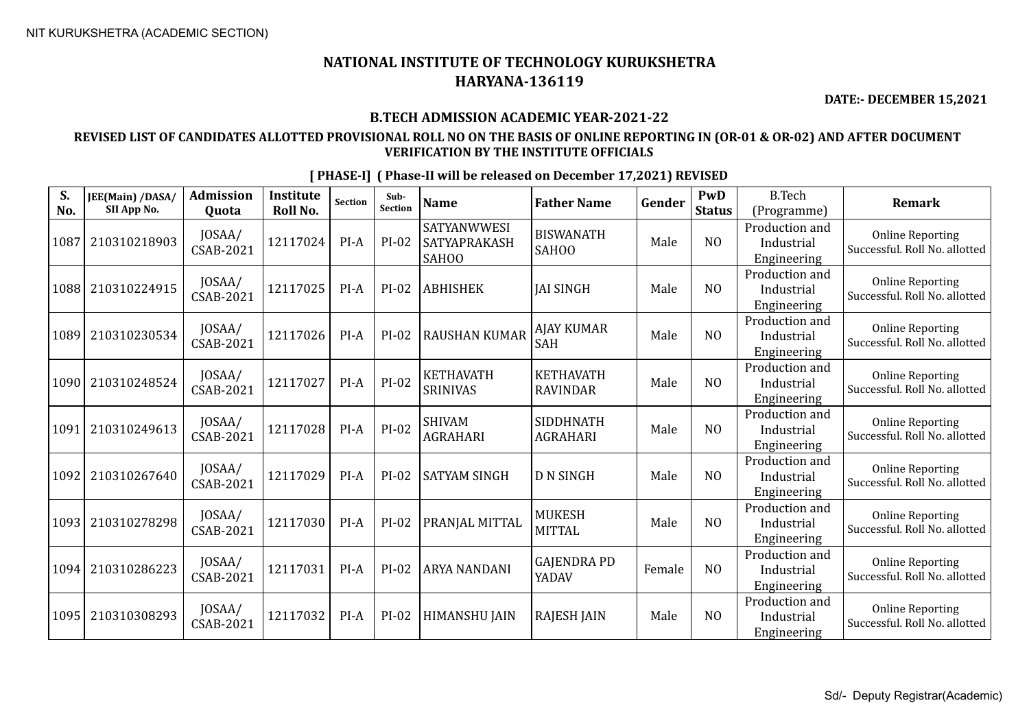# NATIONAL INSTITUTE OF TECHNOLOGY KURUKSHETRA
## HARYANA-136119

**DATE:- DECEMBER 15,2021**

### B.TECH ADMISSION ACADEMIC YEAR-2021-22

**REVISED LIST OF CANDIDATES ALLOTTED PROVISIONAL ROLL NO ON THE BASIS OF ONLINE REPORTING IN (OR-01 & OR-02) AND AFTER DOCUMENT VERIFICATION BY THE INSTITUTE OFFICIALS**

**[ PHASE-I] ( Phase-II will be released on December 17,2021) REVISED**

| S. No. | JEE(Main) /DASA/ SII App No. | Admission Quota | Institute Roll No. | Section | Sub-Section | Name | Father Name | Gender | PwD Status | B.Tech (Programme) | Remark |
|---|---|---|---|---|---|---|---|---|---|---|---|
| 1087 | 210310218903 | JOSAA/ CSAB-2021 | 12117024 | PI-A | PI-02 | SATYANWWESI SATYAPRAKASH SAHOO | BISWANATH SAHOO | Male | NO | Production and Industrial Engineering | Online Reporting Successful. Roll No. allotted |
| 1088 | 210310224915 | JOSAA/ CSAB-2021 | 12117025 | PI-A | PI-02 | ABHISHEK | JAI SINGH | Male | NO | Production and Industrial Engineering | Online Reporting Successful. Roll No. allotted |
| 1089 | 210310230534 | JOSAA/ CSAB-2021 | 12117026 | PI-A | PI-02 | RAUSHAN KUMAR | AJAY KUMAR SAH | Male | NO | Production and Industrial Engineering | Online Reporting Successful. Roll No. allotted |
| 1090 | 210310248524 | JOSAA/ CSAB-2021 | 12117027 | PI-A | PI-02 | KETHAVATH SRINIVAS | KETHAVATH RAVINDAR | Male | NO | Production and Industrial Engineering | Online Reporting Successful. Roll No. allotted |
| 1091 | 210310249613 | JOSAA/ CSAB-2021 | 12117028 | PI-A | PI-02 | SHIVAM AGRAHARI | SIDDHNATH AGRAHARI | Male | NO | Production and Industrial Engineering | Online Reporting Successful. Roll No. allotted |
| 1092 | 210310267640 | JOSAA/ CSAB-2021 | 12117029 | PI-A | PI-02 | SATYAM SINGH | D N SINGH | Male | NO | Production and Industrial Engineering | Online Reporting Successful. Roll No. allotted |
| 1093 | 210310278298 | JOSAA/ CSAB-2021 | 12117030 | PI-A | PI-02 | PRANJAL MITTAL | MUKESH MITTAL | Male | NO | Production and Industrial Engineering | Online Reporting Successful. Roll No. allotted |
| 1094 | 210310286223 | JOSAA/ CSAB-2021 | 12117031 | PI-A | PI-02 | ARYA NANDANI | GAJENDRA PD YADAV | Female | NO | Production and Industrial Engineering | Online Reporting Successful. Roll No. allotted |
| 1095 | 210310308293 | JOSAA/ CSAB-2021 | 12117032 | PI-A | PI-02 | HIMANSHU JAIN | RAJESH JAIN | Male | NO | Production and Industrial Engineering | Online Reporting Successful. Roll No. allotted |

Sd/- Deputy Registrar(Academic)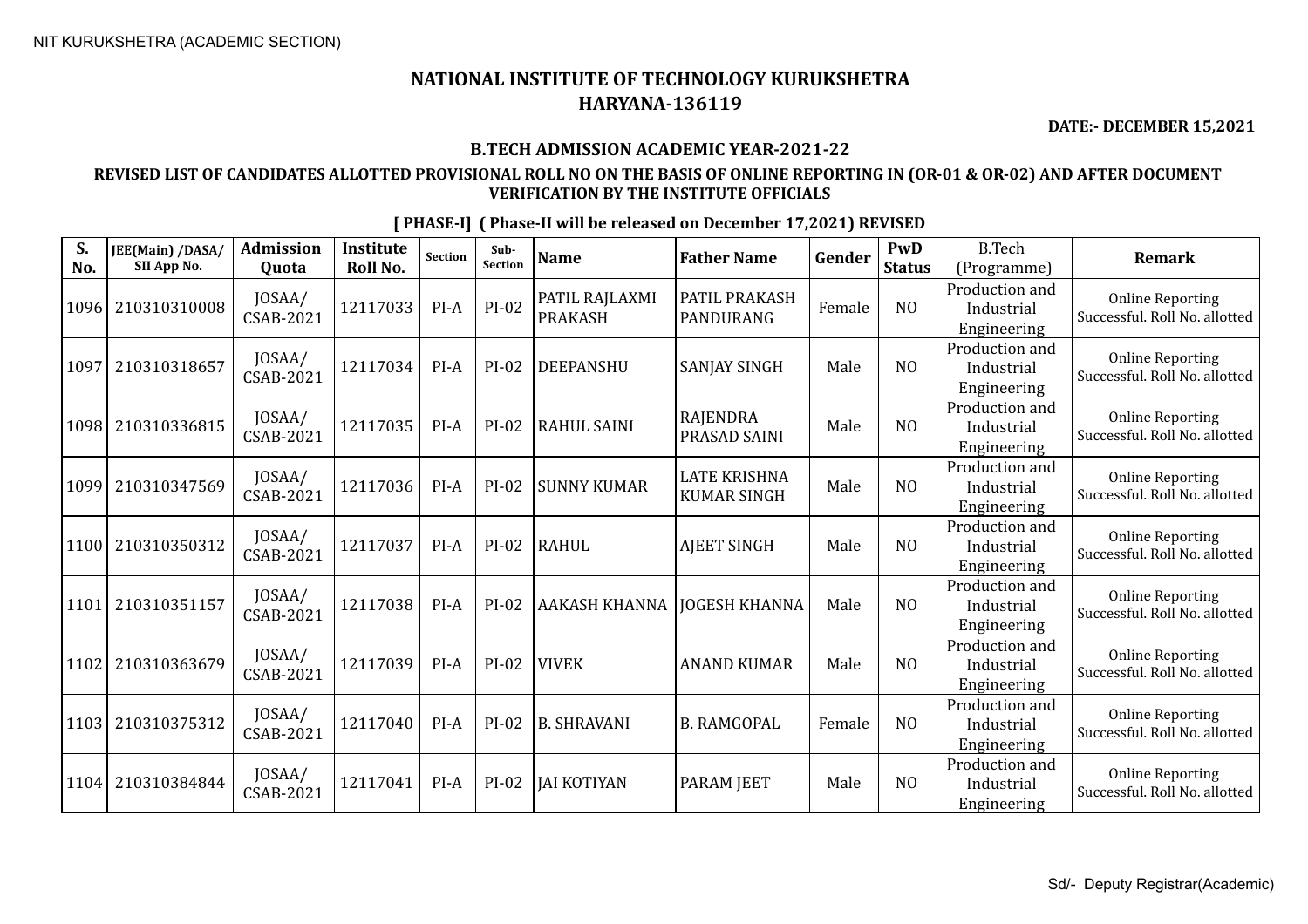NIT KURUKSHETRA (ACADEMIC SECTION)

# NATIONAL INSTITUTE OF TECHNOLOGY KURUKSHETRA
## HARYANA-136119

**DATE:- DECEMBER 15,2021**

### B.TECH ADMISSION ACADEMIC YEAR-2021-22

### REVISED LIST OF CANDIDATES ALLOTTED PROVISIONAL ROLL NO ON THE BASIS OF ONLINE REPORTING IN (OR-01 & OR-02) AND AFTER DOCUMENT VERIFICATION BY THE INSTITUTE OFFICIALS

**[ PHASE-I] ( Phase-II will be released on December 17,2021) REVISED**

| S. No. | JEE(Main) /DASA/ SII App No. | Admission Quota | Institute Roll No. | Section | Sub-Section | Name | Father Name | Gender | PwD Status | B.Tech (Programme) | Remark |
|---|---|---|---|---|---|---|---|---|---|---|---|
| 1096 | 210310310008 | JOSAA/ CSAB-2021 | 12117033 | PI-A | PI-02 | PATIL RAJLAXMI PRAKASH | PATIL PRAKASH PANDURANG | Female | NO | Production and Industrial Engineering | Online Reporting Successful. Roll No. allotted |
| 1097 | 210310318657 | JOSAA/ CSAB-2021 | 12117034 | PI-A | PI-02 | DEEPANSHU | SANJAY SINGH | Male | NO | Production and Industrial Engineering | Online Reporting Successful. Roll No. allotted |
| 1098 | 210310336815 | JOSAA/ CSAB-2021 | 12117035 | PI-A | PI-02 | RAHUL SAINI | RAJENDRA PRASAD SAINI | Male | NO | Production and Industrial Engineering | Online Reporting Successful. Roll No. allotted |
| 1099 | 210310347569 | JOSAA/ CSAB-2021 | 12117036 | PI-A | PI-02 | SUNNY KUMAR | LATE KRISHNA KUMAR SINGH | Male | NO | Production and Industrial Engineering | Online Reporting Successful. Roll No. allotted |
| 1100 | 210310350312 | JOSAA/ CSAB-2021 | 12117037 | PI-A | PI-02 | RAHUL | AJEET SINGH | Male | NO | Production and Industrial Engineering | Online Reporting Successful. Roll No. allotted |
| 1101 | 210310351157 | JOSAA/ CSAB-2021 | 12117038 | PI-A | PI-02 | AAKASH KHANNA | JOGESH KHANNA | Male | NO | Production and Industrial Engineering | Online Reporting Successful. Roll No. allotted |
| 1102 | 210310363679 | JOSAA/ CSAB-2021 | 12117039 | PI-A | PI-02 | VIVEK | ANAND KUMAR | Male | NO | Production and Industrial Engineering | Online Reporting Successful. Roll No. allotted |
| 1103 | 210310375312 | JOSAA/ CSAB-2021 | 12117040 | PI-A | PI-02 | B. SHRAVANI | B. RAMGOPAL | Female | NO | Production and Industrial Engineering | Online Reporting Successful. Roll No. allotted |
| 1104 | 210310384844 | JOSAA/ CSAB-2021 | 12117041 | PI-A | PI-02 | JAI KOTIYAN | PARAM JEET | Male | NO | Production and Industrial Engineering | Online Reporting Successful. Roll No. allotted |

Sd/- Deputy Registrar(Academic)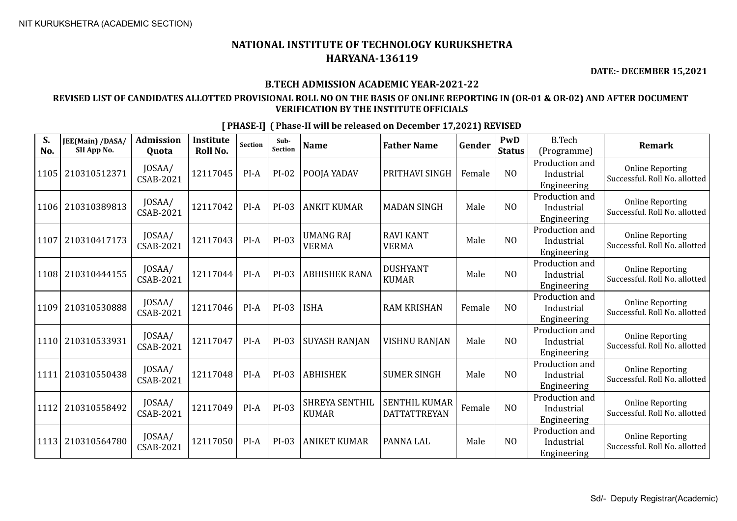NIT KURUKSHETRA (ACADEMIC SECTION)

# NATIONAL INSTITUTE OF TECHNOLOGY KURUKSHETRA
## HARYANA-136119

**DATE:- DECEMBER 15,2021**

### B.TECH ADMISSION ACADEMIC YEAR-2021-22

**REVISED LIST OF CANDIDATES ALLOTTED PROVISIONAL ROLL NO ON THE BASIS OF ONLINE REPORTING IN (OR-01 & OR-02) AND AFTER DOCUMENT VERIFICATION BY THE INSTITUTE OFFICIALS**

**[ PHASE-I] ( Phase-II will be released on December 17,2021) REVISED**

| S. No. | JEE(Main) /DASA/ SII App No. | Admission Quota | Institute Roll No. | Section | Sub-Section | Name | Father Name | Gender | PwD Status | B.Tech (Programme) | Remark |
|---|---|---|---|---|---|---|---|---|---|---|---|
| 1105 | 210310512371 | JOSAA/ CSAB-2021 | 12117045 | PI-A | PI-02 | POOJA YADAV | PRITHAVI SINGH | Female | NO | Production and Industrial Engineering | Online Reporting Successful. Roll No. allotted |
| 1106 | 210310389813 | JOSAA/ CSAB-2021 | 12117042 | PI-A | PI-03 | ANKIT KUMAR | MADAN SINGH | Male | NO | Production and Industrial Engineering | Online Reporting Successful. Roll No. allotted |
| 1107 | 210310417173 | JOSAA/ CSAB-2021 | 12117043 | PI-A | PI-03 | UMANG RAJ VERMA | RAVI KANT VERMA | Male | NO | Production and Industrial Engineering | Online Reporting Successful. Roll No. allotted |
| 1108 | 210310444155 | JOSAA/ CSAB-2021 | 12117044 | PI-A | PI-03 | ABHISHEK RANA | DUSHYANT KUMAR | Male | NO | Production and Industrial Engineering | Online Reporting Successful. Roll No. allotted |
| 1109 | 210310530888 | JOSAA/ CSAB-2021 | 12117046 | PI-A | PI-03 | ISHA | RAM KRISHAN | Female | NO | Production and Industrial Engineering | Online Reporting Successful. Roll No. allotted |
| 1110 | 210310533931 | JOSAA/ CSAB-2021 | 12117047 | PI-A | PI-03 | SUYASH RANJAN | VISHNU RANJAN | Male | NO | Production and Industrial Engineering | Online Reporting Successful. Roll No. allotted |
| 1111 | 210310550438 | JOSAA/ CSAB-2021 | 12117048 | PI-A | PI-03 | ABHISHEK | SUMER SINGH | Male | NO | Production and Industrial Engineering | Online Reporting Successful. Roll No. allotted |
| 1112 | 210310558492 | JOSAA/ CSAB-2021 | 12117049 | PI-A | PI-03 | SHREYA SENTHIL KUMAR | SENTHIL KUMAR DATTATTREYAN | Female | NO | Production and Industrial Engineering | Online Reporting Successful. Roll No. allotted |
| 1113 | 210310564780 | JOSAA/ CSAB-2021 | 12117050 | PI-A | PI-03 | ANIKET KUMAR | PANNA LAL | Male | NO | Production and Industrial Engineering | Online Reporting Successful. Roll No. allotted |

Sd/- Deputy Registrar(Academic)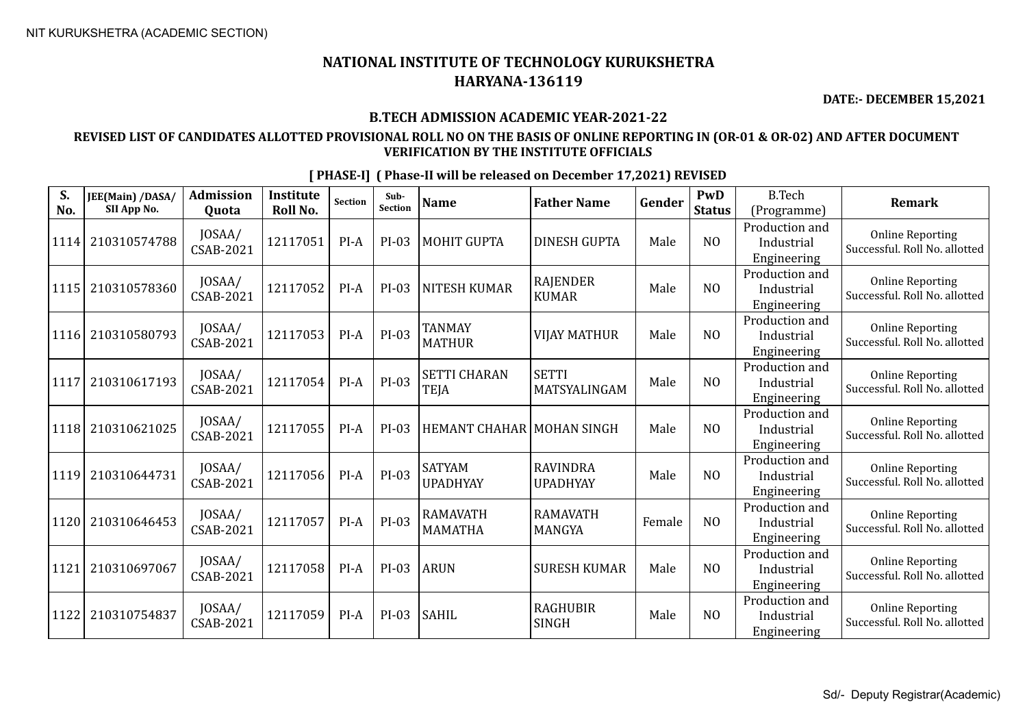NIT KURUKSHETRA (ACADEMIC SECTION)

# NATIONAL INSTITUTE OF TECHNOLOGY KURUKSHETRA
## HARYANA-136119

**DATE:- DECEMBER 15,2021**

### B.TECH ADMISSION ACADEMIC YEAR-2021-22

**REVISED LIST OF CANDIDATES ALLOTTED PROVISIONAL ROLL NO ON THE BASIS OF ONLINE REPORTING IN (OR-01 & OR-02) AND AFTER DOCUMENT VERIFICATION BY THE INSTITUTE OFFICIALS**

**[ PHASE-I] ( Phase-II will be released on December 17,2021) REVISED**

| S. No. | JEE(Main) /DASA/ SII App No. | Admission Quota | Institute Roll No. | Section | Sub-Section | Name | Father Name | Gender | PwD Status | B.Tech (Programme) | Remark |
|---|---|---|---|---|---|---|---|---|---|---|---|
| 1114 | 210310574788 | JOSAA/ CSAB-2021 | 12117051 | PI-A | PI-03 | MOHIT GUPTA | DINESH GUPTA | Male | NO | Production and Industrial Engineering | Online Reporting Successful. Roll No. allotted |
| 1115 | 210310578360 | JOSAA/ CSAB-2021 | 12117052 | PI-A | PI-03 | NITESH KUMAR | RAJENDER KUMAR | Male | NO | Production and Industrial Engineering | Online Reporting Successful. Roll No. allotted |
| 1116 | 210310580793 | JOSAA/ CSAB-2021 | 12117053 | PI-A | PI-03 | TANMAY MATHUR | VIJAY MATHUR | Male | NO | Production and Industrial Engineering | Online Reporting Successful. Roll No. allotted |
| 1117 | 210310617193 | JOSAA/ CSAB-2021 | 12117054 | PI-A | PI-03 | SETTI CHARAN TEJA | SETTI MATSYALINGAM | Male | NO | Production and Industrial Engineering | Online Reporting Successful. Roll No. allotted |
| 1118 | 210310621025 | JOSAA/ CSAB-2021 | 12117055 | PI-A | PI-03 | HEMANT CHAHAR | MOHAN SINGH | Male | NO | Production and Industrial Engineering | Online Reporting Successful. Roll No. allotted |
| 1119 | 210310644731 | JOSAA/ CSAB-2021 | 12117056 | PI-A | PI-03 | SATYAM UPADHYAY | RAVINDRA UPADHYAY | Male | NO | Production and Industrial Engineering | Online Reporting Successful. Roll No. allotted |
| 1120 | 210310646453 | JOSAA/ CSAB-2021 | 12117057 | PI-A | PI-03 | RAMAVATH MAMATHA | RAMAVATH MANGYA | Female | NO | Production and Industrial Engineering | Online Reporting Successful. Roll No. allotted |
| 1121 | 210310697067 | JOSAA/ CSAB-2021 | 12117058 | PI-A | PI-03 | ARUN | SURESH KUMAR | Male | NO | Production and Industrial Engineering | Online Reporting Successful. Roll No. allotted |
| 1122 | 210310754837 | JOSAA/ CSAB-2021 | 12117059 | PI-A | PI-03 | SAHIL | RAGHUBIR SINGH | Male | NO | Production and Industrial Engineering | Online Reporting Successful. Roll No. allotted |

Sd/- Deputy Registrar(Academic)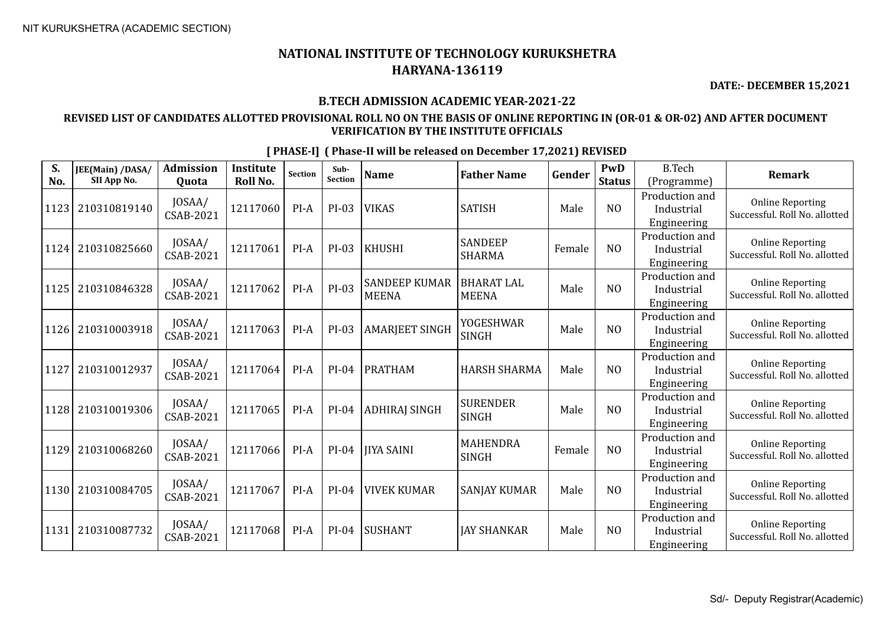NIT KURUKSHETRA (ACADEMIC SECTION)

# NATIONAL INSTITUTE OF TECHNOLOGY KURUKSHETRA
## HARYANA-136119

**DATE:- DECEMBER 15,2021**

### B.TECH ADMISSION ACADEMIC YEAR-2021-22

### REVISED LIST OF CANDIDATES ALLOTTED PROVISIONAL ROLL NO ON THE BASIS OF ONLINE REPORTING IN (OR-01 & OR-02) AND AFTER DOCUMENT VERIFICATION BY THE INSTITUTE OFFICIALS

**[ PHASE-I] ( Phase-II will be released on December 17,2021) REVISED**

| S. No. | JEE(Main) /DASA/ SII App No. | Admission Quota | Institute Roll No. | Section | Sub-Section | Name | Father Name | Gender | PwD Status | B.Tech (Programme) | Remark |
|---|---|---|---|---|---|---|---|---|---|---|---|
| 1123 | 210310819140 | JOSAA/ CSAB-2021 | 12117060 | PI-A | PI-03 | VIKAS | SATISH | Male | NO | Production and Industrial Engineering | Online Reporting Successful. Roll No. allotted |
| 1124 | 210310825660 | JOSAA/ CSAB-2021 | 12117061 | PI-A | PI-03 | KHUSHI | SANDEEP SHARMA | Female | NO | Production and Industrial Engineering | Online Reporting Successful. Roll No. allotted |
| 1125 | 210310846328 | JOSAA/ CSAB-2021 | 12117062 | PI-A | PI-03 | SANDEEP KUMAR MEENA | BHARAT LAL MEENA | Male | NO | Production and Industrial Engineering | Online Reporting Successful. Roll No. allotted |
| 1126 | 210310003918 | JOSAA/ CSAB-2021 | 12117063 | PI-A | PI-03 | AMARJEET SINGH | YOGESHWAR SINGH | Male | NO | Production and Industrial Engineering | Online Reporting Successful. Roll No. allotted |
| 1127 | 210310012937 | JOSAA/ CSAB-2021 | 12117064 | PI-A | PI-04 | PRATHAM | HARSH SHARMA | Male | NO | Production and Industrial Engineering | Online Reporting Successful. Roll No. allotted |
| 1128 | 210310019306 | JOSAA/ CSAB-2021 | 12117065 | PI-A | PI-04 | ADHIRAJ SINGH | SURENDER SINGH | Male | NO | Production and Industrial Engineering | Online Reporting Successful. Roll No. allotted |
| 1129 | 210310068260 | JOSAA/ CSAB-2021 | 12117066 | PI-A | PI-04 | JIYA SAINI | MAHENDRA SINGH | Female | NO | Production and Industrial Engineering | Online Reporting Successful. Roll No. allotted |
| 1130 | 210310084705 | JOSAA/ CSAB-2021 | 12117067 | PI-A | PI-04 | VIVEK KUMAR | SANJAY KUMAR | Male | NO | Production and Industrial Engineering | Online Reporting Successful. Roll No. allotted |
| 1131 | 210310087732 | JOSAA/ CSAB-2021 | 12117068 | PI-A | PI-04 | SUSHANT | JAY SHANKAR | Male | NO | Production and Industrial Engineering | Online Reporting Successful. Roll No. allotted |

Sd/- Deputy Registrar(Academic)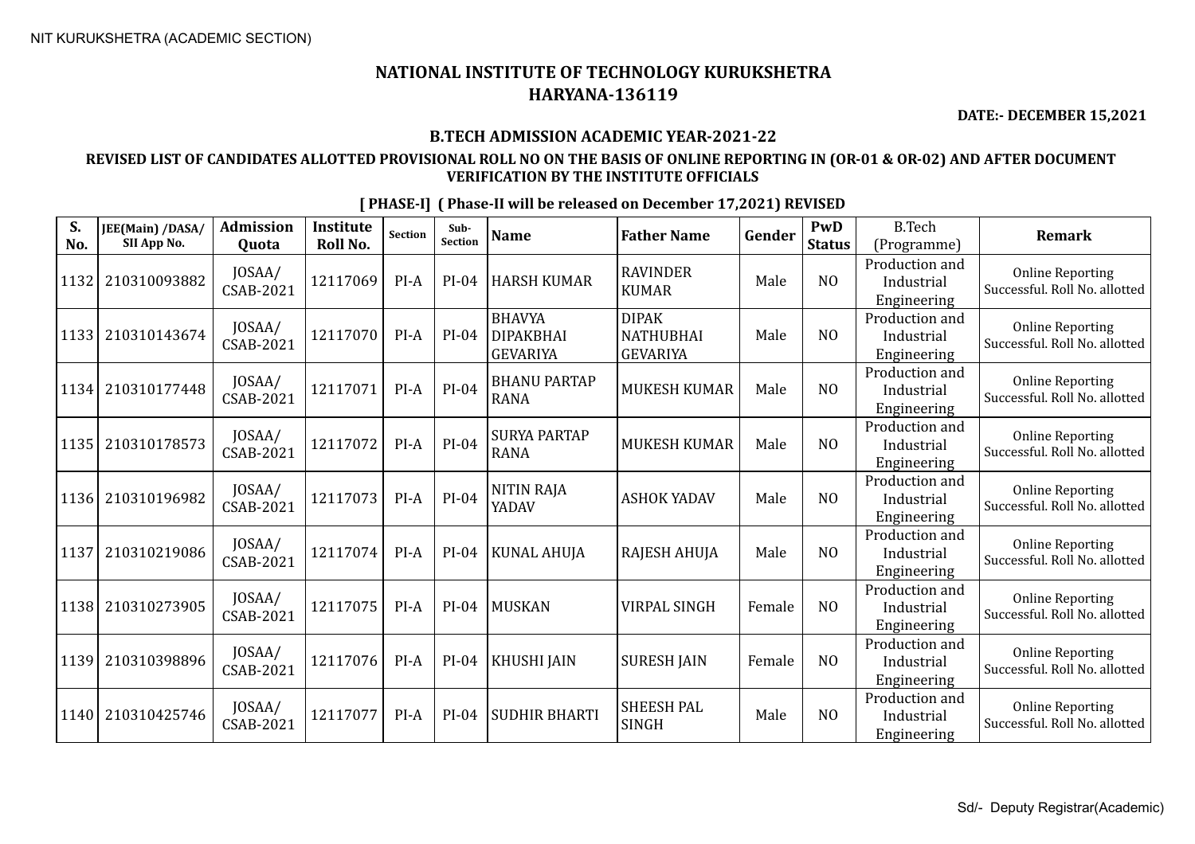# NATIONAL INSTITUTE OF TECHNOLOGY KURUKSHETRA
## HARYANA-136119

**DATE:- DECEMBER 15,2021**

### B.TECH ADMISSION ACADEMIC YEAR-2021-22

**REVISED LIST OF CANDIDATES ALLOTTED PROVISIONAL ROLL NO ON THE BASIS OF ONLINE REPORTING IN (OR-01 & OR-02) AND AFTER DOCUMENT VERIFICATION BY THE INSTITUTE OFFICIALS**

**[ PHASE-I] ( Phase-II will be released on December 17,2021) REVISED**

| S. No. | JEE(Main) /DASA/ SII App No. | Admission Quota | Institute Roll No. | Section | Sub-Section | Name | Father Name | Gender | PwD Status | B.Tech (Programme) | Remark |
|---|---|---|---|---|---|---|---|---|---|---|---|
| 1132 | 210310093882 | JOSAA/ CSAB-2021 | 12117069 | PI-A | PI-04 | HARSH KUMAR | RAVINDER KUMAR | Male | NO | Production and Industrial Engineering | Online Reporting Successful. Roll No. allotted |
| 1133 | 210310143674 | JOSAA/ CSAB-2021 | 12117070 | PI-A | PI-04 | BHAVYA DIPAKBHAI GEVARIYA | DIPAK NATHUBHAI GEVARIYA | Male | NO | Production and Industrial Engineering | Online Reporting Successful. Roll No. allotted |
| 1134 | 210310177448 | JOSAA/ CSAB-2021 | 12117071 | PI-A | PI-04 | BHANU PARTAP RANA | MUKESH KUMAR | Male | NO | Production and Industrial Engineering | Online Reporting Successful. Roll No. allotted |
| 1135 | 210310178573 | JOSAA/ CSAB-2021 | 12117072 | PI-A | PI-04 | SURYA PARTAP RANA | MUKESH KUMAR | Male | NO | Production and Industrial Engineering | Online Reporting Successful. Roll No. allotted |
| 1136 | 210310196982 | JOSAA/ CSAB-2021 | 12117073 | PI-A | PI-04 | NITIN RAJA YADAV | ASHOK YADAV | Male | NO | Production and Industrial Engineering | Online Reporting Successful. Roll No. allotted |
| 1137 | 210310219086 | JOSAA/ CSAB-2021 | 12117074 | PI-A | PI-04 | KUNAL AHUJA | RAJESH AHUJA | Male | NO | Production and Industrial Engineering | Online Reporting Successful. Roll No. allotted |
| 1138 | 210310273905 | JOSAA/ CSAB-2021 | 12117075 | PI-A | PI-04 | MUSKAN | VIRPAL SINGH | Female | NO | Production and Industrial Engineering | Online Reporting Successful. Roll No. allotted |
| 1139 | 210310398896 | JOSAA/ CSAB-2021 | 12117076 | PI-A | PI-04 | KHUSHI JAIN | SURESH JAIN | Female | NO | Production and Industrial Engineering | Online Reporting Successful. Roll No. allotted |
| 1140 | 210310425746 | JOSAA/ CSAB-2021 | 12117077 | PI-A | PI-04 | SUDHIR BHARTI | SHEESH PAL SINGH | Male | NO | Production and Industrial Engineering | Online Reporting Successful. Roll No. allotted |

Sd/- Deputy Registrar(Academic)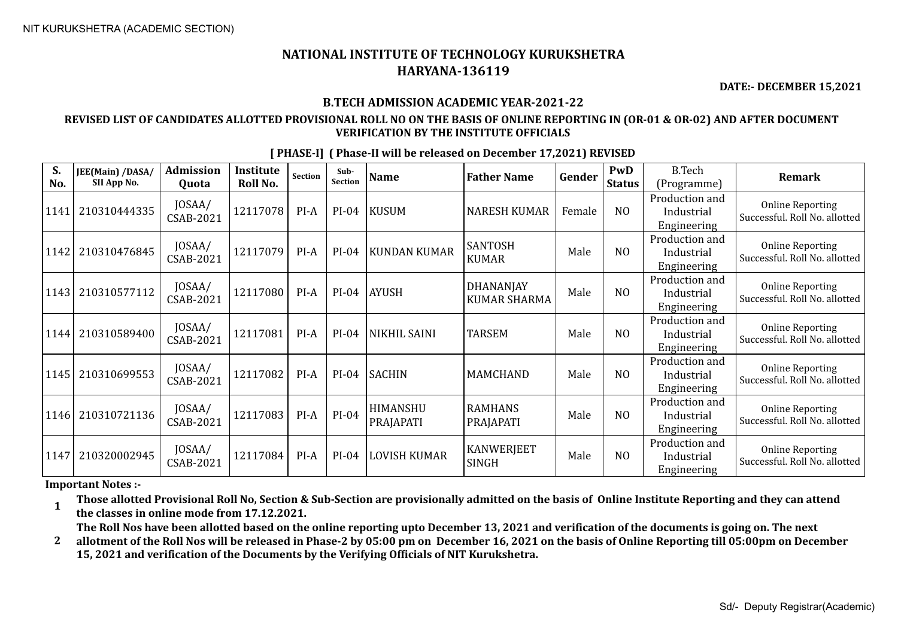NIT KURUKSHETRA (ACADEMIC SECTION)

# NATIONAL INSTITUTE OF TECHNOLOGY KURUKSHETRA
## HARYANA-136119

**DATE:- DECEMBER 15,2021**

### B.TECH ADMISSION ACADEMIC YEAR-2021-22

**REVISED LIST OF CANDIDATES ALLOTTED PROVISIONAL ROLL NO ON THE BASIS OF ONLINE REPORTING IN (OR-01 & OR-02) AND AFTER DOCUMENT VERIFICATION BY THE INSTITUTE OFFICIALS**

**[ PHASE-I] ( Phase-II will be released on December 17,2021) REVISED**

| S. No. | JEE(Main) /DASA/ SII App No. | Admission Quota | Institute Roll No. | Section | Sub-Section | Name | Father Name | Gender | PwD Status | B.Tech (Programme) | Remark |
|---|---|---|---|---|---|---|---|---|---|---|---|
| 1141 | 210310444335 | JOSAA/ CSAB-2021 | 12117078 | PI-A | PI-04 | KUSUM | NARESH KUMAR | Female | NO | Production and Industrial Engineering | Online Reporting Successful. Roll No. allotted |
| 1142 | 210310476845 | JOSAA/ CSAB-2021 | 12117079 | PI-A | PI-04 | KUNDAN KUMAR | SANTOSH KUMAR | Male | NO | Production and Industrial Engineering | Online Reporting Successful. Roll No. allotted |
| 1143 | 210310577112 | JOSAA/ CSAB-2021 | 12117080 | PI-A | PI-04 | AYUSH | DHANANJAY KUMAR SHARMA | Male | NO | Production and Industrial Engineering | Online Reporting Successful. Roll No. allotted |
| 1144 | 210310589400 | JOSAA/ CSAB-2021 | 12117081 | PI-A | PI-04 | NIKHIL SAINI | TARSEM | Male | NO | Production and Industrial Engineering | Online Reporting Successful. Roll No. allotted |
| 1145 | 210310699553 | JOSAA/ CSAB-2021 | 12117082 | PI-A | PI-04 | SACHIN | MAMCHAND | Male | NO | Production and Industrial Engineering | Online Reporting Successful. Roll No. allotted |
| 1146 | 210310721136 | JOSAA/ CSAB-2021 | 12117083 | PI-A | PI-04 | HIMANSHU PRAJAPATI | RAMHANS PRAJAPATI | Male | NO | Production and Industrial Engineering | Online Reporting Successful. Roll No. allotted |
| 1147 | 210320002945 | JOSAA/ CSAB-2021 | 12117084 | PI-A | PI-04 | LOVISH KUMAR | KANWERJEET SINGH | Male | NO | Production and Industrial Engineering | Online Reporting Successful. Roll No. allotted |

**Important Notes :-**

1. **Those allotted Provisional Roll No, Section & Sub-Section are provisionally admitted on the basis of Online Institute Reporting and they can attend the classes in online mode from 17.12.2021.**
2. **The Roll Nos have been allotted based on the online reporting upto December 13, 2021 and verification of the documents is going on. The next allotment of the Roll Nos will be released in Phase-2 by 05:00 pm on December 16, 2021 on the basis of Online Reporting till 05:00pm on December 15, 2021 and verification of the Documents by the Verifying Officials of NIT Kurukshetra.**

Sd/- Deputy Registrar(Academic)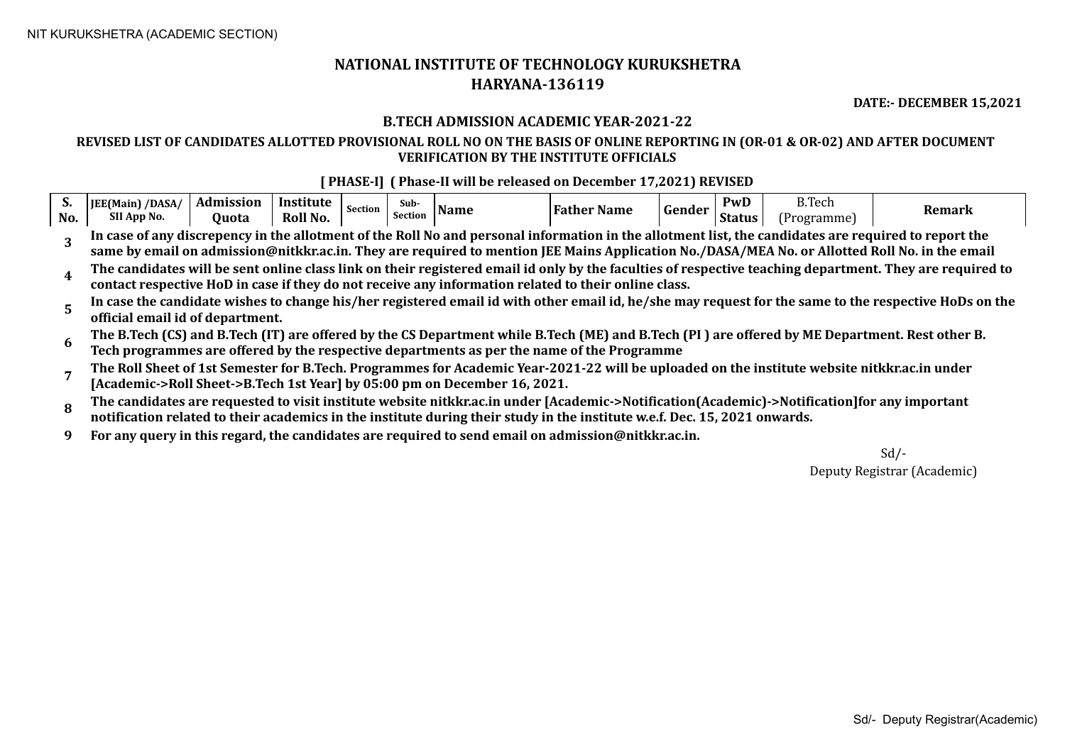# NATIONAL INSTITUTE OF TECHNOLOGY KURUKSHETRA

## HARYANA-136119

**DATE:- DECEMBER 15,2021**

### B.TECH ADMISSION ACADEMIC YEAR-2021-22

**REVISED LIST OF CANDIDATES ALLOTTED PROVISIONAL ROLL NO ON THE BASIS OF ONLINE REPORTING IN (OR-01 & OR-02) AND AFTER DOCUMENT VERIFICATION BY THE INSTITUTE OFFICIALS**

**[ PHASE-I] ( Phase-II will be released on December 17,2021) REVISED**

| S. No. | JEE(Main) /DASA/ SII App No. | Admission Quota | Institute Roll No. | Section | Sub-Section | Name | Father Name | Gender | PwD Status | B.Tech (Programme) | Remark |
|---|---|---|---|---|---|---|---|---|---|---|---|

3 In case of any discrepency in the allotment of the Roll No and personal information in the allotment list, the candidates are required to report the same by email on admission@nitkkr.ac.in. They are required to mention JEE Mains Application No./DASA/MEA No. or Allotted Roll No. in the email

4 The candidates will be sent online class link on their registered email id only by the faculties of respective teaching department. They are required to contact respective HoD in case if they do not receive any information related to their online class.

5 In case the candidate wishes to change his/her registered email id with other email id, he/she may request for the same to the respective HoDs on the official email id of department.

6 The B.Tech (CS) and B.Tech (IT) are offered by the CS Department while B.Tech (ME) and B.Tech (PI ) are offered by ME Department. Rest other B. Tech programmes are offered by the respective departments as per the name of the Programme

7 The Roll Sheet of 1st Semester for B.Tech. Programmes for Academic Year-2021-22 will be uploaded on the institute website nitkkr.ac.in under [Academic->Roll Sheet->B.Tech 1st Year] by 05:00 pm on December 16, 2021.

8 The candidates are requested to visit institute website nitkkr.ac.in under [Academic->Notification(Academic)->Notification]for any important notification related to their academics in the institute during their study in the institute w.e.f. Dec. 15, 2021 onwards.

9 For any query in this regard, the candidates are required to send email on admission@nitkkr.ac.in.

Sd/-
Deputy Registrar (Academic)